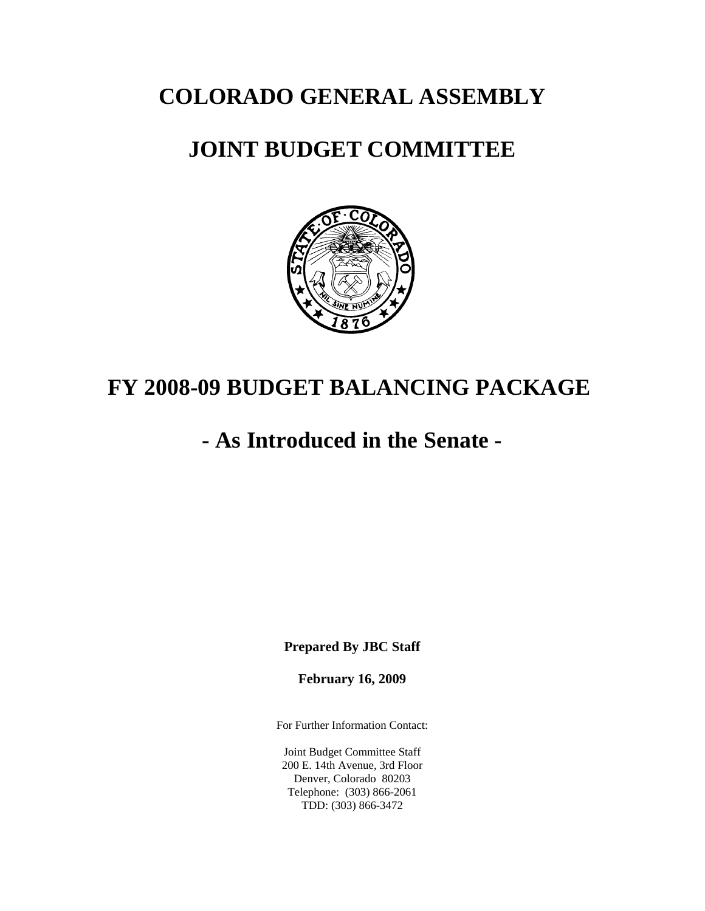# COLORADO GENERAL ASSEMBLY

# JOINT BUDGET COMMITTEE

# FY 2008-09 BUDGET BALANCING PACKAGE

# - As Introduced in the Senate -

**Prepared By JBC Staff**

**February 16, 2009**

For Further Information Contact:

Joint Budget Committee Staff
200 E. 14th Avenue, 3rd Floor
Denver, Colorado 80203
Telephone: (303) 866-2061
TDD: (303) 866-3472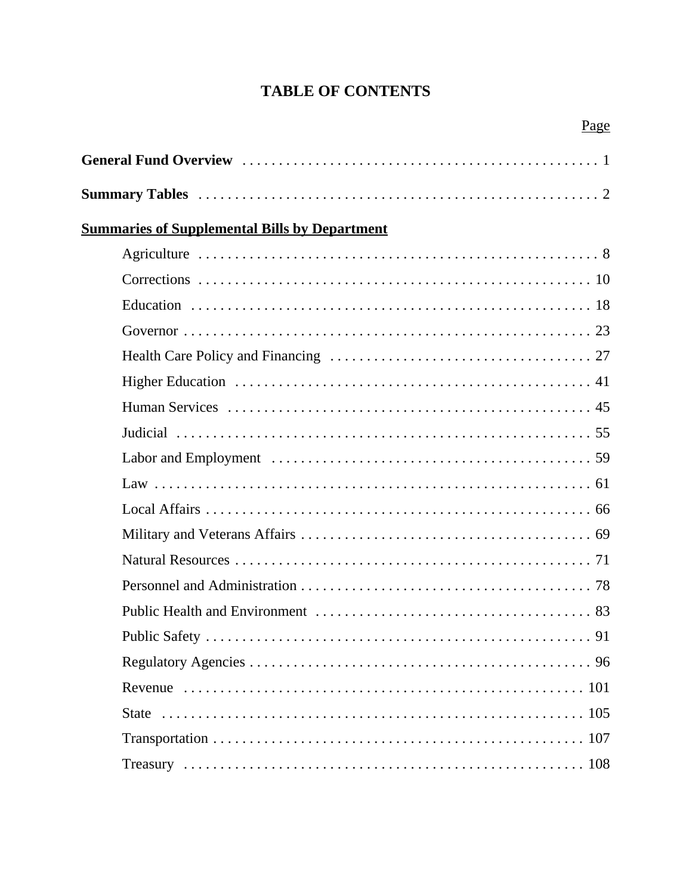# TABLE OF CONTENTS

| | Page |
|---|---|
| **General Fund Overview** | 1 |
| **Summary Tables** | 2 |
| **Summaries of Supplemental Bills by Department** | |
| Agriculture | 8 |
| Corrections | 10 |
| Education | 18 |
| Governor | 23 |
| Health Care Policy and Financing | 27 |
| Higher Education | 41 |
| Human Services | 45 |
| Judicial | 55 |
| Labor and Employment | 59 |
| Law | 61 |
| Local Affairs | 66 |
| Military and Veterans Affairs | 69 |
| Natural Resources | 71 |
| Personnel and Administration | 78 |
| Public Health and Environment | 83 |
| Public Safety | 91 |
| Regulatory Agencies | 96 |
| Revenue | 101 |
| State | 105 |
| Transportation | 107 |
| Treasury | 108 |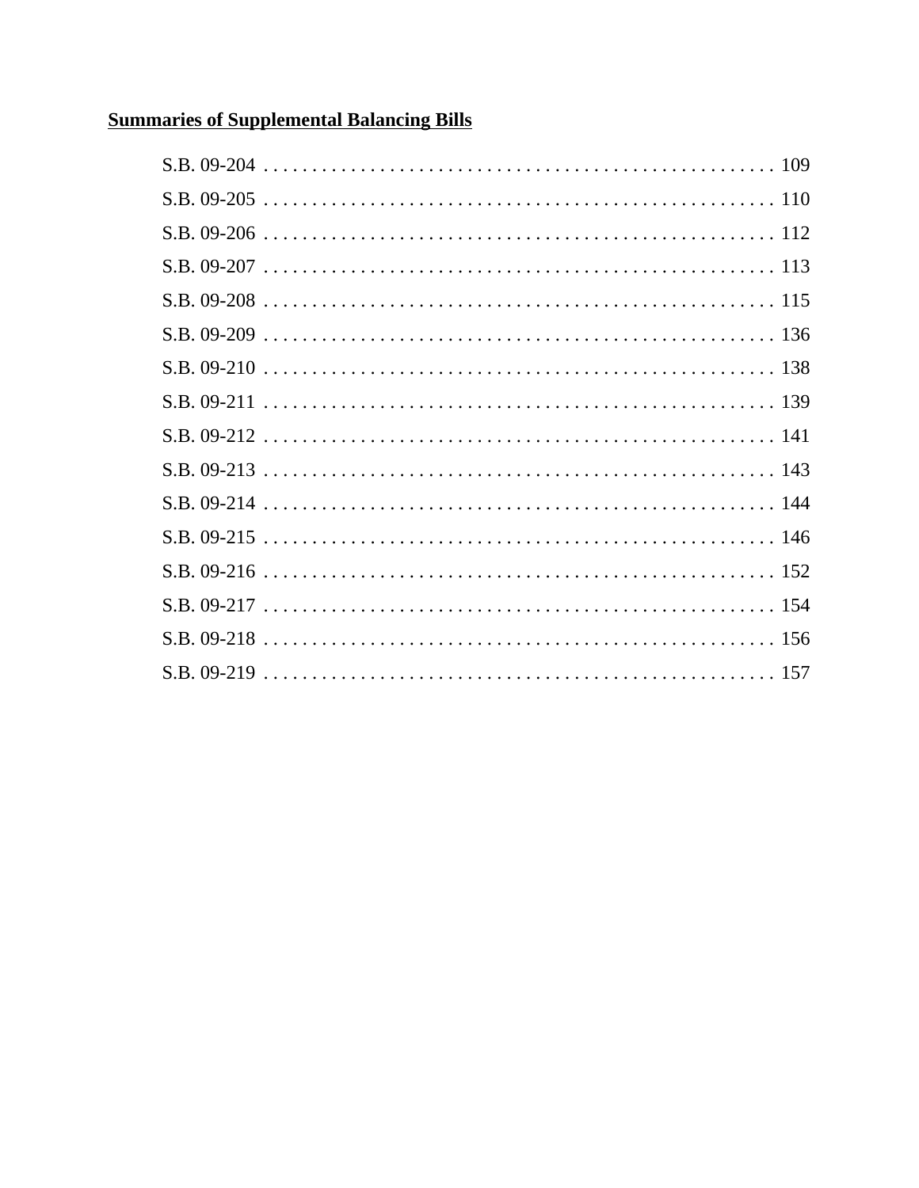**Summaries of Supplemental Balancing Bills**

S.B. 09-204 . . . . . . . . . . . . . . . . . . . . . . . . . . . . . . . . . . . . . . . . . . . . . . . . . . . 109
S.B. 09-205 . . . . . . . . . . . . . . . . . . . . . . . . . . . . . . . . . . . . . . . . . . . . . . . . . . . 110
S.B. 09-206 . . . . . . . . . . . . . . . . . . . . . . . . . . . . . . . . . . . . . . . . . . . . . . . . . . . 112
S.B. 09-207 . . . . . . . . . . . . . . . . . . . . . . . . . . . . . . . . . . . . . . . . . . . . . . . . . . . 113
S.B. 09-208 . . . . . . . . . . . . . . . . . . . . . . . . . . . . . . . . . . . . . . . . . . . . . . . . . . . 115
S.B. 09-209 . . . . . . . . . . . . . . . . . . . . . . . . . . . . . . . . . . . . . . . . . . . . . . . . . . . 136
S.B. 09-210 . . . . . . . . . . . . . . . . . . . . . . . . . . . . . . . . . . . . . . . . . . . . . . . . . . . 138
S.B. 09-211 . . . . . . . . . . . . . . . . . . . . . . . . . . . . . . . . . . . . . . . . . . . . . . . . . . . 139
S.B. 09-212 . . . . . . . . . . . . . . . . . . . . . . . . . . . . . . . . . . . . . . . . . . . . . . . . . . . 141
S.B. 09-213 . . . . . . . . . . . . . . . . . . . . . . . . . . . . . . . . . . . . . . . . . . . . . . . . . . . 143
S.B. 09-214 . . . . . . . . . . . . . . . . . . . . . . . . . . . . . . . . . . . . . . . . . . . . . . . . . . . 144
S.B. 09-215 . . . . . . . . . . . . . . . . . . . . . . . . . . . . . . . . . . . . . . . . . . . . . . . . . . . 146
S.B. 09-216 . . . . . . . . . . . . . . . . . . . . . . . . . . . . . . . . . . . . . . . . . . . . . . . . . . . 152
S.B. 09-217 . . . . . . . . . . . . . . . . . . . . . . . . . . . . . . . . . . . . . . . . . . . . . . . . . . . 154
S.B. 09-218 . . . . . . . . . . . . . . . . . . . . . . . . . . . . . . . . . . . . . . . . . . . . . . . . . . . 156
S.B. 09-219 . . . . . . . . . . . . . . . . . . . . . . . . . . . . . . . . . . . . . . . . . . . . . . . . . . . 157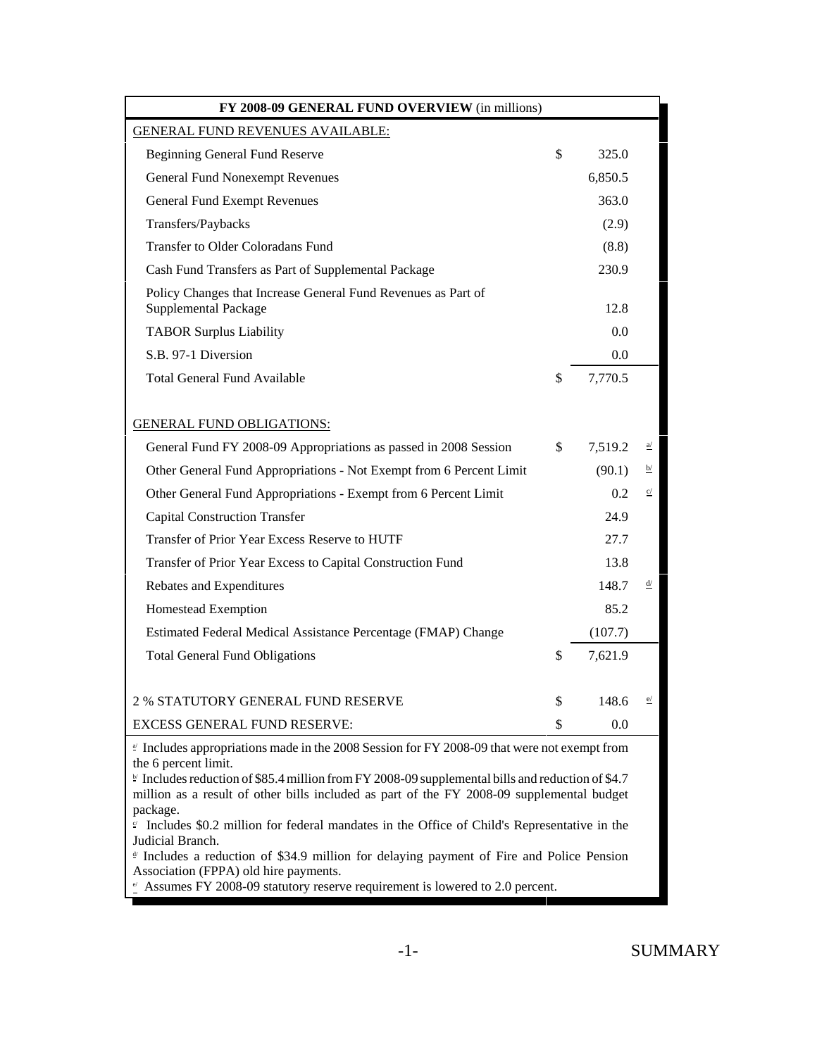| FY 2008-09 GENERAL FUND OVERVIEW (in millions) | | | |
|---|---|---|---|
| GENERAL FUND REVENUES AVAILABLE: | | | |
| Beginning General Fund Reserve | $ | 325.0 | |
| General Fund Nonexempt Revenues | | 6,850.5 | |
| General Fund Exempt Revenues | | 363.0 | |
| Transfers/Paybacks | | (2.9) | |
| Transfer to Older Coloradans Fund | | (8.8) | |
| Cash Fund Transfers as Part of Supplemental Package | | 230.9 | |
| Policy Changes that Increase General Fund Revenues as Part of Supplemental Package | | 12.8 | |
| TABOR Surplus Liability | | 0.0 | |
| S.B. 97-1 Diversion | | 0.0 | |
| Total General Fund Available | $ | 7,770.5 | |
| | | | |
| GENERAL FUND OBLIGATIONS: | | | |
| General Fund FY 2008-09 Appropriations as passed in 2008 Session | $ | 7,519.2 | a/ |
| Other General Fund Appropriations - Not Exempt from 6 Percent Limit | | (90.1) | b/ |
| Other General Fund Appropriations - Exempt from 6 Percent Limit | | 0.2 | c/ |
| Capital Construction Transfer | | 24.9 | |
| Transfer of Prior Year Excess Reserve to HUTF | | 27.7 | |
| Transfer of Prior Year Excess to Capital Construction Fund | | 13.8 | |
| Rebates and Expenditures | | 148.7 | d/ |
| Homestead Exemption | | 85.2 | |
| Estimated Federal Medical Assistance Percentage (FMAP) Change | | (107.7) | |
| Total General Fund Obligations | $ | 7,621.9 | |
| | | | |
| 2 % STATUTORY GENERAL FUND RESERVE | $ | 148.6 | e/ |
| EXCESS GENERAL FUND RESERVE: | $ | 0.0 | |

a/ Includes appropriations made in the 2008 Session for FY 2008-09 that were not exempt from the 6 percent limit.

b/ Includes reduction of $85.4 million from FY 2008-09 supplemental bills and reduction of $4.7 million as a result of other bills included as part of the FY 2008-09 supplemental budget package.

c/ Includes $0.2 million for federal mandates in the Office of Child's Representative in the Judicial Branch.

d/ Includes a reduction of $34.9 million for delaying payment of Fire and Police Pension Association (FPPA) old hire payments.

e/ Assumes FY 2008-09 statutory reserve requirement is lowered to 2.0 percent.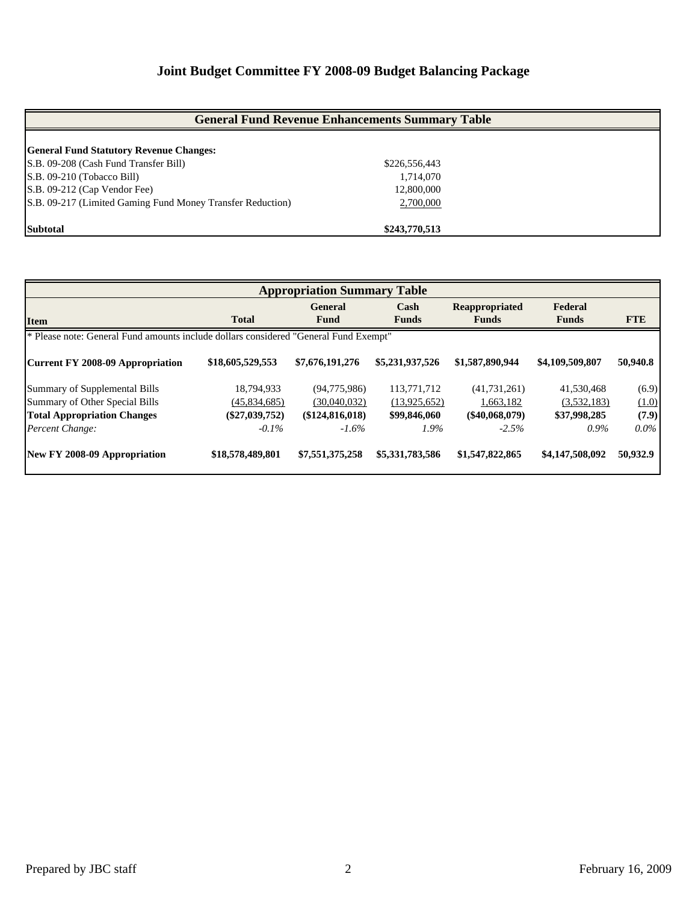# Joint Budget Committee FY 2008-09 Budget Balancing Package

| General Fund Revenue Enhancements Summary Table | |
|---|---|
| **General Fund Statutory Revenue Changes:** | |
| S.B. 09-208 (Cash Fund Transfer Bill) | $226,556,443 |
| S.B. 09-210 (Tobacco Bill) | 1,714,070 |
| S.B. 09-212 (Cap Vendor Fee) | 12,800,000 |
| S.B. 09-217 (Limited Gaming Fund Money Transfer Reduction) | 2,700,000 |
| **Subtotal** | **$243,770,513** |

**Appropriation Summary Table**

| Item | Total | General Fund | Cash Funds | Reappropriated Funds | Federal Funds | FTE |
|---|---|---|---|---|---|---|
| * Please note: General Fund amounts include dollars considered "General Fund Exempt" | | | | | | |
| **Current FY 2008-09 Appropriation** | **$18,605,529,553** | **$7,676,191,276** | **$5,231,937,526** | **$1,587,890,944** | **$4,109,509,807** | **50,940.8** |
| Summary of Supplemental Bills | 18,794,933 | (94,775,986) | 113,771,712 | (41,731,261) | 41,530,468 | (6.9) |
| Summary of Other Special Bills | (45,834,685) | (30,040,032) | (13,925,652) | 1,663,182 | (3,532,183) | (1.0) |
| **Total Appropriation Changes** | **($27,039,752)** | **($124,816,018)** | **$99,846,060** | **($40,068,079)** | **$37,998,285** | **(7.9)** |
| *Percent Change:* | *-0.1%* | *-1.6%* | *1.9%* | *-2.5%* | *0.9%* | *0.0%* |
| **New FY 2008-09 Appropriation** | **$18,578,489,801** | **$7,551,375,258** | **$5,331,783,586** | **$1,547,822,865** | **$4,147,508,092** | **50,932.9** |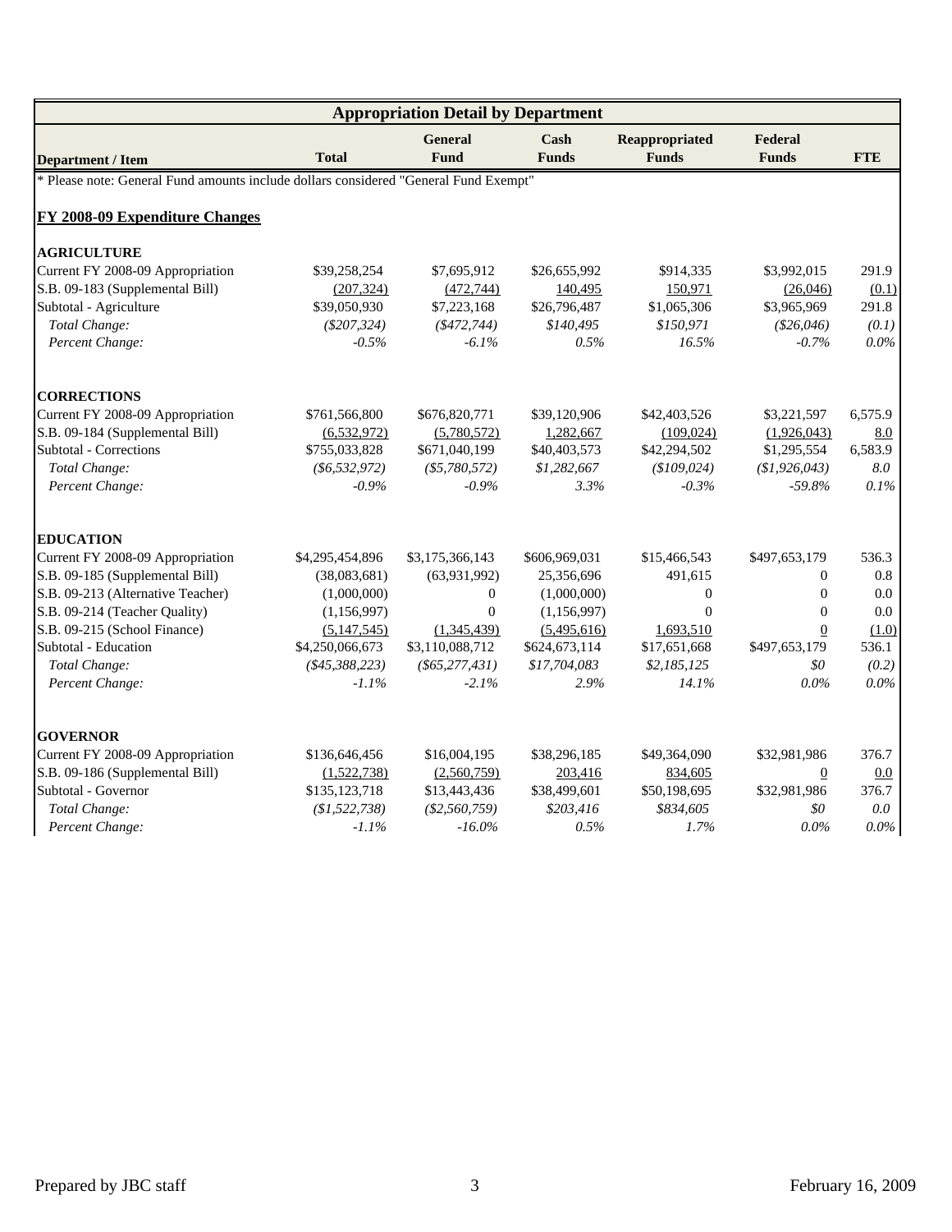| Appropriation Detail by Department | | | | | | |
|---|---|---|---|---|---|---|
| **Department / Item** | **Total** | **General Fund** | **Cash Funds** | **Reappropriated Funds** | **Federal Funds** | **FTE** |
| * Please note: General Fund amounts include dollars considered "General Fund Exempt" | | | | | | |
| **FY 2008-09 Expenditure Changes** | | | | | | |
| **AGRICULTURE** | | | | | | |
| Current FY 2008-09 Appropriation | $39,258,254 | $7,695,912 | $26,655,992 | $914,335 | $3,992,015 | 291.9 |
| S.B. 09-183 (Supplemental Bill) | (207,324) | (472,744) | 140,495 | 150,971 | (26,046) | (0.1) |
| Subtotal - Agriculture | $39,050,930 | $7,223,168 | $26,796,487 | $1,065,306 | $3,965,969 | 291.8 |
| *Total Change:* | *($207,324)* | *($472,744)* | *$140,495* | *$150,971* | *($26,046)* | *(0.1)* |
| *Percent Change:* | *-0.5%* | *-6.1%* | *0.5%* | *16.5%* | *-0.7%* | *0.0%* |
| **CORRECTIONS** | | | | | | |
| Current FY 2008-09 Appropriation | $761,566,800 | $676,820,771 | $39,120,906 | $42,403,526 | $3,221,597 | 6,575.9 |
| S.B. 09-184 (Supplemental Bill) | (6,532,972) | (5,780,572) | 1,282,667 | (109,024) | (1,926,043) | 8.0 |
| Subtotal - Corrections | $755,033,828 | $671,040,199 | $40,403,573 | $42,294,502 | $1,295,554 | 6,583.9 |
| *Total Change:* | *($6,532,972)* | *($5,780,572)* | *$1,282,667* | *($109,024)* | *($1,926,043)* | *8.0* |
| *Percent Change:* | *-0.9%* | *-0.9%* | *3.3%* | *-0.3%* | *-59.8%* | *0.1%* |
| **EDUCATION** | | | | | | |
| Current FY 2008-09 Appropriation | $4,295,454,896 | $3,175,366,143 | $606,969,031 | $15,466,543 | $497,653,179 | 536.3 |
| S.B. 09-185 (Supplemental Bill) | (38,083,681) | (63,931,992) | 25,356,696 | 491,615 | 0 | 0.8 |
| S.B. 09-213 (Alternative Teacher) | (1,000,000) | 0 | (1,000,000) | 0 | 0 | 0.0 |
| S.B. 09-214 (Teacher Quality) | (1,156,997) | 0 | (1,156,997) | 0 | 0 | 0.0 |
| S.B. 09-215 (School Finance) | (5,147,545) | (1,345,439) | (5,495,616) | 1,693,510 | 0 | (1.0) |
| Subtotal - Education | $4,250,066,673 | $3,110,088,712 | $624,673,114 | $17,651,668 | $497,653,179 | 536.1 |
| *Total Change:* | *($45,388,223)* | *($65,277,431)* | *$17,704,083* | *$2,185,125* | *$0* | *(0.2)* |
| *Percent Change:* | *-1.1%* | *-2.1%* | *2.9%* | *14.1%* | *0.0%* | *0.0%* |
| **GOVERNOR** | | | | | | |
| Current FY 2008-09 Appropriation | $136,646,456 | $16,004,195 | $38,296,185 | $49,364,090 | $32,981,986 | 376.7 |
| S.B. 09-186 (Supplemental Bill) | (1,522,738) | (2,560,759) | 203,416 | 834,605 | 0 | 0.0 |
| Subtotal - Governor | $135,123,718 | $13,443,436 | $38,499,601 | $50,198,695 | $32,981,986 | 376.7 |
| *Total Change:* | *($1,522,738)* | *($2,560,759)* | *$203,416* | *$834,605* | *$0* | *0.0* |
| *Percent Change:* | *-1.1%* | *-16.0%* | *0.5%* | *1.7%* | *0.0%* | *0.0%* |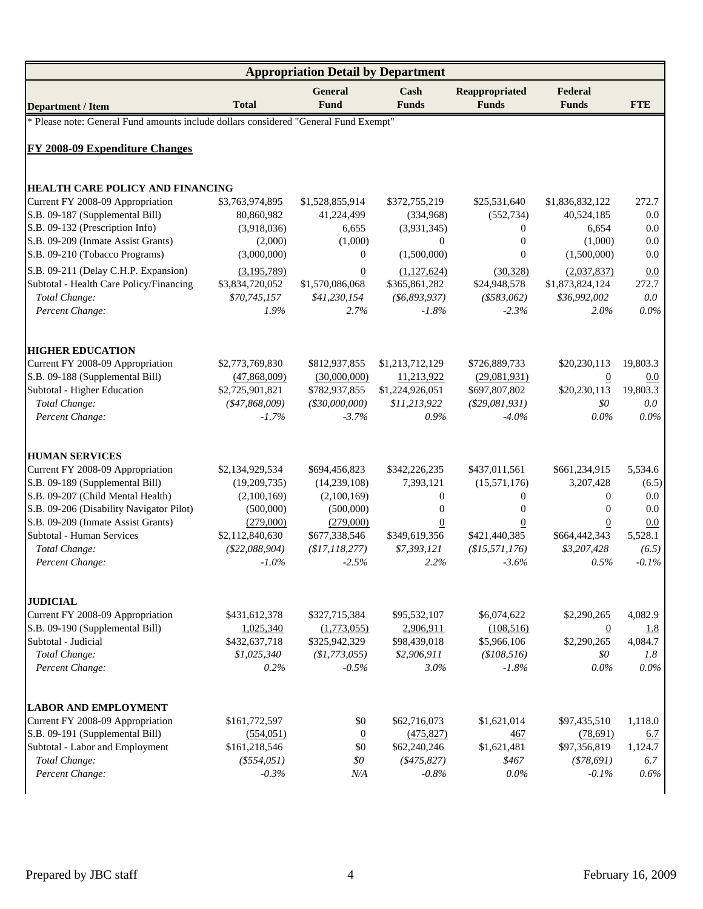## Appropriation Detail by Department

| Department / Item | Total | General Fund | Cash Funds | Reappropriated Funds | Federal Funds | FTE |
|---|---|---|---|---|---|---|
| * Please note: General Fund amounts include dollars considered "General Fund Exempt" | | | | | | |
| **FY 2008-09 Expenditure Changes** | | | | | | |
| **HEALTH CARE POLICY AND FINANCING** | | | | | | |
| Current FY 2008-09 Appropriation | $3,763,974,895 | $1,528,855,914 | $372,755,219 | $25,531,640 | $1,836,832,122 | 272.7 |
| S.B. 09-187 (Supplemental Bill) | 80,860,982 | 41,224,499 | (334,968) | (552,734) | 40,524,185 | 0.0 |
| S.B. 09-132 (Prescription Info) | (3,918,036) | 6,655 | (3,931,345) | 0 | 6,654 | 0.0 |
| S.B. 09-209 (Inmate Assist Grants) | (2,000) | (1,000) | 0 | 0 | (1,000) | 0.0 |
| S.B. 09-210 (Tobacco Programs) | (3,000,000) | 0 | (1,500,000) | 0 | (1,500,000) | 0.0 |
| S.B. 09-211 (Delay C.H.P. Expansion) | (3,195,789) | 0 | (1,127,624) | (30,328) | (2,037,837) | 0.0 |
| Subtotal - Health Care Policy/Financing | $3,834,720,052 | $1,570,086,068 | $365,861,282 | $24,948,578 | $1,873,824,124 | 272.7 |
| *Total Change:* | *$70,745,157* | *$41,230,154* | *($6,893,937)* | *($583,062)* | *$36,992,002* | *0.0* |
| *Percent Change:* | *1.9%* | *2.7%* | *-1.8%* | *-2.3%* | *2.0%* | *0.0%* |
| **HIGHER EDUCATION** | | | | | | |
| Current FY 2008-09 Appropriation | $2,773,769,830 | $812,937,855 | $1,213,712,129 | $726,889,733 | $20,230,113 | 19,803.3 |
| S.B. 09-188 (Supplemental Bill) | (47,868,009) | (30,000,000) | 11,213,922 | (29,081,931) | 0 | 0.0 |
| Subtotal - Higher Education | $2,725,901,821 | $782,937,855 | $1,224,926,051 | $697,807,802 | $20,230,113 | 19,803.3 |
| *Total Change:* | *($47,868,009)* | *($30,000,000)* | *$11,213,922* | *($29,081,931)* | *$0* | *0.0* |
| *Percent Change:* | *-1.7%* | *-3.7%* | *0.9%* | *-4.0%* | *0.0%* | *0.0%* |
| **HUMAN SERVICES** | | | | | | |
| Current FY 2008-09 Appropriation | $2,134,929,534 | $694,456,823 | $342,226,235 | $437,011,561 | $661,234,915 | 5,534.6 |
| S.B. 09-189 (Supplemental Bill) | (19,209,735) | (14,239,108) | 7,393,121 | (15,571,176) | 3,207,428 | (6.5) |
| S.B. 09-207 (Child Mental Health) | (2,100,169) | (2,100,169) | 0 | 0 | 0 | 0.0 |
| S.B. 09-206 (Disability Navigator Pilot) | (500,000) | (500,000) | 0 | 0 | 0 | 0.0 |
| S.B. 09-209 (Inmate Assist Grants) | (279,000) | (279,000) | 0 | 0 | 0 | 0.0 |
| Subtotal - Human Services | $2,112,840,630 | $677,338,546 | $349,619,356 | $421,440,385 | $664,442,343 | 5,528.1 |
| *Total Change:* | *($22,088,904)* | *($17,118,277)* | *$7,393,121* | *($15,571,176)* | *$3,207,428* | *(6.5)* |
| *Percent Change:* | *-1.0%* | *-2.5%* | *2.2%* | *-3.6%* | *0.5%* | *-0.1%* |
| **JUDICIAL** | | | | | | |
| Current FY 2008-09 Appropriation | $431,612,378 | $327,715,384 | $95,532,107 | $6,074,622 | $2,290,265 | 4,082.9 |
| S.B. 09-190 (Supplemental Bill) | 1,025,340 | (1,773,055) | 2,906,911 | (108,516) | 0 | 1.8 |
| Subtotal - Judicial | $432,637,718 | $325,942,329 | $98,439,018 | $5,966,106 | $2,290,265 | 4,084.7 |
| *Total Change:* | *$1,025,340* | *($1,773,055)* | *$2,906,911* | *($108,516)* | *$0* | *1.8* |
| *Percent Change:* | *0.2%* | *-0.5%* | *3.0%* | *-1.8%* | *0.0%* | *0.0%* |
| **LABOR AND EMPLOYMENT** | | | | | | |
| Current FY 2008-09 Appropriation | $161,772,597 | $0 | $62,716,073 | $1,621,014 | $97,435,510 | 1,118.0 |
| S.B. 09-191 (Supplemental Bill) | (554,051) | 0 | (475,827) | 467 | (78,691) | 6.7 |
| Subtotal - Labor and Employment | $161,218,546 | $0 | $62,240,246 | $1,621,481 | $97,356,819 | 1,124.7 |
| *Total Change:* | *($554,051)* | *$0* | *($475,827)* | *$467* | *($78,691)* | *6.7* |
| *Percent Change:* | *-0.3%* | *N/A* | *-0.8%* | *0.0%* | *-0.1%* | *0.6%* |

Prepared by JBC staff | February 16, 2009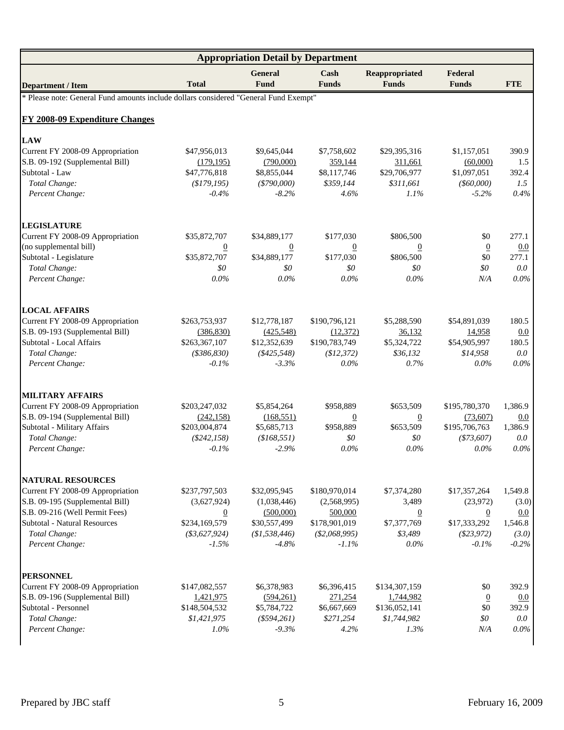| Appropriation Detail by Department | | | | | | |
|---|---|---|---|---|---|---|
| **Department / Item** | **Total** | **General Fund** | **Cash Funds** | **Reappropriated Funds** | **Federal Funds** | **FTE** |
| * Please note: General Fund amounts include dollars considered "General Fund Exempt" | | | | | | |
| **FY 2008-09 Expenditure Changes** | | | | | | |
| **LAW** | | | | | | |
| Current FY 2008-09 Appropriation | $47,956,013 | $9,645,044 | $7,758,602 | $29,395,316 | $1,157,051 | 390.9 |
| S.B. 09-192 (Supplemental Bill) | (179,195) | (790,000) | 359,144 | 311,661 | (60,000) | 1.5 |
| Subtotal - Law | $47,776,818 | $8,855,044 | $8,117,746 | $29,706,977 | $1,097,051 | 392.4 |
| *Total Change:* | *($179,195)* | *($790,000)* | *$359,144* | *$311,661* | *($60,000)* | *1.5* |
| *Percent Change:* | *-0.4%* | *-8.2%* | *4.6%* | *1.1%* | *-5.2%* | *0.4%* |
| **LEGISLATURE** | | | | | | |
| Current FY 2008-09 Appropriation | $35,872,707 | $34,889,177 | $177,030 | $806,500 | $0 | 277.1 |
| (no supplemental bill) | 0 | 0 | 0 | 0 | 0 | 0.0 |
| Subtotal - Legislature | $35,872,707 | $34,889,177 | $177,030 | $806,500 | $0 | 277.1 |
| *Total Change:* | *$0* | *$0* | *$0* | *$0* | *$0* | *0.0* |
| *Percent Change:* | *0.0%* | *0.0%* | *0.0%* | *0.0%* | *N/A* | *0.0%* |
| **LOCAL AFFAIRS** | | | | | | |
| Current FY 2008-09 Appropriation | $263,753,937 | $12,778,187 | $190,796,121 | $5,288,590 | $54,891,039 | 180.5 |
| S.B. 09-193 (Supplemental Bill) | (386,830) | (425,548) | (12,372) | 36,132 | 14,958 | 0.0 |
| Subtotal - Local Affairs | $263,367,107 | $12,352,639 | $190,783,749 | $5,324,722 | $54,905,997 | 180.5 |
| *Total Change:* | *($386,830)* | *($425,548)* | *($12,372)* | *$36,132* | *$14,958* | *0.0* |
| *Percent Change:* | *-0.1%* | *-3.3%* | *0.0%* | *0.7%* | *0.0%* | *0.0%* |
| **MILITARY AFFAIRS** | | | | | | |
| Current FY 2008-09 Appropriation | $203,247,032 | $5,854,264 | $958,889 | $653,509 | $195,780,370 | 1,386.9 |
| S.B. 09-194 (Supplemental Bill) | (242,158) | (168,551) | 0 | 0 | (73,607) | 0.0 |
| Subtotal - Military Affairs | $203,004,874 | $5,685,713 | $958,889 | $653,509 | $195,706,763 | 1,386.9 |
| *Total Change:* | *($242,158)* | *($168,551)* | *$0* | *$0* | *($73,607)* | *0.0* |
| *Percent Change:* | *-0.1%* | *-2.9%* | *0.0%* | *0.0%* | *0.0%* | *0.0%* |
| **NATURAL RESOURCES** | | | | | | |
| Current FY 2008-09 Appropriation | $237,797,503 | $32,095,945 | $180,970,014 | $7,374,280 | $17,357,264 | 1,549.8 |
| S.B. 09-195 (Supplemental Bill) | (3,627,924) | (1,038,446) | (2,568,995) | 3,489 | (23,972) | (3.0) |
| S.B. 09-216 (Well Permit Fees) | 0 | (500,000) | 500,000 | 0 | 0 | 0.0 |
| Subtotal - Natural Resources | $234,169,579 | $30,557,499 | $178,901,019 | $7,377,769 | $17,333,292 | 1,546.8 |
| *Total Change:* | *($3,627,924)* | *($1,538,446)* | *($2,068,995)* | *$3,489* | *($23,972)* | *(3.0)* |
| *Percent Change:* | *-1.5%* | *-4.8%* | *-1.1%* | *0.0%* | *-0.1%* | *-0.2%* |
| **PERSONNEL** | | | | | | |
| Current FY 2008-09 Appropriation | $147,082,557 | $6,378,983 | $6,396,415 | $134,307,159 | $0 | 392.9 |
| S.B. 09-196 (Supplemental Bill) | 1,421,975 | (594,261) | 271,254 | 1,744,982 | 0 | 0.0 |
| Subtotal - Personnel | $148,504,532 | $5,784,722 | $6,667,669 | $136,052,141 | $0 | 392.9 |
| *Total Change:* | *$1,421,975* | *($594,261)* | *$271,254* | *$1,744,982* | *$0* | *0.0* |
| *Percent Change:* | *1.0%* | *-9.3%* | *4.2%* | *1.3%* | *N/A* | *0.0%* |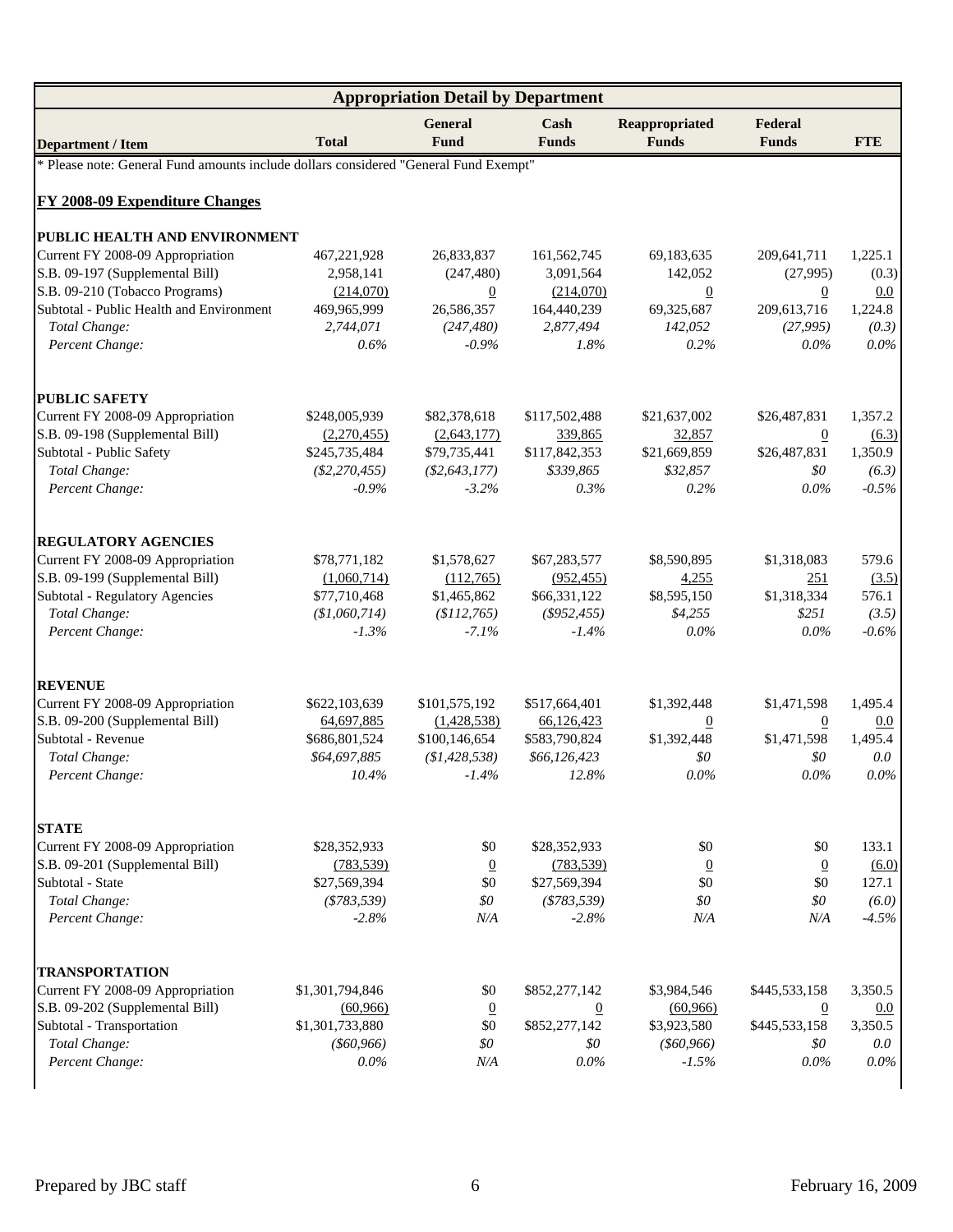| Appropriation Detail by Department | | | | | | |
|---|---|---|---|---|---|---|
| **Department / Item** | **Total** | **General Fund** | **Cash Funds** | **Reappropriated Funds** | **Federal Funds** | **FTE** |
| * Please note: General Fund amounts include dollars considered "General Fund Exempt" | | | | | | |
| **FY 2008-09 Expenditure Changes** | | | | | | |
| **PUBLIC HEALTH AND ENVIRONMENT** | | | | | | |
| Current FY 2008-09 Appropriation | 467,221,928 | 26,833,837 | 161,562,745 | 69,183,635 | 209,641,711 | 1,225.1 |
| S.B. 09-197 (Supplemental Bill) | 2,958,141 | (247,480) | 3,091,564 | 142,052 | (27,995) | (0.3) |
| S.B. 09-210 (Tobacco Programs) | (214,070) | 0 | (214,070) | 0 | 0 | 0.0 |
| Subtotal - Public Health and Environment | 469,965,999 | 26,586,357 | 164,440,239 | 69,325,687 | 209,613,716 | 1,224.8 |
| *Total Change:* | *2,744,071* | *(247,480)* | *2,877,494* | *142,052* | *(27,995)* | *(0.3)* |
| *Percent Change:* | *0.6%* | *-0.9%* | *1.8%* | *0.2%* | *0.0%* | *0.0%* |
| **PUBLIC SAFETY** | | | | | | |
| Current FY 2008-09 Appropriation | $248,005,939 | $82,378,618 | $117,502,488 | $21,637,002 | $26,487,831 | 1,357.2 |
| S.B. 09-198 (Supplemental Bill) | (2,270,455) | (2,643,177) | 339,865 | 32,857 | 0 | (6.3) |
| Subtotal - Public Safety | $245,735,484 | $79,735,441 | $117,842,353 | $21,669,859 | $26,487,831 | 1,350.9 |
| *Total Change:* | *($2,270,455)* | *($2,643,177)* | *$339,865* | *$32,857* | *$0* | *(6.3)* |
| *Percent Change:* | *-0.9%* | *-3.2%* | *0.3%* | *0.2%* | *0.0%* | *-0.5%* |
| **REGULATORY AGENCIES** | | | | | | |
| Current FY 2008-09 Appropriation | $78,771,182 | $1,578,627 | $67,283,577 | $8,590,895 | $1,318,083 | 579.6 |
| S.B. 09-199 (Supplemental Bill) | (1,060,714) | (112,765) | (952,455) | 4,255 | 251 | (3.5) |
| Subtotal - Regulatory Agencies | $77,710,468 | $1,465,862 | $66,331,122 | $8,595,150 | $1,318,334 | 576.1 |
| *Total Change:* | *($1,060,714)* | *($112,765)* | *($952,455)* | *$4,255* | *$251* | *(3.5)* |
| *Percent Change:* | *-1.3%* | *-7.1%* | *-1.4%* | *0.0%* | *0.0%* | *-0.6%* |
| **REVENUE** | | | | | | |
| Current FY 2008-09 Appropriation | $622,103,639 | $101,575,192 | $517,664,401 | $1,392,448 | $1,471,598 | 1,495.4 |
| S.B. 09-200 (Supplemental Bill) | 64,697,885 | (1,428,538) | 66,126,423 | 0 | 0 | 0.0 |
| Subtotal - Revenue | $686,801,524 | $100,146,654 | $583,790,824 | $1,392,448 | $1,471,598 | 1,495.4 |
| *Total Change:* | *$64,697,885* | *($1,428,538)* | *$66,126,423* | *$0* | *$0* | *0.0* |
| *Percent Change:* | *10.4%* | *-1.4%* | *12.8%* | *0.0%* | *0.0%* | *0.0%* |
| **STATE** | | | | | | |
| Current FY 2008-09 Appropriation | $28,352,933 | $0 | $28,352,933 | $0 | $0 | 133.1 |
| S.B. 09-201 (Supplemental Bill) | (783,539) | 0 | (783,539) | 0 | 0 | (6.0) |
| Subtotal - State | $27,569,394 | $0 | $27,569,394 | $0 | $0 | 127.1 |
| *Total Change:* | *($783,539)* | *$0* | *($783,539)* | *$0* | *$0* | *(6.0)* |
| *Percent Change:* | *-2.8%* | *N/A* | *-2.8%* | *N/A* | *N/A* | *-4.5%* |
| **TRANSPORTATION** | | | | | | |
| Current FY 2008-09 Appropriation | $1,301,794,846 | $0 | $852,277,142 | $3,984,546 | $445,533,158 | 3,350.5 |
| S.B. 09-202 (Supplemental Bill) | (60,966) | 0 | 0 | (60,966) | 0 | 0.0 |
| Subtotal - Transportation | $1,301,733,880 | $0 | $852,277,142 | $3,923,580 | $445,533,158 | 3,350.5 |
| *Total Change:* | *($60,966)* | *$0* | *$0* | *($60,966)* | *$0* | *0.0* |
| *Percent Change:* | *0.0%* | *N/A* | *0.0%* | *-1.5%* | *0.0%* | *0.0%* |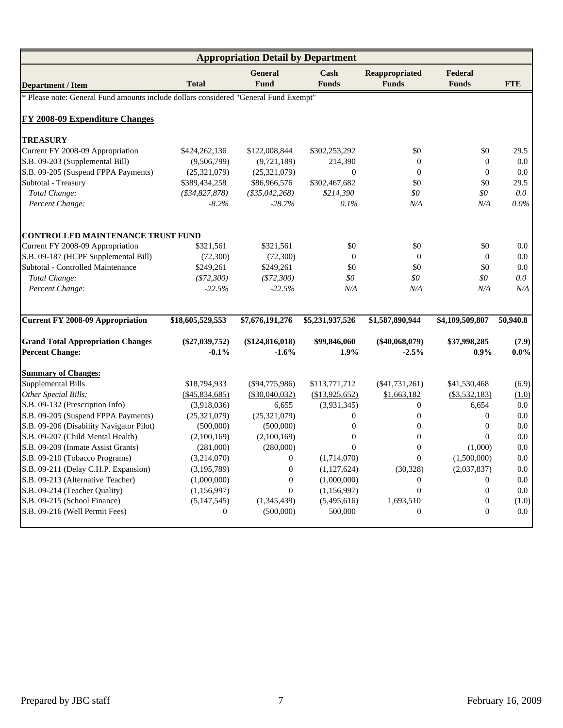| Appropriation Detail by Department | | | | | | |
|---|---|---|---|---|---|---|
| **Department / Item** | **Total** | **General Fund** | **Cash Funds** | **Reappropriated Funds** | **Federal Funds** | **FTE** |
| * Please note: General Fund amounts include dollars considered "General Fund Exempt" | | | | | | |
| **FY 2008-09 Expenditure Changes** | | | | | | |
| **TREASURY** | | | | | | |
| Current FY 2008-09 Appropriation | \$424,262,136 | \$122,008,844 | \$302,253,292 | \$0 | \$0 | 29.5 |
| S.B. 09-203 (Supplemental Bill) | (9,506,799) | (9,721,189) | 214,390 | 0 | 0 | 0.0 |
| S.B. 09-205 (Suspend FPPA Payments) | (25,321,079) | (25,321,079) | 0 | 0 | 0 | 0.0 |
| Subtotal - Treasury | \$389,434,258 | \$86,966,576 | \$302,467,682 | \$0 | \$0 | 29.5 |
| *Total Change:* | *(\$34,827,878)* | *(\$35,042,268)* | *\$214,390* | *\$0* | *\$0* | *0.0* |
| *Percent Change:* | *-8.2%* | *-28.7%* | *0.1%* | *N/A* | *N/A* | *0.0%* |
| **CONTROLLED MAINTENANCE TRUST FUND** | | | | | | |
| Current FY 2008-09 Appropriation | \$321,561 | \$321,561 | \$0 | \$0 | \$0 | 0.0 |
| S.B. 09-187 (HCPF Supplemental Bill) | (72,300) | (72,300) | 0 | 0 | 0 | 0.0 |
| Subtotal - Controlled Maintenance | \$249,261 | \$249,261 | \$0 | \$0 | \$0 | 0.0 |
| *Total Change:* | *(\$72,300)* | *(\$72,300)* | *\$0* | *\$0* | *\$0* | *0.0* |
| *Percent Change:* | *-22.5%* | *-22.5%* | *N/A* | *N/A* | *N/A* | *N/A* |
| **Current FY 2008-09 Appropriation** | **\$18,605,529,553** | **\$7,676,191,276** | **\$5,231,937,526** | **\$1,587,890,944** | **\$4,109,509,807** | **50,940.8** |
| **Grand Total Appropriation Changes** | **(\$27,039,752)** | **(\$124,816,018)** | **\$99,846,060** | **(\$40,068,079)** | **\$37,998,285** | **(7.9)** |
| **Percent Change:** | **-0.1%** | **-1.6%** | **1.9%** | **-2.5%** | **0.9%** | **0.0%** |
| **Summary of Changes:** | | | | | | |
| Supplemental Bills | \$18,794,933 | (\$94,775,986) | \$113,771,712 | (\$41,731,261) | \$41,530,468 | (6.9) |
| *Other Special Bills:* | (\$45,834,685) | (\$30,040,032) | (\$13,925,652) | \$1,663,182 | (\$3,532,183) | (1.0) |
| S.B. 09-132 (Prescription Info) | (3,918,036) | 6,655 | (3,931,345) | 0 | 6,654 | 0.0 |
| S.B. 09-205 (Suspend FPPA Payments) | (25,321,079) | (25,321,079) | 0 | 0 | 0 | 0.0 |
| S.B. 09-206 (Disability Navigator Pilot) | (500,000) | (500,000) | 0 | 0 | 0 | 0.0 |
| S.B. 09-207 (Child Mental Health) | (2,100,169) | (2,100,169) | 0 | 0 | 0 | 0.0 |
| S.B. 09-209 (Inmate Assist Grants) | (281,000) | (280,000) | 0 | 0 | (1,000) | 0.0 |
| S.B. 09-210 (Tobacco Programs) | (3,214,070) | 0 | (1,714,070) | 0 | (1,500,000) | 0.0 |
| S.B. 09-211 (Delay C.H.P. Expansion) | (3,195,789) | 0 | (1,127,624) | (30,328) | (2,037,837) | 0.0 |
| S.B. 09-213 (Alternative Teacher) | (1,000,000) | 0 | (1,000,000) | 0 | 0 | 0.0 |
| S.B. 09-214 (Teacher Quality) | (1,156,997) | 0 | (1,156,997) | 0 | 0 | 0.0 |
| S.B. 09-215 (School Finance) | (5,147,545) | (1,345,439) | (5,495,616) | 1,693,510 | 0 | (1.0) |
| S.B. 09-216 (Well Permit Fees) | 0 | (500,000) | 500,000 | 0 | 0 | 0.0 |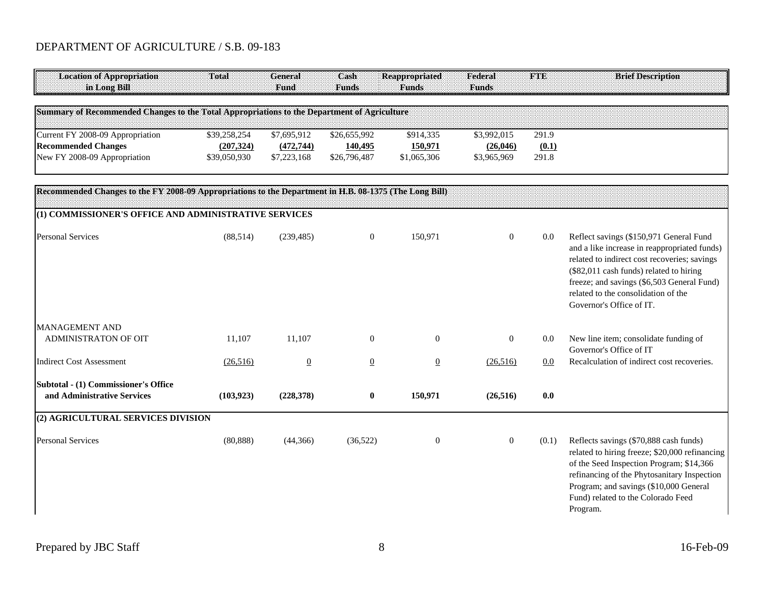DEPARTMENT OF AGRICULTURE / S.B. 09-183

| Location of Appropriation in Long Bill | Total | General Fund | Cash Funds | Reappropriated Funds | Federal Funds | FTE | Brief Description |
|---|---|---|---|---|---|---|---|
| **Summary of Recommended Changes to the Total Appropriations to the Department of Agriculture** | | | | | | | |
| Current FY 2008-09 Appropriation | $39,258,254 | $7,695,912 | $26,655,992 | $914,335 | $3,992,015 | 291.9 | |
| **Recommended Changes** | **(207,324)** | **(472,744)** | **140,495** | **150,971** | **(26,046)** | **(0.1)** | |
| New FY 2008-09 Appropriation | $39,050,930 | $7,223,168 | $26,796,487 | $1,065,306 | $3,965,969 | 291.8 | |
| **Recommended Changes to the FY 2008-09 Appropriations to the Department in H.B. 08-1375 (The Long Bill)** | | | | | | | |
| **(1) COMMISSIONER'S OFFICE AND ADMINISTRATIVE SERVICES** | | | | | | | |
| Personal Services | (88,514) | (239,485) | 0 | 150,971 | 0 | 0.0 | Reflect savings ($150,971 General Fund and a like increase in reappropriated funds) related to indirect cost recoveries; savings ($82,011 cash funds) related to hiring freeze; and savings ($6,503 General Fund) related to the consolidation of the Governor's Office of IT. |
| MANAGEMENT AND ADMINISTRATON OF OIT | 11,107 | 11,107 | 0 | 0 | 0 | 0.0 | New line item; consolidate funding of Governor's Office of IT |
| Indirect Cost Assessment | (26,516) | 0 | 0 | 0 | (26,516) | 0.0 | Recalculation of indirect cost recoveries. |
| **Subtotal - (1) Commissioner's Office and Administrative Services** | **(103,923)** | **(228,378)** | **0** | **150,971** | **(26,516)** | **0.0** | |
| **(2) AGRICULTURAL SERVICES DIVISION** | | | | | | | |
| Personal Services | (80,888) | (44,366) | (36,522) | 0 | 0 | (0.1) | Reflects savings ($70,888 cash funds) related to hiring freeze; $20,000 refinancing of the Seed Inspection Program; $14,366 refinancing of the Phytosanitary Inspection Program; and savings ($10,000 General Fund) related to the Colorado Feed Program. |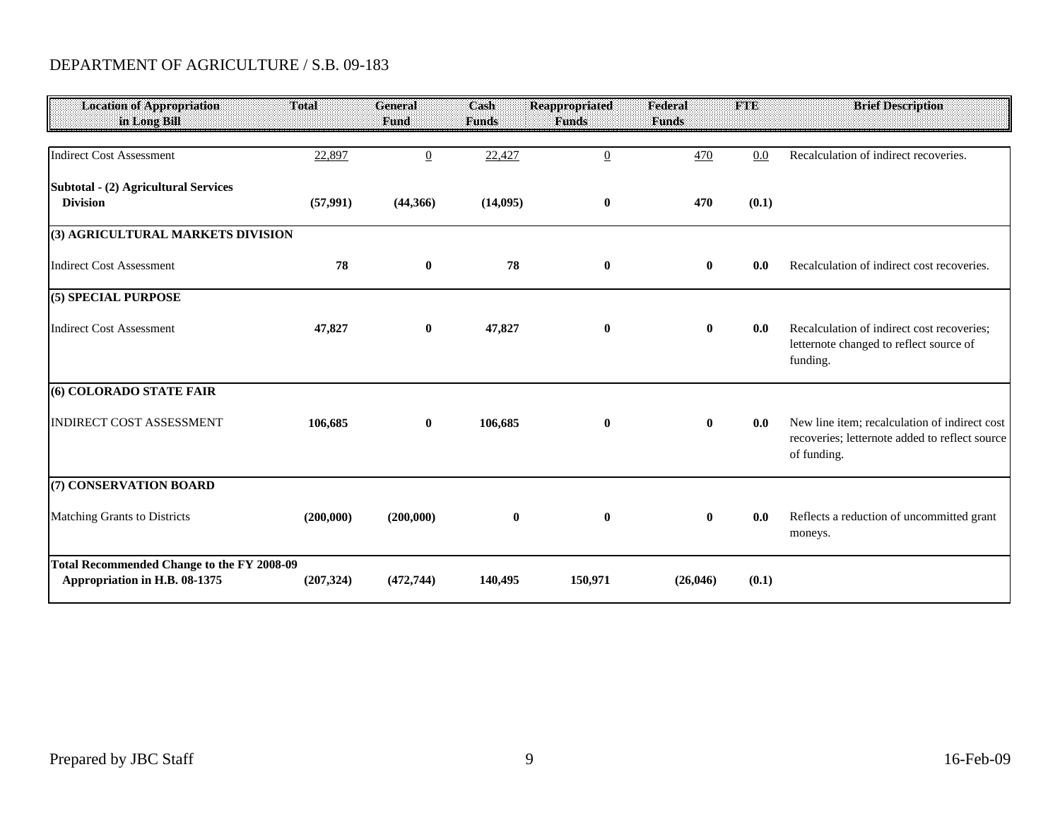DEPARTMENT OF AGRICULTURE / S.B. 09-183

| Location of Appropriation in Long Bill | Total | General Fund | Cash Funds | Reappropriated Funds | Federal Funds | FTE | Brief Description |
|---|---|---|---|---|---|---|---|
| Indirect Cost Assessment | 22,897 | 0 | 22,427 | 0 | 470 | 0.0 | Recalculation of indirect recoveries. |
| **Subtotal - (2) Agricultural Services Division** | **(57,991)** | **(44,366)** | **(14,095)** | **0** | **470** | **(0.1)** | |
| **(3) AGRICULTURAL MARKETS DIVISION** | | | | | | | |
| Indirect Cost Assessment | **78** | **0** | **78** | **0** | **0** | **0.0** | Recalculation of indirect cost recoveries. |
| **(5) SPECIAL PURPOSE** | | | | | | | |
| Indirect Cost Assessment | **47,827** | **0** | **47,827** | **0** | **0** | **0.0** | Recalculation of indirect cost recoveries; letternote changed to reflect source of funding. |
| **(6) COLORADO STATE FAIR** | | | | | | | |
| INDIRECT COST ASSESSMENT | **106,685** | **0** | **106,685** | **0** | **0** | **0.0** | New line item; recalculation of indirect cost recoveries; letternote added to reflect source of funding. |
| **(7) CONSERVATION BOARD** | | | | | | | |
| Matching Grants to Districts | **(200,000)** | **(200,000)** | **0** | **0** | **0** | **0.0** | Reflects a reduction of uncommitted grant moneys. |
| **Total Recommended Change to the FY 2008-09 Appropriation in H.B. 08-1375** | **(207,324)** | **(472,744)** | **140,495** | **150,971** | **(26,046)** | **(0.1)** | |

Prepared by JBC Staff

16-Feb-09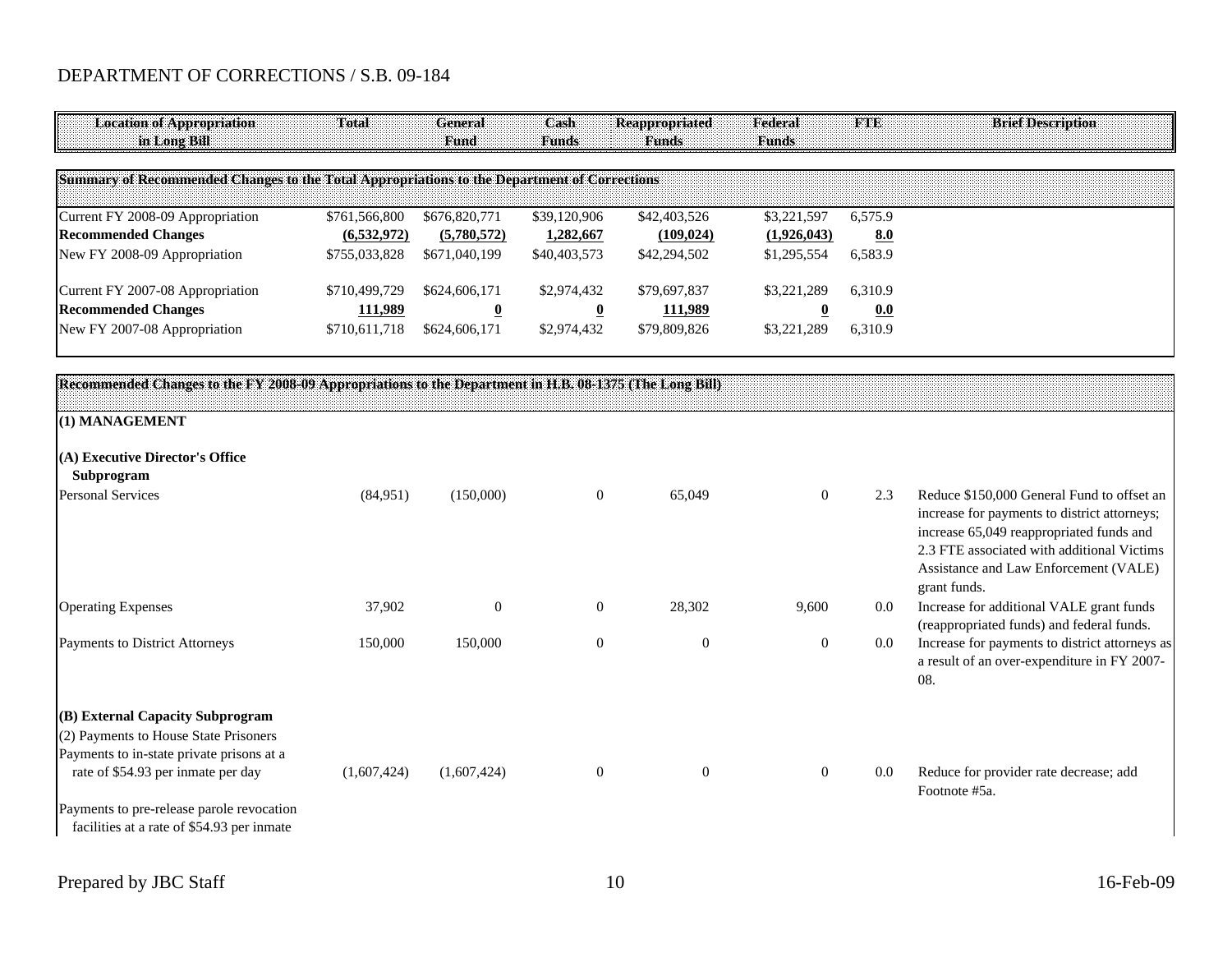DEPARTMENT OF CORRECTIONS / S.B. 09-184

| Location of Appropriation in Long Bill | Total | General Fund | Cash Funds | Reappropriated Funds | Federal Funds | FTE | Brief Description |
|---|---|---|---|---|---|---|---|
| **Summary of Recommended Changes to the Total Appropriations to the Department of Corrections** | | | | | | | |
| Current FY 2008-09 Appropriation | $761,566,800 | $676,820,771 | $39,120,906 | $42,403,526 | $3,221,597 | 6,575.9 | |
| **Recommended Changes** | **(6,532,972)** | **(5,780,572)** | **1,282,667** | **(109,024)** | **(1,926,043)** | **8.0** | |
| New FY 2008-09 Appropriation | $755,033,828 | $671,040,199 | $40,403,573 | $42,294,502 | $1,295,554 | 6,583.9 | |
| Current FY 2007-08 Appropriation | $710,499,729 | $624,606,171 | $2,974,432 | $79,697,837 | $3,221,289 | 6,310.9 | |
| **Recommended Changes** | **111,989** | **0** | **0** | **111,989** | **0** | **0.0** | |
| New FY 2007-08 Appropriation | $710,611,718 | $624,606,171 | $2,974,432 | $79,809,826 | $3,221,289 | 6,310.9 | |
| **Recommended Changes to the FY 2008-09 Appropriations to the Department in H.B. 08-1375 (The Long Bill)** | | | | | | | |
| **(1) MANAGEMENT** | | | | | | | |
| **(A) Executive Director's Office Subprogram** | | | | | | | |
| Personal Services | (84,951) | (150,000) | 0 | 65,049 | 0 | 2.3 | Reduce $150,000 General Fund to offset an increase for payments to district attorneys; increase 65,049 reappropriated funds and 2.3 FTE associated with additional Victims Assistance and Law Enforcement (VALE) grant funds. |
| Operating Expenses | 37,902 | 0 | 0 | 28,302 | 9,600 | 0.0 | Increase for additional VALE grant funds (reappropriated funds) and federal funds. |
| Payments to District Attorneys | 150,000 | 150,000 | 0 | 0 | 0 | 0.0 | Increase for payments to district attorneys as a result of an over-expenditure in FY 2007-08. |
| **(B) External Capacity Subprogram** | | | | | | | |
| (2) Payments to House State Prisoners | | | | | | | |
| Payments to in-state private prisons at a rate of $54.93 per inmate per day | (1,607,424) | (1,607,424) | 0 | 0 | 0 | 0.0 | Reduce for provider rate decrease; add Footnote #5a. |
| Payments to pre-release parole revocation facilities at a rate of $54.93 per inmate | | | | | | | |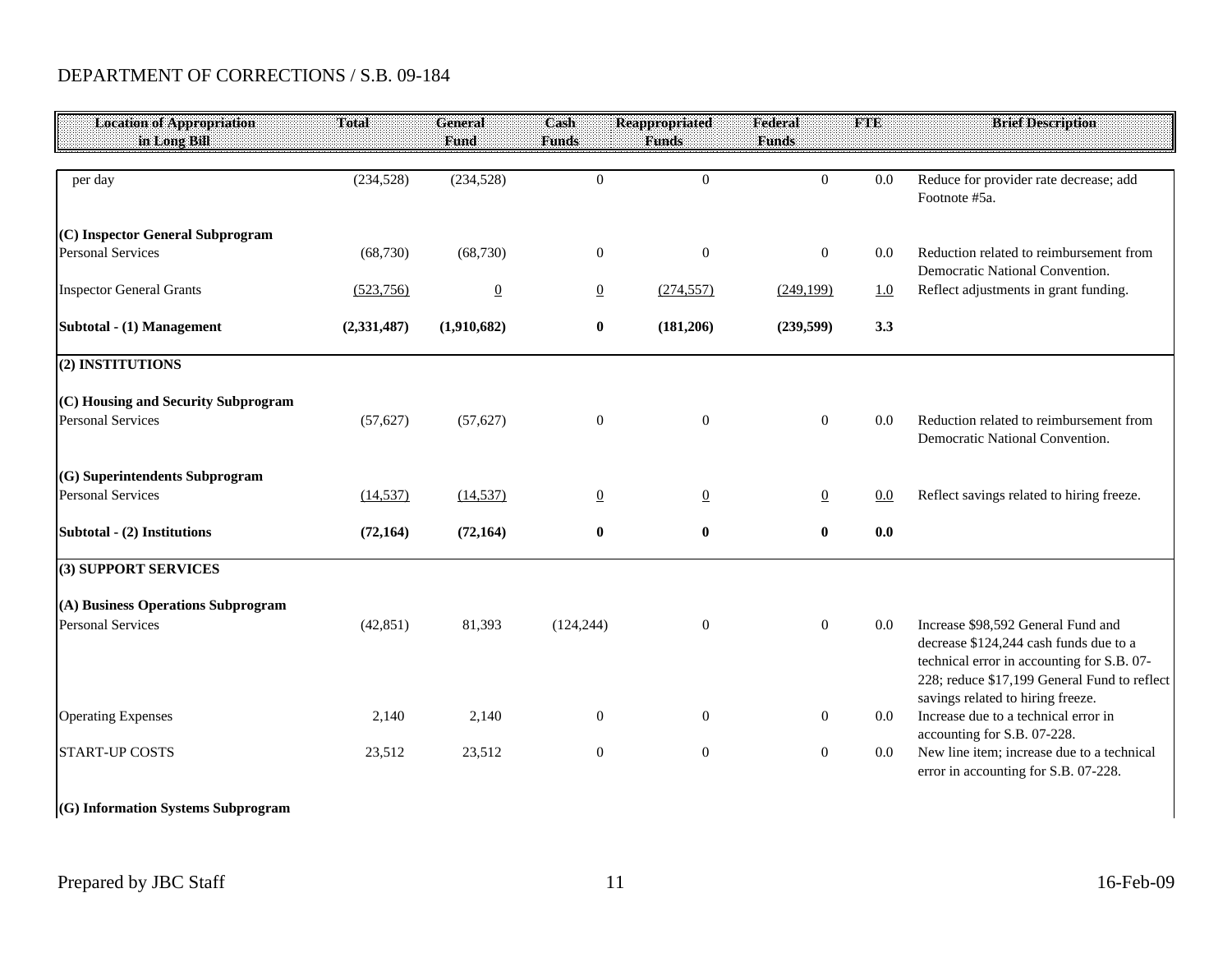DEPARTMENT OF CORRECTIONS / S.B. 09-184

| Location of Appropriation in Long Bill | Total | General Fund | Cash Funds | Reappropriated Funds | Federal Funds | FTE | Brief Description |
|---|---|---|---|---|---|---|---|
| per day | (234,528) | (234,528) | 0 | 0 | 0 | 0.0 | Reduce for provider rate decrease; add Footnote #5a. |
| **(C) Inspector General Subprogram** | | | | | | | |
| Personal Services | (68,730) | (68,730) | 0 | 0 | 0 | 0.0 | Reduction related to reimbursement from Democratic National Convention. |
| Inspector General Grants | (523,756) | 0 | 0 | (274,557) | (249,199) | 1.0 | Reflect adjustments in grant funding. |
| **Subtotal - (1) Management** | **(2,331,487)** | **(1,910,682)** | **0** | **(181,206)** | **(239,599)** | **3.3** | |
| **(2) INSTITUTIONS** | | | | | | | |
| **(C) Housing and Security Subprogram** | | | | | | | |
| Personal Services | (57,627) | (57,627) | 0 | 0 | 0 | 0.0 | Reduction related to reimbursement from Democratic National Convention. |
| **(G) Superintendents Subprogram** | | | | | | | |
| Personal Services | (14,537) | (14,537) | 0 | 0 | 0 | 0.0 | Reflect savings related to hiring freeze. |
| **Subtotal - (2) Institutions** | **(72,164)** | **(72,164)** | **0** | **0** | **0** | **0.0** | |
| **(3) SUPPORT SERVICES** | | | | | | | |
| **(A) Business Operations Subprogram** | | | | | | | |
| Personal Services | (42,851) | 81,393 | (124,244) | 0 | 0 | 0.0 | Increase $98,592 General Fund and decrease $124,244 cash funds due to a technical error in accounting for S.B. 07-228; reduce $17,199 General Fund to reflect savings related to hiring freeze. |
| Operating Expenses | 2,140 | 2,140 | 0 | 0 | 0 | 0.0 | Increase due to a technical error in accounting for S.B. 07-228. |
| START-UP COSTS | 23,512 | 23,512 | 0 | 0 | 0 | 0.0 | New line item; increase due to a technical error in accounting for S.B. 07-228. |
| **(G) Information Systems Subprogram** | | | | | | | |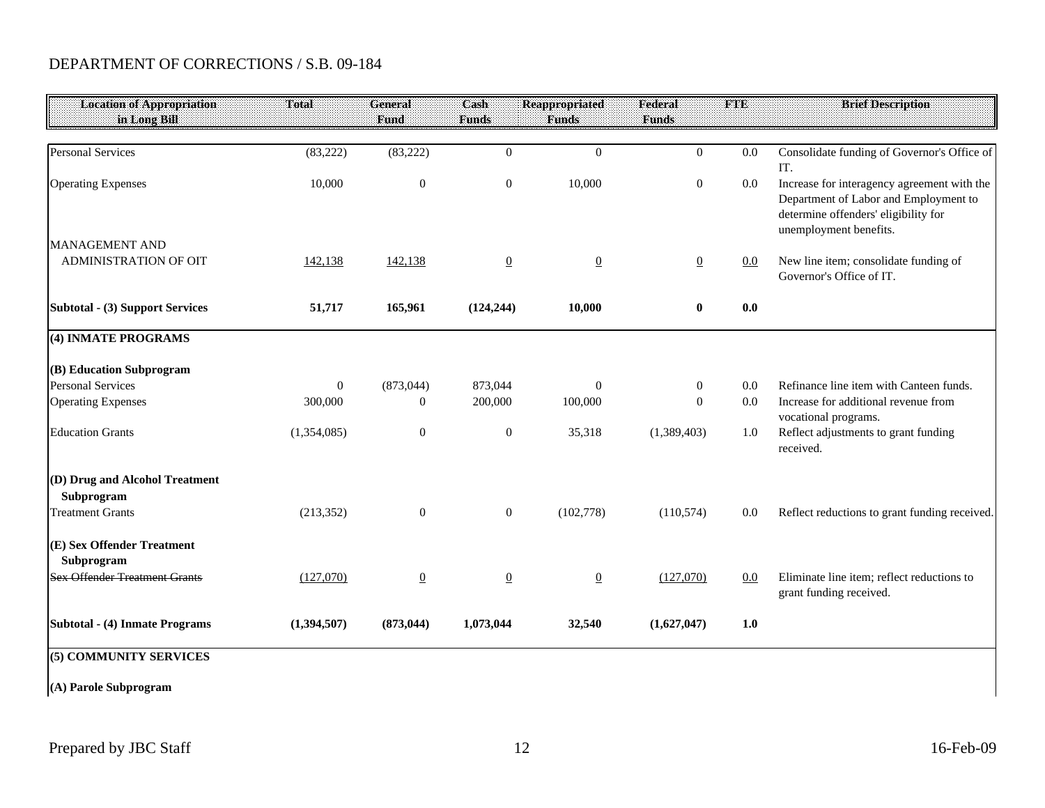DEPARTMENT OF CORRECTIONS / S.B. 09-184

| Location of Appropriation in Long Bill | Total | General Fund | Cash Funds | Reappropriated Funds | Federal Funds | FTE | Brief Description |
|---|---|---|---|---|---|---|---|
| Personal Services | (83,222) | (83,222) | 0 | 0 | 0 | 0.0 | Consolidate funding of Governor's Office of IT. |
| Operating Expenses | 10,000 | 0 | 0 | 10,000 | 0 | 0.0 | Increase for interagency agreement with the Department of Labor and Employment to determine offenders' eligibility for unemployment benefits. |
| MANAGEMENT AND ADMINISTRATION OF OIT | 142,138 | 142,138 | 0 | 0 | 0 | 0.0 | New line item; consolidate funding of Governor's Office of IT. |
| **Subtotal - (3) Support Services** | **51,717** | **165,961** | **(124,244)** | **10,000** | **0** | **0.0** | |
| **(4) INMATE PROGRAMS** | | | | | | | |
| **(B) Education Subprogram** | | | | | | | |
| Personal Services | 0 | (873,044) | 873,044 | 0 | 0 | 0.0 | Refinance line item with Canteen funds. |
| Operating Expenses | 300,000 | 0 | 200,000 | 100,000 | 0 | 0.0 | Increase for additional revenue from vocational programs. |
| Education Grants | (1,354,085) | 0 | 0 | 35,318 | (1,389,403) | 1.0 | Reflect adjustments to grant funding received. |
| **(D) Drug and Alcohol Treatment Subprogram** | | | | | | | |
| Treatment Grants | (213,352) | 0 | 0 | (102,778) | (110,574) | 0.0 | Reflect reductions to grant funding received. |
| **(E) Sex Offender Treatment Subprogram** | | | | | | | |
| ~~Sex Offender Treatment Grants~~ | (127,070) | 0 | 0 | 0 | (127,070) | 0.0 | Eliminate line item; reflect reductions to grant funding received. |
| **Subtotal - (4) Inmate Programs** | **(1,394,507)** | **(873,044)** | **1,073,044** | **32,540** | **(1,627,047)** | **1.0** | |
| **(5) COMMUNITY SERVICES** | | | | | | | |
| **(A) Parole Subprogram** | | | | | | | |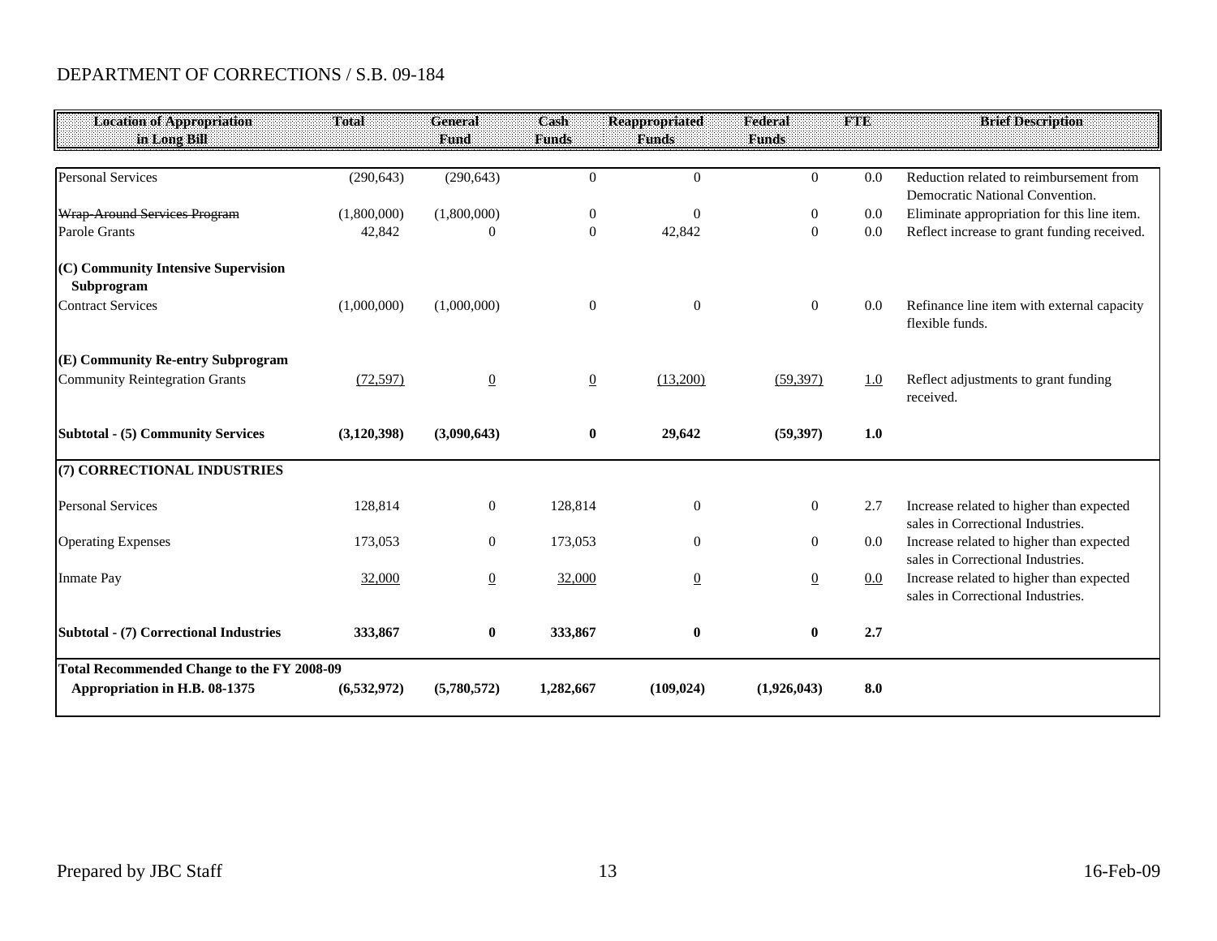DEPARTMENT OF CORRECTIONS / S.B. 09-184

| Location of Appropriation in Long Bill | Total | General Fund | Cash Funds | Reappropriated Funds | Federal Funds | FTE | Brief Description |
|---|---|---|---|---|---|---|---|
| Personal Services | (290,643) | (290,643) | 0 | 0 | 0 | 0.0 | Reduction related to reimbursement from Democratic National Convention. |
| ~~Wrap-Around Services Program~~ | (1,800,000) | (1,800,000) | 0 | 0 | 0 | 0.0 | Eliminate appropriation for this line item. |
| Parole Grants | 42,842 | 0 | 0 | 42,842 | 0 | 0.0 | Reflect increase to grant funding received. |
| **(C) Community Intensive Supervision Subprogram** | | | | | | | |
| Contract Services | (1,000,000) | (1,000,000) | 0 | 0 | 0 | 0.0 | Refinance line item with external capacity flexible funds. |
| **(E) Community Re-entry Subprogram** | | | | | | | |
| Community Reintegration Grants | (72,597) | 0 | 0 | (13,200) | (59,397) | 1.0 | Reflect adjustments to grant funding received. |
| **Subtotal - (5) Community Services** | **(3,120,398)** | **(3,090,643)** | **0** | **29,642** | **(59,397)** | **1.0** | |
| **(7) CORRECTIONAL INDUSTRIES** | | | | | | | |
| Personal Services | 128,814 | 0 | 128,814 | 0 | 0 | 2.7 | Increase related to higher than expected sales in Correctional Industries. |
| Operating Expenses | 173,053 | 0 | 173,053 | 0 | 0 | 0.0 | Increase related to higher than expected sales in Correctional Industries. |
| Inmate Pay | 32,000 | 0 | 32,000 | 0 | 0 | 0.0 | Increase related to higher than expected sales in Correctional Industries. |
| **Subtotal - (7) Correctional Industries** | **333,867** | **0** | **333,867** | **0** | **0** | **2.7** | |
| **Total Recommended Change to the FY 2008-09 Appropriation in H.B. 08-1375** | **(6,532,972)** | **(5,780,572)** | **1,282,667** | **(109,024)** | **(1,926,043)** | **8.0** | |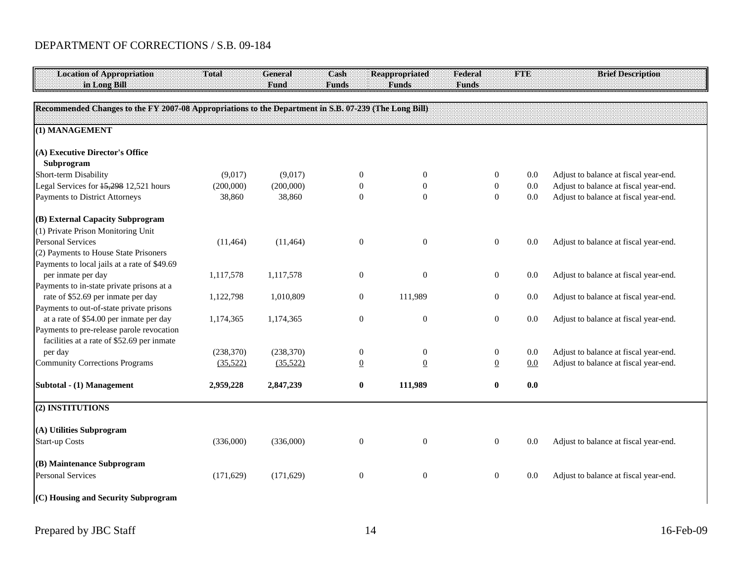DEPARTMENT OF CORRECTIONS / S.B. 09-184

| Location of Appropriation in Long Bill | Total | General Fund | Cash Funds | Reappropriated Funds | Federal Funds | FTE | Brief Description |
|---|---|---|---|---|---|---|---|
| **Recommended Changes to the FY 2007-08 Appropriations to the Department in S.B. 07-239 (The Long Bill)** | | | | | | | |
| **(1) MANAGEMENT** | | | | | | | |
| **(A) Executive Director's Office Subprogram** | | | | | | | |
| Short-term Disability | (9,017) | (9,017) | 0 | 0 | 0 | 0.0 | Adjust to balance at fiscal year-end. |
| Legal Services for ~~15,298~~ 12,521 hours | (200,000) | (200,000) | 0 | 0 | 0 | 0.0 | Adjust to balance at fiscal year-end. |
| Payments to District Attorneys | 38,860 | 38,860 | 0 | 0 | 0 | 0.0 | Adjust to balance at fiscal year-end. |
| **(B) External Capacity Subprogram** | | | | | | | |
| (1) Private Prison Monitoring Unit | | | | | | | |
| Personal Services | (11,464) | (11,464) | 0 | 0 | 0 | 0.0 | Adjust to balance at fiscal year-end. |
| (2) Payments to House State Prisoners | | | | | | | |
| Payments to local jails at a rate of $49.69 per inmate per day | 1,117,578 | 1,117,578 | 0 | 0 | 0 | 0.0 | Adjust to balance at fiscal year-end. |
| Payments to in-state private prisons at a rate of $52.69 per inmate per day | 1,122,798 | 1,010,809 | 0 | 111,989 | 0 | 0.0 | Adjust to balance at fiscal year-end. |
| Payments to out-of-state private prisons at a rate of $54.00 per inmate per day | 1,174,365 | 1,174,365 | 0 | 0 | 0 | 0.0 | Adjust to balance at fiscal year-end. |
| Payments to pre-release parole revocation facilities at a rate of $52.69 per inmate per day | (238,370) | (238,370) | 0 | 0 | 0 | 0.0 | Adjust to balance at fiscal year-end. |
| Community Corrections Programs | (35,522) | (35,522) | 0 | 0 | 0 | 0.0 | Adjust to balance at fiscal year-end. |
| **Subtotal - (1) Management** | **2,959,228** | **2,847,239** | **0** | **111,989** | **0** | **0.0** | |
| **(2) INSTITUTIONS** | | | | | | | |
| **(A) Utilities Subprogram** | | | | | | | |
| Start-up Costs | (336,000) | (336,000) | 0 | 0 | 0 | 0.0 | Adjust to balance at fiscal year-end. |
| **(B) Maintenance Subprogram** | | | | | | | |
| Personal Services | (171,629) | (171,629) | 0 | 0 | 0 | 0.0 | Adjust to balance at fiscal year-end. |
| **(C) Housing and Security Subprogram** | | | | | | | |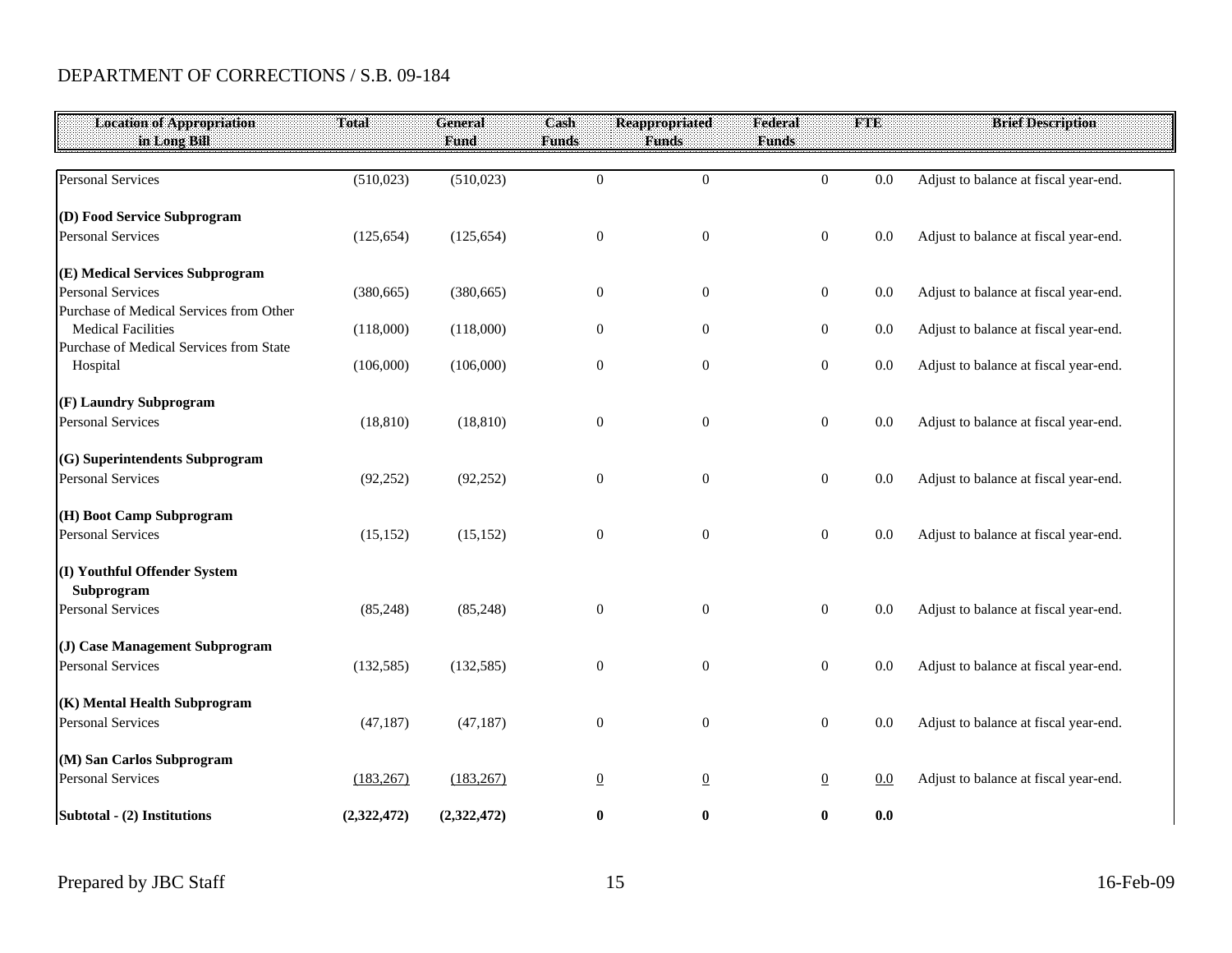DEPARTMENT OF CORRECTIONS / S.B. 09-184

| Location of Appropriation in Long Bill | Total | General Fund | Cash Funds | Reappropriated Funds | Federal Funds | FTE | Brief Description |
|---|---|---|---|---|---|---|---|
| Personal Services | (510,023) | (510,023) | 0 | 0 | 0 | 0.0 | Adjust to balance at fiscal year-end. |
| **(D) Food Service Subprogram** | | | | | | | |
| Personal Services | (125,654) | (125,654) | 0 | 0 | 0 | 0.0 | Adjust to balance at fiscal year-end. |
| **(E) Medical Services Subprogram** | | | | | | | |
| Personal Services | (380,665) | (380,665) | 0 | 0 | 0 | 0.0 | Adjust to balance at fiscal year-end. |
| Purchase of Medical Services from Other Medical Facilities | (118,000) | (118,000) | 0 | 0 | 0 | 0.0 | Adjust to balance at fiscal year-end. |
| Purchase of Medical Services from State Hospital | (106,000) | (106,000) | 0 | 0 | 0 | 0.0 | Adjust to balance at fiscal year-end. |
| **(F) Laundry Subprogram** | | | | | | | |
| Personal Services | (18,810) | (18,810) | 0 | 0 | 0 | 0.0 | Adjust to balance at fiscal year-end. |
| **(G) Superintendents Subprogram** | | | | | | | |
| Personal Services | (92,252) | (92,252) | 0 | 0 | 0 | 0.0 | Adjust to balance at fiscal year-end. |
| **(H) Boot Camp Subprogram** | | | | | | | |
| Personal Services | (15,152) | (15,152) | 0 | 0 | 0 | 0.0 | Adjust to balance at fiscal year-end. |
| **(I) Youthful Offender System Subprogram** | | | | | | | |
| Personal Services | (85,248) | (85,248) | 0 | 0 | 0 | 0.0 | Adjust to balance at fiscal year-end. |
| **(J) Case Management Subprogram** | | | | | | | |
| Personal Services | (132,585) | (132,585) | 0 | 0 | 0 | 0.0 | Adjust to balance at fiscal year-end. |
| **(K) Mental Health Subprogram** | | | | | | | |
| Personal Services | (47,187) | (47,187) | 0 | 0 | 0 | 0.0 | Adjust to balance at fiscal year-end. |
| **(M) San Carlos Subprogram** | | | | | | | |
| Personal Services | (183,267) | (183,267) | 0 | 0 | 0 | 0.0 | Adjust to balance at fiscal year-end. |
| **Subtotal - (2) Institutions** | **(2,322,472)** | **(2,322,472)** | **0** | **0** | **0** | **0.0** | |

Prepared by JBC Staff 16-Feb-09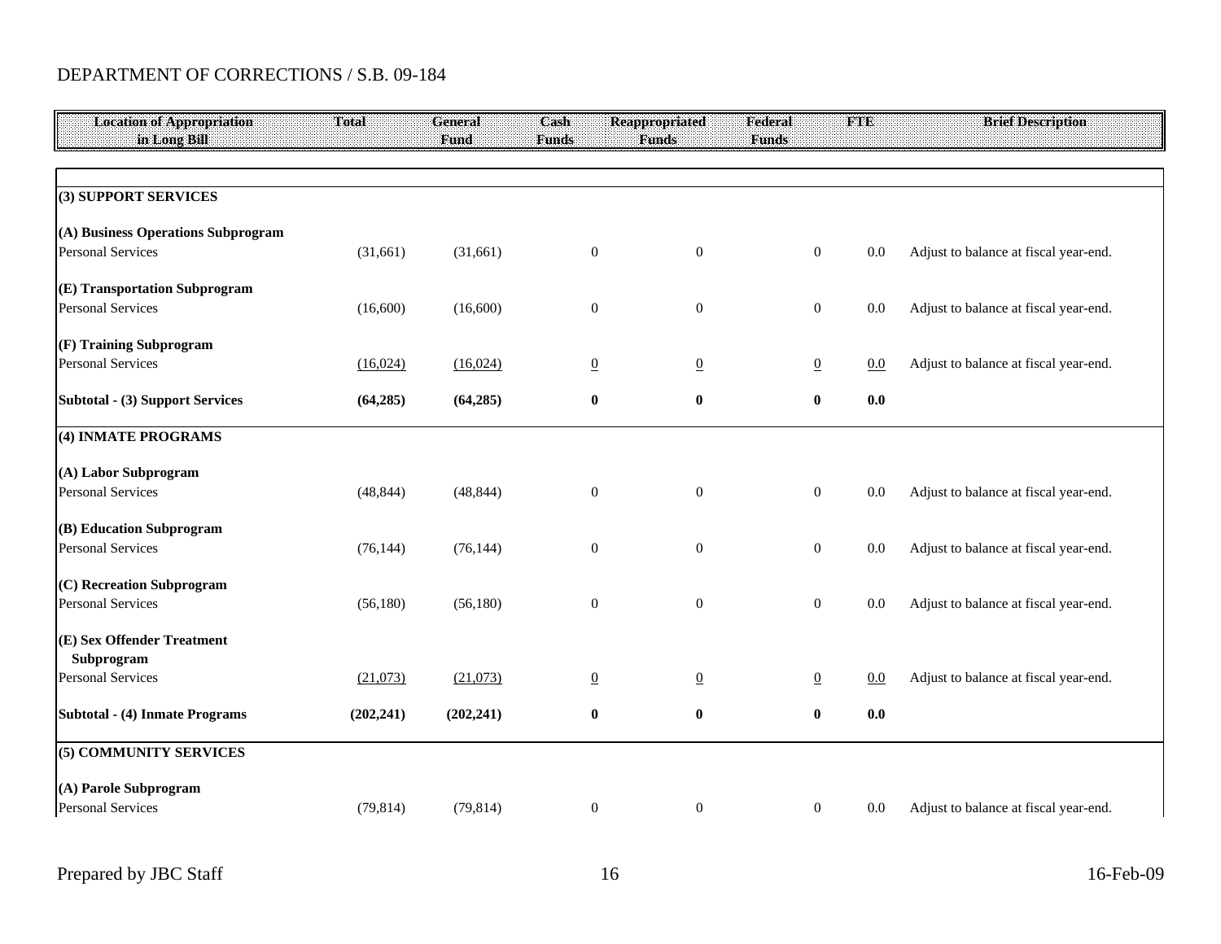DEPARTMENT OF CORRECTIONS / S.B. 09-184

| Location of Appropriation in Long Bill | Total | General Fund | Cash Funds | Reappropriated Funds | Federal Funds | FTE | Brief Description |
|---|---|---|---|---|---|---|---|
| **(3) SUPPORT SERVICES** | | | | | | | |
| **(A) Business Operations Subprogram** | | | | | | | |
| Personal Services | (31,661) | (31,661) | 0 | 0 | 0 | 0.0 | Adjust to balance at fiscal year-end. |
| **(E) Transportation Subprogram** | | | | | | | |
| Personal Services | (16,600) | (16,600) | 0 | 0 | 0 | 0.0 | Adjust to balance at fiscal year-end. |
| **(F) Training Subprogram** | | | | | | | |
| Personal Services | (16,024) | (16,024) | 0 | 0 | 0 | 0.0 | Adjust to balance at fiscal year-end. |
| **Subtotal - (3) Support Services** | **(64,285)** | **(64,285)** | **0** | **0** | **0** | **0.0** | |
| **(4) INMATE PROGRAMS** | | | | | | | |
| **(A) Labor Subprogram** | | | | | | | |
| Personal Services | (48,844) | (48,844) | 0 | 0 | 0 | 0.0 | Adjust to balance at fiscal year-end. |
| **(B) Education Subprogram** | | | | | | | |
| Personal Services | (76,144) | (76,144) | 0 | 0 | 0 | 0.0 | Adjust to balance at fiscal year-end. |
| **(C) Recreation Subprogram** | | | | | | | |
| Personal Services | (56,180) | (56,180) | 0 | 0 | 0 | 0.0 | Adjust to balance at fiscal year-end. |
| **(E) Sex Offender Treatment Subprogram** | | | | | | | |
| Personal Services | (21,073) | (21,073) | 0 | 0 | 0 | 0.0 | Adjust to balance at fiscal year-end. |
| **Subtotal - (4) Inmate Programs** | **(202,241)** | **(202,241)** | **0** | **0** | **0** | **0.0** | |
| **(5) COMMUNITY SERVICES** | | | | | | | |
| **(A) Parole Subprogram** | | | | | | | |
| Personal Services | (79,814) | (79,814) | 0 | 0 | 0 | 0.0 | Adjust to balance at fiscal year-end. |

Prepared by JBC Staff 16-Feb-09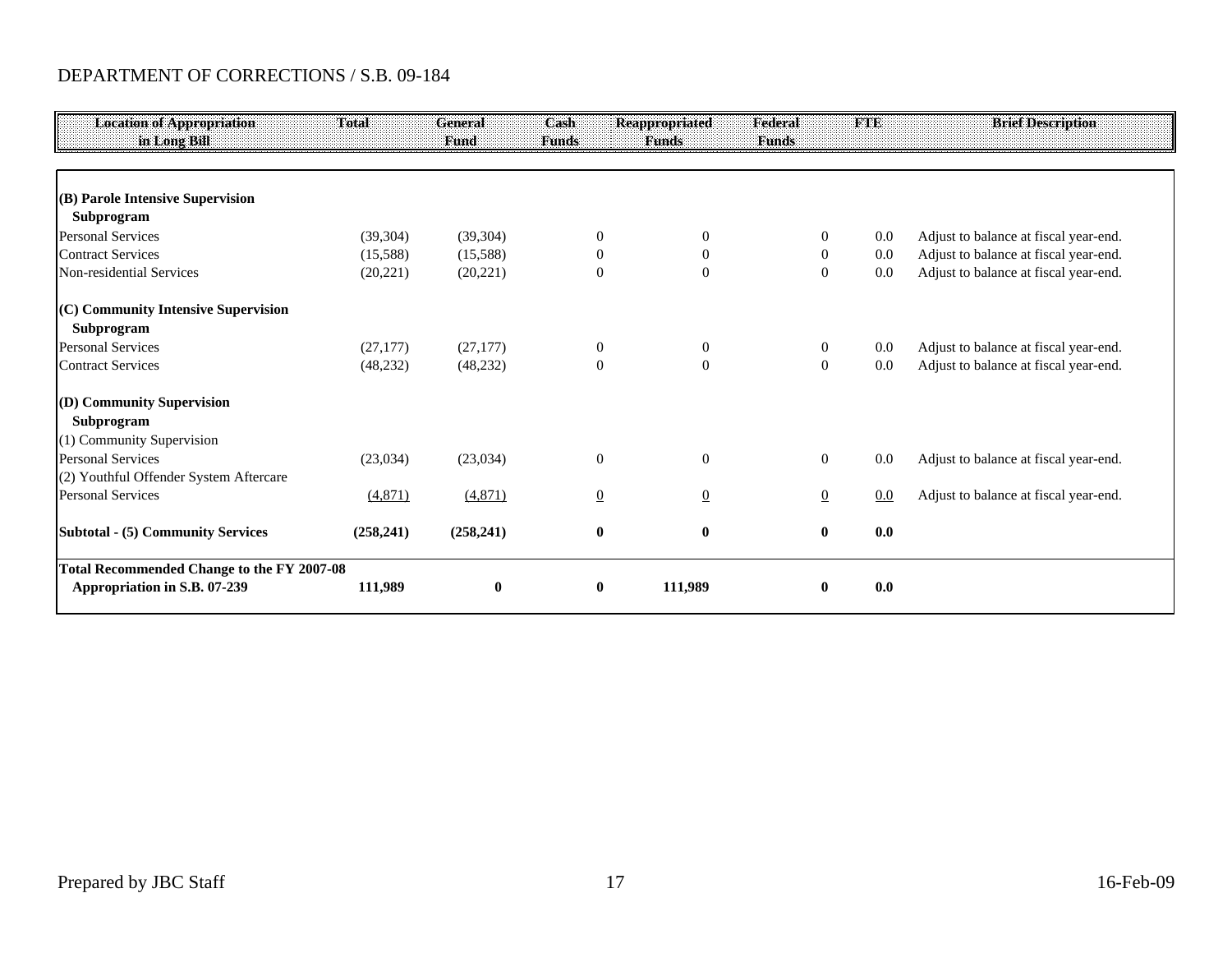DEPARTMENT OF CORRECTIONS / S.B. 09-184

| Location of Appropriation in Long Bill | Total | General Fund | Cash Funds | Reappropriated Funds | Federal Funds | FTE | Brief Description |
|---|---|---|---|---|---|---|---|
| **(B) Parole Intensive Supervision Subprogram** | | | | | | | |
| Personal Services | (39,304) | (39,304) | 0 | 0 | 0 | 0.0 | Adjust to balance at fiscal year-end. |
| Contract Services | (15,588) | (15,588) | 0 | 0 | 0 | 0.0 | Adjust to balance at fiscal year-end. |
| Non-residential Services | (20,221) | (20,221) | 0 | 0 | 0 | 0.0 | Adjust to balance at fiscal year-end. |
| **(C) Community Intensive Supervision Subprogram** | | | | | | | |
| Personal Services | (27,177) | (27,177) | 0 | 0 | 0 | 0.0 | Adjust to balance at fiscal year-end. |
| Contract Services | (48,232) | (48,232) | 0 | 0 | 0 | 0.0 | Adjust to balance at fiscal year-end. |
| **(D) Community Supervision Subprogram** | | | | | | | |
| (1) Community Supervision | | | | | | | |
| Personal Services | (23,034) | (23,034) | 0 | 0 | 0 | 0.0 | Adjust to balance at fiscal year-end. |
| (2) Youthful Offender System Aftercare | | | | | | | |
| Personal Services | (4,871) | (4,871) | 0 | 0 | 0 | 0.0 | Adjust to balance at fiscal year-end. |
| **Subtotal - (5) Community Services** | **(258,241)** | **(258,241)** | **0** | **0** | **0** | **0.0** | |
| **Total Recommended Change to the FY 2007-08 Appropriation in S.B. 07-239** | **111,989** | **0** | **0** | **111,989** | **0** | **0.0** | |

Prepared by JBC Staff

16-Feb-09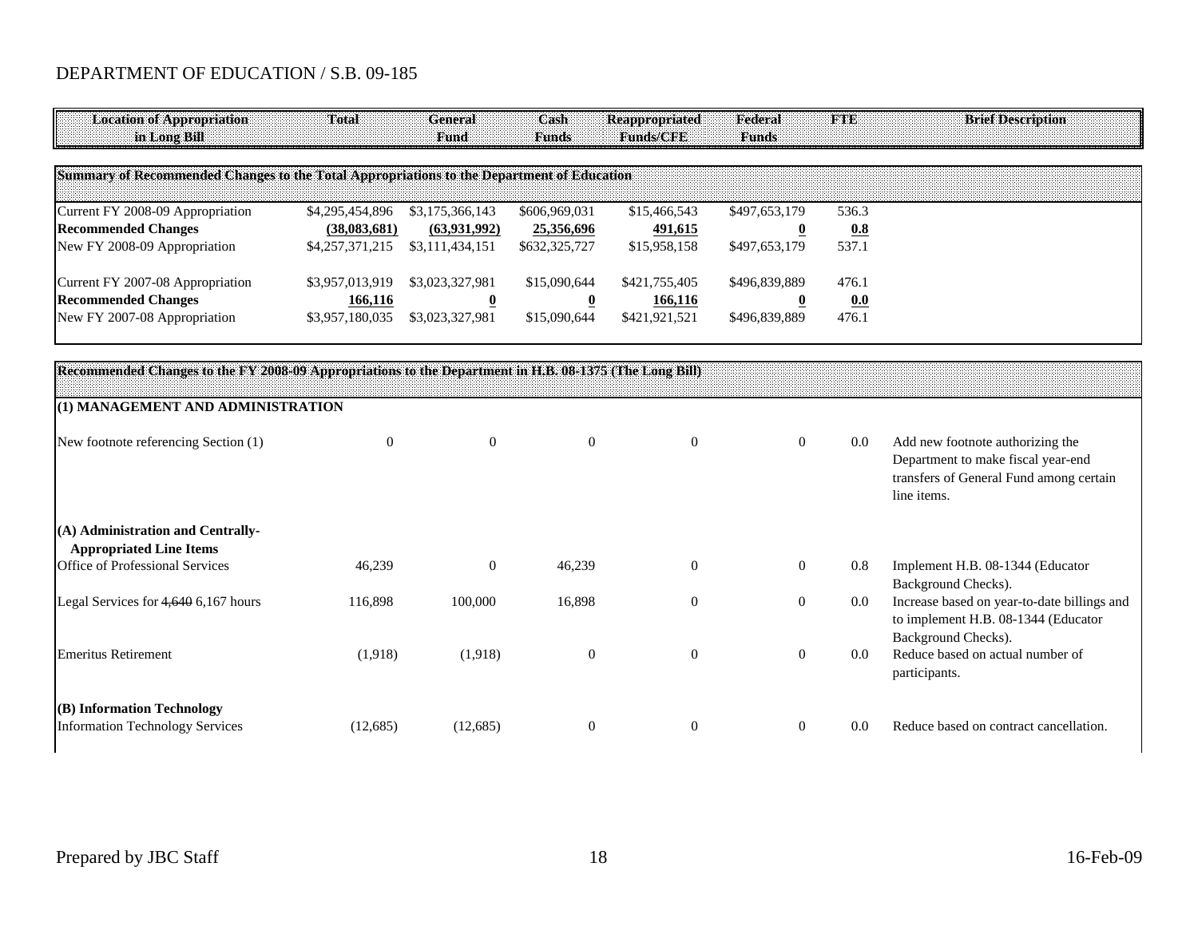DEPARTMENT OF EDUCATION / S.B. 09-185

| Location of Appropriation in Long Bill | Total | General Fund | Cash Funds | Reappropriated Funds/CFE | Federal Funds | FTE | Brief Description |
|---|---|---|---|---|---|---|---|
| **Summary of Recommended Changes to the Total Appropriations to the Department of Education** | | | | | | | |
| Current FY 2008-09 Appropriation | $4,295,454,896 | $3,175,366,143 | $606,969,031 | $15,466,543 | $497,653,179 | 536.3 | |
| **Recommended Changes** | **(38,083,681)** | **(63,931,992)** | **25,356,696** | **491,615** | **0** | **0.8** | |
| New FY 2008-09 Appropriation | $4,257,371,215 | $3,111,434,151 | $632,325,727 | $15,958,158 | $497,653,179 | 537.1 | |
| Current FY 2007-08 Appropriation | $3,957,013,919 | $3,023,327,981 | $15,090,644 | $421,755,405 | $496,839,889 | 476.1 | |
| **Recommended Changes** | **166,116** | **0** | **0** | **166,116** | **0** | **0.0** | |
| New FY 2007-08 Appropriation | $3,957,180,035 | $3,023,327,981 | $15,090,644 | $421,921,521 | $496,839,889 | 476.1 | |
| **Recommended Changes to the FY 2008-09 Appropriations to the Department in H.B. 08-1375 (The Long Bill)** | | | | | | | |
| **(1) MANAGEMENT AND ADMINISTRATION** | | | | | | | |
| New footnote referencing Section (1) | 0 | 0 | 0 | 0 | 0 | 0.0 | Add new footnote authorizing the Department to make fiscal year-end transfers of General Fund among certain line items. |
| **(A) Administration and Centrally-Appropriated Line Items** | | | | | | | |
| Office of Professional Services | 46,239 | 0 | 46,239 | 0 | 0 | 0.8 | Implement H.B. 08-1344 (Educator Background Checks). |
| Legal Services for ~~4,640~~ 6,167 hours | 116,898 | 100,000 | 16,898 | 0 | 0 | 0.0 | Increase based on year-to-date billings and to implement H.B. 08-1344 (Educator Background Checks). |
| Emeritus Retirement | (1,918) | (1,918) | 0 | 0 | 0 | 0.0 | Reduce based on actual number of participants. |
| **(B) Information Technology** | | | | | | | |
| Information Technology Services | (12,685) | (12,685) | 0 | 0 | 0 | 0.0 | Reduce based on contract cancellation. |

Prepared by JBC Staff | 16-Feb-09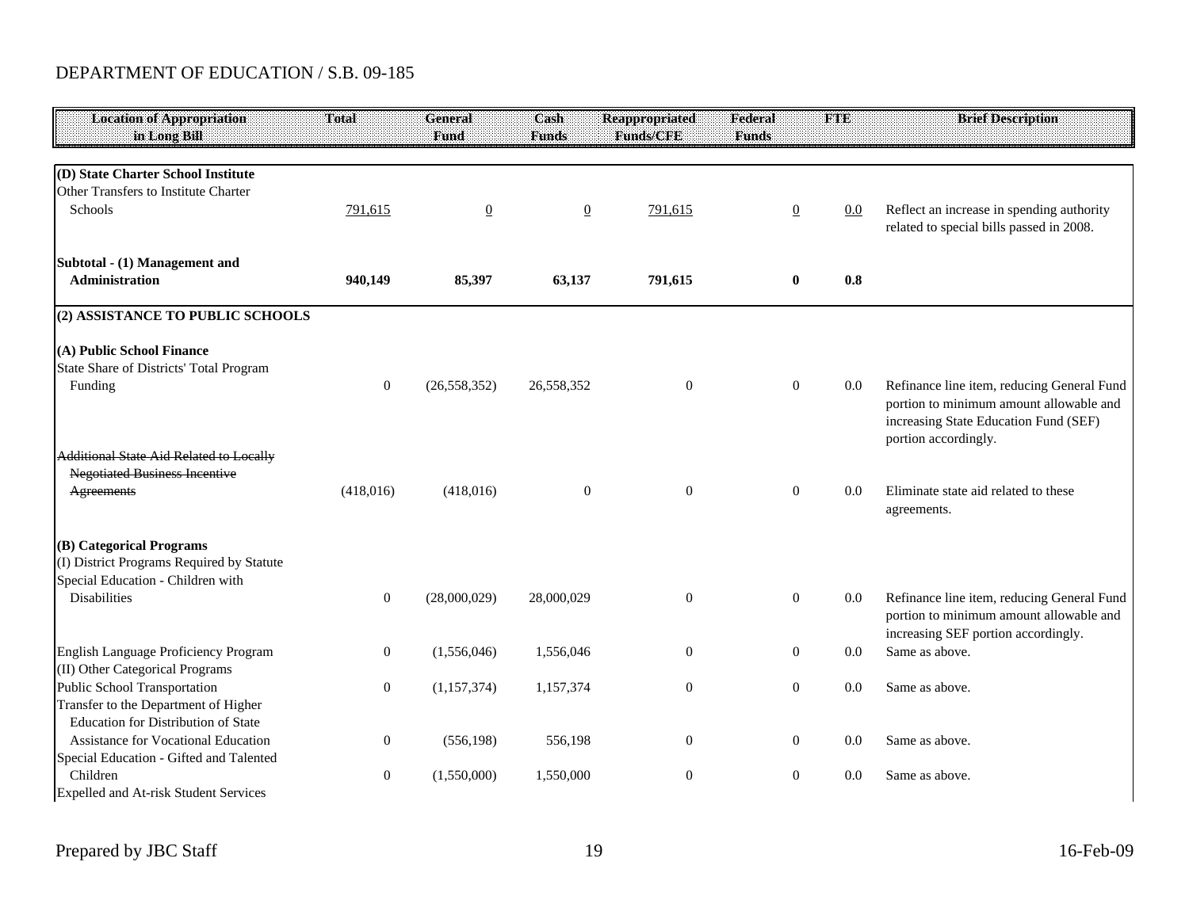DEPARTMENT OF EDUCATION / S.B. 09-185

| Location of Appropriation in Long Bill | Total | General Fund | Cash Funds | Reappropriated Funds/CFE | Federal Funds | FTE | Brief Description |
|---|---|---|---|---|---|---|---|
| **(D) State Charter School Institute** | | | | | | | |
| Other Transfers to Institute Charter Schools | 791,615 | 0 | 0 | 791,615 | 0 | 0.0 | Reflect an increase in spending authority related to special bills passed in 2008. |
| **Subtotal - (1) Management and Administration** | **940,149** | **85,397** | **63,137** | **791,615** | **0** | **0.8** | |
| **(2) ASSISTANCE TO PUBLIC SCHOOLS** | | | | | | | |
| **(A) Public School Finance** | | | | | | | |
| State Share of Districts' Total Program Funding | 0 | (26,558,352) | 26,558,352 | 0 | 0 | 0.0 | Refinance line item, reducing General Fund portion to minimum amount allowable and increasing State Education Fund (SEF) portion accordingly. |
| ~~Additional State Aid Related to Locally Negotiated Business Incentive Agreements~~ | (418,016) | (418,016) | 0 | 0 | 0 | 0.0 | Eliminate state aid related to these agreements. |
| **(B) Categorical Programs** | | | | | | | |
| (I) District Programs Required by Statute | | | | | | | |
| Special Education - Children with Disabilities | 0 | (28,000,029) | 28,000,029 | 0 | 0 | 0.0 | Refinance line item, reducing General Fund portion to minimum amount allowable and increasing SEF portion accordingly. |
| English Language Proficiency Program | 0 | (1,556,046) | 1,556,046 | 0 | 0 | 0.0 | Same as above. |
| (II) Other Categorical Programs | | | | | | | |
| Public School Transportation | 0 | (1,157,374) | 1,157,374 | 0 | 0 | 0.0 | Same as above. |
| Transfer to the Department of Higher Education for Distribution of State Assistance for Vocational Education | 0 | (556,198) | 556,198 | 0 | 0 | 0.0 | Same as above. |
| Special Education - Gifted and Talented Children | 0 | (1,550,000) | 1,550,000 | 0 | 0 | 0.0 | Same as above. |
| Expelled and At-risk Student Services | | | | | | | |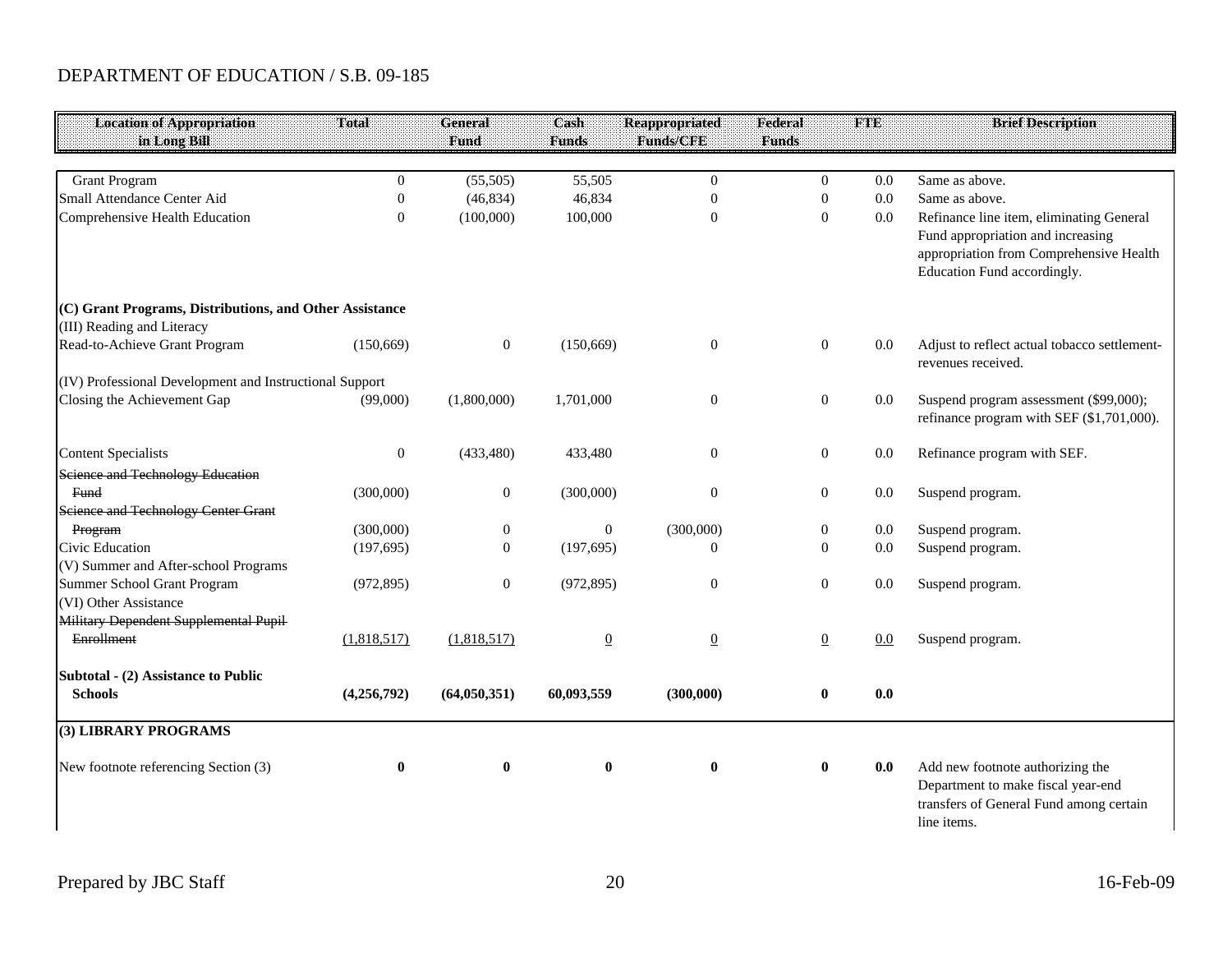DEPARTMENT OF EDUCATION / S.B. 09-185

| Location of Appropriation in Long Bill | Total | General Fund | Cash Funds | Reappropriated Funds/CFE | Federal Funds | FTE | Brief Description |
|---|---|---|---|---|---|---|---|
| Grant Program | 0 | (55,505) | 55,505 | 0 | 0 | 0.0 | Same as above. |
| Small Attendance Center Aid | 0 | (46,834) | 46,834 | 0 | 0 | 0.0 | Same as above. |
| Comprehensive Health Education | 0 | (100,000) | 100,000 | 0 | 0 | 0.0 | Refinance line item, eliminating General Fund appropriation and increasing appropriation from Comprehensive Health Education Fund accordingly. |
| **(C) Grant Programs, Distributions, and Other Assistance** | | | | | | | |
| (III) Reading and Literacy | | | | | | | |
| Read-to-Achieve Grant Program | (150,669) | 0 | (150,669) | 0 | 0 | 0.0 | Adjust to reflect actual tobacco settlement-revenues received. |
| (IV) Professional Development and Instructional Support | | | | | | | |
| Closing the Achievement Gap | (99,000) | (1,800,000) | 1,701,000 | 0 | 0 | 0.0 | Suspend program assessment ($99,000); refinance program with SEF ($1,701,000). |
| Content Specialists | 0 | (433,480) | 433,480 | 0 | 0 | 0.0 | Refinance program with SEF. |
| ~~Science and Technology Education Fund~~ | (300,000) | 0 | (300,000) | 0 | 0 | 0.0 | Suspend program. |
| ~~Science and Technology Center Grant Program~~ | (300,000) | 0 | 0 | (300,000) | 0 | 0.0 | Suspend program. |
| Civic Education | (197,695) | 0 | (197,695) | 0 | 0 | 0.0 | Suspend program. |
| (V) Summer and After-school Programs | | | | | | | |
| Summer School Grant Program | (972,895) | 0 | (972,895) | 0 | 0 | 0.0 | Suspend program. |
| (VI) Other Assistance | | | | | | | |
| ~~Military Dependent Supplemental Pupil Enrollment~~ | (1,818,517) | (1,818,517) | 0 | 0 | 0 | 0.0 | Suspend program. |
| **Subtotal - (2) Assistance to Public Schools** | **(4,256,792)** | **(64,050,351)** | **60,093,559** | **(300,000)** | **0** | **0.0** | |
| **(3) LIBRARY PROGRAMS** | | | | | | | |
| New footnote referencing Section (3) | **0** | **0** | **0** | **0** | **0** | **0.0** | Add new footnote authorizing the Department to make fiscal year-end transfers of General Fund among certain line items. |

Prepared by JBC Staff | 16-Feb-09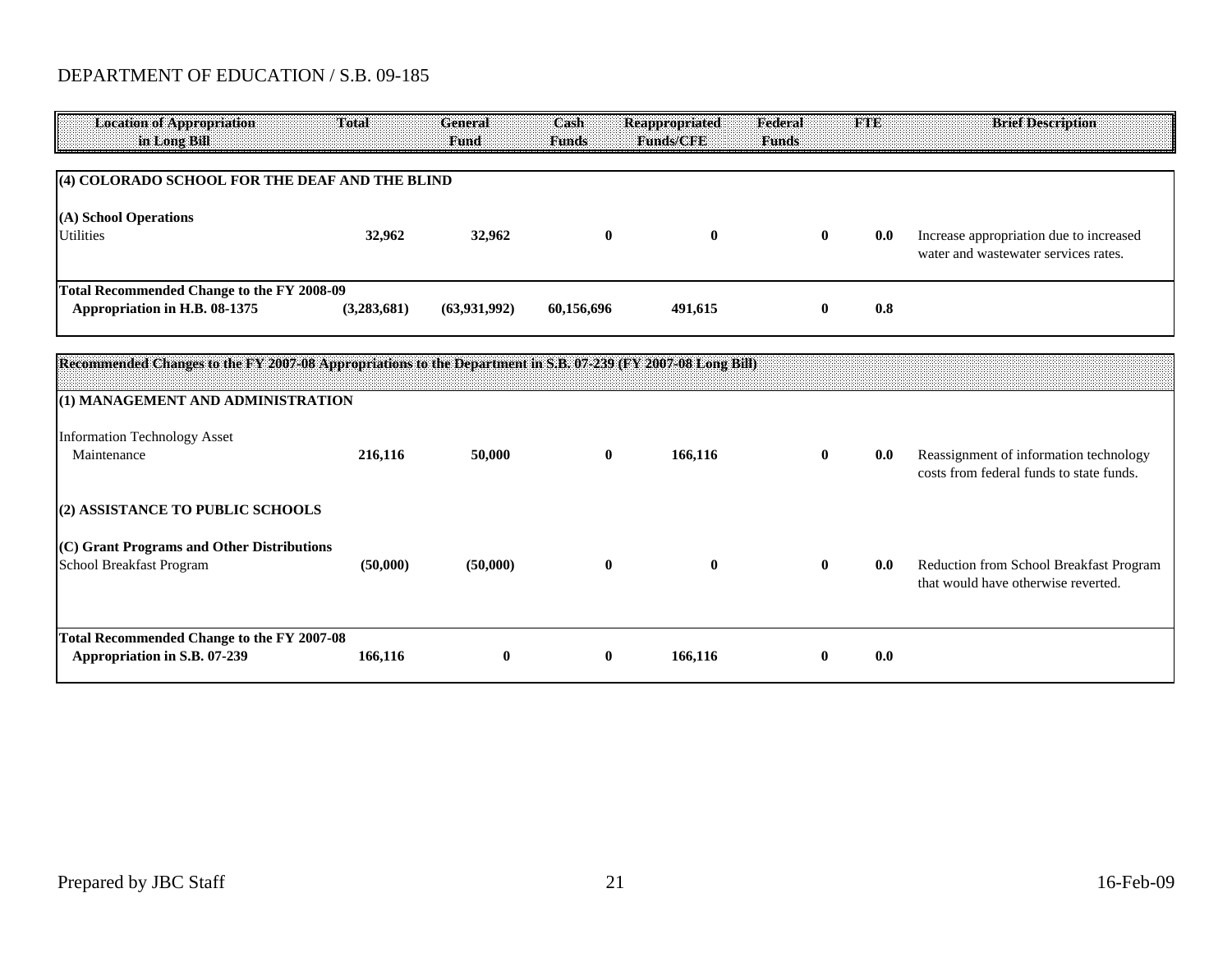DEPARTMENT OF EDUCATION / S.B. 09-185

| Location of Appropriation in Long Bill | Total | General Fund | Cash Funds | Reappropriated Funds/CFE | Federal Funds | FTE | Brief Description |
|---|---|---|---|---|---|---|---|
| **(4) COLORADO SCHOOL FOR THE DEAF AND THE BLIND** | | | | | | | |
| **(A) School Operations** | | | | | | | |
| Utilities | **32,962** | **32,962** | **0** | **0** | **0** | **0.0** | Increase appropriation due to increased water and wastewater services rates. |
| **Total Recommended Change to the FY 2008-09 Appropriation in H.B. 08-1375** | **(3,283,681)** | **(63,931,992)** | **60,156,696** | **491,615** | **0** | **0.8** | |
| **Recommended Changes to the FY 2007-08 Appropriations to the Department in S.B. 07-239 (FY 2007-08 Long Bill)** | | | | | | | |
| **(1) MANAGEMENT AND ADMINISTRATION** | | | | | | | |
| Information Technology Asset Maintenance | **216,116** | **50,000** | **0** | **166,116** | **0** | **0.0** | Reassignment of information technology costs from federal funds to state funds. |
| **(2) ASSISTANCE TO PUBLIC SCHOOLS** | | | | | | | |
| **(C) Grant Programs and Other Distributions** | | | | | | | |
| School Breakfast Program | **(50,000)** | **(50,000)** | **0** | **0** | **0** | **0.0** | Reduction from School Breakfast Program that would have otherwise reverted. |
| **Total Recommended Change to the FY 2007-08 Appropriation in S.B. 07-239** | **166,116** | **0** | **0** | **166,116** | **0** | **0.0** | |

Prepared by JBC Staff

16-Feb-09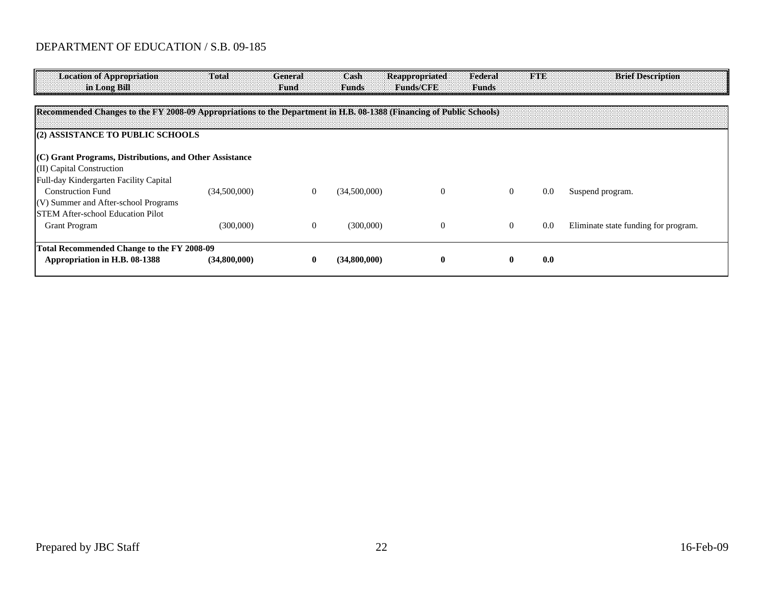DEPARTMENT OF EDUCATION / S.B. 09-185

| Location of Appropriation in Long Bill | Total | General Fund | Cash Funds | Reappropriated Funds/CFE | Federal Funds | FTE | Brief Description |
|---|---|---|---|---|---|---|---|
| **Recommended Changes to the FY 2008-09 Appropriations to the Department in H.B. 08-1388 (Financing of Public Schools)** | | | | | | | |
| **(2) ASSISTANCE TO PUBLIC SCHOOLS** | | | | | | | |
| **(C) Grant Programs, Distributions, and Other Assistance** | | | | | | | |
| (II) Capital Construction | | | | | | | |
| Full-day Kindergarten Facility Capital Construction Fund | (34,500,000) | 0 | (34,500,000) | 0 | 0 | 0.0 | Suspend program. |
| (V) Summer and After-school Programs | | | | | | | |
| STEM After-school Education Pilot Grant Program | (300,000) | 0 | (300,000) | 0 | 0 | 0.0 | Eliminate state funding for program. |
| **Total Recommended Change to the FY 2008-09 Appropriation in H.B. 08-1388** | **(34,800,000)** | **0** | **(34,800,000)** | **0** | **0** | **0.0** | |

Prepared by JBC Staff 16-Feb-09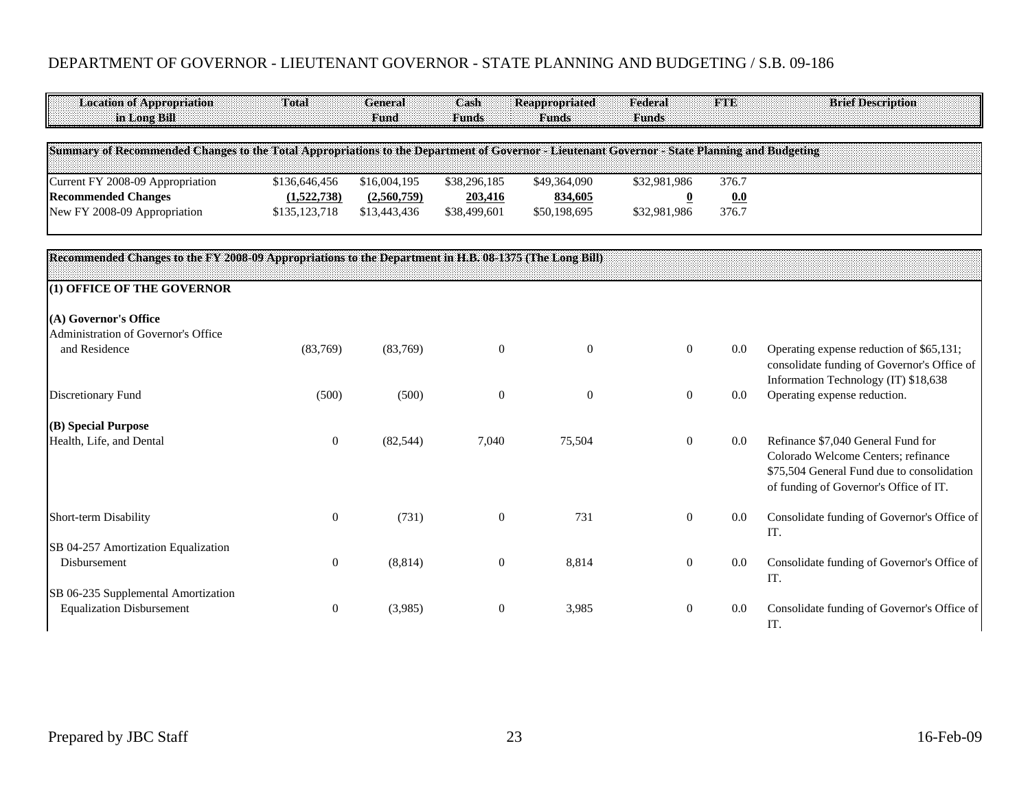# DEPARTMENT OF GOVERNOR - LIEUTENANT GOVERNOR - STATE PLANNING AND BUDGETING / S.B. 09-186

| Location of Appropriation in Long Bill | Total | General Fund | Cash Funds | Reappropriated Funds | Federal Funds | FTE | Brief Description |
|---|---|---|---|---|---|---|---|
| **Summary of Recommended Changes to the Total Appropriations to the Department of Governor - Lieutenant Governor - State Planning and Budgeting** | | | | | | | |
| Current FY 2008-09 Appropriation | $136,646,456 | $16,004,195 | $38,296,185 | $49,364,090 | $32,981,986 | 376.7 | |
| **Recommended Changes** | **(1,522,738)** | **(2,560,759)** | **203,416** | **834,605** | **0** | **0.0** | |
| New FY 2008-09 Appropriation | $135,123,718 | $13,443,436 | $38,499,601 | $50,198,695 | $32,981,986 | 376.7 | |
| **Recommended Changes to the FY 2008-09 Appropriations to the Department in H.B. 08-1375 (The Long Bill)** | | | | | | | |
| **(1) OFFICE OF THE GOVERNOR** | | | | | | | |
| **(A) Governor's Office** | | | | | | | |
| Administration of Governor's Office and Residence | (83,769) | (83,769) | 0 | 0 | 0 | 0.0 | Operating expense reduction of $65,131; consolidate funding of Governor's Office of Information Technology (IT) $18,638 |
| Discretionary Fund | (500) | (500) | 0 | 0 | 0 | 0.0 | Operating expense reduction. |
| **(B) Special Purpose** | | | | | | | |
| Health, Life, and Dental | 0 | (82,544) | 7,040 | 75,504 | 0 | 0.0 | Refinance $7,040 General Fund for Colorado Welcome Centers; refinance $75,504 General Fund due to consolidation of funding of Governor's Office of IT. |
| Short-term Disability | 0 | (731) | 0 | 731 | 0 | 0.0 | Consolidate funding of Governor's Office of IT. |
| SB 04-257 Amortization Equalization Disbursement | 0 | (8,814) | 0 | 8,814 | 0 | 0.0 | Consolidate funding of Governor's Office of IT. |
| SB 06-235 Supplemental Amortization Equalization Disbursement | 0 | (3,985) | 0 | 3,985 | 0 | 0.0 | Consolidate funding of Governor's Office of IT. |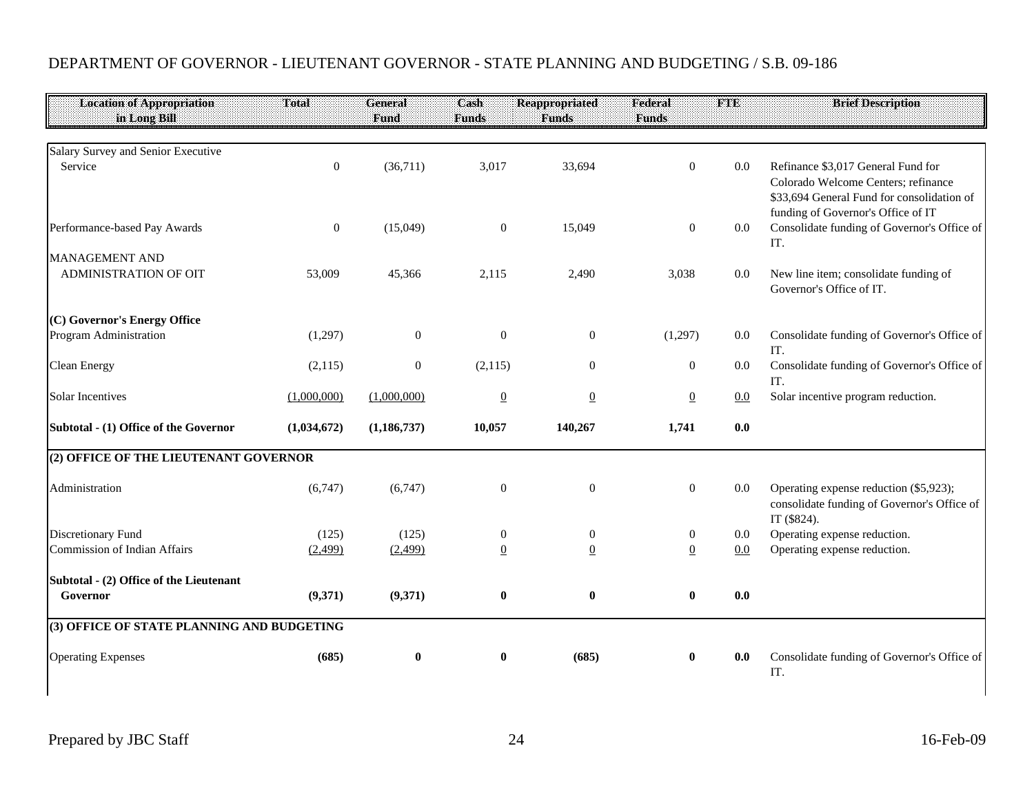DEPARTMENT OF GOVERNOR - LIEUTENANT GOVERNOR - STATE PLANNING AND BUDGETING / S.B. 09-186

| Location of Appropriation in Long Bill | Total | General Fund | Cash Funds | Reappropriated Funds | Federal Funds | FTE | Brief Description |
|---|---|---|---|---|---|---|---|
| Salary Survey and Senior Executive Service | 0 | (36,711) | 3,017 | 33,694 | 0 | 0.0 | Refinance $3,017 General Fund for Colorado Welcome Centers; refinance $33,694 General Fund for consolidation of funding of Governor's Office of IT |
| Performance-based Pay Awards | 0 | (15,049) | 0 | 15,049 | 0 | 0.0 | Consolidate funding of Governor's Office of IT. |
| MANAGEMENT AND ADMINISTRATION OF OIT | 53,009 | 45,366 | 2,115 | 2,490 | 3,038 | 0.0 | New line item; consolidate funding of Governor's Office of IT. |
| **(C) Governor's Energy Office** | | | | | | | |
| Program Administration | (1,297) | 0 | 0 | 0 | (1,297) | 0.0 | Consolidate funding of Governor's Office of IT. |
| Clean Energy | (2,115) | 0 | (2,115) | 0 | 0 | 0.0 | Consolidate funding of Governor's Office of IT. |
| Solar Incentives | (1,000,000) | (1,000,000) | 0 | 0 | 0 | 0.0 | Solar incentive program reduction. |
| **Subtotal - (1) Office of the Governor** | **(1,034,672)** | **(1,186,737)** | **10,057** | **140,267** | **1,741** | **0.0** | |
| **(2) OFFICE OF THE LIEUTENANT GOVERNOR** | | | | | | | |
| Administration | (6,747) | (6,747) | 0 | 0 | 0 | 0.0 | Operating expense reduction ($5,923); consolidate funding of Governor's Office of IT ($824). |
| Discretionary Fund | (125) | (125) | 0 | 0 | 0 | 0.0 | Operating expense reduction. |
| Commission of Indian Affairs | (2,499) | (2,499) | 0 | 0 | 0 | 0.0 | Operating expense reduction. |
| **Subtotal - (2) Office of the Lieutenant Governor** | **(9,371)** | **(9,371)** | **0** | **0** | **0** | **0.0** | |
| **(3) OFFICE OF STATE PLANNING AND BUDGETING** | | | | | | | |
| Operating Expenses | **(685)** | **0** | **0** | **(685)** | **0** | **0.0** | Consolidate funding of Governor's Office of IT. |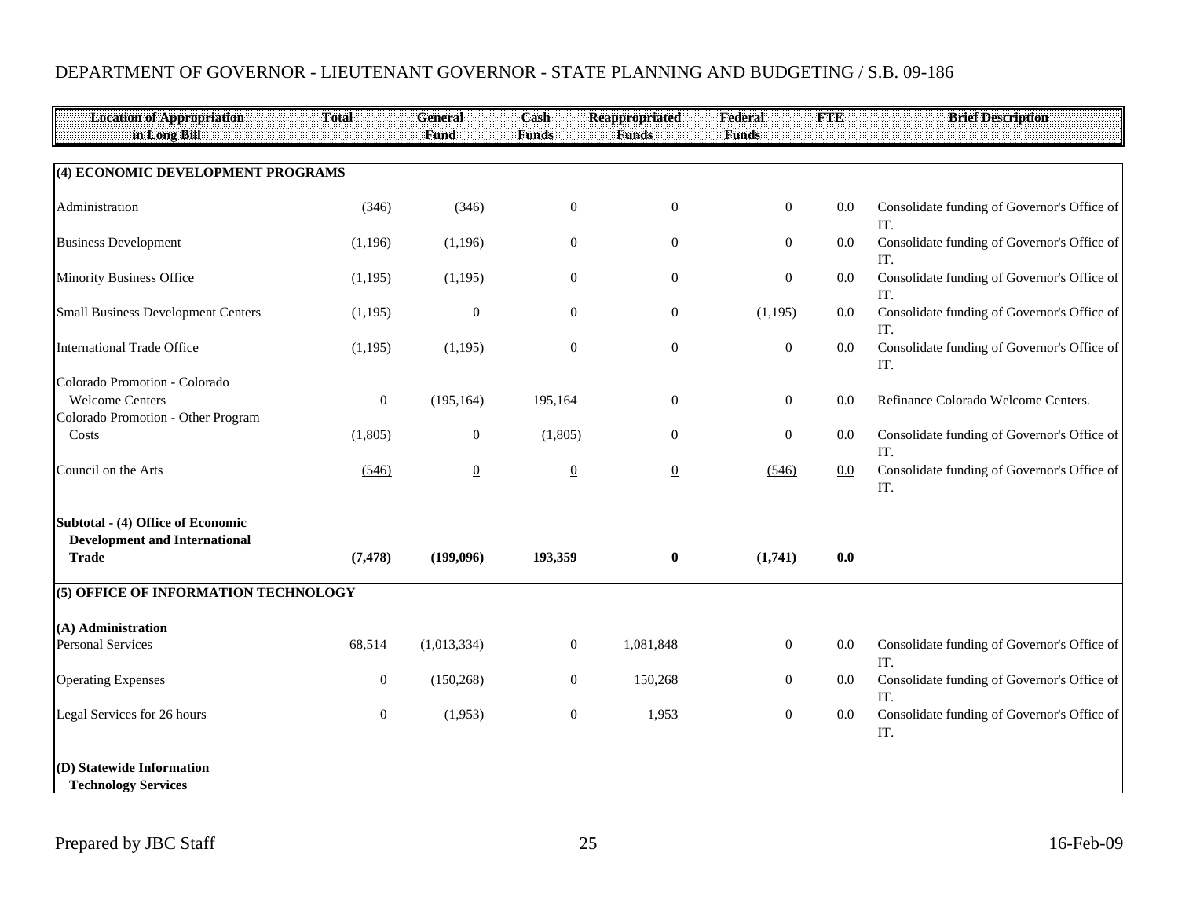DEPARTMENT OF GOVERNOR - LIEUTENANT GOVERNOR - STATE PLANNING AND BUDGETING / S.B. 09-186

| Location of Appropriation in Long Bill | Total | General Fund | Cash Funds | Reappropriated Funds | Federal Funds | FTE | Brief Description |
|---|---|---|---|---|---|---|---|
| **(4) ECONOMIC DEVELOPMENT PROGRAMS** | | | | | | | |
| Administration | (346) | (346) | 0 | 0 | 0 | 0.0 | Consolidate funding of Governor's Office of IT. |
| Business Development | (1,196) | (1,196) | 0 | 0 | 0 | 0.0 | Consolidate funding of Governor's Office of IT. |
| Minority Business Office | (1,195) | (1,195) | 0 | 0 | 0 | 0.0 | Consolidate funding of Governor's Office of IT. |
| Small Business Development Centers | (1,195) | 0 | 0 | 0 | (1,195) | 0.0 | Consolidate funding of Governor's Office of IT. |
| International Trade Office | (1,195) | (1,195) | 0 | 0 | 0 | 0.0 | Consolidate funding of Governor's Office of IT. |
| Colorado Promotion - Colorado Welcome Centers | 0 | (195,164) | 195,164 | 0 | 0 | 0.0 | Refinance Colorado Welcome Centers. |
| Colorado Promotion - Other Program Costs | (1,805) | 0 | (1,805) | 0 | 0 | 0.0 | Consolidate funding of Governor's Office of IT. |
| Council on the Arts | (546) | 0 | 0 | 0 | (546) | 0.0 | Consolidate funding of Governor's Office of IT. |
| **Subtotal - (4) Office of Economic Development and International Trade** | **(7,478)** | **(199,096)** | **193,359** | **0** | **(1,741)** | **0.0** | |
| **(5) OFFICE OF INFORMATION TECHNOLOGY** | | | | | | | |
| **(A) Administration** | | | | | | | |
| Personal Services | 68,514 | (1,013,334) | 0 | 1,081,848 | 0 | 0.0 | Consolidate funding of Governor's Office of IT. |
| Operating Expenses | 0 | (150,268) | 0 | 150,268 | 0 | 0.0 | Consolidate funding of Governor's Office of IT. |
| Legal Services for 26 hours | 0 | (1,953) | 0 | 1,953 | 0 | 0.0 | Consolidate funding of Governor's Office of IT. |
| **(D) Statewide Information Technology Services** | | | | | | | |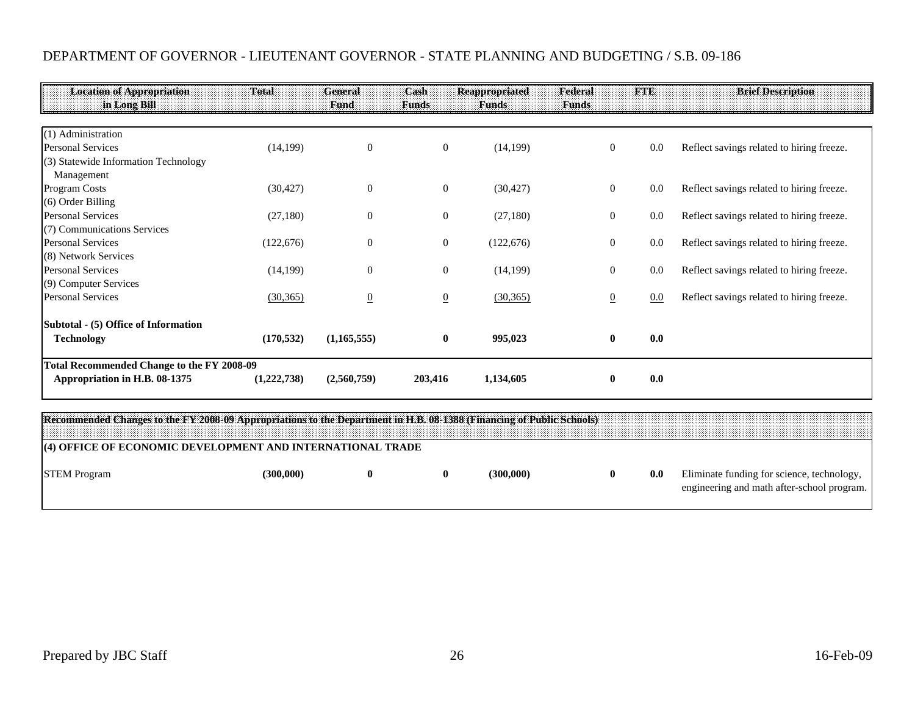## DEPARTMENT OF GOVERNOR - LIEUTENANT GOVERNOR - STATE PLANNING AND BUDGETING / S.B. 09-186

| Location of Appropriation in Long Bill | Total | General Fund | Cash Funds | Reappropriated Funds | Federal Funds | FTE | Brief Description |
|---|---|---|---|---|---|---|---|
| (1) Administration | | | | | | | |
| Personal Services | (14,199) | 0 | 0 | (14,199) | 0 | 0.0 | Reflect savings related to hiring freeze. |
| (3) Statewide Information Technology Management | | | | | | | |
| Program Costs | (30,427) | 0 | 0 | (30,427) | 0 | 0.0 | Reflect savings related to hiring freeze. |
| (6) Order Billing | | | | | | | |
| Personal Services | (27,180) | 0 | 0 | (27,180) | 0 | 0.0 | Reflect savings related to hiring freeze. |
| (7) Communications Services | | | | | | | |
| Personal Services | (122,676) | 0 | 0 | (122,676) | 0 | 0.0 | Reflect savings related to hiring freeze. |
| (8) Network Services | | | | | | | |
| Personal Services | (14,199) | 0 | 0 | (14,199) | 0 | 0.0 | Reflect savings related to hiring freeze. |
| (9) Computer Services | | | | | | | |
| Personal Services | (30,365) | 0 | 0 | (30,365) | 0 | 0.0 | Reflect savings related to hiring freeze. |
| **Subtotal - (5) Office of Information Technology** | **(170,532)** | **(1,165,555)** | **0** | **995,023** | **0** | **0.0** | |
| **Total Recommended Change to the FY 2008-09 Appropriation in H.B. 08-1375** | **(1,222,738)** | **(2,560,759)** | **203,416** | **1,134,605** | **0** | **0.0** | |

**Recommended Changes to the FY 2008-09 Appropriations to the Department in H.B. 08-1388 (Financing of Public Schools)**

| Location of Appropriation in Long Bill | Total | General Fund | Cash Funds | Reappropriated Funds | Federal Funds | FTE | Brief Description |
|---|---|---|---|---|---|---|---|
| **(4) OFFICE OF ECONOMIC DEVELOPMENT AND INTERNATIONAL TRADE** | | | | | | | |
| STEM Program | **(300,000)** | **0** | **0** | **(300,000)** | **0** | **0.0** | Eliminate funding for science, technology, engineering and math after-school program. |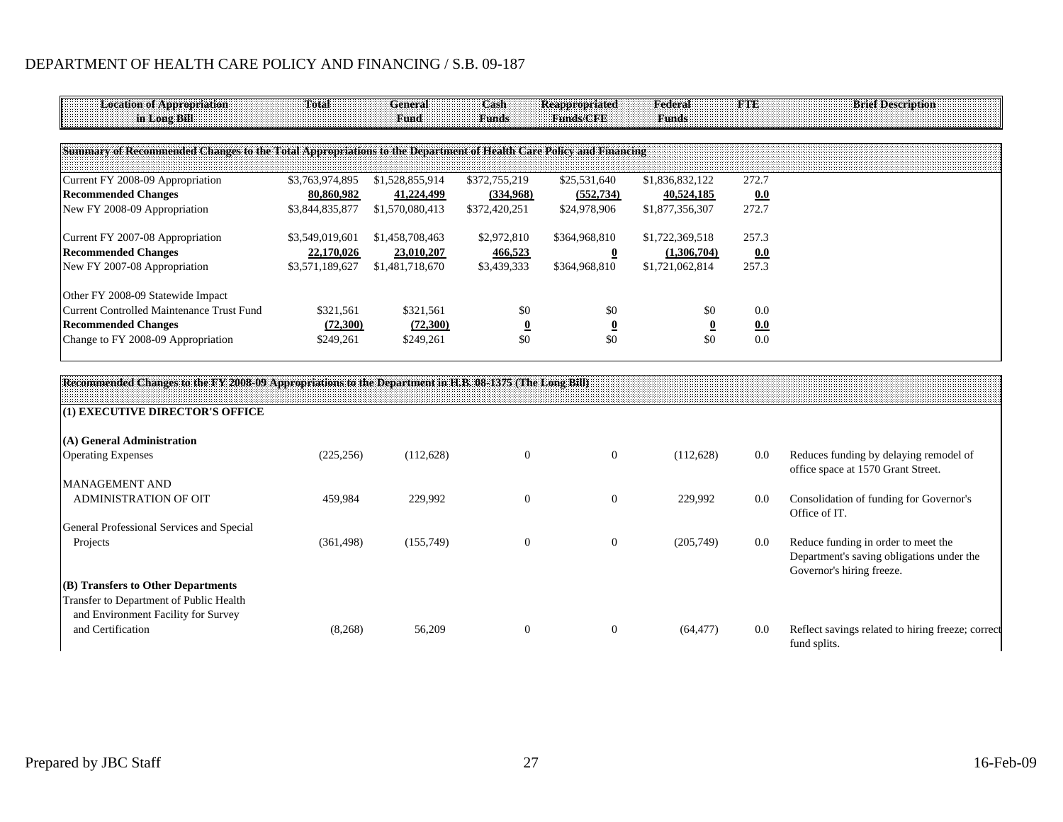DEPARTMENT OF HEALTH CARE POLICY AND FINANCING / S.B. 09-187

| Location of Appropriation in Long Bill | Total | General Fund | Cash Funds | Reappropriated Funds/CFE | Federal Funds | FTE | Brief Description |
|---|---|---|---|---|---|---|---|
| **Summary of Recommended Changes to the Total Appropriations to the Department of Health Care Policy and Financing** | | | | | | | |
| Current FY 2008-09 Appropriation | $3,763,974,895 | $1,528,855,914 | $372,755,219 | $25,531,640 | $1,836,832,122 | 272.7 | |
| **Recommended Changes** | **80,860,982** | **41,224,499** | **(334,968)** | **(552,734)** | **40,524,185** | **0.0** | |
| New FY 2008-09 Appropriation | $3,844,835,877 | $1,570,080,413 | $372,420,251 | $24,978,906 | $1,877,356,307 | 272.7 | |
| Current FY 2007-08 Appropriation | $3,549,019,601 | $1,458,708,463 | $2,972,810 | $364,968,810 | $1,722,369,518 | 257.3 | |
| **Recommended Changes** | **22,170,026** | **23,010,207** | **466,523** | **0** | **(1,306,704)** | **0.0** | |
| New FY 2007-08 Appropriation | $3,571,189,627 | $1,481,718,670 | $3,439,333 | $364,968,810 | $1,721,062,814 | 257.3 | |
| Other FY 2008-09 Statewide Impact | | | | | | | |
| Current Controlled Maintenance Trust Fund | $321,561 | $321,561 | $0 | $0 | $0 | 0.0 | |
| **Recommended Changes** | **(72,300)** | **(72,300)** | **0** | **0** | **0** | **0.0** | |
| Change to FY 2008-09 Appropriation | $249,261 | $249,261 | $0 | $0 | $0 | 0.0 | |
| **Recommended Changes to the FY 2008-09 Appropriations to the Department in H.B. 08-1375 (The Long Bill)** | | | | | | | |
| **(1) EXECUTIVE DIRECTOR'S OFFICE** | | | | | | | |
| **(A) General Administration** | | | | | | | |
| Operating Expenses | (225,256) | (112,628) | 0 | 0 | (112,628) | 0.0 | Reduces funding by delaying remodel of office space at 1570 Grant Street. |
| MANAGEMENT AND ADMINISTRATION OF OIT | 459,984 | 229,992 | 0 | 0 | 229,992 | 0.0 | Consolidation of funding for Governor's Office of IT. |
| General Professional Services and Special Projects | (361,498) | (155,749) | 0 | 0 | (205,749) | 0.0 | Reduce funding in order to meet the Department's saving obligations under the Governor's hiring freeze. |
| **(B) Transfers to Other Departments** | | | | | | | |
| Transfer to Department of Public Health and Environment Facility for Survey and Certification | (8,268) | 56,209 | 0 | 0 | (64,477) | 0.0 | Reflect savings related to hiring freeze; correct fund splits. |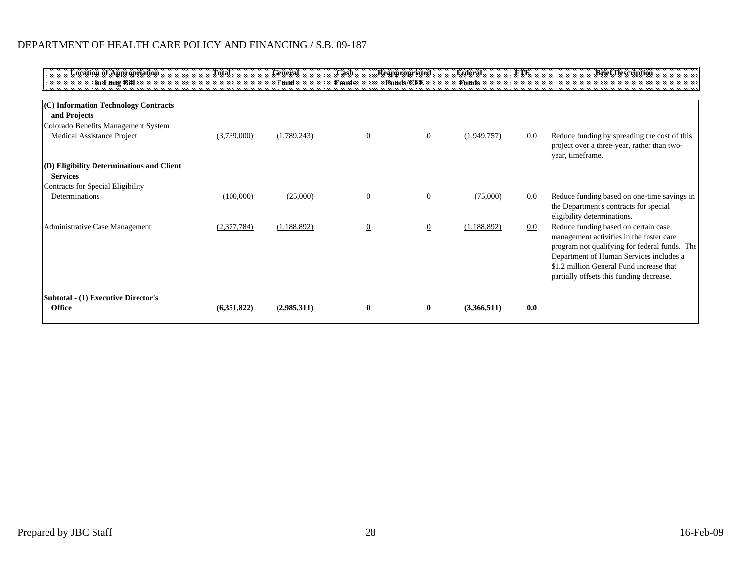DEPARTMENT OF HEALTH CARE POLICY AND FINANCING / S.B. 09-187

| Location of Appropriation in Long Bill | Total | General Fund | Cash Funds | Reappropriated Funds/CFE | Federal Funds | FTE | Brief Description |
|---|---|---|---|---|---|---|---|
| **(C) Information Technology Contracts and Projects** | | | | | | | |
| Colorado Benefits Management System Medical Assistance Project | (3,739,000) | (1,789,243) | 0 | 0 | (1,949,757) | 0.0 | Reduce funding by spreading the cost of this project over a three-year, rather than two-year, timeframe. |
| **(D) Eligibility Determinations and Client Services** | | | | | | | |
| Contracts for Special Eligibility Determinations | (100,000) | (25,000) | 0 | 0 | (75,000) | 0.0 | Reduce funding based on one-time savings in the Department's contracts for special eligibility determinations. |
| Administrative Case Management | (2,377,784) | (1,188,892) | 0 | 0 | (1,188,892) | 0.0 | Reduce funding based on certain case management activities in the foster care program not qualifying for federal funds. The Department of Human Services includes a $1.2 million General Fund increase that partially offsets this funding decrease. |
| **Subtotal - (1) Executive Director's Office** | **(6,351,822)** | **(2,985,311)** | **0** | **0** | **(3,366,511)** | **0.0** | |

Prepared by JBC Staff

16-Feb-09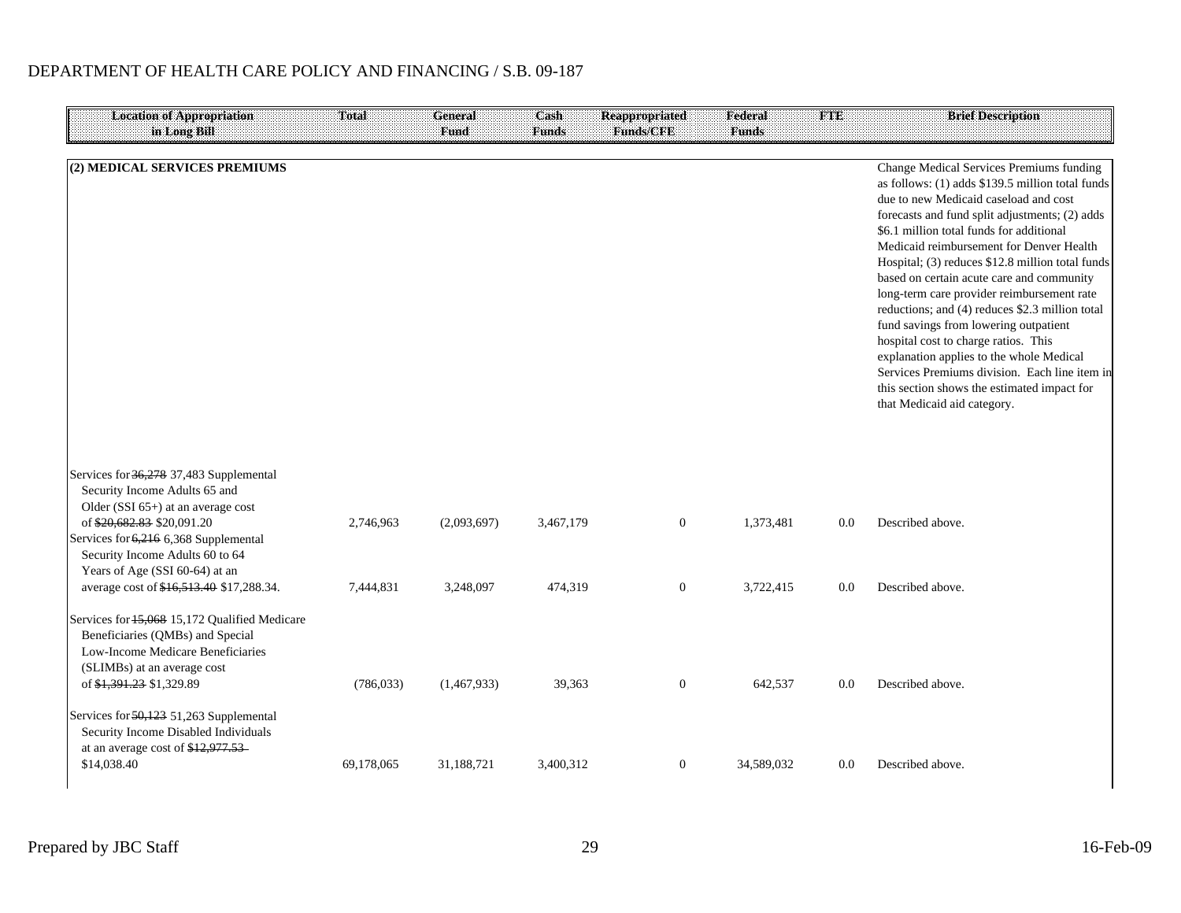DEPARTMENT OF HEALTH CARE POLICY AND FINANCING / S.B. 09-187

| Location of Appropriation in Long Bill | Total | General Fund | Cash Funds | Reappropriated Funds/CFE | Federal Funds | FTE | Brief Description |
|---|---|---|---|---|---|---|---|
| **(2) MEDICAL SERVICES PREMIUMS** | | | | | | | Change Medical Services Premiums funding as follows: (1) adds $139.5 million total funds due to new Medicaid caseload and cost forecasts and fund split adjustments; (2) adds $6.1 million total funds for additional Medicaid reimbursement for Denver Health Hospital; (3) reduces $12.8 million total funds based on certain acute care and community long-term care provider reimbursement rate reductions; and (4) reduces $2.3 million total fund savings from lowering outpatient hospital cost to charge ratios. This explanation applies to the whole Medical Services Premiums division. Each line item in this section shows the estimated impact for that Medicaid aid category. |
| Services for ~~36,278~~ 37,483 Supplemental Security Income Adults 65 and Older (SSI 65+) at an average cost of ~~$20,682.83~~ $20,091.20 | 2,746,963 | (2,093,697) | 3,467,179 | 0 | 1,373,481 | 0.0 | Described above. |
| Services for ~~6,216~~ 6,368 Supplemental Security Income Adults 60 to 64 Years of Age (SSI 60-64) at an average cost of ~~$16,513.40~~ $17,288.34. | 7,444,831 | 3,248,097 | 474,319 | 0 | 3,722,415 | 0.0 | Described above. |
| Services for ~~15,068~~ 15,172 Qualified Medicare Beneficiaries (QMBs) and Special Low-Income Medicare Beneficiaries (SLIMBs) at an average cost of ~~$1,391.23~~ $1,329.89 | (786,033) | (1,467,933) | 39,363 | 0 | 642,537 | 0.0 | Described above. |
| Services for ~~50,123~~ 51,263 Supplemental Security Income Disabled Individuals at an average cost of ~~$12,977.53~~ $14,038.40 | 69,178,065 | 31,188,721 | 3,400,312 | 0 | 34,589,032 | 0.0 | Described above. |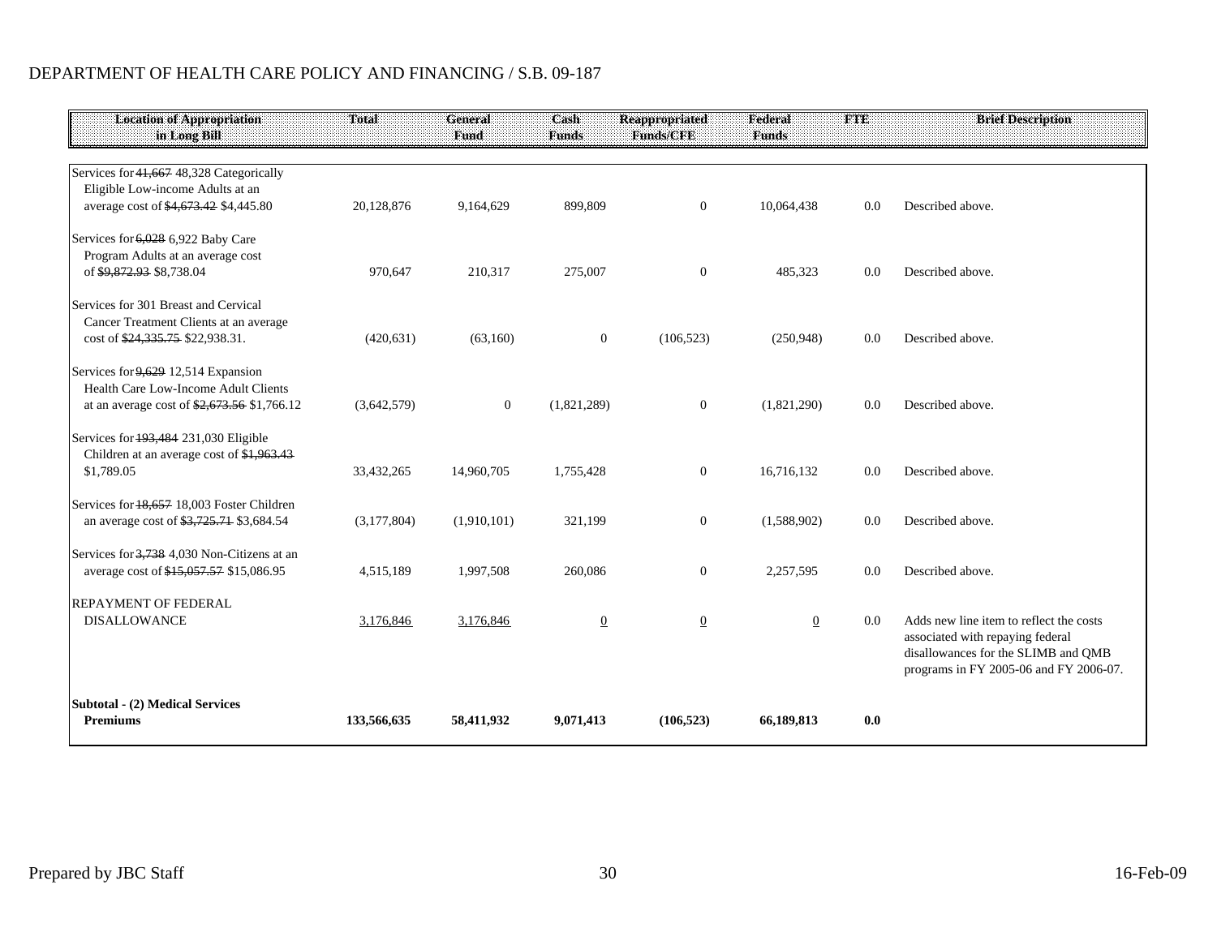DEPARTMENT OF HEALTH CARE POLICY AND FINANCING / S.B. 09-187

| Location of Appropriation in Long Bill | Total | General Fund | Cash Funds | Reappropriated Funds/CFE | Federal Funds | FTE | Brief Description |
|---|---|---|---|---|---|---|---|
| Services for ~~41,667~~ 48,328 Categorically Eligible Low-income Adults at an average cost of ~~$4,673.42~~ $4,445.80 | 20,128,876 | 9,164,629 | 899,809 | 0 | 10,064,438 | 0.0 | Described above. |
| Services for ~~6,028~~ 6,922 Baby Care Program Adults at an average cost of ~~$9,872.93~~ $8,738.04 | 970,647 | 210,317 | 275,007 | 0 | 485,323 | 0.0 | Described above. |
| Services for 301 Breast and Cervical Cancer Treatment Clients at an average cost of ~~$24,335.75~~ $22,938.31. | (420,631) | (63,160) | 0 | (106,523) | (250,948) | 0.0 | Described above. |
| Services for ~~9,629~~ 12,514 Expansion Health Care Low-Income Adult Clients at an average cost of ~~$2,673.56~~ $1,766.12 | (3,642,579) | 0 | (1,821,289) | 0 | (1,821,290) | 0.0 | Described above. |
| Services for ~~193,484~~ 231,030 Eligible Children at an average cost of ~~$1,963.43~~ $1,789.05 | 33,432,265 | 14,960,705 | 1,755,428 | 0 | 16,716,132 | 0.0 | Described above. |
| Services for ~~18,657~~ 18,003 Foster Children an average cost of ~~$3,725.71~~ $3,684.54 | (3,177,804) | (1,910,101) | 321,199 | 0 | (1,588,902) | 0.0 | Described above. |
| Services for ~~3,738~~ 4,030 Non-Citizens at an average cost of ~~$15,057.57~~ $15,086.95 | 4,515,189 | 1,997,508 | 260,086 | 0 | 2,257,595 | 0.0 | Described above. |
| REPAYMENT OF FEDERAL DISALLOWANCE | 3,176,846 | 3,176,846 | 0 | 0 | 0 | 0.0 | Adds new line item to reflect the costs associated with repaying federal disallowances for the SLIMB and QMB programs in FY 2005-06 and FY 2006-07. |
| **Subtotal - (2) Medical Services Premiums** | **133,566,635** | **58,411,932** | **9,071,413** | **(106,523)** | **66,189,813** | **0.0** | |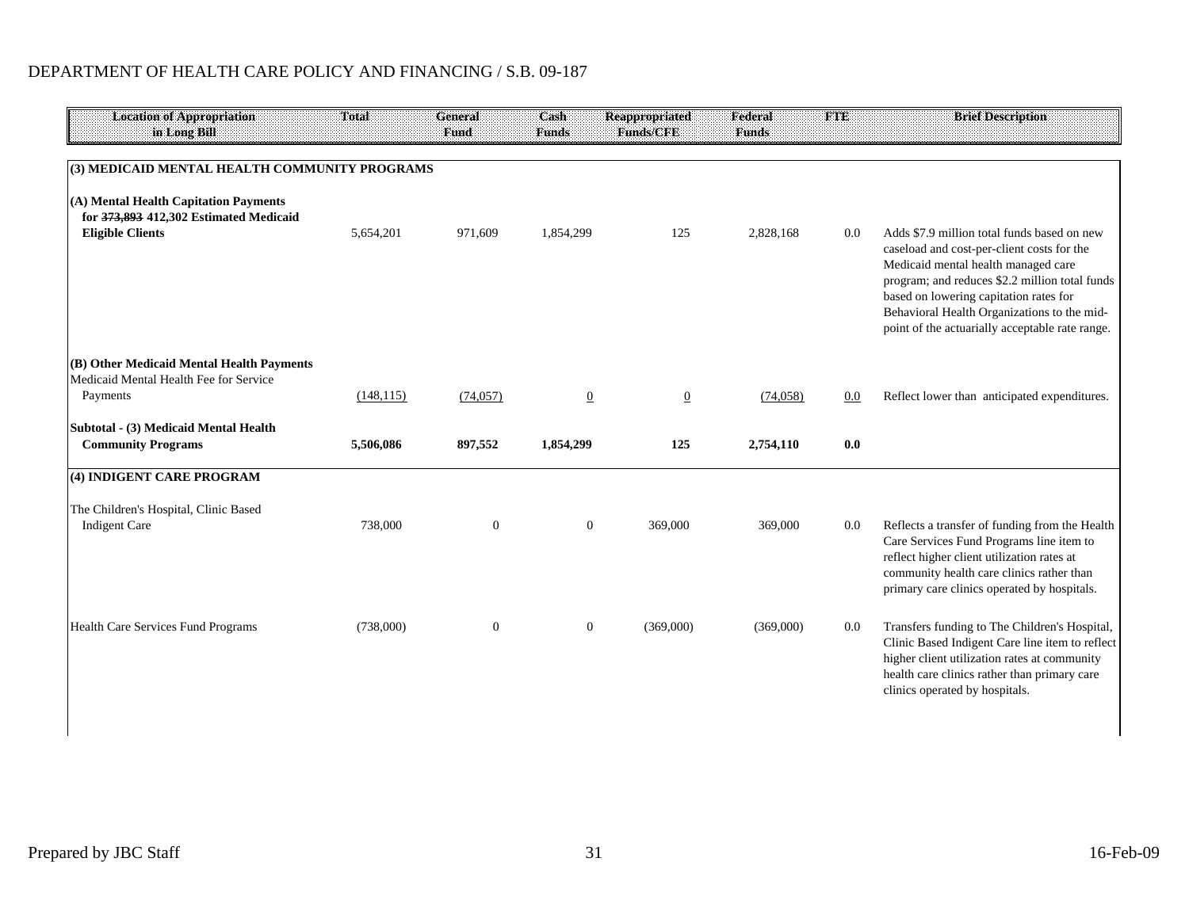DEPARTMENT OF HEALTH CARE POLICY AND FINANCING / S.B. 09-187

| Location of Appropriation in Long Bill | Total | General Fund | Cash Funds | Reappropriated Funds/CFE | Federal Funds | FTE | Brief Description |
|---|---|---|---|---|---|---|---|
| **(3) MEDICAID MENTAL HEALTH COMMUNITY PROGRAMS** | | | | | | | |
| **(A) Mental Health Capitation Payments for ~~373,893~~ 412,302 Estimated Medicaid Eligible Clients** | 5,654,201 | 971,609 | 1,854,299 | 125 | 2,828,168 | 0.0 | Adds $7.9 million total funds based on new caseload and cost-per-client costs for the Medicaid mental health managed care program; and reduces $2.2 million total funds based on lowering capitation rates for Behavioral Health Organizations to the mid-point of the actuarially acceptable rate range. |
| **(B) Other Medicaid Mental Health Payments** | | | | | | | |
| Medicaid Mental Health Fee for Service Payments | (148,115) | (74,057) | 0 | 0 | (74,058) | 0.0 | Reflect lower than anticipated expenditures. |
| **Subtotal - (3) Medicaid Mental Health Community Programs** | **5,506,086** | **897,552** | **1,854,299** | **125** | **2,754,110** | **0.0** | |
| **(4) INDIGENT CARE PROGRAM** | | | | | | | |
| The Children's Hospital, Clinic Based Indigent Care | 738,000 | 0 | 0 | 369,000 | 369,000 | 0.0 | Reflects a transfer of funding from the Health Care Services Fund Programs line item to reflect higher client utilization rates at community health care clinics rather than primary care clinics operated by hospitals. |
| Health Care Services Fund Programs | (738,000) | 0 | 0 | (369,000) | (369,000) | 0.0 | Transfers funding to The Children's Hospital, Clinic Based Indigent Care line item to reflect higher client utilization rates at community health care clinics rather than primary care clinics operated by hospitals. |

Prepared by JBC Staff — 16-Feb-09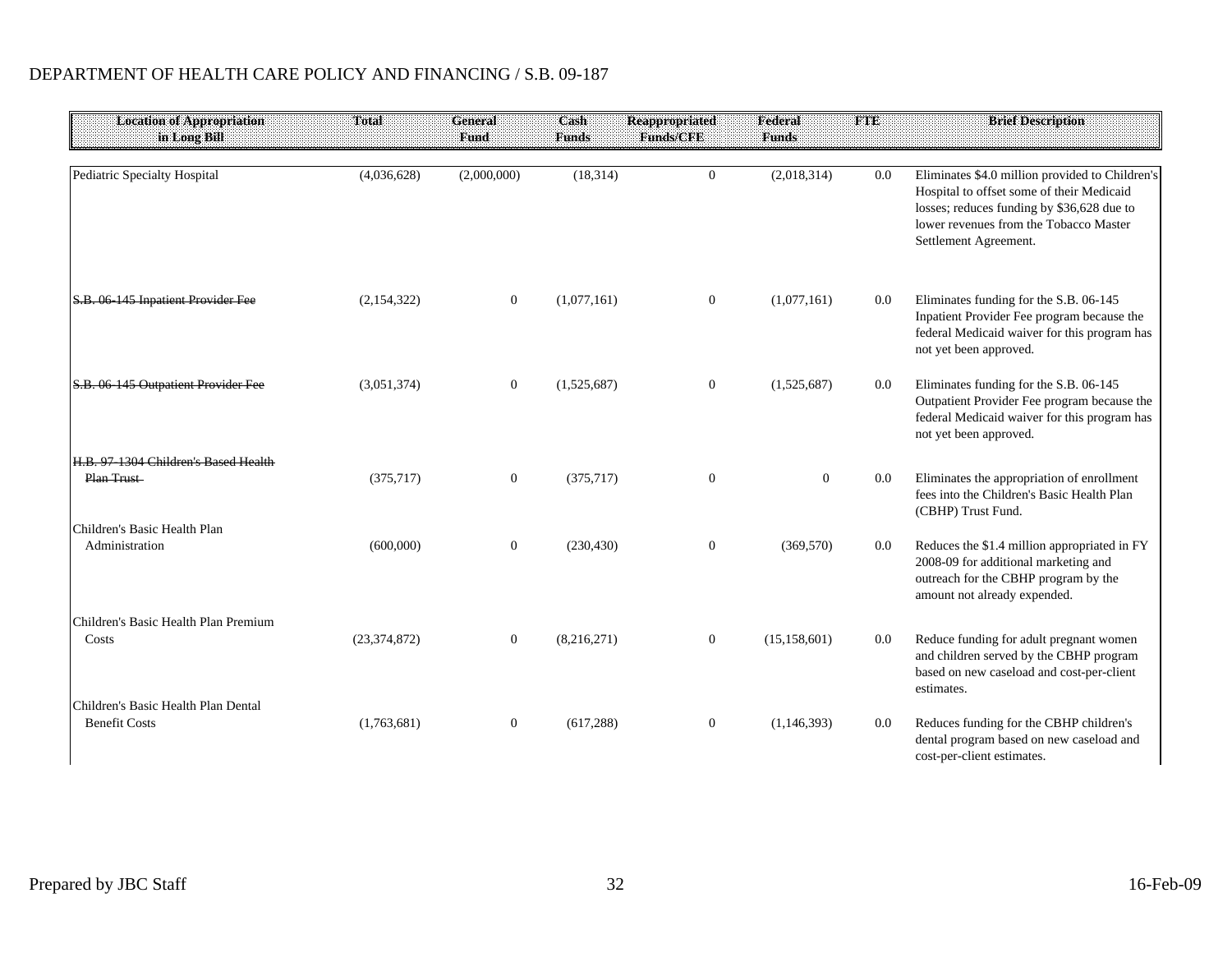DEPARTMENT OF HEALTH CARE POLICY AND FINANCING / S.B. 09-187

| Location of Appropriation in Long Bill | Total | General Fund | Cash Funds | Reappropriated Funds/CFE | Federal Funds | FTE | Brief Description |
|---|---|---|---|---|---|---|---|
| Pediatric Specialty Hospital | (4,036,628) | (2,000,000) | (18,314) | 0 | (2,018,314) | 0.0 | Eliminates $4.0 million provided to Children's Hospital to offset some of their Medicaid losses; reduces funding by $36,628 due to lower revenues from the Tobacco Master Settlement Agreement. |
| ~~S.B. 06-145 Inpatient Provider Fee~~ | (2,154,322) | 0 | (1,077,161) | 0 | (1,077,161) | 0.0 | Eliminates funding for the S.B. 06-145 Inpatient Provider Fee program because the federal Medicaid waiver for this program has not yet been approved. |
| ~~S.B. 06-145 Outpatient Provider Fee~~ | (3,051,374) | 0 | (1,525,687) | 0 | (1,525,687) | 0.0 | Eliminates funding for the S.B. 06-145 Outpatient Provider Fee program because the federal Medicaid waiver for this program has not yet been approved. |
| ~~H.B. 97-1304 Children's Based Health Plan Trust~~ | (375,717) | 0 | (375,717) | 0 | 0 | 0.0 | Eliminates the appropriation of enrollment fees into the Children's Basic Health Plan (CBHP) Trust Fund. |
| Children's Basic Health Plan Administration | (600,000) | 0 | (230,430) | 0 | (369,570) | 0.0 | Reduces the $1.4 million appropriated in FY 2008-09 for additional marketing and outreach for the CBHP program by the amount not already expended. |
| Children's Basic Health Plan Premium Costs | (23,374,872) | 0 | (8,216,271) | 0 | (15,158,601) | 0.0 | Reduce funding for adult pregnant women and children served by the CBHP program based on new caseload and cost-per-client estimates. |
| Children's Basic Health Plan Dental Benefit Costs | (1,763,681) | 0 | (617,288) | 0 | (1,146,393) | 0.0 | Reduces funding for the CBHP children's dental program based on new caseload and cost-per-client estimates. |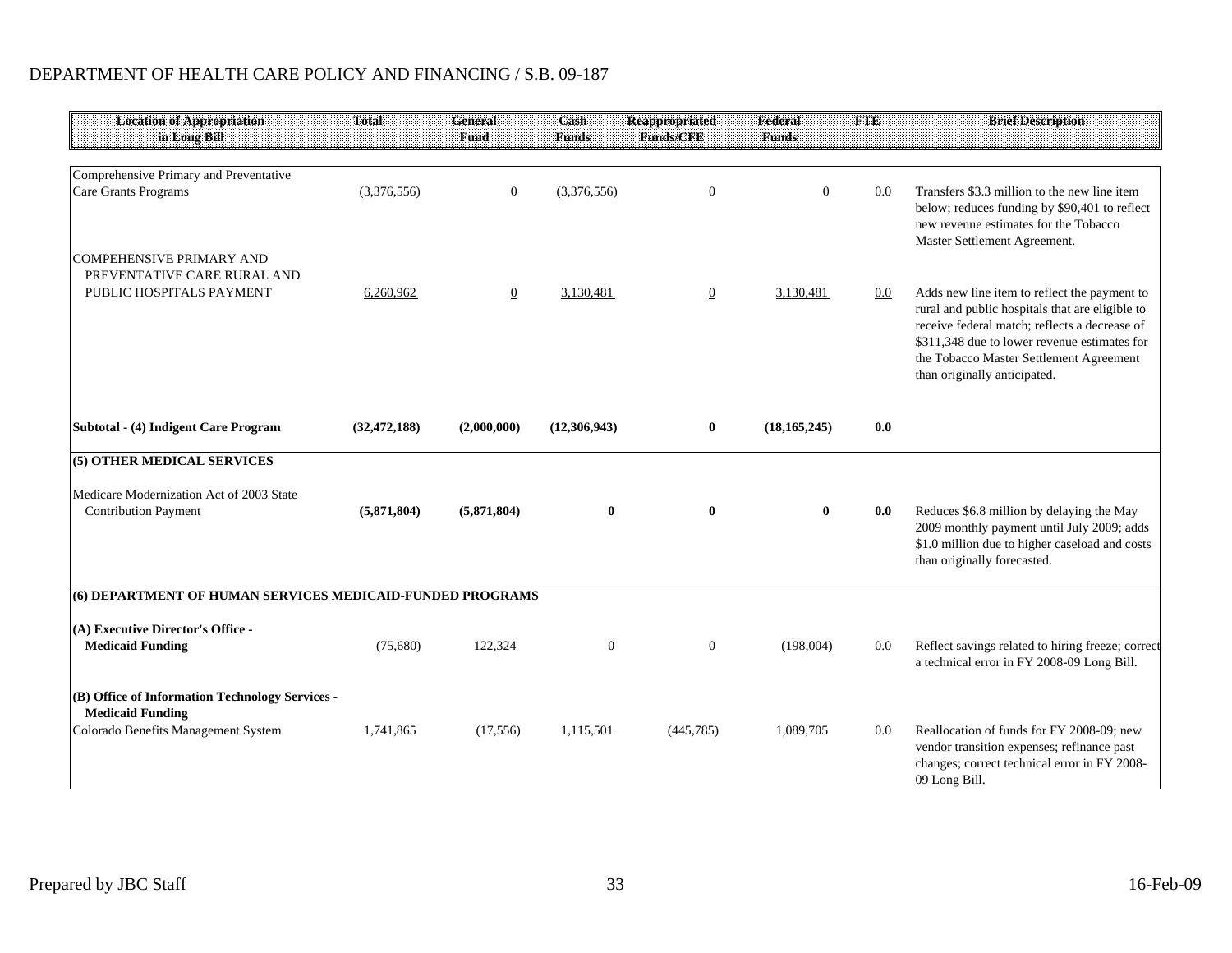DEPARTMENT OF HEALTH CARE POLICY AND FINANCING / S.B. 09-187

| Location of Appropriation in Long Bill | Total | General Fund | Cash Funds | Reappropriated Funds/CFE | Federal Funds | FTE | Brief Description |
|---|---|---|---|---|---|---|---|
| Comprehensive Primary and Preventative Care Grants Programs | (3,376,556) | 0 | (3,376,556) | 0 | 0 | 0.0 | Transfers $3.3 million to the new line item below; reduces funding by $90,401 to reflect new revenue estimates for the Tobacco Master Settlement Agreement. |
| COMPEHENSIVE PRIMARY AND PREVENTATIVE CARE RURAL AND PUBLIC HOSPITALS PAYMENT | 6,260,962 | 0 | 3,130,481 | 0 | 3,130,481 | 0.0 | Adds new line item to reflect the payment to rural and public hospitals that are eligible to receive federal match; reflects a decrease of $311,348 due to lower revenue estimates for the Tobacco Master Settlement Agreement than originally anticipated. |
| **Subtotal - (4) Indigent Care Program** | **(32,472,188)** | **(2,000,000)** | **(12,306,943)** | **0** | **(18,165,245)** | **0.0** | |
| **(5) OTHER MEDICAL SERVICES** | | | | | | | |
| Medicare Modernization Act of 2003 State Contribution Payment | **(5,871,804)** | **(5,871,804)** | **0** | **0** | **0** | **0.0** | Reduces $6.8 million by delaying the May 2009 monthly payment until July 2009; adds $1.0 million due to higher caseload and costs than originally forecasted. |
| **(6) DEPARTMENT OF HUMAN SERVICES MEDICAID-FUNDED PROGRAMS** | | | | | | | |
| **(A) Executive Director's Office - Medicaid Funding** | (75,680) | 122,324 | 0 | 0 | (198,004) | 0.0 | Reflect savings related to hiring freeze; correct a technical error in FY 2008-09 Long Bill. |
| **(B) Office of Information Technology Services - Medicaid Funding** | | | | | | | |
| Colorado Benefits Management System | 1,741,865 | (17,556) | 1,115,501 | (445,785) | 1,089,705 | 0.0 | Reallocation of funds for FY 2008-09; new vendor transition expenses; refinance past changes; correct technical error in FY 2008-09 Long Bill. |

Prepared by JBC Staff

16-Feb-09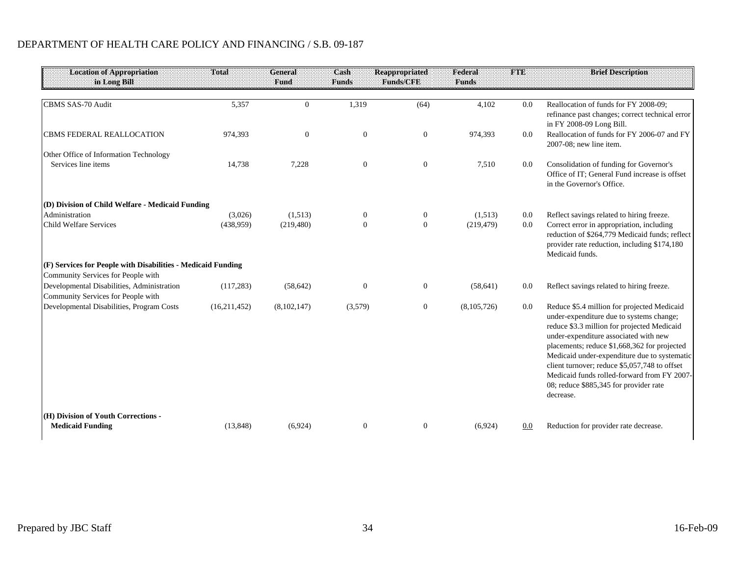DEPARTMENT OF HEALTH CARE POLICY AND FINANCING / S.B. 09-187

| Location of Appropriation in Long Bill | Total | General Fund | Cash Funds | Reappropriated Funds/CFE | Federal Funds | FTE | Brief Description |
|---|---|---|---|---|---|---|---|
| CBMS SAS-70 Audit | 5,357 | 0 | 1,319 | (64) | 4,102 | 0.0 | Reallocation of funds for FY 2008-09; refinance past changes; correct technical error in FY 2008-09 Long Bill. |
| CBMS FEDERAL REALLOCATION | 974,393 | 0 | 0 | 0 | 974,393 | 0.0 | Reallocation of funds for FY 2006-07 and FY 2007-08; new line item. |
| Other Office of Information Technology Services line items | 14,738 | 7,228 | 0 | 0 | 7,510 | 0.0 | Consolidation of funding for Governor's Office of IT; General Fund increase is offset in the Governor's Office. |
| **(D) Division of Child Welfare - Medicaid Funding** | | | | | | | |
| Administration | (3,026) | (1,513) | 0 | 0 | (1,513) | 0.0 | Reflect savings related to hiring freeze. |
| Child Welfare Services | (438,959) | (219,480) | 0 | 0 | (219,479) | 0.0 | Correct error in appropriation, including reduction of $264,779 Medicaid funds; reflect provider rate reduction, including $174,180 Medicaid funds. |
| **(F) Services for People with Disabilities - Medicaid Funding** | | | | | | | |
| Community Services for People with Developmental Disabilities, Administration | (117,283) | (58,642) | 0 | 0 | (58,641) | 0.0 | Reflect savings related to hiring freeze. |
| Community Services for People with Developmental Disabilities, Program Costs | (16,211,452) | (8,102,147) | (3,579) | 0 | (8,105,726) | 0.0 | Reduce $5.4 million for projected Medicaid under-expenditure due to systems change; reduce $3.3 million for projected Medicaid under-expenditure associated with new placements; reduce $1,668,362 for projected Medicaid under-expenditure due to systematic client turnover; reduce $5,057,748 to offset Medicaid funds rolled-forward from FY 2007-08; reduce $885,345 for provider rate decrease. |
| **(H) Division of Youth Corrections - Medicaid Funding** | (13,848) | (6,924) | 0 | 0 | (6,924) | 0.0 | Reduction for provider rate decrease. |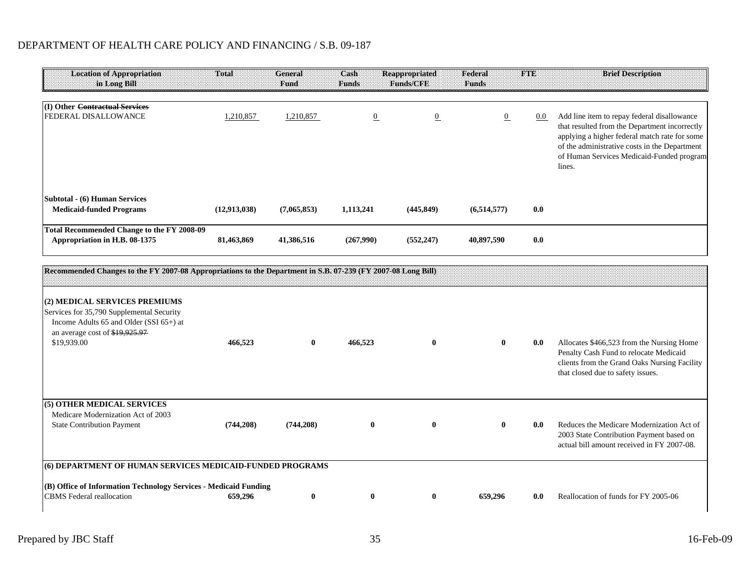DEPARTMENT OF HEALTH CARE POLICY AND FINANCING / S.B. 09-187

| Location of Appropriation in Long Bill | Total | General Fund | Cash Funds | Reappropriated Funds/CFE | Federal Funds | FTE | Brief Description |
|---|---|---|---|---|---|---|---|
| **(I) Other ~~Contractual Services~~** | | | | | | | |
| FEDERAL DISALLOWANCE | 1,210,857 | 1,210,857 | 0 | 0 | 0 | 0.0 | Add line item to repay federal disallowance that resulted from the Department incorrectly applying a higher federal match rate for some of the administrative costs in the Department of Human Services Medicaid-Funded program lines. |
| **Subtotal - (6) Human Services Medicaid-funded Programs** | **(12,913,038)** | **(7,065,853)** | **1,113,241** | **(445,849)** | **(6,514,577)** | **0.0** | |
| **Total Recommended Change to the FY 2008-09 Appropriation in H.B. 08-1375** | **81,463,869** | **41,386,516** | **(267,990)** | **(552,247)** | **40,897,590** | **0.0** | |
| **Recommended Changes to the FY 2007-08 Appropriations to the Department in S.B. 07-239 (FY 2007-08 Long Bill)** | | | | | | | |
| **(2) MEDICAL SERVICES PREMIUMS** | | | | | | | |
| Services for 35,790 Supplemental Security Income Adults 65 and Older (SSI 65+) at an average cost of ~~$19,925.97~~ $19,939.00 | **466,523** | **0** | **466,523** | **0** | **0** | **0.0** | Allocates $466,523 from the Nursing Home Penalty Cash Fund to relocate Medicaid clients from the Grand Oaks Nursing Facility that closed due to safety issues. |
| **(5) OTHER MEDICAL SERVICES** | | | | | | | |
| Medicare Modernization Act of 2003 State Contribution Payment | **(744,208)** | **(744,208)** | **0** | **0** | **0** | **0.0** | Reduces the Medicare Modernization Act of 2003 State Contribution Payment based on actual bill amount received in FY 2007-08. |
| **(6) DEPARTMENT OF HUMAN SERVICES MEDICAID-FUNDED PROGRAMS** | | | | | | | |
| **(B) Office of Information Technology Services - Medicaid Funding** | | | | | | | |
| CBMS Federal reallocation | **659,296** | **0** | **0** | **0** | **659,296** | **0.0** | Reallocation of funds for FY 2005-06 |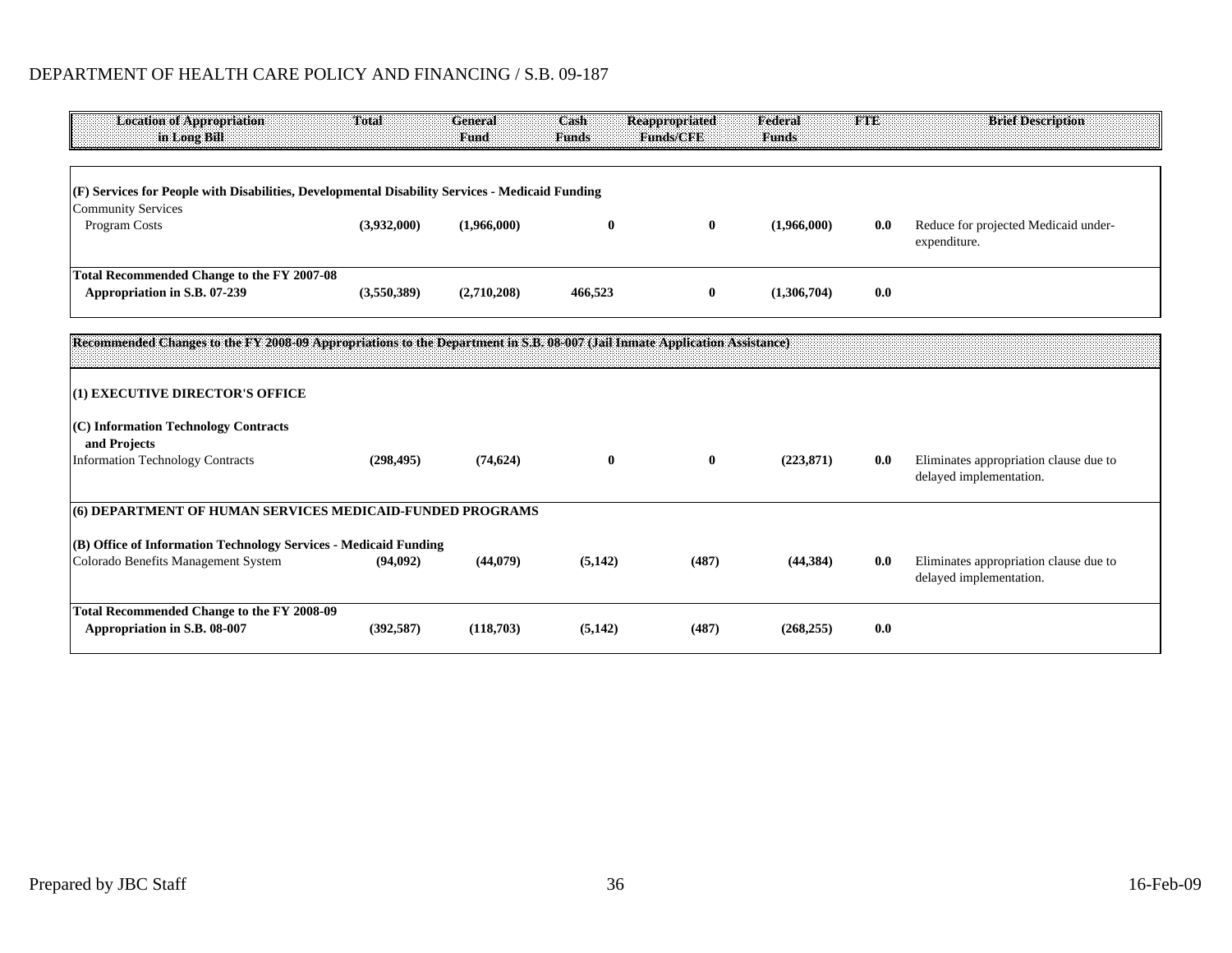DEPARTMENT OF HEALTH CARE POLICY AND FINANCING / S.B. 09-187

| Location of Appropriation in Long Bill | Total | General Fund | Cash Funds | Reappropriated Funds/CFE | Federal Funds | FTE | Brief Description |
|---|---|---|---|---|---|---|---|
| **(F) Services for People with Disabilities, Developmental Disability Services - Medicaid Funding** | | | | | | | |
| Community Services | | | | | | | |
| Program Costs | **(3,932,000)** | **(1,966,000)** | **0** | **0** | **(1,966,000)** | **0.0** | Reduce for projected Medicaid under-expenditure. |
| **Total Recommended Change to the FY 2007-08 Appropriation in S.B. 07-239** | **(3,550,389)** | **(2,710,208)** | **466,523** | **0** | **(1,306,704)** | **0.0** | |
| **Recommended Changes to the FY 2008-09 Appropriations to the Department in S.B. 08-007 (Jail Inmate Application Assistance)** | | | | | | | |
| **(1) EXECUTIVE DIRECTOR'S OFFICE** | | | | | | | |
| **(C) Information Technology Contracts and Projects** | | | | | | | |
| Information Technology Contracts | **(298,495)** | **(74,624)** | **0** | **0** | **(223,871)** | **0.0** | Eliminates appropriation clause due to delayed implementation. |
| **(6) DEPARTMENT OF HUMAN SERVICES MEDICAID-FUNDED PROGRAMS** | | | | | | | |
| **(B) Office of Information Technology Services - Medicaid Funding** | | | | | | | |
| Colorado Benefits Management System | **(94,092)** | **(44,079)** | **(5,142)** | **(487)** | **(44,384)** | **0.0** | Eliminates appropriation clause due to delayed implementation. |
| **Total Recommended Change to the FY 2008-09 Appropriation in S.B. 08-007** | **(392,587)** | **(118,703)** | **(5,142)** | **(487)** | **(268,255)** | **0.0** | |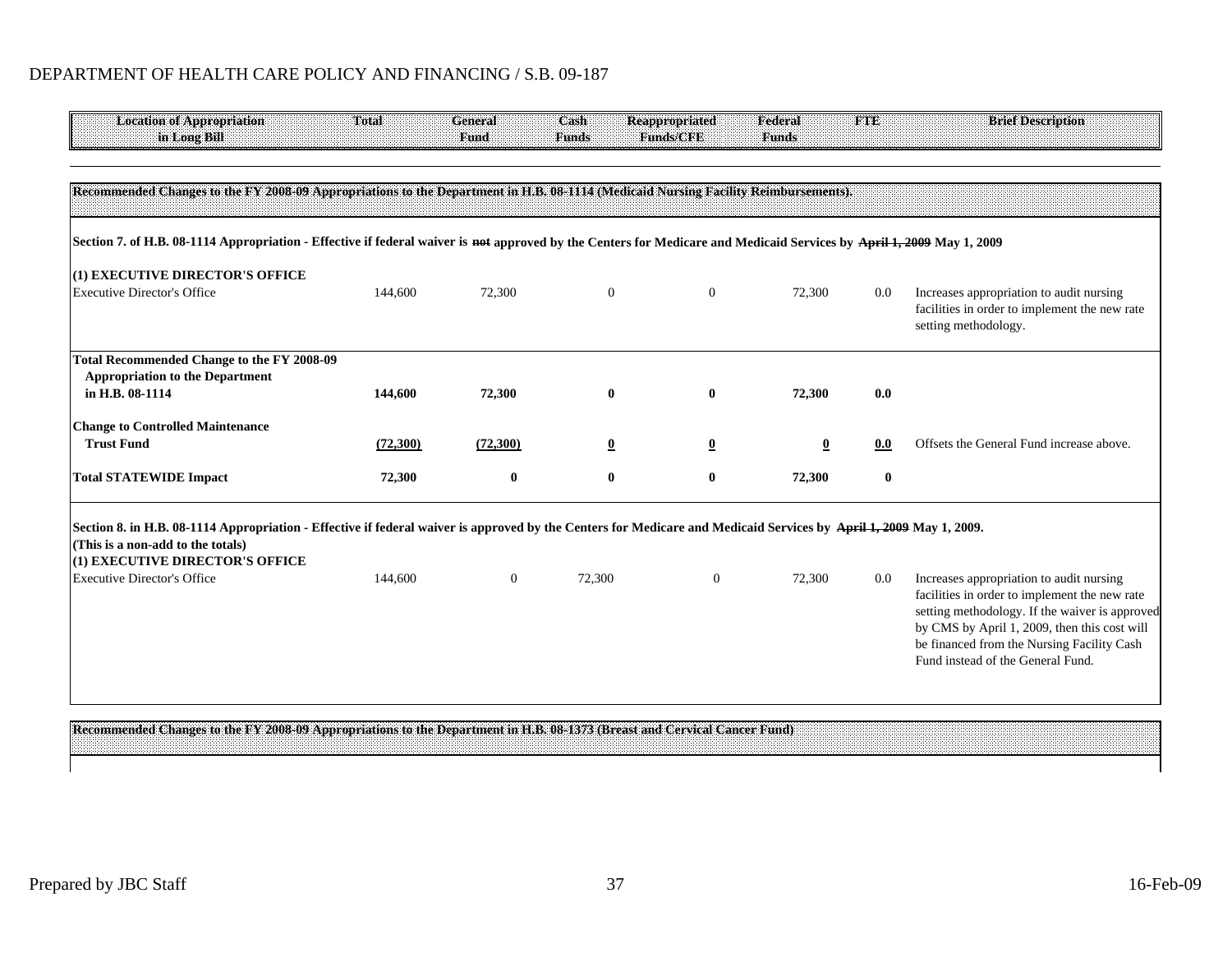## DEPARTMENT OF HEALTH CARE POLICY AND FINANCING / S.B. 09-187

| Location of Appropriation in Long Bill | Total | General Fund | Cash Funds | Reappropriated Funds/CFE | Federal Funds | FTE | Brief Description |
|---|---|---|---|---|---|---|---|
| **Recommended Changes to the FY 2008-09 Appropriations to the Department in H.B. 08-1114 (Medicaid Nursing Facility Reimbursements).** | | | | | | | |
| **Section 7. of H.B. 08-1114 Appropriation - Effective if federal waiver is ~~not~~ approved by the Centers for Medicare and Medicaid Services by ~~April 1, 2009~~ May 1, 2009** | | | | | | | |
| **(1) EXECUTIVE DIRECTOR'S OFFICE** | | | | | | | |
| Executive Director's Office | 144,600 | 72,300 | 0 | 0 | 72,300 | 0.0 | Increases appropriation to audit nursing facilities in order to implement the new rate setting methodology. |
| **Total Recommended Change to the FY 2008-09 Appropriation to the Department in H.B. 08-1114** | **144,600** | **72,300** | **0** | **0** | **72,300** | **0.0** | |
| **Change to Controlled Maintenance Trust Fund** | **(72,300)** | **(72,300)** | **0** | **0** | **0** | **0.0** | Offsets the General Fund increase above. |
| **Total STATEWIDE Impact** | **72,300** | **0** | **0** | **0** | **72,300** | **0** | |
| **Section 8. in H.B. 08-1114 Appropriation - Effective if federal waiver is approved by the Centers for Medicare and Medicaid Services by ~~April 1, 2009~~ May 1, 2009.** | | | | | | | |
| **(This is a non-add to the totals)** | | | | | | | |
| **(1) EXECUTIVE DIRECTOR'S OFFICE** | | | | | | | |
| Executive Director's Office | 144,600 | 0 | 72,300 | 0 | 72,300 | 0.0 | Increases appropriation to audit nursing facilities in order to implement the new rate setting methodology. If the waiver is approved by CMS by April 1, 2009, then this cost will be financed from the Nursing Facility Cash Fund instead of the General Fund. |
| **Recommended Changes to the FY 2008-09 Appropriations to the Department in H.B. 08-1373 (Breast and Cervical Cancer Fund)** | | | | | | | |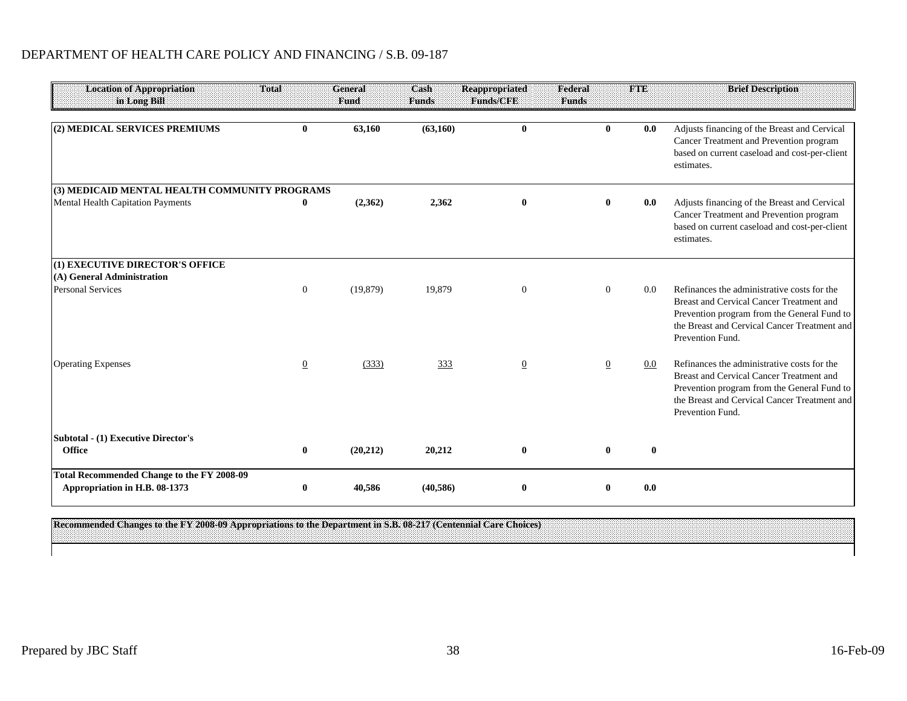DEPARTMENT OF HEALTH CARE POLICY AND FINANCING / S.B. 09-187

| Location of Appropriation in Long Bill | Total | General Fund | Cash Funds | Reappropriated Funds/CFE | Federal Funds | FTE | Brief Description |
|---|---|---|---|---|---|---|---|
| **(2) MEDICAL SERVICES PREMIUMS** | **0** | **63,160** | **(63,160)** | **0** | **0** | **0.0** | Adjusts financing of the Breast and Cervical Cancer Treatment and Prevention program based on current caseload and cost-per-client estimates. |
| **(3) MEDICAID MENTAL HEALTH COMMUNITY PROGRAMS** | | | | | | | |
| Mental Health Capitation Payments | **0** | **(2,362)** | **2,362** | **0** | **0** | **0.0** | Adjusts financing of the Breast and Cervical Cancer Treatment and Prevention program based on current caseload and cost-per-client estimates. |
| **(1) EXECUTIVE DIRECTOR'S OFFICE** | | | | | | | |
| **(A) General Administration** | | | | | | | |
| Personal Services | 0 | (19,879) | 19,879 | 0 | 0 | 0.0 | Refinances the administrative costs for the Breast and Cervical Cancer Treatment and Prevention program from the General Fund to the Breast and Cervical Cancer Treatment and Prevention Fund. |
| Operating Expenses | 0 | (333) | 333 | 0 | 0 | 0.0 | Refinances the administrative costs for the Breast and Cervical Cancer Treatment and Prevention program from the General Fund to the Breast and Cervical Cancer Treatment and Prevention Fund. |
| **Subtotal - (1) Executive Director's Office** | **0** | **(20,212)** | **20,212** | **0** | **0** | **0** | |
| **Total Recommended Change to the FY 2008-09 Appropriation in H.B. 08-1373** | **0** | **40,586** | **(40,586)** | **0** | **0** | **0.0** | |

**Recommended Changes to the FY 2008-09 Appropriations to the Department in S.B. 08-217 (Centennial Care Choices)**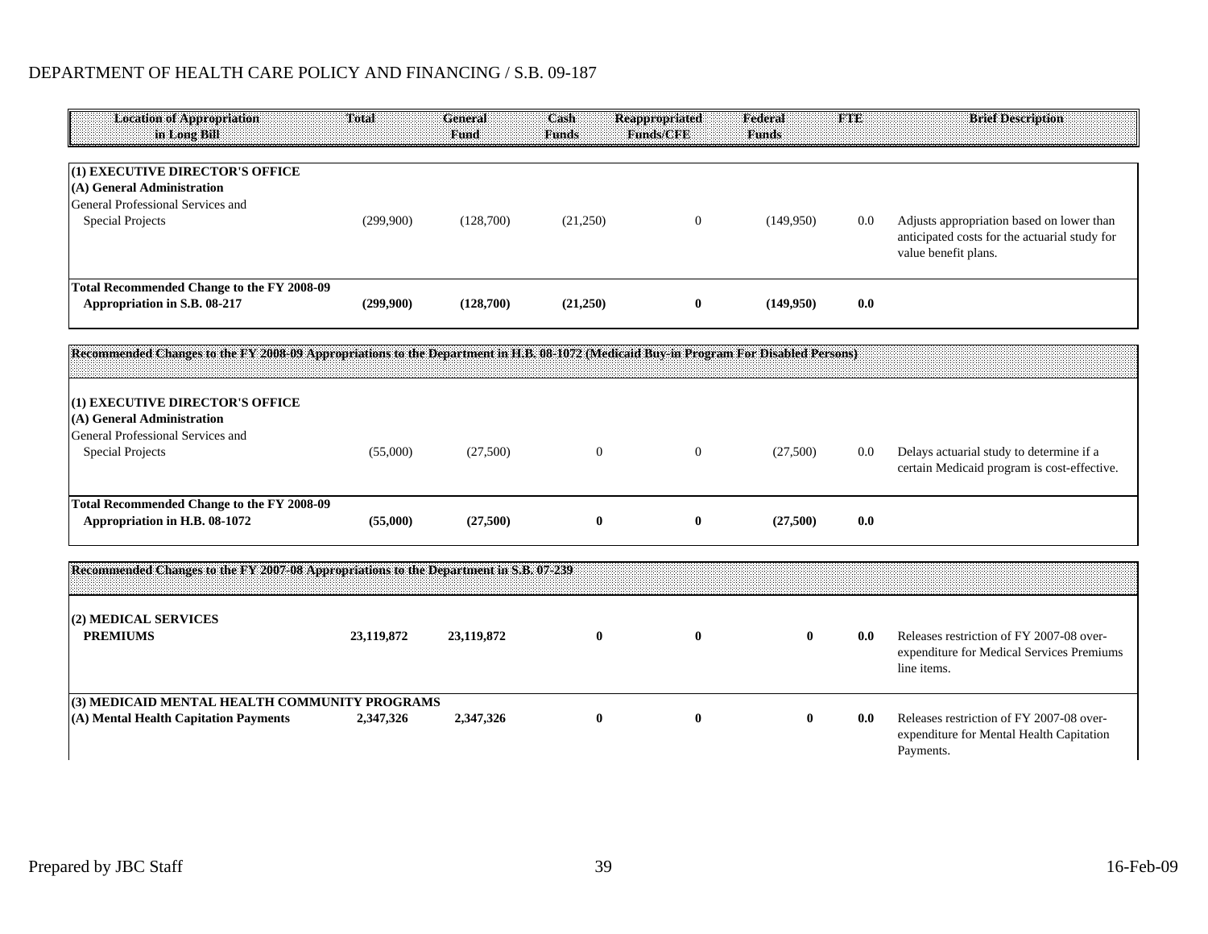DEPARTMENT OF HEALTH CARE POLICY AND FINANCING / S.B. 09-187

| Location of Appropriation in Long Bill | Total | General Fund | Cash Funds | Reappropriated Funds/CFE | Federal Funds | FTE | Brief Description |
|---|---|---|---|---|---|---|---|
| **(1) EXECUTIVE DIRECTOR'S OFFICE** | | | | | | | |
| **(A) General Administration** | | | | | | | |
| General Professional Services and Special Projects | (299,900) | (128,700) | (21,250) | 0 | (149,950) | 0.0 | Adjusts appropriation based on lower than anticipated costs for the actuarial study for value benefit plans. |
| **Total Recommended Change to the FY 2008-09 Appropriation in S.B. 08-217** | **(299,900)** | **(128,700)** | **(21,250)** | **0** | **(149,950)** | **0.0** | |
| **Recommended Changes to the FY 2008-09 Appropriations to the Department in H.B. 08-1072 (Medicaid Buy-in Program For Disabled Persons)** | | | | | | | |
| **(1) EXECUTIVE DIRECTOR'S OFFICE** | | | | | | | |
| **(A) General Administration** | | | | | | | |
| General Professional Services and Special Projects | (55,000) | (27,500) | 0 | 0 | (27,500) | 0.0 | Delays actuarial study to determine if a certain Medicaid program is cost-effective. |
| **Total Recommended Change to the FY 2008-09 Appropriation in H.B. 08-1072** | **(55,000)** | **(27,500)** | **0** | **0** | **(27,500)** | **0.0** | |
| **Recommended Changes to the FY 2007-08 Appropriations to the Department in S.B. 07-239** | | | | | | | |
| **(2) MEDICAL SERVICES** | | | | | | | |
| **PREMIUMS** | **23,119,872** | **23,119,872** | **0** | **0** | **0** | **0.0** | Releases restriction of FY 2007-08 over-expenditure for Medical Services Premiums line items. |
| **(3) MEDICAID MENTAL HEALTH COMMUNITY PROGRAMS** | | | | | | | |
| **(A) Mental Health Capitation Payments** | **2,347,326** | **2,347,326** | **0** | **0** | **0** | **0.0** | Releases restriction of FY 2007-08 over-expenditure for Mental Health Capitation Payments. |

Prepared by JBC Staff

16-Feb-09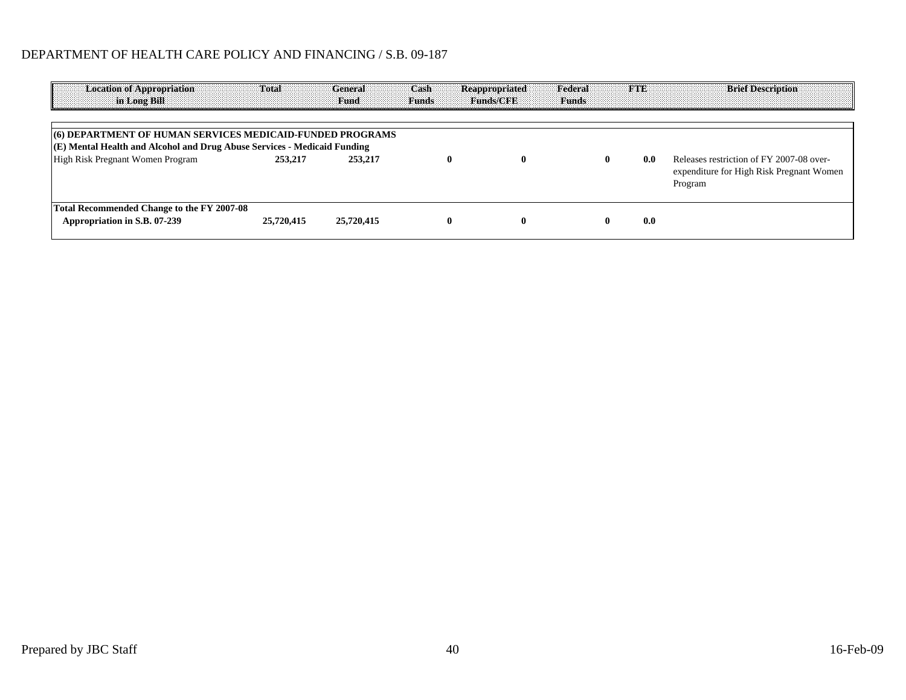DEPARTMENT OF HEALTH CARE POLICY AND FINANCING / S.B. 09-187

| Location of Appropriation in Long Bill | Total | General Fund | Cash Funds | Reappropriated Funds/CFE | Federal Funds | FTE | Brief Description |
|---|---|---|---|---|---|---|---|
| **(6) DEPARTMENT OF HUMAN SERVICES MEDICAID-FUNDED PROGRAMS** | | | | | | | |
| **(E) Mental Health and Alcohol and Drug Abuse Services - Medicaid Funding** | | | | | | | |
| High Risk Pregnant Women Program | **253,217** | **253,217** | **0** | **0** | **0** | **0.0** | Releases restriction of FY 2007-08 over-expenditure for High Risk Pregnant Women Program |
| **Total Recommended Change to the FY 2007-08 Appropriation in S.B. 07-239** | **25,720,415** | **25,720,415** | **0** | **0** | **0** | **0.0** | |

Prepared by JBC Staff

16-Feb-09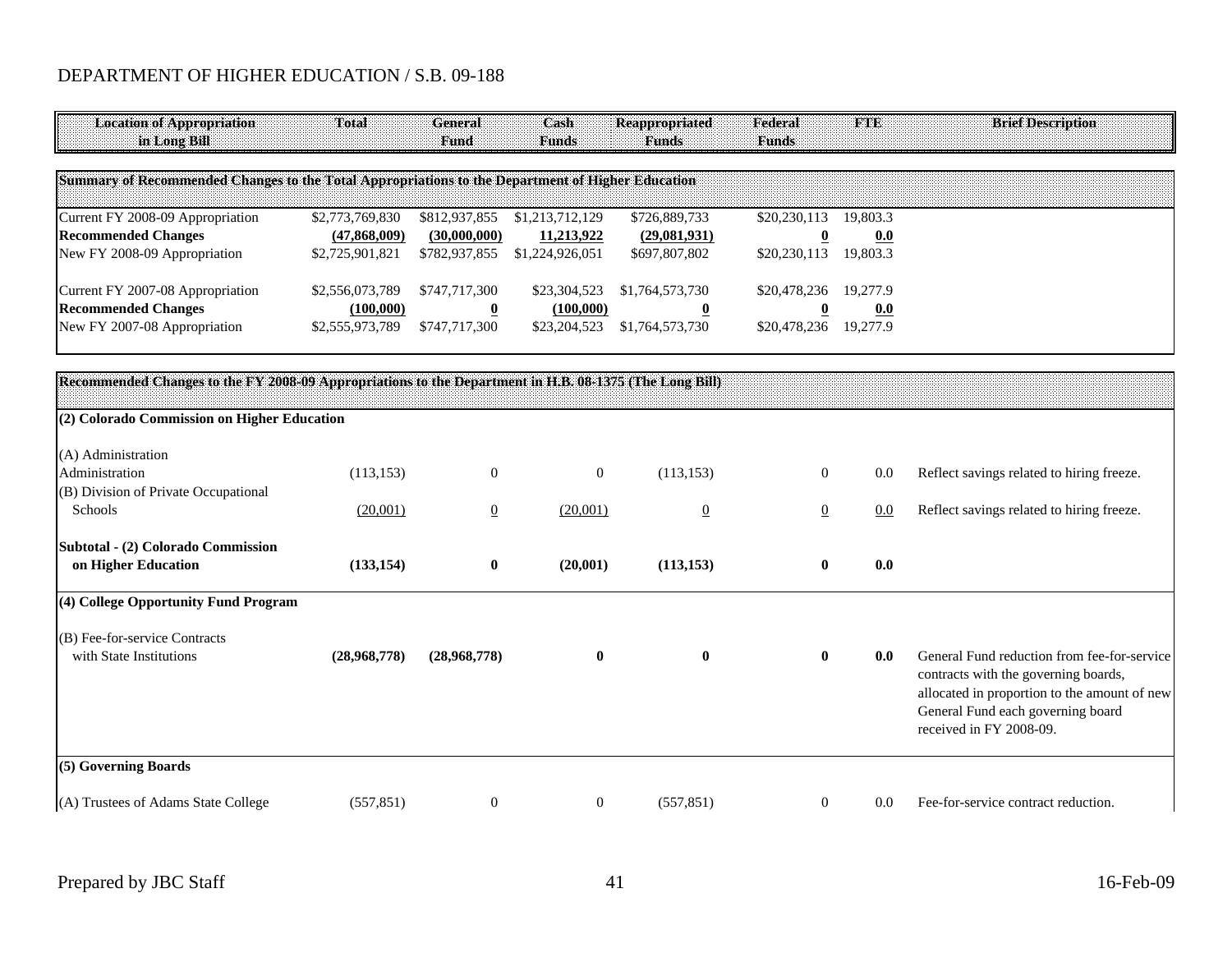DEPARTMENT OF HIGHER EDUCATION / S.B. 09-188

| Location of Appropriation in Long Bill | Total | General Fund | Cash Funds | Reappropriated Funds | Federal Funds | FTE | Brief Description |
|---|---|---|---|---|---|---|---|
| **Summary of Recommended Changes to the Total Appropriations to the Department of Higher Education** | | | | | | | |
| Current FY 2008-09 Appropriation | $2,773,769,830 | $812,937,855 | $1,213,712,129 | $726,889,733 | $20,230,113 | 19,803.3 | |
| **Recommended Changes** | **(47,868,009)** | **(30,000,000)** | **11,213,922** | **(29,081,931)** | **0** | **0.0** | |
| New FY 2008-09 Appropriation | $2,725,901,821 | $782,937,855 | $1,224,926,051 | $697,807,802 | $20,230,113 | 19,803.3 | |
| Current FY 2007-08 Appropriation | $2,556,073,789 | $747,717,300 | $23,304,523 | $1,764,573,730 | $20,478,236 | 19,277.9 | |
| **Recommended Changes** | **(100,000)** | **0** | **(100,000)** | **0** | **0** | **0.0** | |
| New FY 2007-08 Appropriation | $2,555,973,789 | $747,717,300 | $23,204,523 | $1,764,573,730 | $20,478,236 | 19,277.9 | |
| **Recommended Changes to the FY 2008-09 Appropriations to the Department in H.B. 08-1375 (The Long Bill)** | | | | | | | |
| **(2) Colorado Commission on Higher Education** | | | | | | | |
| (A) Administration | | | | | | | |
| Administration | (113,153) | 0 | 0 | (113,153) | 0 | 0.0 | Reflect savings related to hiring freeze. |
| (B) Division of Private Occupational Schools | (20,001) | 0 | (20,001) | 0 | 0 | 0.0 | Reflect savings related to hiring freeze. |
| **Subtotal - (2) Colorado Commission on Higher Education** | **(133,154)** | **0** | **(20,001)** | **(113,153)** | **0** | **0.0** | |
| **(4) College Opportunity Fund Program** | | | | | | | |
| (B) Fee-for-service Contracts with State Institutions | **(28,968,778)** | **(28,968,778)** | **0** | **0** | **0** | **0.0** | General Fund reduction from fee-for-service contracts with the governing boards, allocated in proportion to the amount of new General Fund each governing board received in FY 2008-09. |
| **(5) Governing Boards** | | | | | | | |
| (A) Trustees of Adams State College | (557,851) | 0 | 0 | (557,851) | 0 | 0.0 | Fee-for-service contract reduction. |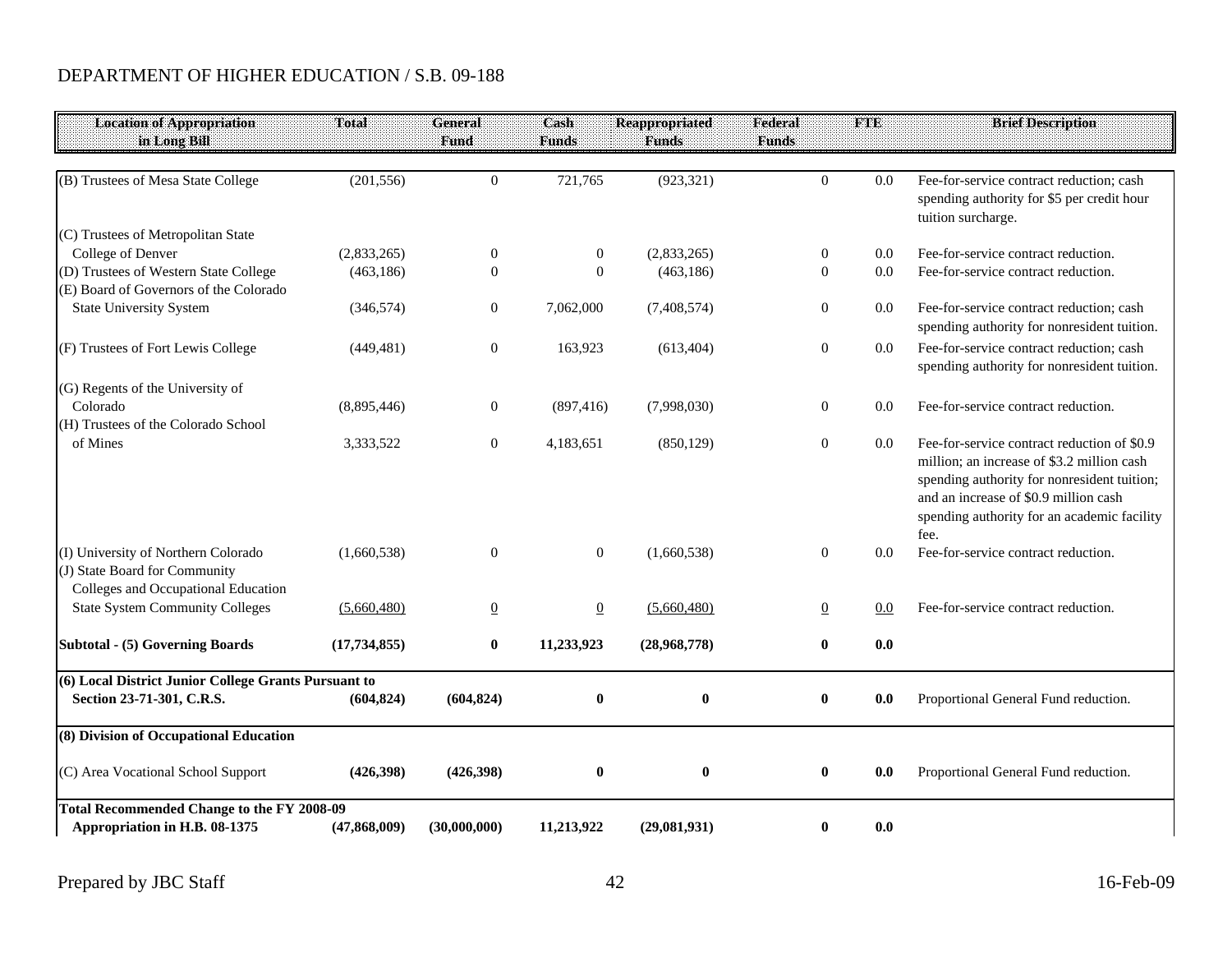DEPARTMENT OF HIGHER EDUCATION / S.B. 09-188

| Location of Appropriation in Long Bill | Total | General Fund | Cash Funds | Reappropriated Funds | Federal Funds | FTE | Brief Description |
|---|---|---|---|---|---|---|---|
| (B) Trustees of Mesa State College | (201,556) | 0 | 721,765 | (923,321) | 0 | 0.0 | Fee-for-service contract reduction; cash spending authority for $5 per credit hour tuition surcharge. |
| (C) Trustees of Metropolitan State College of Denver | (2,833,265) | 0 | 0 | (2,833,265) | 0 | 0.0 | Fee-for-service contract reduction. |
| (D) Trustees of Western State College | (463,186) | 0 | 0 | (463,186) | 0 | 0.0 | Fee-for-service contract reduction. |
| (E) Board of Governors of the Colorado State University System | (346,574) | 0 | 7,062,000 | (7,408,574) | 0 | 0.0 | Fee-for-service contract reduction; cash spending authority for nonresident tuition. |
| (F) Trustees of Fort Lewis College | (449,481) | 0 | 163,923 | (613,404) | 0 | 0.0 | Fee-for-service contract reduction; cash spending authority for nonresident tuition. |
| (G) Regents of the University of Colorado | (8,895,446) | 0 | (897,416) | (7,998,030) | 0 | 0.0 | Fee-for-service contract reduction. |
| (H) Trustees of the Colorado School of Mines | 3,333,522 | 0 | 4,183,651 | (850,129) | 0 | 0.0 | Fee-for-service contract reduction of $0.9 million; an increase of $3.2 million cash spending authority for nonresident tuition; and an increase of $0.9 million cash spending authority for an academic facility fee. |
| (I) University of Northern Colorado | (1,660,538) | 0 | 0 | (1,660,538) | 0 | 0.0 | Fee-for-service contract reduction. |
| (J) State Board for Community Colleges and Occupational Education State System Community Colleges | (5,660,480) | 0 | 0 | (5,660,480) | 0 | 0.0 | Fee-for-service contract reduction. |
| **Subtotal - (5) Governing Boards** | **(17,734,855)** | **0** | **11,233,923** | **(28,968,778)** | **0** | **0.0** | |
| **(6) Local District Junior College Grants Pursuant to Section 23-71-301, C.R.S.** | **(604,824)** | **(604,824)** | **0** | **0** | **0** | **0.0** | Proportional General Fund reduction. |
| **(8) Division of Occupational Education** | | | | | | | |
| (C) Area Vocational School Support | **(426,398)** | **(426,398)** | **0** | **0** | **0** | **0.0** | Proportional General Fund reduction. |
| **Total Recommended Change to the FY 2008-09 Appropriation in H.B. 08-1375** | **(47,868,009)** | **(30,000,000)** | **11,213,922** | **(29,081,931)** | **0** | **0.0** | |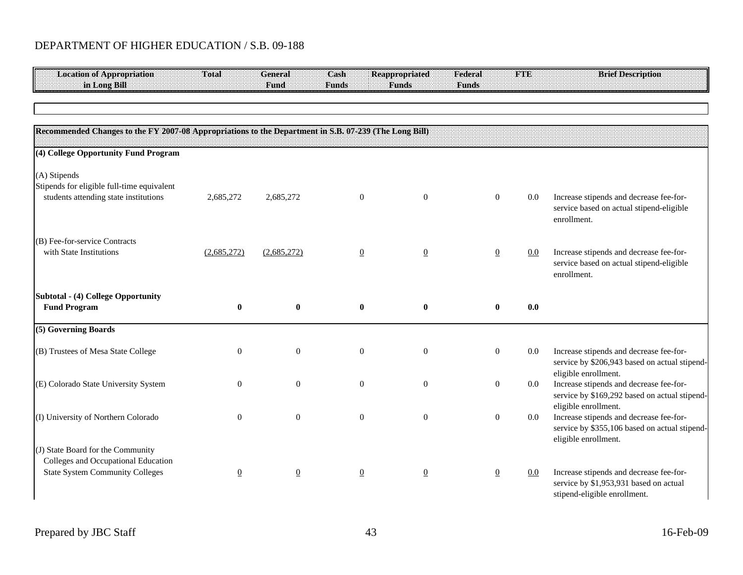DEPARTMENT OF HIGHER EDUCATION / S.B. 09-188

| Location of Appropriation in Long Bill | Total | General Fund | Cash Funds | Reappropriated Funds | Federal Funds | FTE | Brief Description |
|---|---|---|---|---|---|---|---|
| **Recommended Changes to the FY 2007-08 Appropriations to the Department in S.B. 07-239 (The Long Bill)** | | | | | | | |
| **(4) College Opportunity Fund Program** | | | | | | | |
| (A) Stipends | | | | | | | |
| Stipends for eligible full-time equivalent students attending state institutions | 2,685,272 | 2,685,272 | 0 | 0 | 0 | 0.0 | Increase stipends and decrease fee-for-service based on actual stipend-eligible enrollment. |
| (B) Fee-for-service Contracts with State Institutions | (2,685,272) | (2,685,272) | 0 | 0 | 0 | 0.0 | Increase stipends and decrease fee-for-service based on actual stipend-eligible enrollment. |
| **Subtotal - (4) College Opportunity Fund Program** | **0** | **0** | **0** | **0** | **0** | **0.0** | |
| **(5) Governing Boards** | | | | | | | |
| (B) Trustees of Mesa State College | 0 | 0 | 0 | 0 | 0 | 0.0 | Increase stipends and decrease fee-for-service by $206,943 based on actual stipend-eligible enrollment. |
| (E) Colorado State University System | 0 | 0 | 0 | 0 | 0 | 0.0 | Increase stipends and decrease fee-for-service by $169,292 based on actual stipend-eligible enrollment. |
| (I) University of Northern Colorado | 0 | 0 | 0 | 0 | 0 | 0.0 | Increase stipends and decrease fee-for-service by $355,106 based on actual stipend-eligible enrollment. |
| (J) State Board for the Community Colleges and Occupational Education State System Community Colleges | 0 | 0 | 0 | 0 | 0 | 0.0 | Increase stipends and decrease fee-for-service by $1,953,931 based on actual stipend-eligible enrollment. |

Prepared by JBC Staff — 16-Feb-09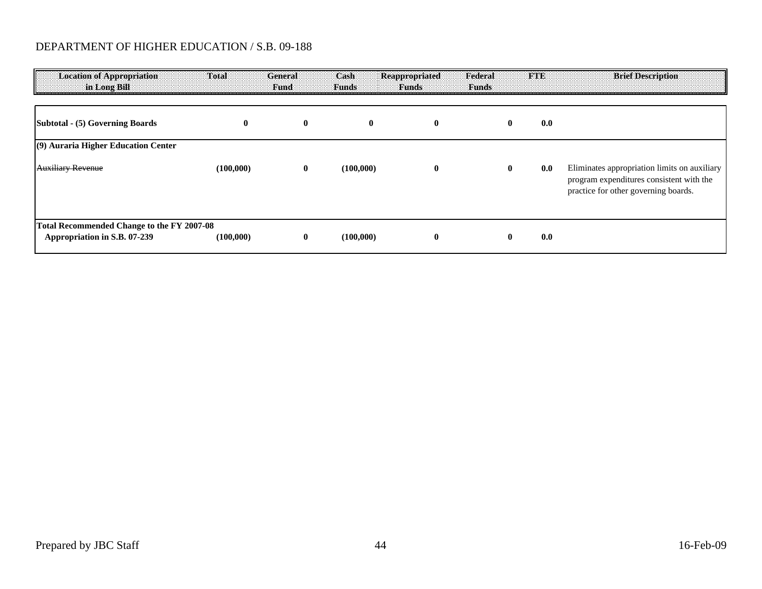DEPARTMENT OF HIGHER EDUCATION / S.B. 09-188

| Location of Appropriation in Long Bill | Total | General Fund | Cash Funds | Reappropriated Funds | Federal Funds | FTE | Brief Description |
|---|---|---|---|---|---|---|---|
| **Subtotal - (5) Governing Boards** | **0** | **0** | **0** | **0** | **0** | **0.0** | |
| **(9) Auraria Higher Education Center** | | | | | | | |
| ~~Auxiliary Revenue~~ | **(100,000)** | **0** | **(100,000)** | **0** | **0** | **0.0** | Eliminates appropriation limits on auxiliary program expenditures consistent with the practice for other governing boards. |
| **Total Recommended Change to the FY 2007-08 Appropriation in S.B. 07-239** | **(100,000)** | **0** | **(100,000)** | **0** | **0** | **0.0** | |

Prepared by JBC Staff

16-Feb-09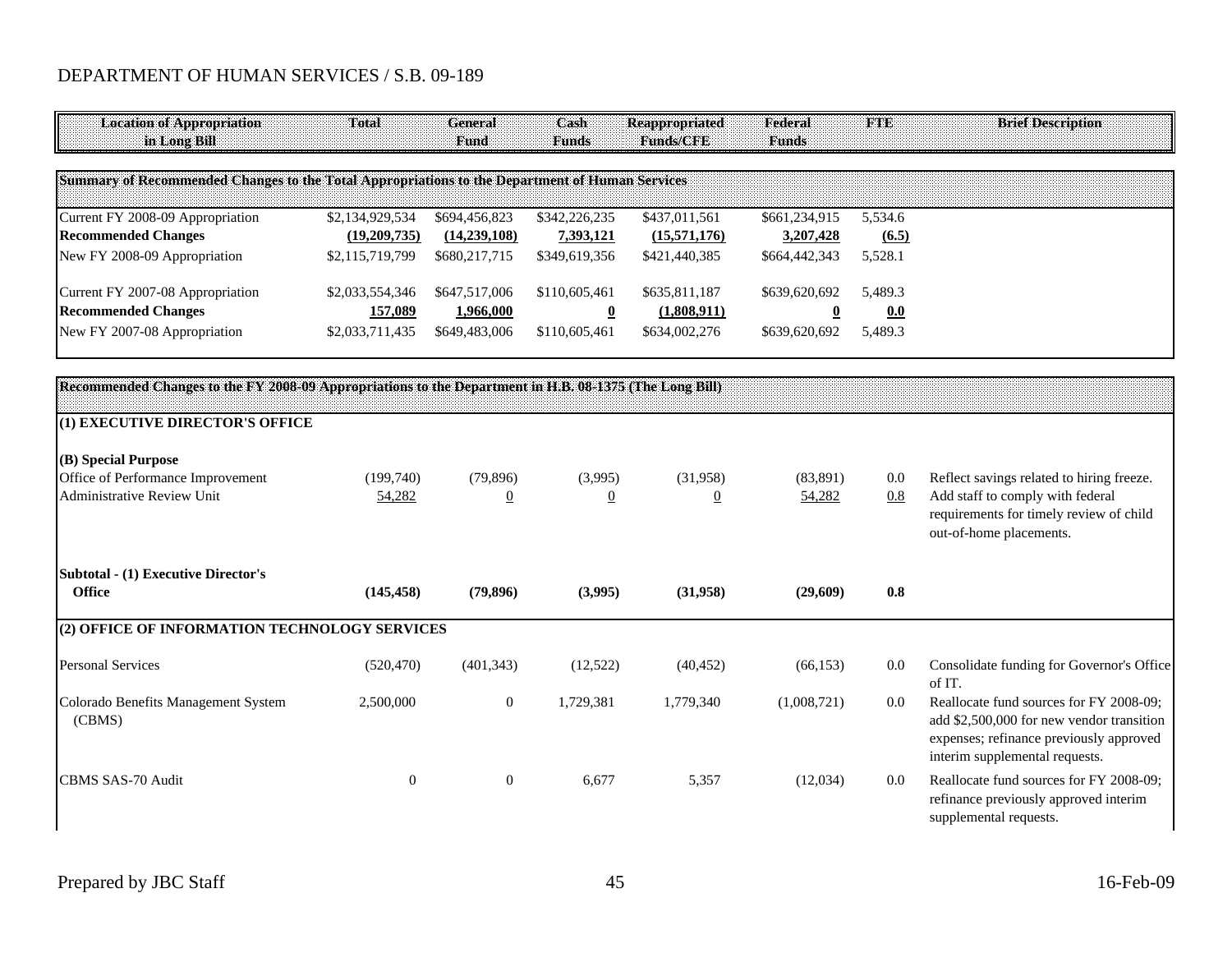DEPARTMENT OF HUMAN SERVICES / S.B. 09-189

| Location of Appropriation in Long Bill | Total | General Fund | Cash Funds | Reappropriated Funds/CFE | Federal Funds | FTE | Brief Description |
|---|---|---|---|---|---|---|---|
| **Summary of Recommended Changes to the Total Appropriations to the Department of Human Services** | | | | | | | |
| Current FY 2008-09 Appropriation | $2,134,929,534 | $694,456,823 | $342,226,235 | $437,011,561 | $661,234,915 | 5,534.6 | |
| **Recommended Changes** | **(19,209,735)** | **(14,239,108)** | **7,393,121** | **(15,571,176)** | **3,207,428** | **(6.5)** | |
| New FY 2008-09 Appropriation | $2,115,719,799 | $680,217,715 | $349,619,356 | $421,440,385 | $664,442,343 | 5,528.1 | |
| Current FY 2007-08 Appropriation | $2,033,554,346 | $647,517,006 | $110,605,461 | $635,811,187 | $639,620,692 | 5,489.3 | |
| **Recommended Changes** | **157,089** | **1,966,000** | **0** | **(1,808,911)** | **0** | **0.0** | |
| New FY 2007-08 Appropriation | $2,033,711,435 | $649,483,006 | $110,605,461 | $634,002,276 | $639,620,692 | 5,489.3 | |
| **Recommended Changes to the FY 2008-09 Appropriations to the Department in H.B. 08-1375 (The Long Bill)** | | | | | | | |
| **(1) EXECUTIVE DIRECTOR'S OFFICE** | | | | | | | |
| **(B) Special Purpose** | | | | | | | |
| Office of Performance Improvement | (199,740) | (79,896) | (3,995) | (31,958) | (83,891) | 0.0 | Reflect savings related to hiring freeze. |
| Administrative Review Unit | 54,282 | 0 | 0 | 0 | 54,282 | 0.8 | Add staff to comply with federal requirements for timely review of child out-of-home placements. |
| **Subtotal - (1) Executive Director's Office** | **(145,458)** | **(79,896)** | **(3,995)** | **(31,958)** | **(29,609)** | **0.8** | |
| **(2) OFFICE OF INFORMATION TECHNOLOGY SERVICES** | | | | | | | |
| Personal Services | (520,470) | (401,343) | (12,522) | (40,452) | (66,153) | 0.0 | Consolidate funding for Governor's Office of IT. |
| Colorado Benefits Management System (CBMS) | 2,500,000 | 0 | 1,729,381 | 1,779,340 | (1,008,721) | 0.0 | Reallocate fund sources for FY 2008-09; add $2,500,000 for new vendor transition expenses; refinance previously approved interim supplemental requests. |
| CBMS SAS-70 Audit | 0 | 0 | 6,677 | 5,357 | (12,034) | 0.0 | Reallocate fund sources for FY 2008-09; refinance previously approved interim supplemental requests. |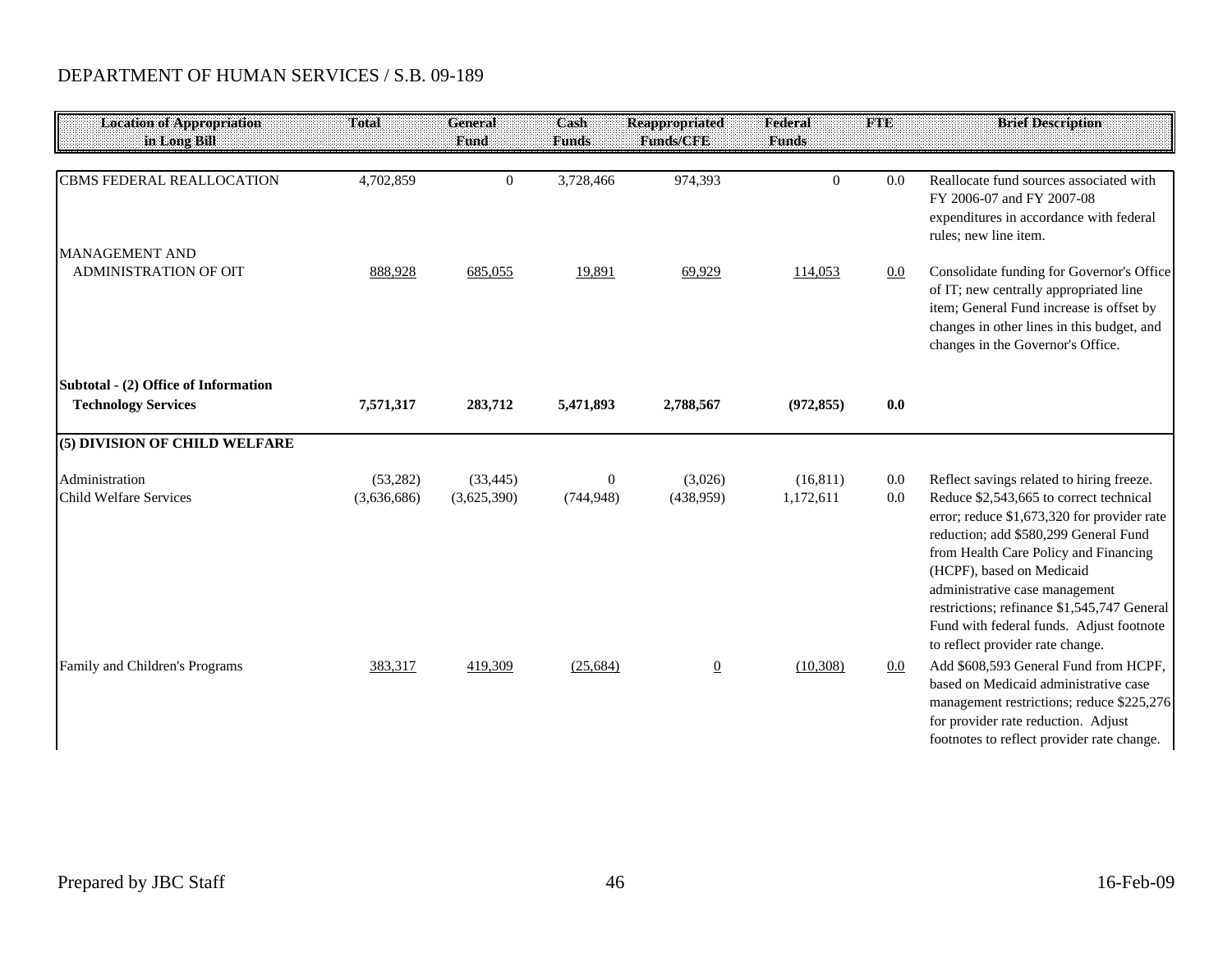DEPARTMENT OF HUMAN SERVICES / S.B. 09-189

| Location of Appropriation in Long Bill | Total | General Fund | Cash Funds | Reappropriated Funds/CFE | Federal Funds | FTE | Brief Description |
|---|---|---|---|---|---|---|---|
| CBMS FEDERAL REALLOCATION | 4,702,859 | 0 | 3,728,466 | 974,393 | 0 | 0.0 | Reallocate fund sources associated with FY 2006-07 and FY 2007-08 expenditures in accordance with federal rules; new line item. |
| MANAGEMENT AND ADMINISTRATION OF OIT | 888,928 | 685,055 | 19,891 | 69,929 | 114,053 | 0.0 | Consolidate funding for Governor's Office of IT; new centrally appropriated line item; General Fund increase is offset by changes in other lines in this budget, and changes in the Governor's Office. |
| **Subtotal - (2) Office of Information Technology Services** | **7,571,317** | **283,712** | **5,471,893** | **2,788,567** | **(972,855)** | **0.0** | |
| **(5) DIVISION OF CHILD WELFARE** | | | | | | | |
| Administration | (53,282) | (33,445) | 0 | (3,026) | (16,811) | 0.0 | Reflect savings related to hiring freeze. |
| Child Welfare Services | (3,636,686) | (3,625,390) | (744,948) | (438,959) | 1,172,611 | 0.0 | Reduce $2,543,665 to correct technical error; reduce $1,673,320 for provider rate reduction; add $580,299 General Fund from Health Care Policy and Financing (HCPF), based on Medicaid administrative case management restrictions; refinance $1,545,747 General Fund with federal funds. Adjust footnote to reflect provider rate change. |
| Family and Children's Programs | 383,317 | 419,309 | (25,684) | 0 | (10,308) | 0.0 | Add $608,593 General Fund from HCPF, based on Medicaid administrative case management restrictions; reduce $225,276 for provider rate reduction. Adjust footnotes to reflect provider rate change. |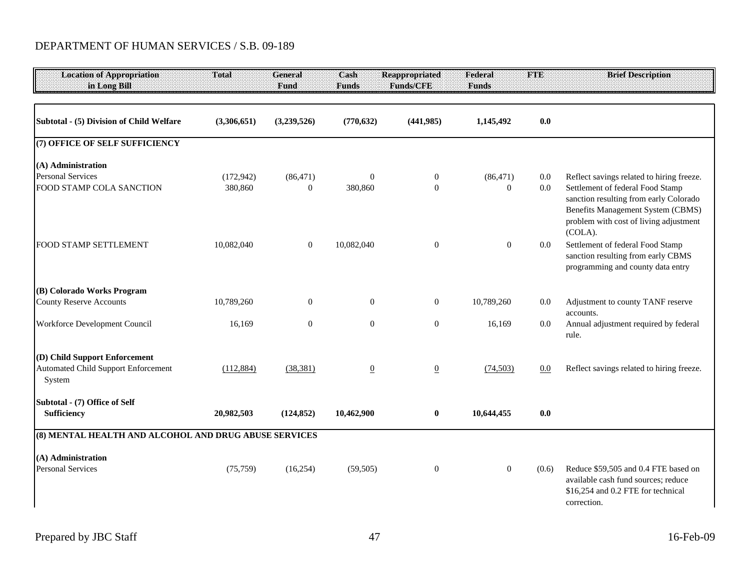DEPARTMENT OF HUMAN SERVICES / S.B. 09-189

| Location of Appropriation in Long Bill | Total | General Fund | Cash Funds | Reappropriated Funds/CFE | Federal Funds | FTE | Brief Description |
|---|---|---|---|---|---|---|---|
| **Subtotal - (5) Division of Child Welfare** | **(3,306,651)** | **(3,239,526)** | **(770,632)** | **(441,985)** | **1,145,492** | **0.0** | |
| **(7) OFFICE OF SELF SUFFICIENCY** | | | | | | | |
| **(A) Administration** | | | | | | | |
| Personal Services | (172,942) | (86,471) | 0 | 0 | (86,471) | 0.0 | Reflect savings related to hiring freeze. |
| FOOD STAMP COLA SANCTION | 380,860 | 0 | 380,860 | 0 | 0 | 0.0 | Settlement of federal Food Stamp sanction resulting from early Colorado Benefits Management System (CBMS) problem with cost of living adjustment (COLA). |
| FOOD STAMP SETTLEMENT | 10,082,040 | 0 | 10,082,040 | 0 | 0 | 0.0 | Settlement of federal Food Stamp sanction resulting from early CBMS programming and county data entry |
| **(B) Colorado Works Program** | | | | | | | |
| County Reserve Accounts | 10,789,260 | 0 | 0 | 0 | 10,789,260 | 0.0 | Adjustment to county TANF reserve accounts. |
| Workforce Development Council | 16,169 | 0 | 0 | 0 | 16,169 | 0.0 | Annual adjustment required by federal rule. |
| **(D) Child Support Enforcement** | | | | | | | |
| Automated Child Support Enforcement System | (112,884) | (38,381) | 0 | 0 | (74,503) | 0.0 | Reflect savings related to hiring freeze. |
| **Subtotal - (7) Office of Self Sufficiency** | **20,982,503** | **(124,852)** | **10,462,900** | **0** | **10,644,455** | **0.0** | |
| **(8) MENTAL HEALTH AND ALCOHOL AND DRUG ABUSE SERVICES** | | | | | | | |
| **(A) Administration** | | | | | | | |
| Personal Services | (75,759) | (16,254) | (59,505) | 0 | 0 | (0.6) | Reduce $59,505 and 0.4 FTE based on available cash fund sources; reduce $16,254 and 0.2 FTE for technical correction. |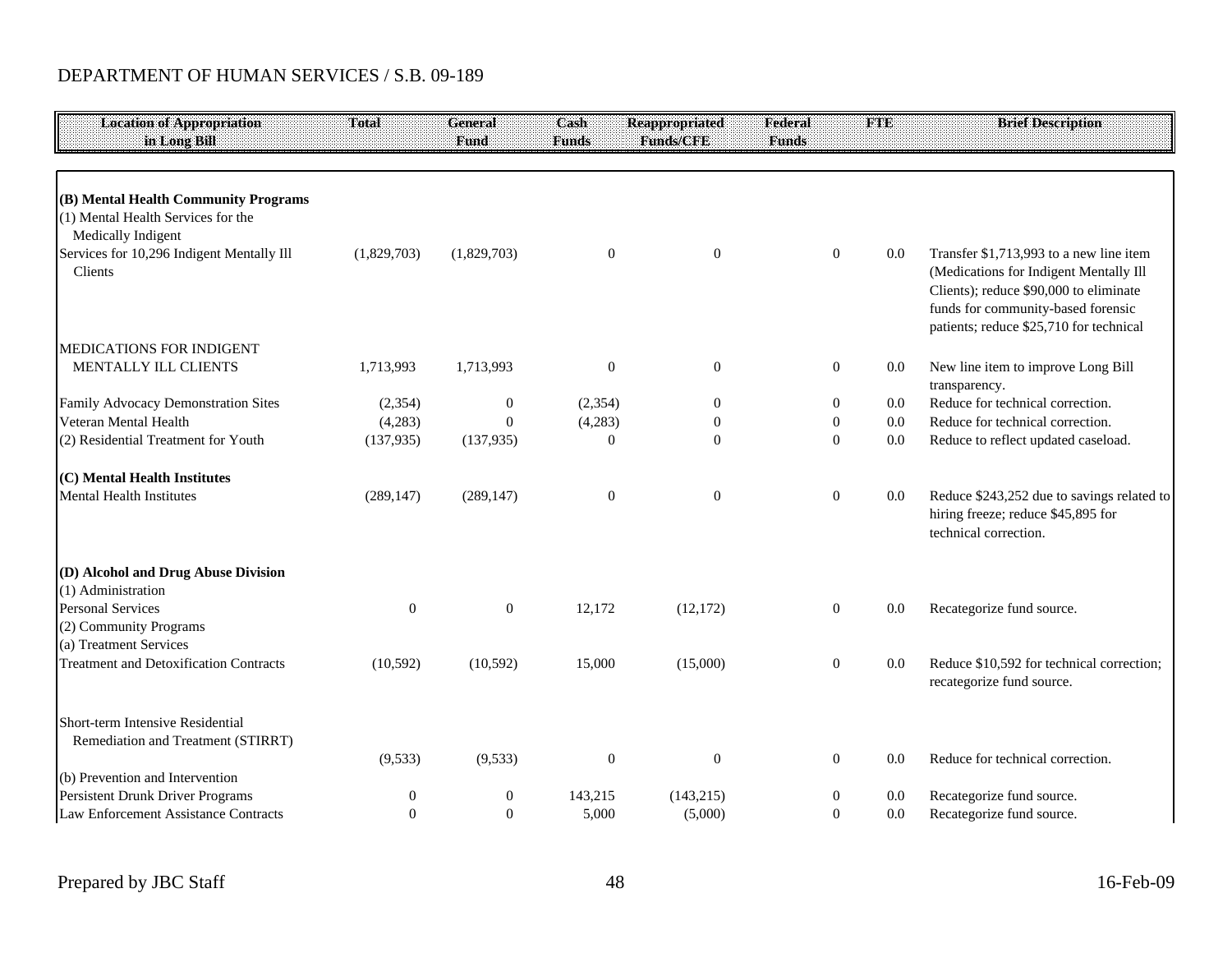DEPARTMENT OF HUMAN SERVICES / S.B. 09-189

| Location of Appropriation in Long Bill | Total | General Fund | Cash Funds | Reappropriated Funds/CFE | Federal Funds | FTE | Brief Description |
|---|---|---|---|---|---|---|---|
| **(B) Mental Health Community Programs** | | | | | | | |
| (1) Mental Health Services for the Medically Indigent | | | | | | | |
| Services for 10,296 Indigent Mentally Ill Clients | (1,829,703) | (1,829,703) | 0 | 0 | 0 | 0.0 | Transfer $1,713,993 to a new line item (Medications for Indigent Mentally Ill Clients); reduce $90,000 to eliminate funds for community-based forensic patients; reduce $25,710 for technical |
| MEDICATIONS FOR INDIGENT MENTALLY ILL CLIENTS | 1,713,993 | 1,713,993 | 0 | 0 | 0 | 0.0 | New line item to improve Long Bill transparency. |
| Family Advocacy Demonstration Sites | (2,354) | 0 | (2,354) | 0 | 0 | 0.0 | Reduce for technical correction. |
| Veteran Mental Health | (4,283) | 0 | (4,283) | 0 | 0 | 0.0 | Reduce for technical correction. |
| (2) Residential Treatment for Youth | (137,935) | (137,935) | 0 | 0 | 0 | 0.0 | Reduce to reflect updated caseload. |
| **(C) Mental Health Institutes** | | | | | | | |
| Mental Health Institutes | (289,147) | (289,147) | 0 | 0 | 0 | 0.0 | Reduce $243,252 due to savings related to hiring freeze; reduce $45,895 for technical correction. |
| **(D) Alcohol and Drug Abuse Division** | | | | | | | |
| (1) Administration | | | | | | | |
| Personal Services | 0 | 0 | 12,172 | (12,172) | 0 | 0.0 | Recategorize fund source. |
| (2) Community Programs | | | | | | | |
| (a) Treatment Services | | | | | | | |
| Treatment and Detoxification Contracts | (10,592) | (10,592) | 15,000 | (15,000) | 0 | 0.0 | Reduce $10,592 for technical correction; recategorize fund source. |
| Short-term Intensive Residential Remediation and Treatment (STIRRT) | (9,533) | (9,533) | 0 | 0 | 0 | 0.0 | Reduce for technical correction. |
| (b) Prevention and Intervention | | | | | | | |
| Persistent Drunk Driver Programs | 0 | 0 | 143,215 | (143,215) | 0 | 0.0 | Recategorize fund source. |
| Law Enforcement Assistance Contracts | 0 | 0 | 5,000 | (5,000) | 0 | 0.0 | Recategorize fund source. |

Prepared by JBC Staff 16-Feb-09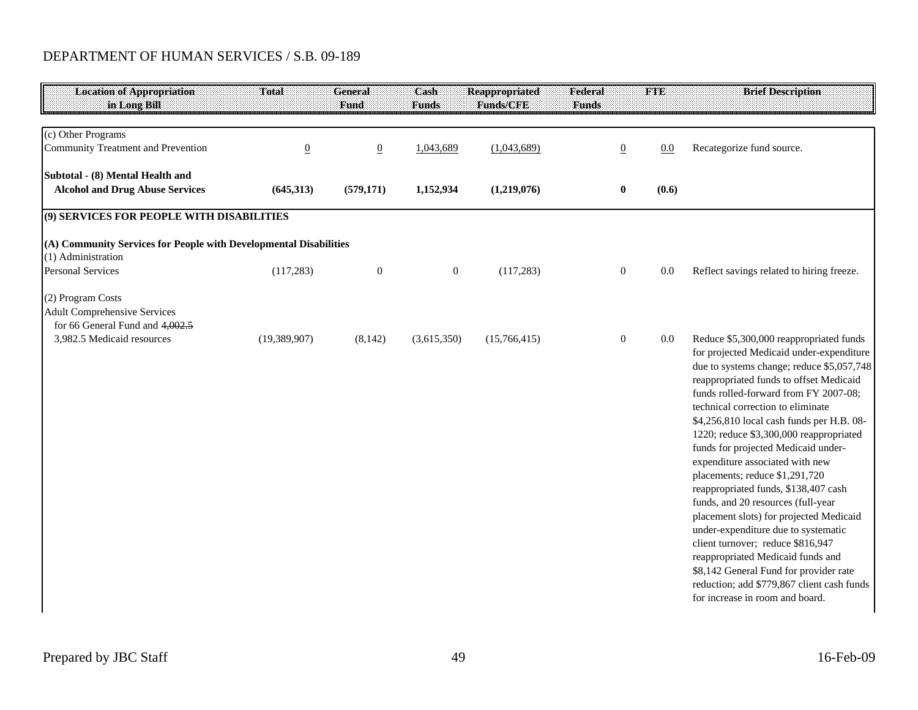DEPARTMENT OF HUMAN SERVICES / S.B. 09-189

| Location of Appropriation in Long Bill | Total | General Fund | Cash Funds | Reappropriated Funds/CFE | Federal Funds | FTE | Brief Description |
|---|---|---|---|---|---|---|---|
| (c) Other Programs | | | | | | | |
| Community Treatment and Prevention | 0 | 0 | 1,043,689 | (1,043,689) | 0 | 0.0 | Recategorize fund source. |
| **Subtotal - (8) Mental Health and Alcohol and Drug Abuse Services** | **(645,313)** | **(579,171)** | **1,152,934** | **(1,219,076)** | **0** | **(0.6)** | |
| **(9) SERVICES FOR PEOPLE WITH DISABILITIES** | | | | | | | |
| **(A) Community Services for People with Developmental Disabilities** | | | | | | | |
| (1) Administration | | | | | | | |
| Personal Services | (117,283) | 0 | 0 | (117,283) | 0 | 0.0 | Reflect savings related to hiring freeze. |
| (2) Program Costs | | | | | | | |
| Adult Comprehensive Services for 66 General Fund and ~~4,002.5~~ 3,982.5 Medicaid resources | (19,389,907) | (8,142) | (3,615,350) | (15,766,415) | 0 | 0.0 | Reduce $5,300,000 reappropriated funds for projected Medicaid under-expenditure due to systems change; reduce $5,057,748 reappropriated funds to offset Medicaid funds rolled-forward from FY 2007-08; technical correction to eliminate $4,256,810 local cash funds per H.B. 08-1220; reduce $3,300,000 reappropriated funds for projected Medicaid under-expenditure associated with new placements; reduce $1,291,720 reappropriated funds, $138,407 cash funds, and 20 resources (full-year placement slots) for projected Medicaid under-expenditure due to systematic client turnover; reduce $816,947 reappropriated Medicaid funds and $8,142 General Fund for provider rate reduction; add $779,867 client cash funds for increase in room and board. |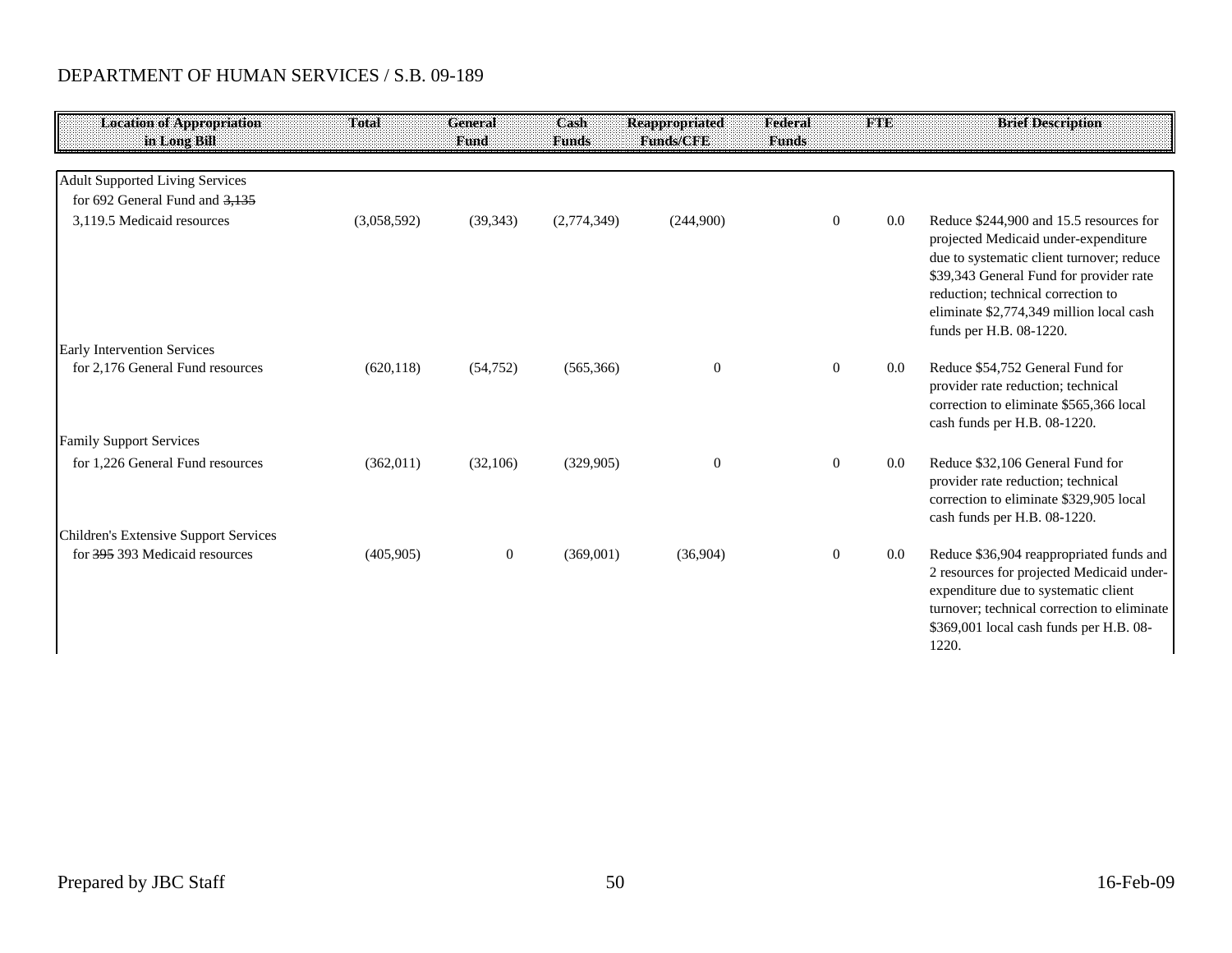DEPARTMENT OF HUMAN SERVICES / S.B. 09-189

| Location of Appropriation in Long Bill | Total | General Fund | Cash Funds | Reappropriated Funds/CFE | Federal Funds | FTE | Brief Description |
|---|---|---|---|---|---|---|---|
| Adult Supported Living Services for 692 General Fund and ~~3,135~~ 3,119.5 Medicaid resources | (3,058,592) | (39,343) | (2,774,349) | (244,900) | 0 | 0.0 | Reduce $244,900 and 15.5 resources for projected Medicaid under-expenditure due to systematic client turnover; reduce $39,343 General Fund for provider rate reduction; technical correction to eliminate $2,774,349 million local cash funds per H.B. 08-1220. |
| Early Intervention Services for 2,176 General Fund resources | (620,118) | (54,752) | (565,366) | 0 | 0 | 0.0 | Reduce $54,752 General Fund for provider rate reduction; technical correction to eliminate $565,366 local cash funds per H.B. 08-1220. |
| Family Support Services for 1,226 General Fund resources | (362,011) | (32,106) | (329,905) | 0 | 0 | 0.0 | Reduce $32,106 General Fund for provider rate reduction; technical correction to eliminate $329,905 local cash funds per H.B. 08-1220. |
| Children's Extensive Support Services for ~~395~~ 393 Medicaid resources | (405,905) | 0 | (369,001) | (36,904) | 0 | 0.0 | Reduce $36,904 reappropriated funds and 2 resources for projected Medicaid under-expenditure due to systematic client turnover; technical correction to eliminate $369,001 local cash funds per H.B. 08-1220. |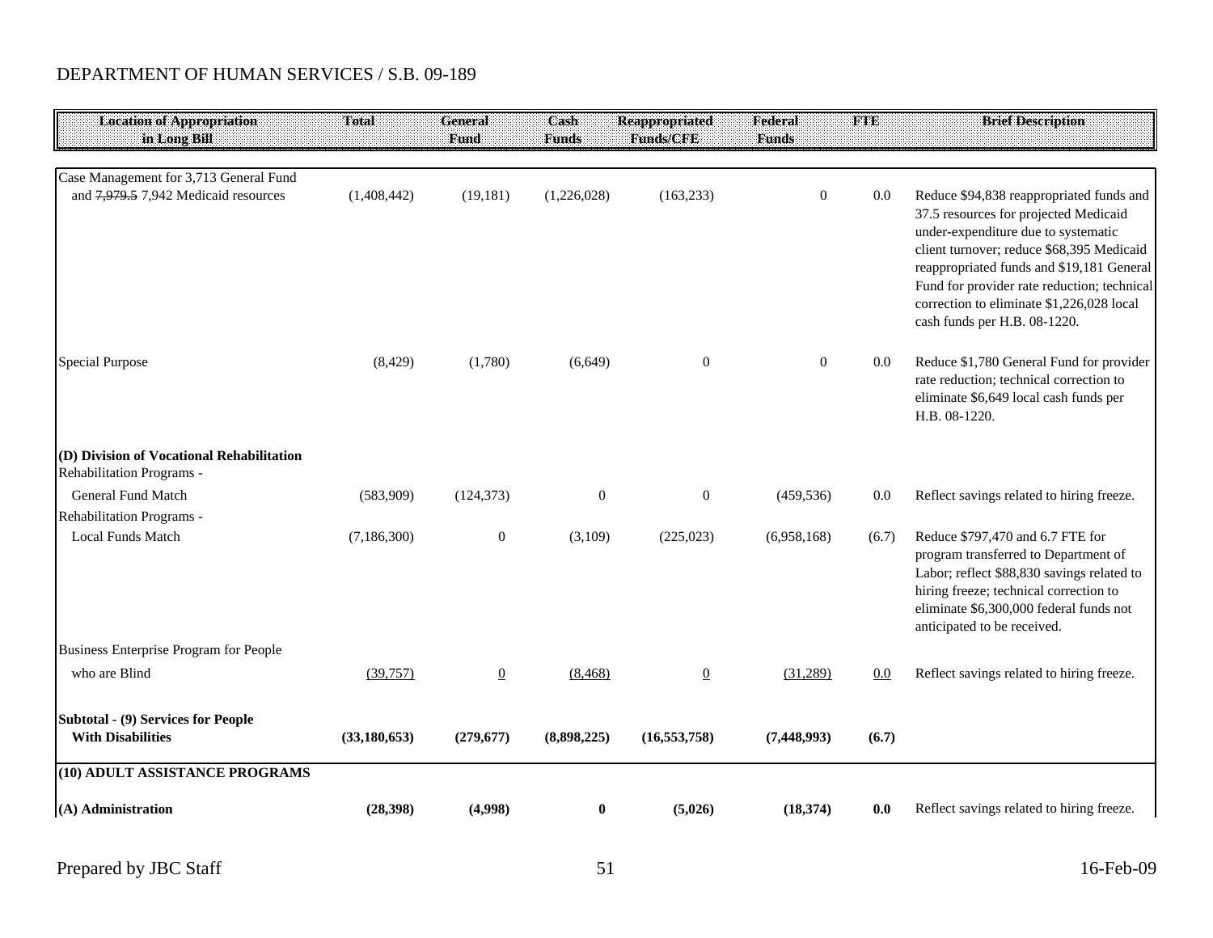DEPARTMENT OF HUMAN SERVICES / S.B. 09-189

| Location of Appropriation in Long Bill | Total | General Fund | Cash Funds | Reappropriated Funds/CFE | Federal Funds | FTE | Brief Description |
|---|---|---|---|---|---|---|---|
| Case Management for 3,713 General Fund and ~~7,979.5~~ 7,942 Medicaid resources | (1,408,442) | (19,181) | (1,226,028) | (163,233) | 0 | 0.0 | Reduce $94,838 reappropriated funds and 37.5 resources for projected Medicaid under-expenditure due to systematic client turnover; reduce $68,395 Medicaid reappropriated funds and $19,181 General Fund for provider rate reduction; technical correction to eliminate $1,226,028 local cash funds per H.B. 08-1220. |
| Special Purpose | (8,429) | (1,780) | (6,649) | 0 | 0 | 0.0 | Reduce $1,780 General Fund for provider rate reduction; technical correction to eliminate $6,649 local cash funds per H.B. 08-1220. |
| **(D) Division of Vocational Rehabilitation** | | | | | | | |
| Rehabilitation Programs - General Fund Match | (583,909) | (124,373) | 0 | 0 | (459,536) | 0.0 | Reflect savings related to hiring freeze. |
| Rehabilitation Programs - Local Funds Match | (7,186,300) | 0 | (3,109) | (225,023) | (6,958,168) | (6.7) | Reduce $797,470 and 6.7 FTE for program transferred to Department of Labor; reflect $88,830 savings related to hiring freeze; technical correction to eliminate $6,300,000 federal funds not anticipated to be received. |
| Business Enterprise Program for People who are Blind | (39,757) | 0 | (8,468) | 0 | (31,289) | 0.0 | Reflect savings related to hiring freeze. |
| **Subtotal - (9) Services for People With Disabilities** | **(33,180,653)** | **(279,677)** | **(8,898,225)** | **(16,553,758)** | **(7,448,993)** | **(6.7)** | |
| **(10) ADULT ASSISTANCE PROGRAMS** | | | | | | | |
| **(A) Administration** | **(28,398)** | **(4,998)** | **0** | **(5,026)** | **(18,374)** | **0.0** | Reflect savings related to hiring freeze. |

Prepared by JBC Staff — 16-Feb-09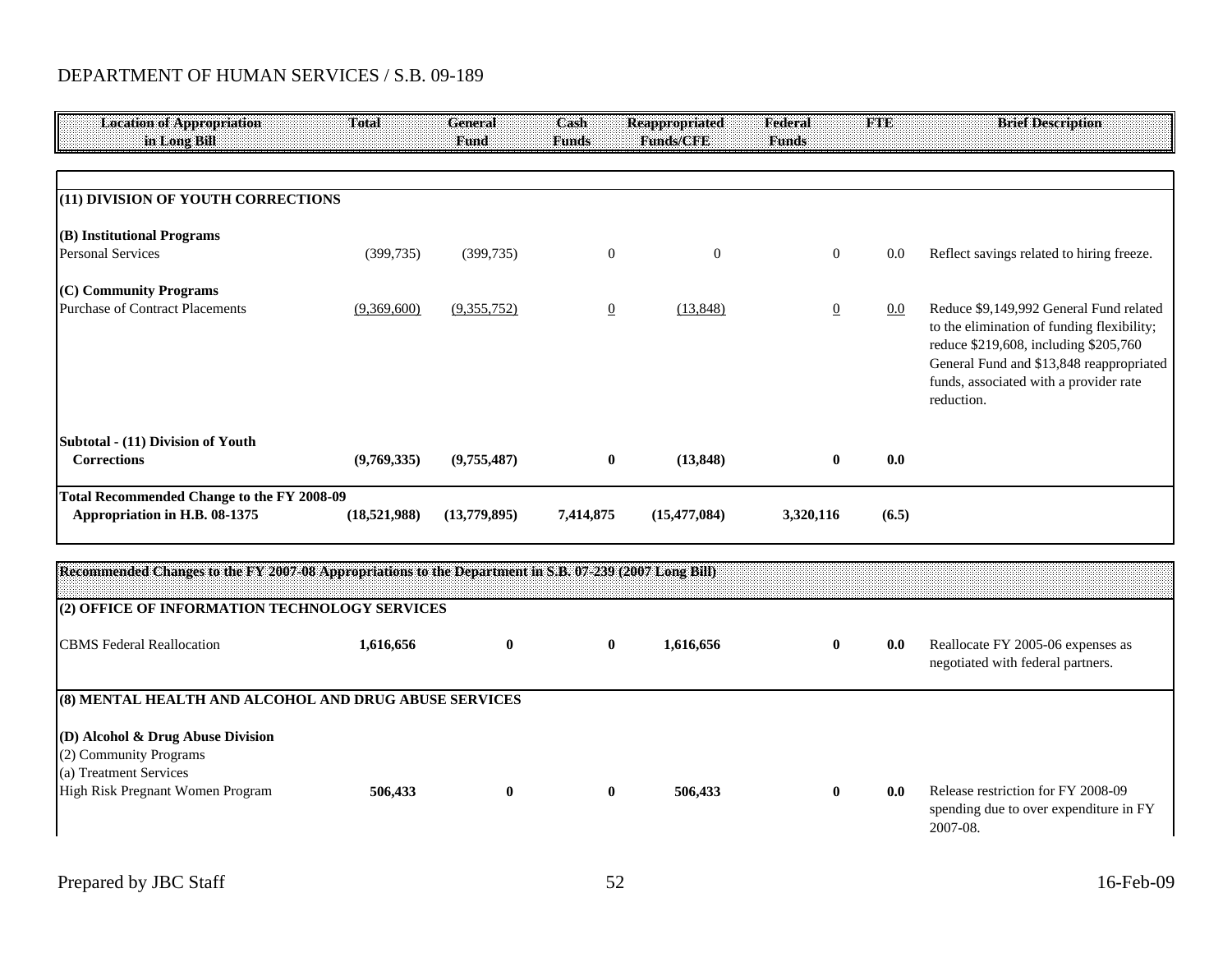DEPARTMENT OF HUMAN SERVICES / S.B. 09-189

| Location of Appropriation in Long Bill | Total | General Fund | Cash Funds | Reappropriated Funds/CFE | Federal Funds | FTE | Brief Description |
|---|---|---|---|---|---|---|---|
| **(11) DIVISION OF YOUTH CORRECTIONS** | | | | | | | |
| **(B) Institutional Programs** | | | | | | | |
| Personal Services | (399,735) | (399,735) | 0 | 0 | 0 | 0.0 | Reflect savings related to hiring freeze. |
| **(C) Community Programs** | | | | | | | |
| Purchase of Contract Placements | (9,369,600) | (9,355,752) | 0 | (13,848) | 0 | 0.0 | Reduce $9,149,992 General Fund related to the elimination of funding flexibility; reduce $219,608, including $205,760 General Fund and $13,848 reappropriated funds, associated with a provider rate reduction. |
| **Subtotal - (11) Division of Youth Corrections** | **(9,769,335)** | **(9,755,487)** | **0** | **(13,848)** | **0** | **0.0** | |
| **Total Recommended Change to the FY 2008-09 Appropriation in H.B. 08-1375** | **(18,521,988)** | **(13,779,895)** | **7,414,875** | **(15,477,084)** | **3,320,116** | **(6.5)** | |

| **Recommended Changes to the FY 2007-08 Appropriations to the Department in S.B. 07-239 (2007 Long Bill)** | | | | | | | |
|---|---|---|---|---|---|---|---|
| **(2) OFFICE OF INFORMATION TECHNOLOGY SERVICES** | | | | | | | |
| CBMS Federal Reallocation | **1,616,656** | **0** | **0** | **1,616,656** | **0** | **0.0** | Reallocate FY 2005-06 expenses as negotiated with federal partners. |
| **(8) MENTAL HEALTH AND ALCOHOL AND DRUG ABUSE SERVICES** | | | | | | | |
| **(D) Alcohol & Drug Abuse Division** | | | | | | | |
| (2) Community Programs | | | | | | | |
| (a) Treatment Services | | | | | | | |
| High Risk Pregnant Women Program | **506,433** | **0** | **0** | **506,433** | **0** | **0.0** | Release restriction for FY 2008-09 spending due to over expenditure in FY 2007-08. |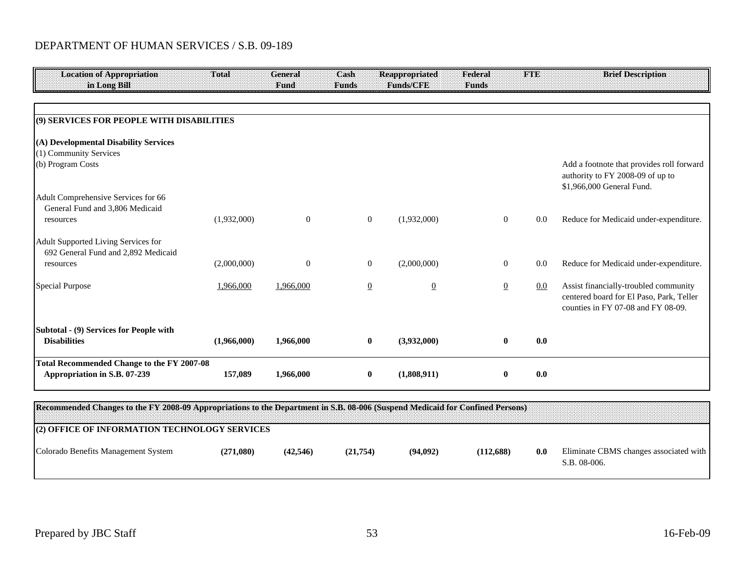DEPARTMENT OF HUMAN SERVICES / S.B. 09-189

| Location of Appropriation in Long Bill | Total | General Fund | Cash Funds | Reappropriated Funds/CFE | Federal Funds | FTE | Brief Description |
|---|---|---|---|---|---|---|---|
| **(9) SERVICES FOR PEOPLE WITH DISABILITIES** | | | | | | | |
| **(A) Developmental Disability Services** | | | | | | | |
| (1) Community Services | | | | | | | |
| (b) Program Costs | | | | | | | Add a footnote that provides roll forward authority to FY 2008-09 of up to $1,966,000 General Fund. |
| Adult Comprehensive Services for 66 General Fund and 3,806 Medicaid resources | (1,932,000) | 0 | 0 | (1,932,000) | 0 | 0.0 | Reduce for Medicaid under-expenditure. |
| Adult Supported Living Services for 692 General Fund and 2,892 Medicaid resources | (2,000,000) | 0 | 0 | (2,000,000) | 0 | 0.0 | Reduce for Medicaid under-expenditure. |
| Special Purpose | 1,966,000 | 1,966,000 | 0 | 0 | 0 | 0.0 | Assist financially-troubled community centered board for El Paso, Park, Teller counties in FY 07-08 and FY 08-09. |
| **Subtotal - (9) Services for People with Disabilities** | **(1,966,000)** | **1,966,000** | **0** | **(3,932,000)** | **0** | **0.0** | |
| **Total Recommended Change to the FY 2007-08 Appropriation in S.B. 07-239** | **157,089** | **1,966,000** | **0** | **(1,808,911)** | **0** | **0.0** | |

| Recommended Changes to the FY 2008-09 Appropriations to the Department in S.B. 08-006 (Suspend Medicaid for Confined Persons) | | | | | | | |
|---|---|---|---|---|---|---|---|
| **(2) OFFICE OF INFORMATION TECHNOLOGY SERVICES** | | | | | | | |
| Colorado Benefits Management System | **(271,080)** | **(42,546)** | **(21,754)** | **(94,092)** | **(112,688)** | **0.0** | Eliminate CBMS changes associated with S.B. 08-006. |

Prepared by JBC Staff

16-Feb-09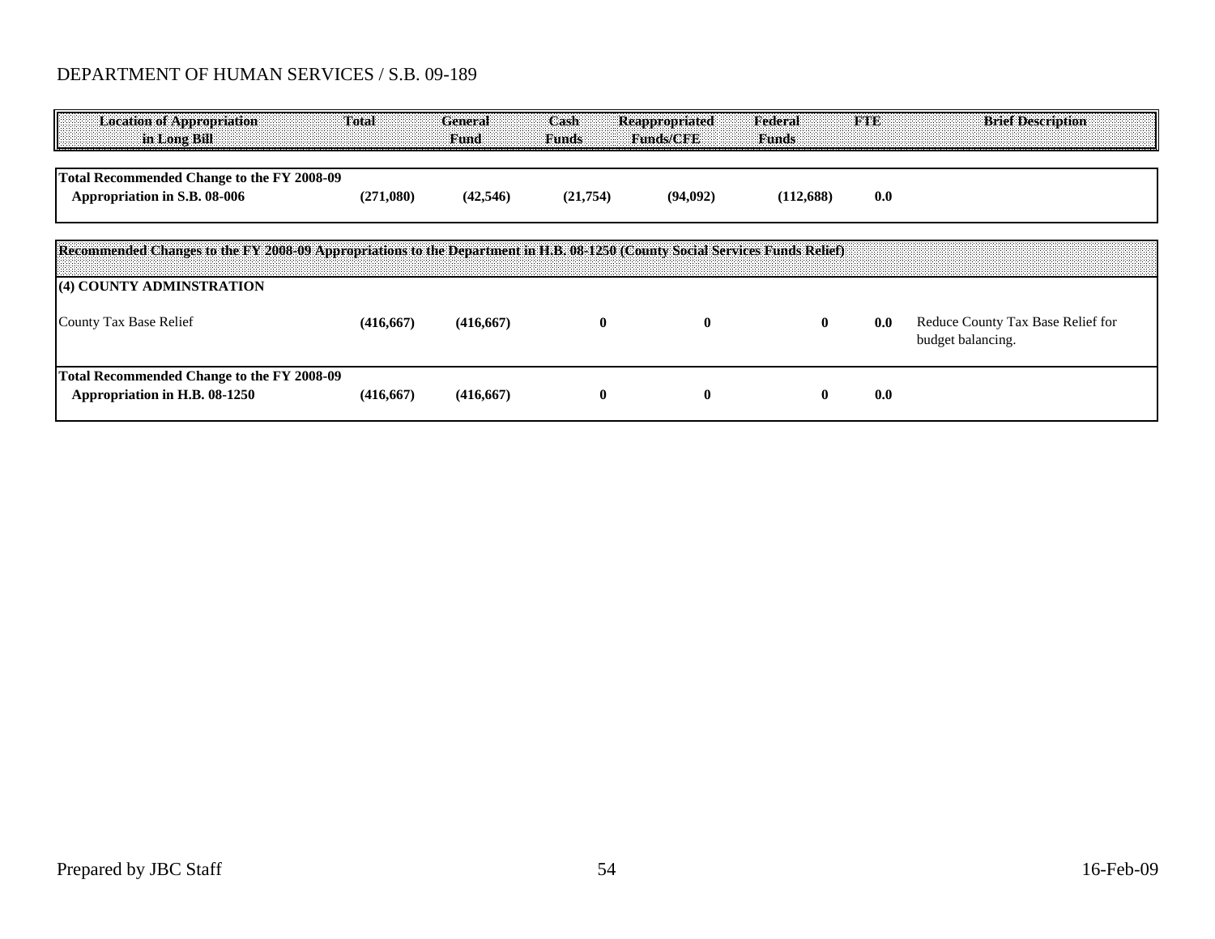DEPARTMENT OF HUMAN SERVICES / S.B. 09-189

| Location of Appropriation in Long Bill | Total | General Fund | Cash Funds | Reappropriated Funds/CFE | Federal Funds | FTE | Brief Description |
|---|---|---|---|---|---|---|---|
| **Total Recommended Change to the FY 2008-09 Appropriation in S.B. 08-006** | **(271,080)** | **(42,546)** | **(21,754)** | **(94,092)** | **(112,688)** | **0.0** | |
| **Recommended Changes to the FY 2008-09 Appropriations to the Department in H.B. 08-1250 (County Social Services Funds Relief)** | | | | | | | |
| **(4) COUNTY ADMINSTRATION** | | | | | | | |
| County Tax Base Relief | **(416,667)** | **(416,667)** | **0** | **0** | **0** | **0.0** | Reduce County Tax Base Relief for budget balancing. |
| **Total Recommended Change to the FY 2008-09 Appropriation in H.B. 08-1250** | **(416,667)** | **(416,667)** | **0** | **0** | **0** | **0.0** | |

Prepared by JBC Staff | 16-Feb-09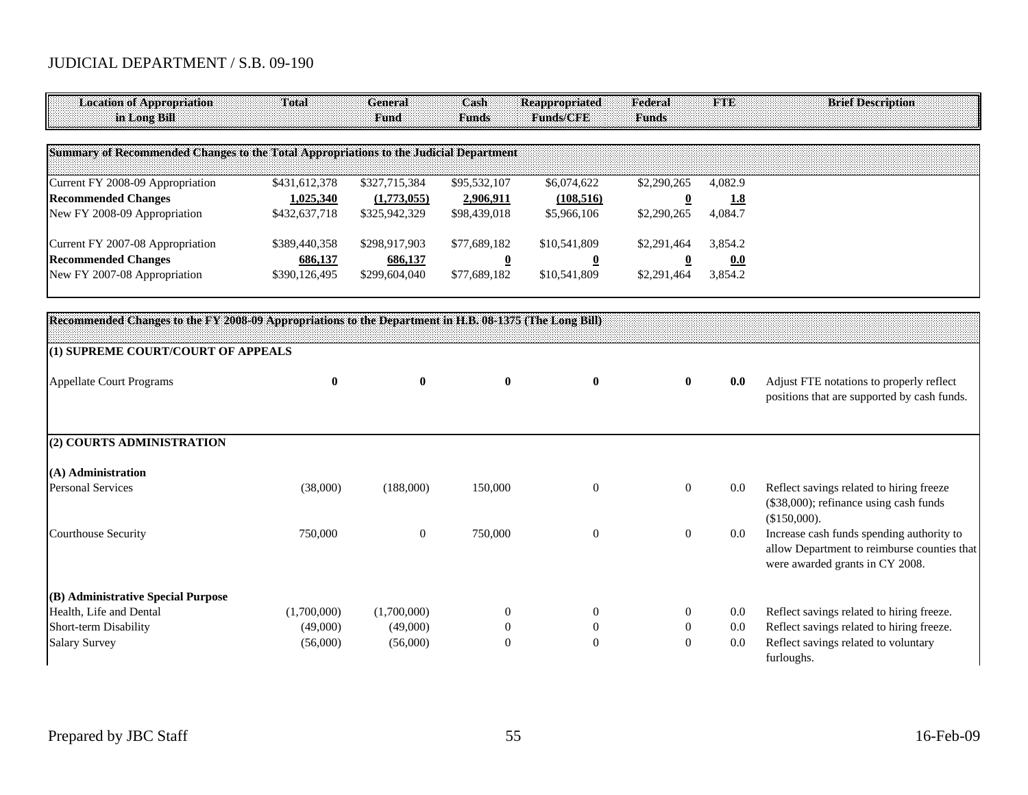# JUDICIAL DEPARTMENT / S.B. 09-190

| Location of Appropriation in Long Bill | Total | General Fund | Cash Funds | Reappropriated Funds/CFE | Federal Funds | FTE | Brief Description |
|---|---|---|---|---|---|---|---|
| **Summary of Recommended Changes to the Total Appropriations to the Judicial Department** | | | | | | | |
| Current FY 2008-09 Appropriation | $431,612,378 | $327,715,384 | $95,532,107 | $6,074,622 | $2,290,265 | 4,082.9 | |
| **Recommended Changes** | **1,025,340** | **(1,773,055)** | **2,906,911** | **(108,516)** | **0** | **1.8** | |
| New FY 2008-09 Appropriation | $432,637,718 | $325,942,329 | $98,439,018 | $5,966,106 | $2,290,265 | 4,084.7 | |
| Current FY 2007-08 Appropriation | $389,440,358 | $298,917,903 | $77,689,182 | $10,541,809 | $2,291,464 | 3,854.2 | |
| **Recommended Changes** | **686,137** | **686,137** | **0** | **0** | **0** | **0.0** | |
| New FY 2007-08 Appropriation | $390,126,495 | $299,604,040 | $77,689,182 | $10,541,809 | $2,291,464 | 3,854.2 | |
| **Recommended Changes to the FY 2008-09 Appropriations to the Department in H.B. 08-1375 (The Long Bill)** | | | | | | | |
| **(1) SUPREME COURT/COURT OF APPEALS** | | | | | | | |
| Appellate Court Programs | **0** | **0** | **0** | **0** | **0** | **0.0** | Adjust FTE notations to properly reflect positions that are supported by cash funds. |
| **(2) COURTS ADMINISTRATION** | | | | | | | |
| **(A) Administration** | | | | | | | |
| Personal Services | (38,000) | (188,000) | 150,000 | 0 | 0 | 0.0 | Reflect savings related to hiring freeze ($38,000); refinance using cash funds ($150,000). |
| Courthouse Security | 750,000 | 0 | 750,000 | 0 | 0 | 0.0 | Increase cash funds spending authority to allow Department to reimburse counties that were awarded grants in CY 2008. |
| **(B) Administrative Special Purpose** | | | | | | | |
| Health, Life and Dental | (1,700,000) | (1,700,000) | 0 | 0 | 0 | 0.0 | Reflect savings related to hiring freeze. |
| Short-term Disability | (49,000) | (49,000) | 0 | 0 | 0 | 0.0 | Reflect savings related to hiring freeze. |
| Salary Survey | (56,000) | (56,000) | 0 | 0 | 0 | 0.0 | Reflect savings related to voluntary furloughs. |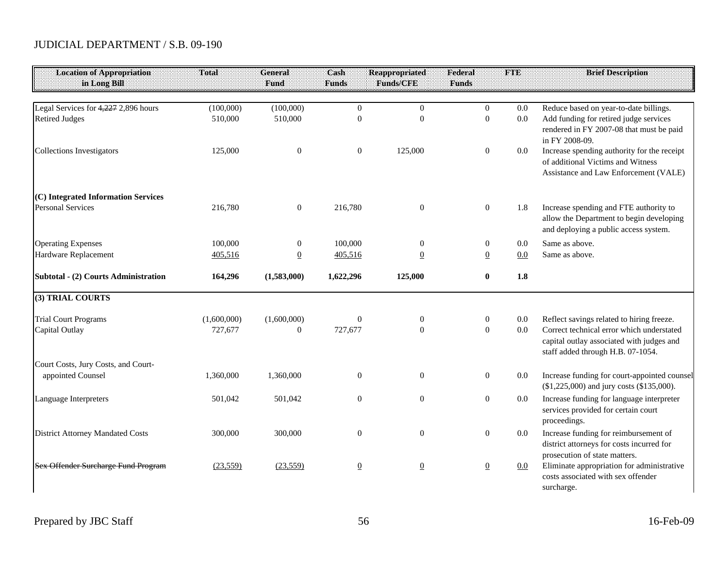JUDICIAL DEPARTMENT / S.B. 09-190

| Location of Appropriation in Long Bill | Total | General Fund | Cash Funds | Reappropriated Funds/CFE | Federal Funds | FTE | Brief Description |
|---|---|---|---|---|---|---|---|
| Legal Services for ~~4,227~~ 2,896 hours | (100,000) | (100,000) | 0 | 0 | 0 | 0.0 | Reduce based on year-to-date billings. |
| Retired Judges | 510,000 | 510,000 | 0 | 0 | 0 | 0.0 | Add funding for retired judge services rendered in FY 2007-08 that must be paid in FY 2008-09. |
| Collections Investigators | 125,000 | 0 | 0 | 125,000 | 0 | 0.0 | Increase spending authority for the receipt of additional Victims and Witness Assistance and Law Enforcement (VALE) |
| **(C) Integrated Information Services** | | | | | | | |
| Personal Services | 216,780 | 0 | 216,780 | 0 | 0 | 1.8 | Increase spending and FTE authority to allow the Department to begin developing and deploying a public access system. |
| Operating Expenses | 100,000 | 0 | 100,000 | 0 | 0 | 0.0 | Same as above. |
| Hardware Replacement | 405,516 | 0 | 405,516 | 0 | 0 | 0.0 | Same as above. |
| **Subtotal - (2) Courts Administration** | **164,296** | **(1,583,000)** | **1,622,296** | **125,000** | **0** | **1.8** | |
| **(3) TRIAL COURTS** | | | | | | | |
| Trial Court Programs | (1,600,000) | (1,600,000) | 0 | 0 | 0 | 0.0 | Reflect savings related to hiring freeze. |
| Capital Outlay | 727,677 | 0 | 727,677 | 0 | 0 | 0.0 | Correct technical error which understated capital outlay associated with judges and staff added through H.B. 07-1054. |
| Court Costs, Jury Costs, and Court-appointed Counsel | 1,360,000 | 1,360,000 | 0 | 0 | 0 | 0.0 | Increase funding for court-appointed counsel ($1,225,000) and jury costs ($135,000). |
| Language Interpreters | 501,042 | 501,042 | 0 | 0 | 0 | 0.0 | Increase funding for language interpreter services provided for certain court proceedings. |
| District Attorney Mandated Costs | 300,000 | 300,000 | 0 | 0 | 0 | 0.0 | Increase funding for reimbursement of district attorneys for costs incurred for prosecution of state matters. |
| ~~Sex Offender Surcharge Fund Program~~ | (23,559) | (23,559) | 0 | 0 | 0 | 0.0 | Eliminate appropriation for administrative costs associated with sex offender surcharge. |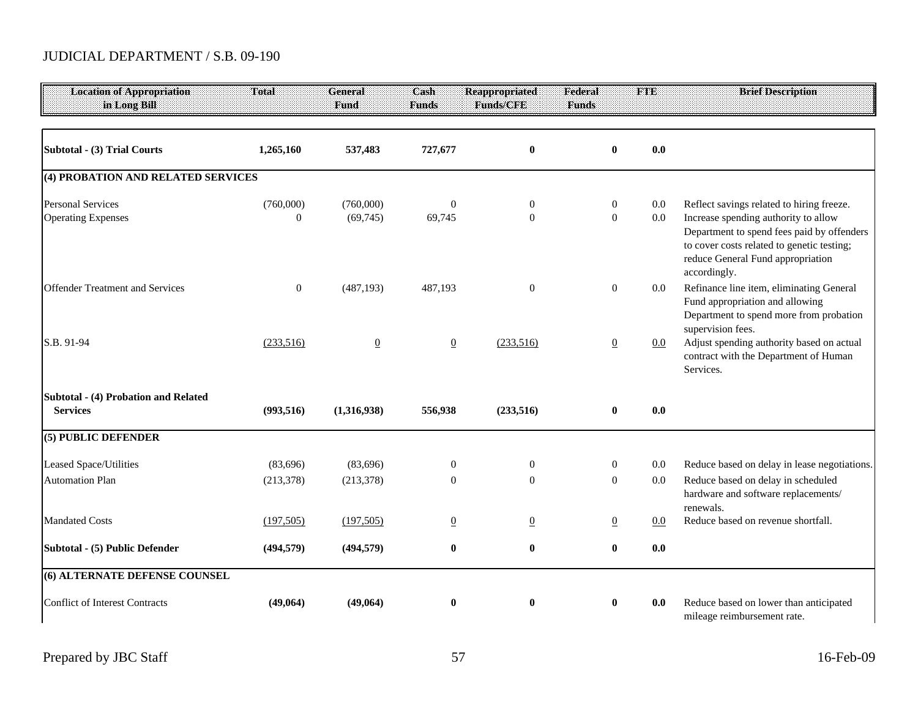JUDICIAL DEPARTMENT / S.B. 09-190

| Location of Appropriation in Long Bill | Total | General Fund | Cash Funds | Reappropriated Funds/CFE | Federal Funds | FTE | Brief Description |
|---|---|---|---|---|---|---|---|
| **Subtotal - (3) Trial Courts** | **1,265,160** | **537,483** | **727,677** | **0** | **0** | **0.0** | |
| **(4) PROBATION AND RELATED SERVICES** | | | | | | | |
| Personal Services | (760,000) | (760,000) | 0 | 0 | 0 | 0.0 | Reflect savings related to hiring freeze. |
| Operating Expenses | 0 | (69,745) | 69,745 | 0 | 0 | 0.0 | Increase spending authority to allow Department to spend fees paid by offenders to cover costs related to genetic testing; reduce General Fund appropriation accordingly. |
| Offender Treatment and Services | 0 | (487,193) | 487,193 | 0 | 0 | 0.0 | Refinance line item, eliminating General Fund appropriation and allowing Department to spend more from probation supervision fees. |
| S.B. 91-94 | (233,516) | 0 | 0 | (233,516) | 0 | 0.0 | Adjust spending authority based on actual contract with the Department of Human Services. |
| **Subtotal - (4) Probation and Related Services** | **(993,516)** | **(1,316,938)** | **556,938** | **(233,516)** | **0** | **0.0** | |
| **(5) PUBLIC DEFENDER** | | | | | | | |
| Leased Space/Utilities | (83,696) | (83,696) | 0 | 0 | 0 | 0.0 | Reduce based on delay in lease negotiations. |
| Automation Plan | (213,378) | (213,378) | 0 | 0 | 0 | 0.0 | Reduce based on delay in scheduled hardware and software replacements/ renewals. |
| Mandated Costs | (197,505) | (197,505) | 0 | 0 | 0 | 0.0 | Reduce based on revenue shortfall. |
| **Subtotal - (5) Public Defender** | **(494,579)** | **(494,579)** | **0** | **0** | **0** | **0.0** | |
| **(6) ALTERNATE DEFENSE COUNSEL** | | | | | | | |
| Conflict of Interest Contracts | **(49,064)** | **(49,064)** | **0** | **0** | **0** | **0.0** | Reduce based on lower than anticipated mileage reimbursement rate. |

Prepared by JBC Staff

16-Feb-09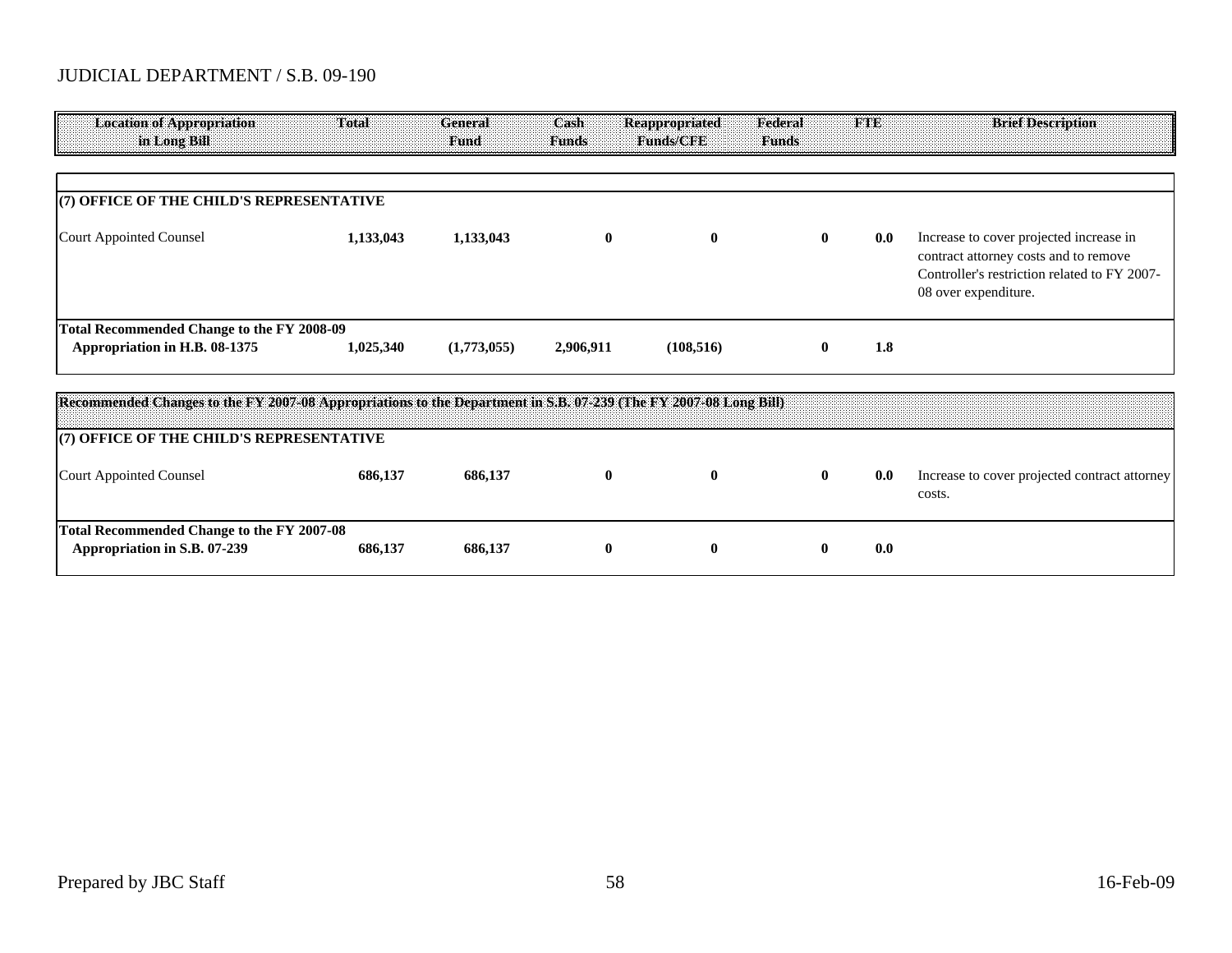JUDICIAL DEPARTMENT / S.B. 09-190

| Location of Appropriation in Long Bill | Total | General Fund | Cash Funds | Reappropriated Funds/CFE | Federal Funds | FTE | Brief Description |
|---|---|---|---|---|---|---|---|
| **(7) OFFICE OF THE CHILD'S REPRESENTATIVE** | | | | | | | |
| Court Appointed Counsel | **1,133,043** | **1,133,043** | **0** | **0** | **0** | **0.0** | Increase to cover projected increase in contract attorney costs and to remove Controller's restriction related to FY 2007-08 over expenditure. |
| **Total Recommended Change to the FY 2008-09 Appropriation in H.B. 08-1375** | **1,025,340** | **(1,773,055)** | **2,906,911** | **(108,516)** | **0** | **1.8** | |

| Location of Appropriation in Long Bill | Total | General Fund | Cash Funds | Reappropriated Funds/CFE | Federal Funds | FTE | Brief Description |
|---|---|---|---|---|---|---|---|
| **Recommended Changes to the FY 2007-08 Appropriations to the Department in S.B. 07-239 (The FY 2007-08 Long Bill)** | | | | | | | |
| **(7) OFFICE OF THE CHILD'S REPRESENTATIVE** | | | | | | | |
| Court Appointed Counsel | **686,137** | **686,137** | **0** | **0** | **0** | **0.0** | Increase to cover projected contract attorney costs. |
| **Total Recommended Change to the FY 2007-08 Appropriation in S.B. 07-239** | **686,137** | **686,137** | **0** | **0** | **0** | **0.0** | |

Prepared by JBC Staff

16-Feb-09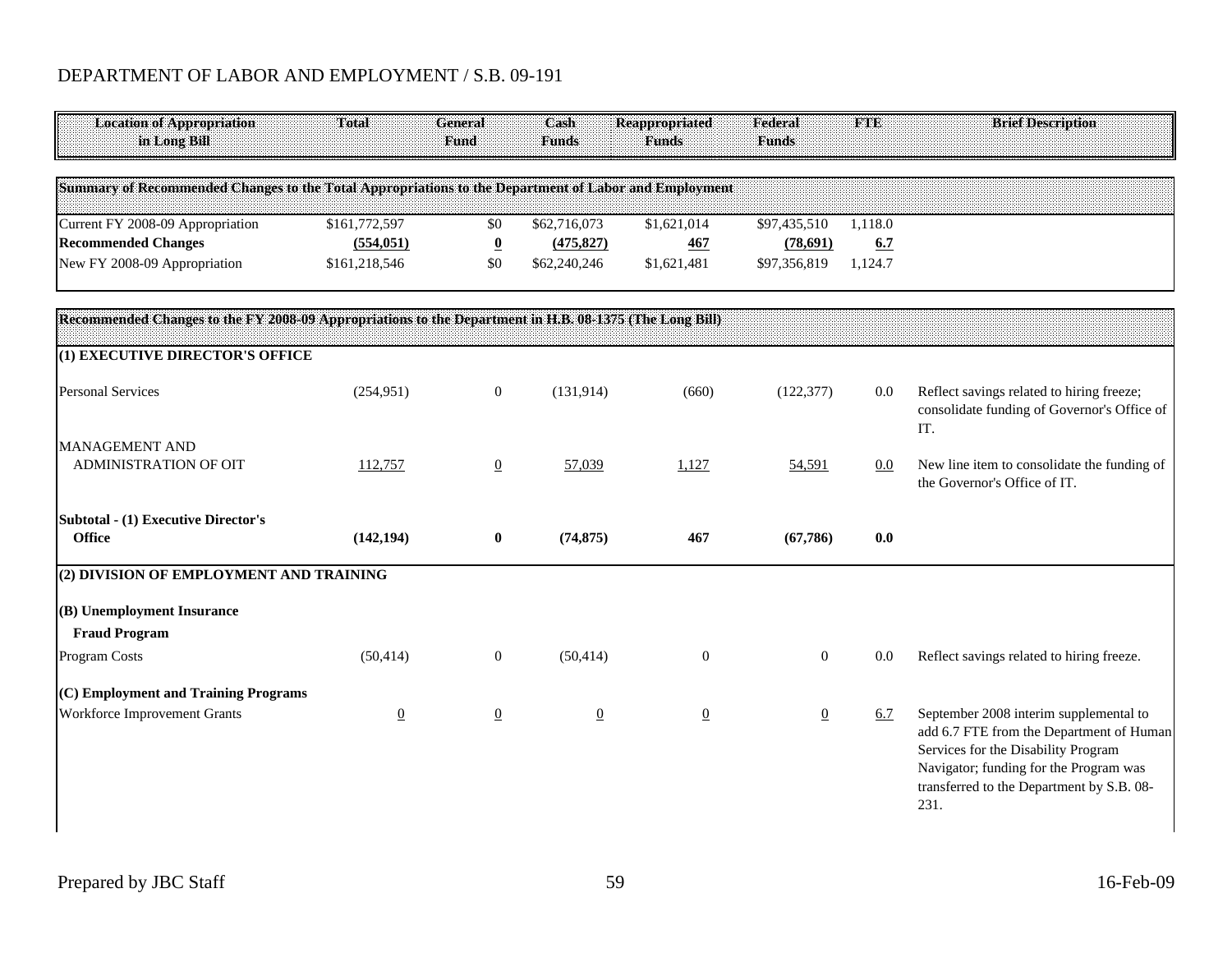DEPARTMENT OF LABOR AND EMPLOYMENT / S.B. 09-191

| Location of Appropriation in Long Bill | Total | General Fund | Cash Funds | Reappropriated Funds | Federal Funds | FTE | Brief Description |
|---|---|---|---|---|---|---|---|
| **Summary of Recommended Changes to the Total Appropriations to the Department of Labor and Employment** | | | | | | | |
| Current FY 2008-09 Appropriation | $161,772,597 | $0 | $62,716,073 | $1,621,014 | $97,435,510 | 1,118.0 | |
| **Recommended Changes** | **(554,051)** | **0** | **(475,827)** | **467** | **(78,691)** | **6.7** | |
| New FY 2008-09 Appropriation | $161,218,546 | $0 | $62,240,246 | $1,621,481 | $97,356,819 | 1,124.7 | |
| **Recommended Changes to the FY 2008-09 Appropriations to the Department in H.B. 08-1375 (The Long Bill)** | | | | | | | |
| **(1) EXECUTIVE DIRECTOR'S OFFICE** | | | | | | | |
| Personal Services | (254,951) | 0 | (131,914) | (660) | (122,377) | 0.0 | Reflect savings related to hiring freeze; consolidate funding of Governor's Office of IT. |
| MANAGEMENT AND ADMINISTRATION OF OIT | 112,757 | 0 | 57,039 | 1,127 | 54,591 | 0.0 | New line item to consolidate the funding of the Governor's Office of IT. |
| **Subtotal - (1) Executive Director's Office** | **(142,194)** | **0** | **(74,875)** | **467** | **(67,786)** | **0.0** | |
| **(2) DIVISION OF EMPLOYMENT AND TRAINING** | | | | | | | |
| **(B) Unemployment Insurance Fraud Program** | | | | | | | |
| Program Costs | (50,414) | 0 | (50,414) | 0 | 0 | 0.0 | Reflect savings related to hiring freeze. |
| **(C) Employment and Training Programs** | | | | | | | |
| Workforce Improvement Grants | 0 | 0 | 0 | 0 | 0 | 6.7 | September 2008 interim supplemental to add 6.7 FTE from the Department of Human Services for the Disability Program Navigator; funding for the Program was transferred to the Department by S.B. 08-231. |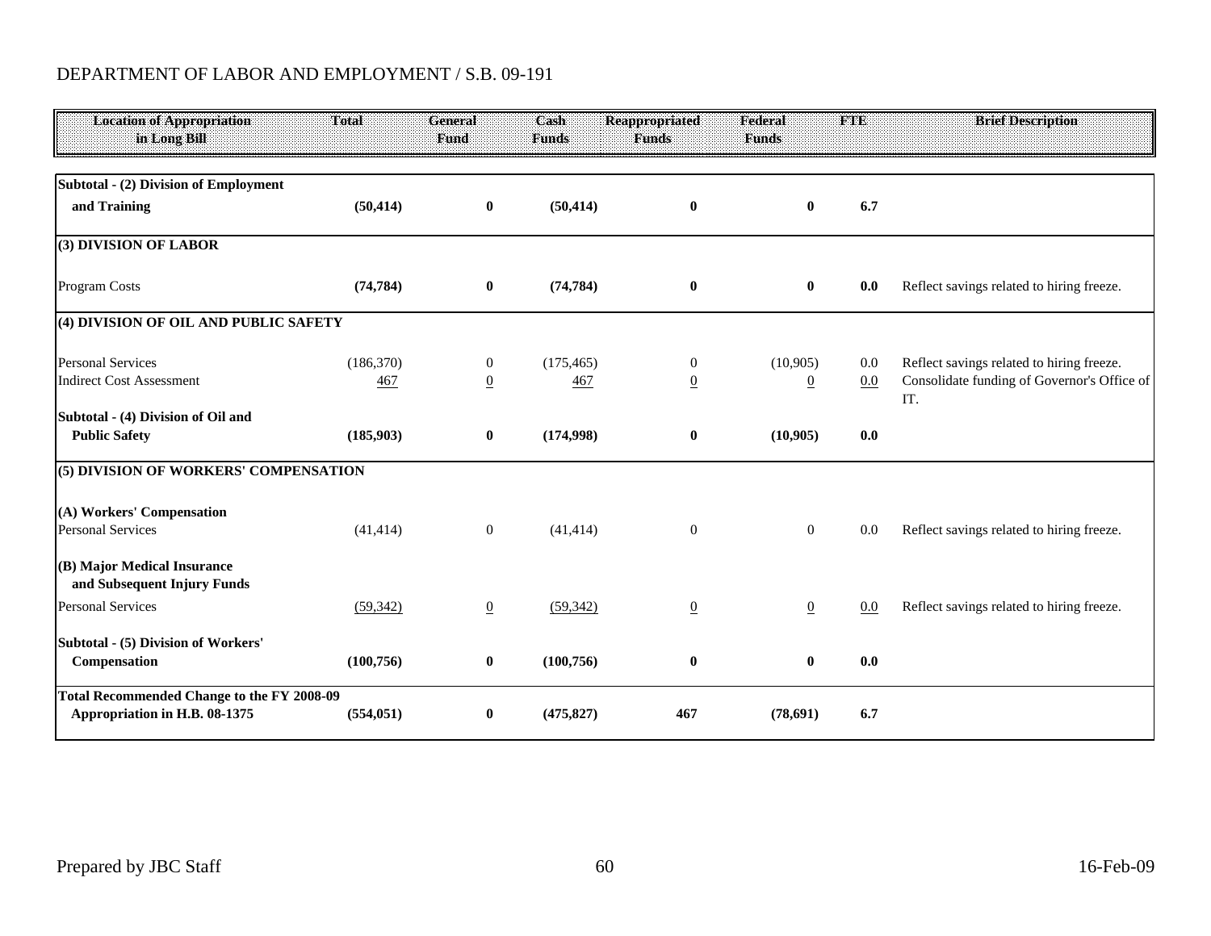DEPARTMENT OF LABOR AND EMPLOYMENT / S.B. 09-191

| Location of Appropriation in Long Bill | Total | General Fund | Cash Funds | Reappropriated Funds | Federal Funds | FTE | Brief Description |
|---|---|---|---|---|---|---|---|
| **Subtotal - (2) Division of Employment and Training** | **(50,414)** | **0** | **(50,414)** | **0** | **0** | **6.7** | |
| **(3) DIVISION OF LABOR** | | | | | | | |
| Program Costs | **(74,784)** | **0** | **(74,784)** | **0** | **0** | **0.0** | Reflect savings related to hiring freeze. |
| **(4) DIVISION OF OIL AND PUBLIC SAFETY** | | | | | | | |
| Personal Services | (186,370) | 0 | (175,465) | 0 | (10,905) | 0.0 | Reflect savings related to hiring freeze. |
| Indirect Cost Assessment | 467 | 0 | 467 | 0 | 0 | 0.0 | Consolidate funding of Governor's Office of IT. |
| **Subtotal - (4) Division of Oil and Public Safety** | **(185,903)** | **0** | **(174,998)** | **0** | **(10,905)** | **0.0** | |
| **(5) DIVISION OF WORKERS' COMPENSATION** | | | | | | | |
| **(A) Workers' Compensation** | | | | | | | |
| Personal Services | (41,414) | 0 | (41,414) | 0 | 0 | 0.0 | Reflect savings related to hiring freeze. |
| **(B) Major Medical Insurance and Subsequent Injury Funds** | | | | | | | |
| Personal Services | (59,342) | 0 | (59,342) | 0 | 0 | 0.0 | Reflect savings related to hiring freeze. |
| **Subtotal - (5) Division of Workers' Compensation** | **(100,756)** | **0** | **(100,756)** | **0** | **0** | **0.0** | |
| **Total Recommended Change to the FY 2008-09 Appropriation in H.B. 08-1375** | **(554,051)** | **0** | **(475,827)** | **467** | **(78,691)** | **6.7** | |

Prepared by JBC Staff | 16-Feb-09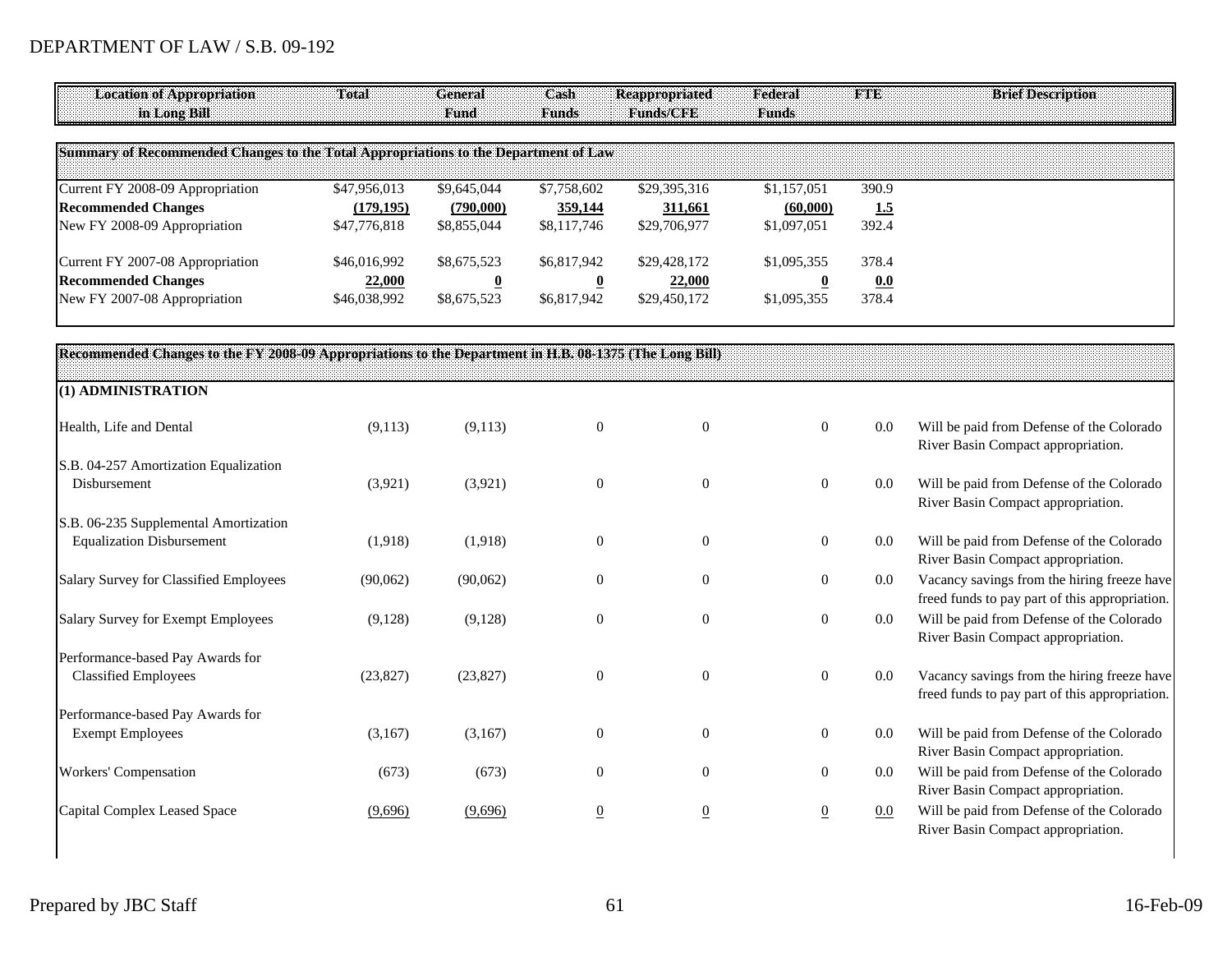DEPARTMENT OF LAW / S.B. 09-192

| Location of Appropriation in Long Bill | Total | General Fund | Cash Funds | Reappropriated Funds/CFE | Federal Funds | FTE | Brief Description |
|---|---|---|---|---|---|---|---|
| **Summary of Recommended Changes to the Total Appropriations to the Department of Law** | | | | | | | |
| Current FY 2008-09 Appropriation | $47,956,013 | $9,645,044 | $7,758,602 | $29,395,316 | $1,157,051 | 390.9 | |
| **Recommended Changes** | **(179,195)** | **(790,000)** | **359,144** | **311,661** | **(60,000)** | **1.5** | |
| New FY 2008-09 Appropriation | $47,776,818 | $8,855,044 | $8,117,746 | $29,706,977 | $1,097,051 | 392.4 | |
| Current FY 2007-08 Appropriation | $46,016,992 | $8,675,523 | $6,817,942 | $29,428,172 | $1,095,355 | 378.4 | |
| **Recommended Changes** | **22,000** | **0** | **0** | **22,000** | **0** | **0.0** | |
| New FY 2007-08 Appropriation | $46,038,992 | $8,675,523 | $6,817,942 | $29,450,172 | $1,095,355 | 378.4 | |
| **Recommended Changes to the FY 2008-09 Appropriations to the Department in H.B. 08-1375 (The Long Bill)** | | | | | | | |
| **(1) ADMINISTRATION** | | | | | | | |
| Health, Life and Dental | (9,113) | (9,113) | 0 | 0 | 0 | 0.0 | Will be paid from Defense of the Colorado River Basin Compact appropriation. |
| S.B. 04-257 Amortization Equalization Disbursement | (3,921) | (3,921) | 0 | 0 | 0 | 0.0 | Will be paid from Defense of the Colorado River Basin Compact appropriation. |
| S.B. 06-235 Supplemental Amortization Equalization Disbursement | (1,918) | (1,918) | 0 | 0 | 0 | 0.0 | Will be paid from Defense of the Colorado River Basin Compact appropriation. |
| Salary Survey for Classified Employees | (90,062) | (90,062) | 0 | 0 | 0 | 0.0 | Vacancy savings from the hiring freeze have freed funds to pay part of this appropriation. |
| Salary Survey for Exempt Employees | (9,128) | (9,128) | 0 | 0 | 0 | 0.0 | Will be paid from Defense of the Colorado River Basin Compact appropriation. |
| Performance-based Pay Awards for Classified Employees | (23,827) | (23,827) | 0 | 0 | 0 | 0.0 | Vacancy savings from the hiring freeze have freed funds to pay part of this appropriation. |
| Performance-based Pay Awards for Exempt Employees | (3,167) | (3,167) | 0 | 0 | 0 | 0.0 | Will be paid from Defense of the Colorado River Basin Compact appropriation. |
| Workers' Compensation | (673) | (673) | 0 | 0 | 0 | 0.0 | Will be paid from Defense of the Colorado River Basin Compact appropriation. |
| Capital Complex Leased Space | (9,696) | (9,696) | 0 | 0 | 0 | 0.0 | Will be paid from Defense of the Colorado River Basin Compact appropriation. |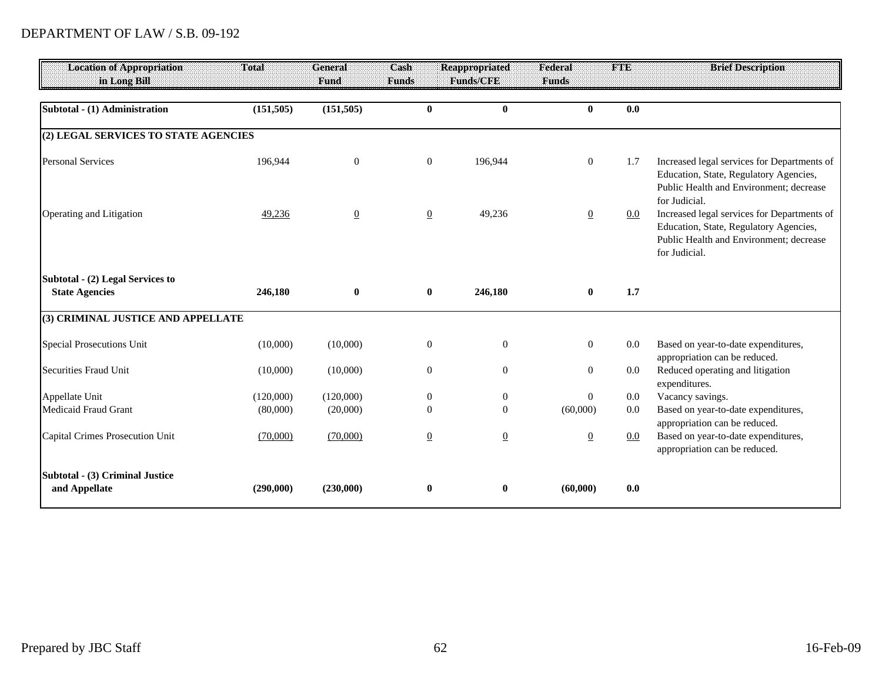DEPARTMENT OF LAW / S.B. 09-192

| Location of Appropriation in Long Bill | Total | General Fund | Cash Funds | Reappropriated Funds/CFE | Federal Funds | FTE | Brief Description |
|---|---|---|---|---|---|---|---|
| **Subtotal - (1) Administration** | **(151,505)** | **(151,505)** | **0** | **0** | **0** | **0.0** | |
| **(2) LEGAL SERVICES TO STATE AGENCIES** | | | | | | | |
| Personal Services | 196,944 | 0 | 0 | 196,944 | 0 | 1.7 | Increased legal services for Departments of Education, State, Regulatory Agencies, Public Health and Environment; decrease for Judicial. |
| Operating and Litigation | 49,236 | 0 | 0 | 49,236 | 0 | 0.0 | Increased legal services for Departments of Education, State, Regulatory Agencies, Public Health and Environment; decrease for Judicial. |
| **Subtotal - (2) Legal Services to State Agencies** | **246,180** | **0** | **0** | **246,180** | **0** | **1.7** | |
| **(3) CRIMINAL JUSTICE AND APPELLATE** | | | | | | | |
| Special Prosecutions Unit | (10,000) | (10,000) | 0 | 0 | 0 | 0.0 | Based on year-to-date expenditures, appropriation can be reduced. |
| Securities Fraud Unit | (10,000) | (10,000) | 0 | 0 | 0 | 0.0 | Reduced operating and litigation expenditures. |
| Appellate Unit | (120,000) | (120,000) | 0 | 0 | 0 | 0.0 | Vacancy savings. |
| Medicaid Fraud Grant | (80,000) | (20,000) | 0 | 0 | (60,000) | 0.0 | Based on year-to-date expenditures, appropriation can be reduced. |
| Capital Crimes Prosecution Unit | (70,000) | (70,000) | 0 | 0 | 0 | 0.0 | Based on year-to-date expenditures, appropriation can be reduced. |
| **Subtotal - (3) Criminal Justice and Appellate** | **(290,000)** | **(230,000)** | **0** | **0** | **(60,000)** | **0.0** | |

Prepared by JBC Staff

16-Feb-09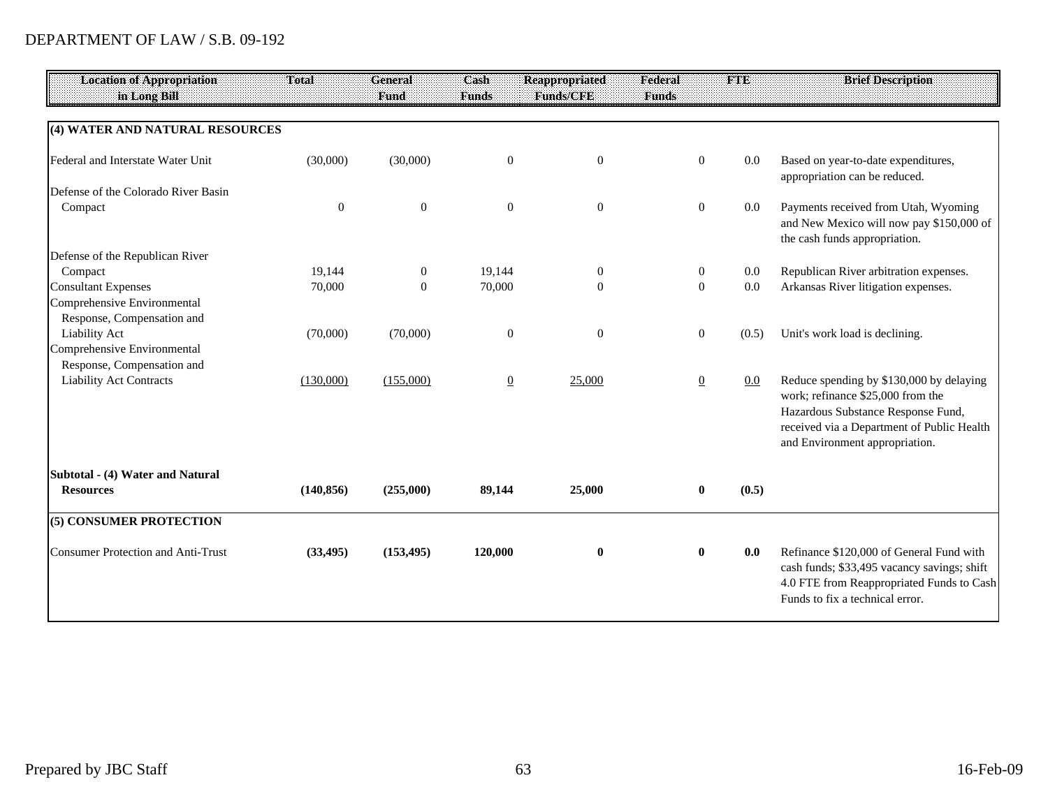DEPARTMENT OF LAW / S.B. 09-192

| Location of Appropriation in Long Bill | Total | General Fund | Cash Funds | Reappropriated Funds/CFE | Federal Funds | FTE | Brief Description |
|---|---|---|---|---|---|---|---|
| **(4) WATER AND NATURAL RESOURCES** | | | | | | | |
| Federal and Interstate Water Unit | (30,000) | (30,000) | 0 | 0 | 0 | 0.0 | Based on year-to-date expenditures, appropriation can be reduced. |
| Defense of the Colorado River Basin Compact | 0 | 0 | 0 | 0 | 0 | 0.0 | Payments received from Utah, Wyoming and New Mexico will now pay $150,000 of the cash funds appropriation. |
| Defense of the Republican River Compact | 19,144 | 0 | 19,144 | 0 | 0 | 0.0 | Republican River arbitration expenses. |
| Consultant Expenses | 70,000 | 0 | 70,000 | 0 | 0 | 0.0 | Arkansas River litigation expenses. |
| Comprehensive Environmental Response, Compensation and Liability Act | (70,000) | (70,000) | 0 | 0 | 0 | (0.5) | Unit's work load is declining. |
| Comprehensive Environmental Response, Compensation and Liability Act Contracts | (130,000) | (155,000) | 0 | 25,000 | 0 | 0.0 | Reduce spending by $130,000 by delaying work; refinance $25,000 from the Hazardous Substance Response Fund, received via a Department of Public Health and Environment appropriation. |
| **Subtotal - (4) Water and Natural Resources** | **(140,856)** | **(255,000)** | **89,144** | **25,000** | **0** | **(0.5)** | |
| **(5) CONSUMER PROTECTION** | | | | | | | |
| Consumer Protection and Anti-Trust | **(33,495)** | **(153,495)** | **120,000** | **0** | **0** | **0.0** | Refinance $120,000 of General Fund with cash funds; $33,495 vacancy savings; shift 4.0 FTE from Reappropriated Funds to Cash Funds to fix a technical error. |

Prepared by JBC Staff

16-Feb-09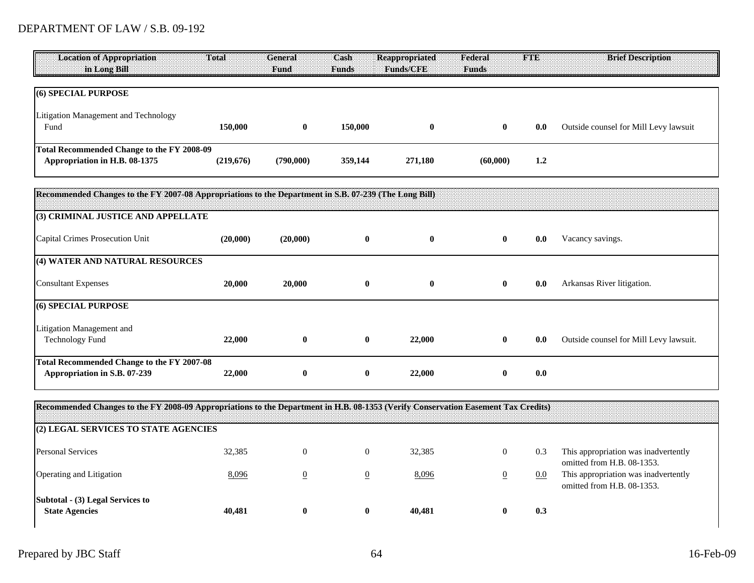DEPARTMENT OF LAW / S.B. 09-192

| Location of Appropriation in Long Bill | Total | General Fund | Cash Funds | Reappropriated Funds/CFE | Federal Funds | FTE | Brief Description |
|---|---|---|---|---|---|---|---|
| **(6) SPECIAL PURPOSE** | | | | | | | |
| Litigation Management and Technology Fund | **150,000** | **0** | **150,000** | **0** | **0** | **0.0** | Outside counsel for Mill Levy lawsuit |
| **Total Recommended Change to the FY 2008-09 Appropriation in H.B. 08-1375** | **(219,676)** | **(790,000)** | **359,144** | **271,180** | **(60,000)** | **1.2** | |
| **Recommended Changes to the FY 2007-08 Appropriations to the Department in S.B. 07-239 (The Long Bill)** | | | | | | | |
| **(3) CRIMINAL JUSTICE AND APPELLATE** | | | | | | | |
| Capital Crimes Prosecution Unit | **(20,000)** | **(20,000)** | **0** | **0** | **0** | **0.0** | Vacancy savings. |
| **(4) WATER AND NATURAL RESOURCES** | | | | | | | |
| Consultant Expenses | **20,000** | **20,000** | **0** | **0** | **0** | **0.0** | Arkansas River litigation. |
| **(6) SPECIAL PURPOSE** | | | | | | | |
| Litigation Management and Technology Fund | **22,000** | **0** | **0** | **22,000** | **0** | **0.0** | Outside counsel for Mill Levy lawsuit. |
| **Total Recommended Change to the FY 2007-08 Appropriation in S.B. 07-239** | **22,000** | **0** | **0** | **22,000** | **0** | **0.0** | |
| **Recommended Changes to the FY 2008-09 Appropriations to the Department in H.B. 08-1353 (Verify Conservation Easement Tax Credits)** | | | | | | | |
| **(2) LEGAL SERVICES TO STATE AGENCIES** | | | | | | | |
| Personal Services | 32,385 | 0 | 0 | 32,385 | 0 | 0.3 | This appropriation was inadvertently omitted from H.B. 08-1353. |
| Operating and Litigation | 8,096 | 0 | 0 | 8,096 | 0 | 0.0 | This appropriation was inadvertently omitted from H.B. 08-1353. |
| **Subtotal - (3) Legal Services to State Agencies** | **40,481** | **0** | **0** | **40,481** | **0** | **0.3** | |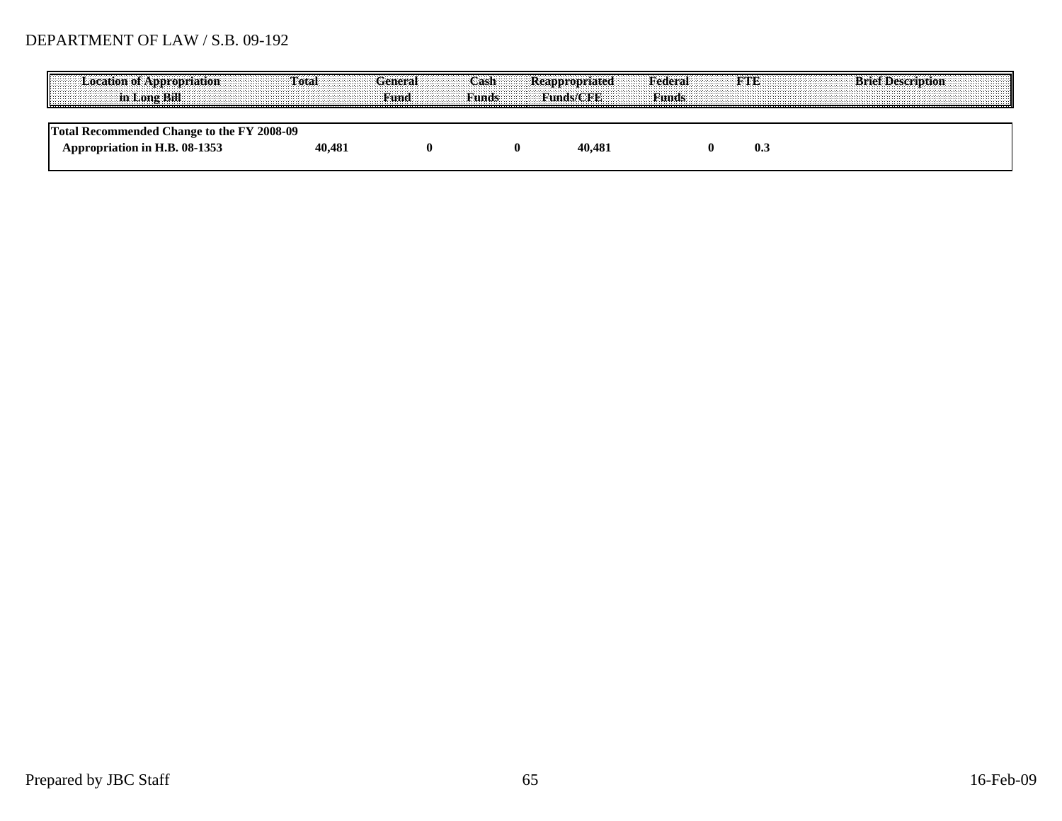DEPARTMENT OF LAW / S.B. 09-192

| Location of Appropriation in Long Bill | Total | General Fund | Cash Funds | Reappropriated Funds/CFE | Federal Funds | FTE | Brief Description |
| --- | --- | --- | --- | --- | --- | --- | --- |
| **Total Recommended Change to the FY 2008-09 Appropriation in H.B. 08-1353** | **40,481** | **0** | **0** | **40,481** | **0** | **0.3** | |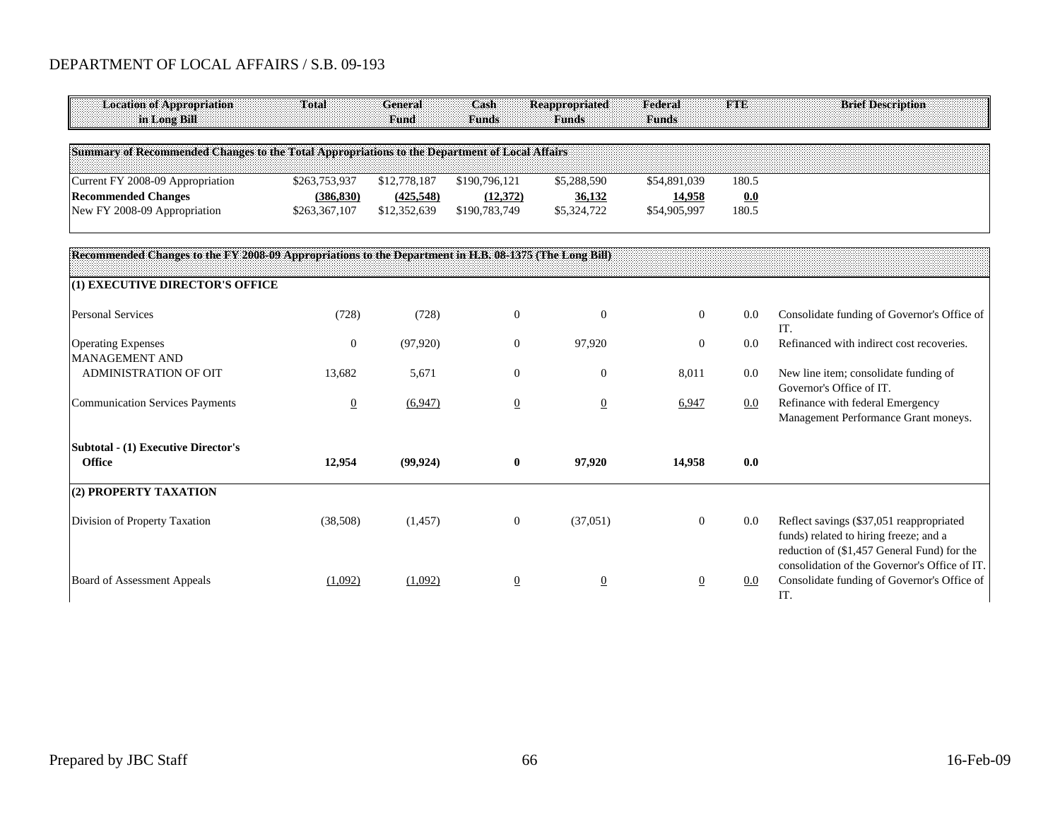# DEPARTMENT OF LOCAL AFFAIRS / S.B. 09-193

| Location of Appropriation in Long Bill | Total | General Fund | Cash Funds | Reappropriated Funds | Federal Funds | FTE | Brief Description |
|---|---|---|---|---|---|---|---|
| **Summary of Recommended Changes to the Total Appropriations to the Department of Local Affairs** | | | | | | | |
| Current FY 2008-09 Appropriation | $263,753,937 | $12,778,187 | $190,796,121 | $5,288,590 | $54,891,039 | 180.5 | |
| **Recommended Changes** | **(386,830)** | **(425,548)** | **(12,372)** | **36,132** | **14,958** | **0.0** | |
| New FY 2008-09 Appropriation | $263,367,107 | $12,352,639 | $190,783,749 | $5,324,722 | $54,905,997 | 180.5 | |
| **Recommended Changes to the FY 2008-09 Appropriations to the Department in H.B. 08-1375 (The Long Bill)** | | | | | | | |
| **(1) EXECUTIVE DIRECTOR'S OFFICE** | | | | | | | |
| Personal Services | (728) | (728) | 0 | 0 | 0 | 0.0 | Consolidate funding of Governor's Office of IT. |
| Operating Expenses | 0 | (97,920) | 0 | 97,920 | 0 | 0.0 | Refinanced with indirect cost recoveries. |
| MANAGEMENT AND ADMINISTRATION OF OIT | 13,682 | 5,671 | 0 | 0 | 8,011 | 0.0 | New line item; consolidate funding of Governor's Office of IT. |
| Communication Services Payments | 0 | (6,947) | 0 | 0 | 6,947 | 0.0 | Refinance with federal Emergency Management Performance Grant moneys. |
| **Subtotal - (1) Executive Director's Office** | **12,954** | **(99,924)** | **0** | **97,920** | **14,958** | **0.0** | |
| **(2) PROPERTY TAXATION** | | | | | | | |
| Division of Property Taxation | (38,508) | (1,457) | 0 | (37,051) | 0 | 0.0 | Reflect savings ($37,051 reappropriated funds) related to hiring freeze; and a reduction of ($1,457 General Fund) for the consolidation of the Governor's Office of IT. |
| Board of Assessment Appeals | (1,092) | (1,092) | 0 | 0 | 0 | 0.0 | Consolidate funding of Governor's Office of IT. |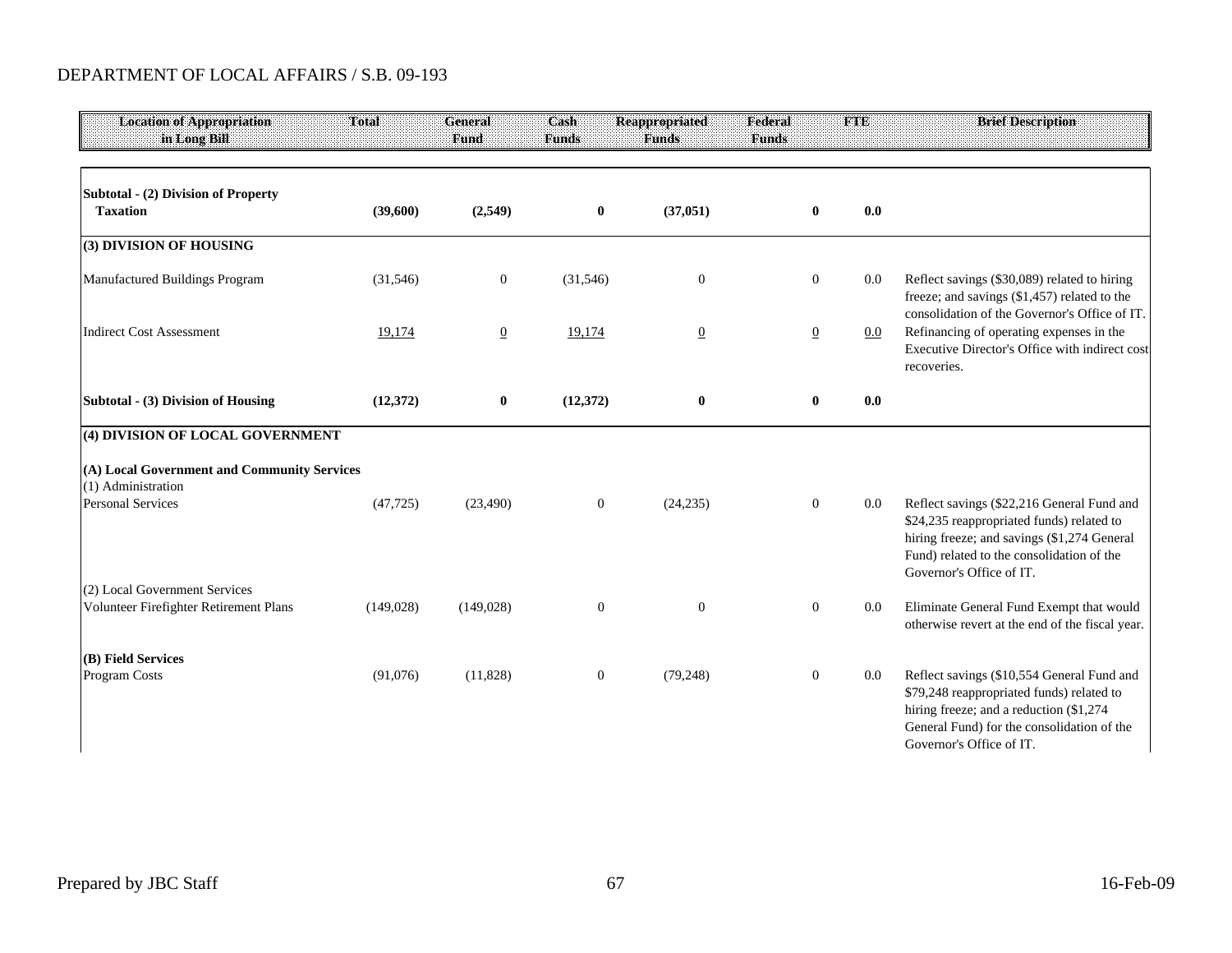DEPARTMENT OF LOCAL AFFAIRS / S.B. 09-193

| Location of Appropriation in Long Bill | Total | General Fund | Cash Funds | Reappropriated Funds | Federal Funds | FTE | Brief Description |
|---|---|---|---|---|---|---|---|
| **Subtotal - (2) Division of Property Taxation** | **(39,600)** | **(2,549)** | **0** | **(37,051)** | **0** | **0.0** | |
| **(3) DIVISION OF HOUSING** | | | | | | | |
| Manufactured Buildings Program | (31,546) | 0 | (31,546) | 0 | 0 | 0.0 | Reflect savings ($30,089) related to hiring freeze; and savings ($1,457) related to the consolidation of the Governor's Office of IT. |
| Indirect Cost Assessment | 19,174 | 0 | 19,174 | 0 | 0 | 0.0 | Refinancing of operating expenses in the Executive Director's Office with indirect cost recoveries. |
| **Subtotal - (3) Division of Housing** | **(12,372)** | **0** | **(12,372)** | **0** | **0** | **0.0** | |
| **(4) DIVISION OF LOCAL GOVERNMENT** | | | | | | | |
| **(A) Local Government and Community Services** | | | | | | | |
| (1) Administration | | | | | | | |
| Personal Services | (47,725) | (23,490) | 0 | (24,235) | 0 | 0.0 | Reflect savings ($22,216 General Fund and $24,235 reappropriated funds) related to hiring freeze; and savings ($1,274 General Fund) related to the consolidation of the Governor's Office of IT. |
| (2) Local Government Services | | | | | | | |
| Volunteer Firefighter Retirement Plans | (149,028) | (149,028) | 0 | 0 | 0 | 0.0 | Eliminate General Fund Exempt that would otherwise revert at the end of the fiscal year. |
| **(B) Field Services** | | | | | | | |
| Program Costs | (91,076) | (11,828) | 0 | (79,248) | 0 | 0.0 | Reflect savings ($10,554 General Fund and $79,248 reappropriated funds) related to hiring freeze; and a reduction ($1,274 General Fund) for the consolidation of the Governor's Office of IT. |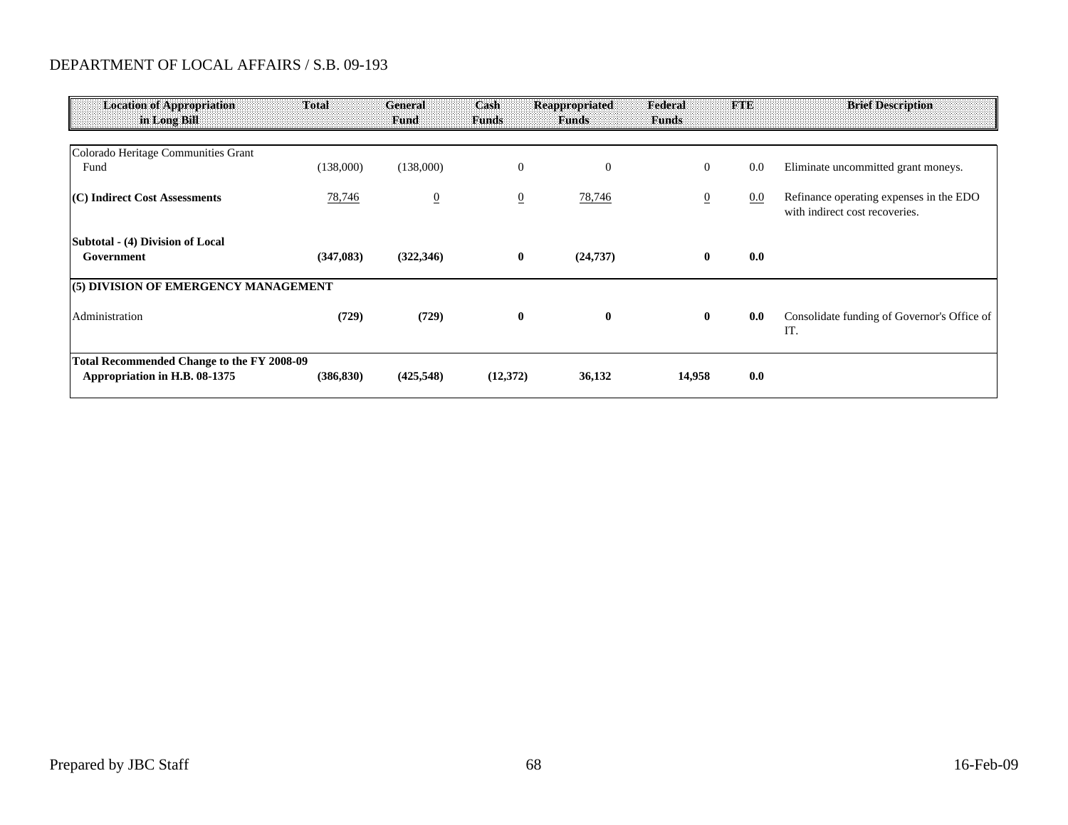DEPARTMENT OF LOCAL AFFAIRS / S.B. 09-193

| Location of Appropriation in Long Bill | Total | General Fund | Cash Funds | Reappropriated Funds | Federal Funds | FTE | Brief Description |
|---|---|---|---|---|---|---|---|
| Colorado Heritage Communities Grant Fund | (138,000) | (138,000) | 0 | 0 | 0 | 0.0 | Eliminate uncommitted grant moneys. |
| **(C) Indirect Cost Assessments** | 78,746 | 0 | 0 | 78,746 | 0 | 0.0 | Refinance operating expenses in the EDO with indirect cost recoveries. |
| **Subtotal - (4) Division of Local Government** | **(347,083)** | **(322,346)** | **0** | **(24,737)** | **0** | **0.0** | |
| **(5) DIVISION OF EMERGENCY MANAGEMENT** | | | | | | | |
| Administration | **(729)** | **(729)** | **0** | **0** | **0** | **0.0** | Consolidate funding of Governor's Office of IT. |
| **Total Recommended Change to the FY 2008-09 Appropriation in H.B. 08-1375** | **(386,830)** | **(425,548)** | **(12,372)** | **36,132** | **14,958** | **0.0** | |

Prepared by JBC Staff 16-Feb-09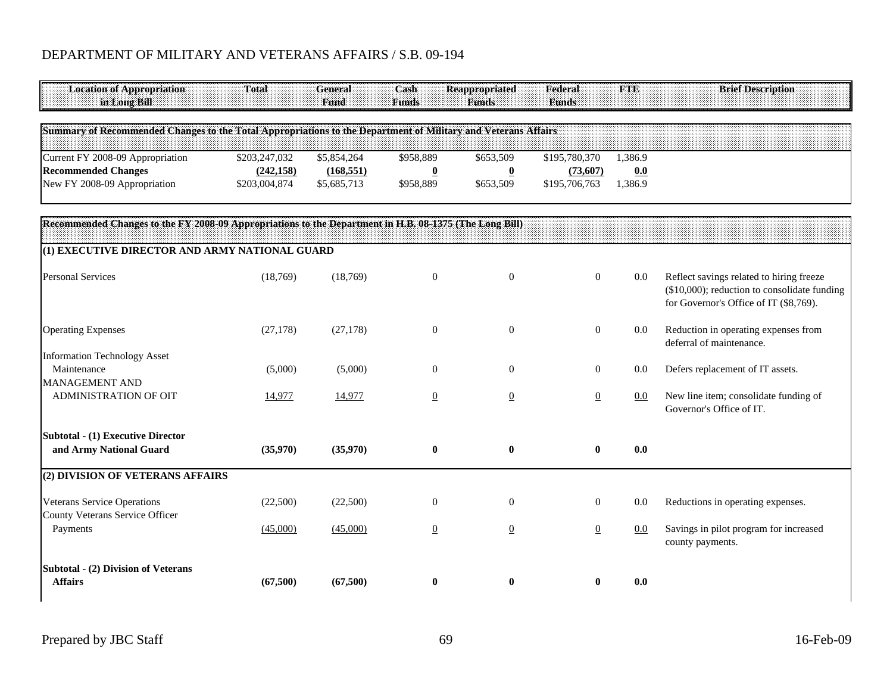# DEPARTMENT OF MILITARY AND VETERANS AFFAIRS / S.B. 09-194

| Location of Appropriation in Long Bill | Total | General Fund | Cash Funds | Reappropriated Funds | Federal Funds | FTE | Brief Description |
|---|---|---|---|---|---|---|---|
| **Summary of Recommended Changes to the Total Appropriations to the Department of Military and Veterans Affairs** | | | | | | | |
| Current FY 2008-09 Appropriation | $203,247,032 | $5,854,264 | $958,889 | $653,509 | $195,780,370 | 1,386.9 | |
| **Recommended Changes** | **(242,158)** | **(168,551)** | **0** | **0** | **(73,607)** | **0.0** | |
| New FY 2008-09 Appropriation | $203,004,874 | $5,685,713 | $958,889 | $653,509 | $195,706,763 | 1,386.9 | |
| **Recommended Changes to the FY 2008-09 Appropriations to the Department in H.B. 08-1375 (The Long Bill)** | | | | | | | |
| **(1) EXECUTIVE DIRECTOR AND ARMY NATIONAL GUARD** | | | | | | | |
| Personal Services | (18,769) | (18,769) | 0 | 0 | 0 | 0.0 | Reflect savings related to hiring freeze ($10,000); reduction to consolidate funding for Governor's Office of IT ($8,769). |
| Operating Expenses | (27,178) | (27,178) | 0 | 0 | 0 | 0.0 | Reduction in operating expenses from deferral of maintenance. |
| Information Technology Asset Maintenance | (5,000) | (5,000) | 0 | 0 | 0 | 0.0 | Defers replacement of IT assets. |
| MANAGEMENT AND ADMINISTRATION OF OIT | 14,977 | 14,977 | 0 | 0 | 0 | 0.0 | New line item; consolidate funding of Governor's Office of IT. |
| **Subtotal - (1) Executive Director and Army National Guard** | **(35,970)** | **(35,970)** | **0** | **0** | **0** | **0.0** | |
| **(2) DIVISION OF VETERANS AFFAIRS** | | | | | | | |
| Veterans Service Operations | (22,500) | (22,500) | 0 | 0 | 0 | 0.0 | Reductions in operating expenses. |
| County Veterans Service Officer Payments | (45,000) | (45,000) | 0 | 0 | 0 | 0.0 | Savings in pilot program for increased county payments. |
| **Subtotal - (2) Division of Veterans Affairs** | **(67,500)** | **(67,500)** | **0** | **0** | **0** | **0.0** | |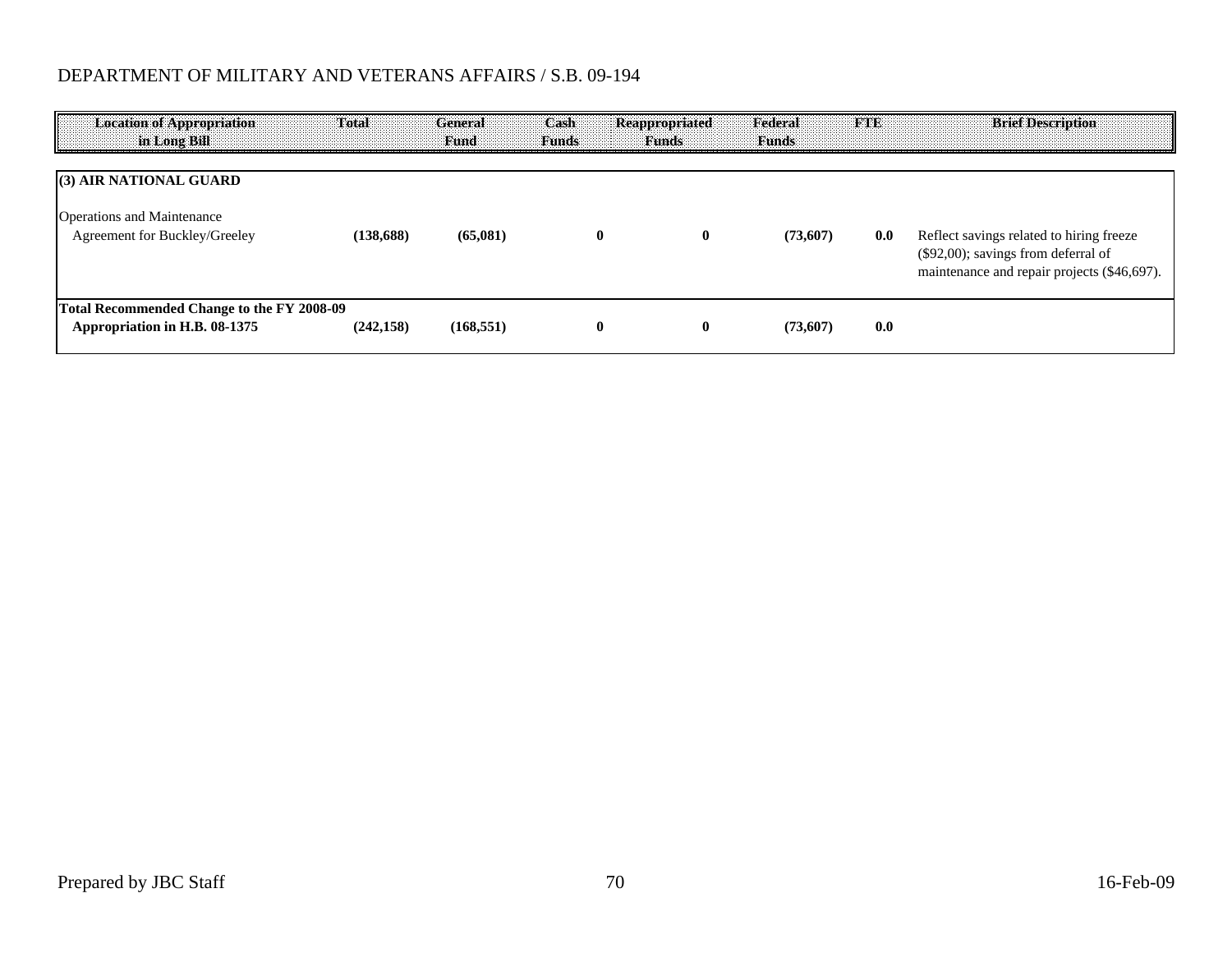DEPARTMENT OF MILITARY AND VETERANS AFFAIRS / S.B. 09-194

| Location of Appropriation in Long Bill | Total | General Fund | Cash Funds | Reappropriated Funds | Federal Funds | FTE | Brief Description |
|---|---|---|---|---|---|---|---|
| **(3) AIR NATIONAL GUARD** | | | | | | | |
| Operations and Maintenance | | | | | | | |
| Agreement for Buckley/Greeley | **(138,688)** | **(65,081)** | **0** | **0** | **(73,607)** | **0.0** | Reflect savings related to hiring freeze ($92,00); savings from deferral of maintenance and repair projects ($46,697). |
| **Total Recommended Change to the FY 2008-09 Appropriation in H.B. 08-1375** | **(242,158)** | **(168,551)** | **0** | **0** | **(73,607)** | **0.0** | |

Prepared by JBC Staff

16-Feb-09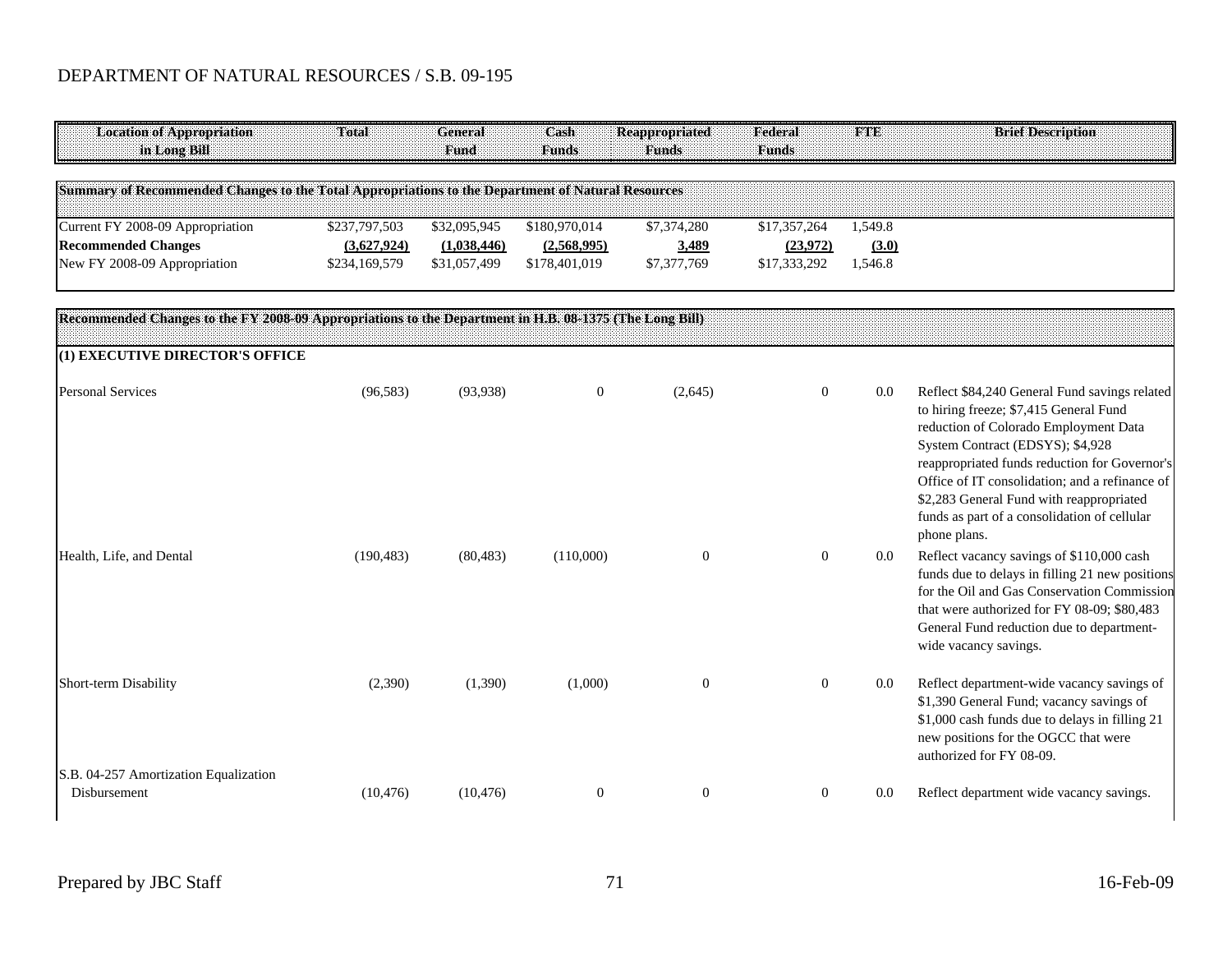# DEPARTMENT OF NATURAL RESOURCES / S.B. 09-195

| Location of Appropriation in Long Bill | Total | General Fund | Cash Funds | Reappropriated Funds | Federal Funds | FTE | Brief Description |
|---|---|---|---|---|---|---|---|
| **Summary of Recommended Changes to the Total Appropriations to the Department of Natural Resources** | | | | | | | |
| Current FY 2008-09 Appropriation | $237,797,503 | $32,095,945 | $180,970,014 | $7,374,280 | $17,357,264 | 1,549.8 | |
| **Recommended Changes** | **(3,627,924)** | **(1,038,446)** | **(2,568,995)** | **3,489** | **(23,972)** | **(3.0)** | |
| New FY 2008-09 Appropriation | $234,169,579 | $31,057,499 | $178,401,019 | $7,377,769 | $17,333,292 | 1,546.8 | |
| **Recommended Changes to the FY 2008-09 Appropriations to the Department in H.B. 08-1375 (The Long Bill)** | | | | | | | |
| **(1) EXECUTIVE DIRECTOR'S OFFICE** | | | | | | | |
| Personal Services | (96,583) | (93,938) | 0 | (2,645) | 0 | 0.0 | Reflect $84,240 General Fund savings related to hiring freeze; $7,415 General Fund reduction of Colorado Employment Data System Contract (EDSYS); $4,928 reappropriated funds reduction for Governor's Office of IT consolidation; and a refinance of $2,283 General Fund with reappropriated funds as part of a consolidation of cellular phone plans. |
| Health, Life, and Dental | (190,483) | (80,483) | (110,000) | 0 | 0 | 0.0 | Reflect vacancy savings of $110,000 cash funds due to delays in filling 21 new positions for the Oil and Gas Conservation Commission that were authorized for FY 08-09; $80,483 General Fund reduction due to department-wide vacancy savings. |
| Short-term Disability | (2,390) | (1,390) | (1,000) | 0 | 0 | 0.0 | Reflect department-wide vacancy savings of $1,390 General Fund; vacancy savings of $1,000 cash funds due to delays in filling 21 new positions for the OGCC that were authorized for FY 08-09. |
| S.B. 04-257 Amortization Equalization Disbursement | (10,476) | (10,476) | 0 | 0 | 0 | 0.0 | Reflect department wide vacancy savings. |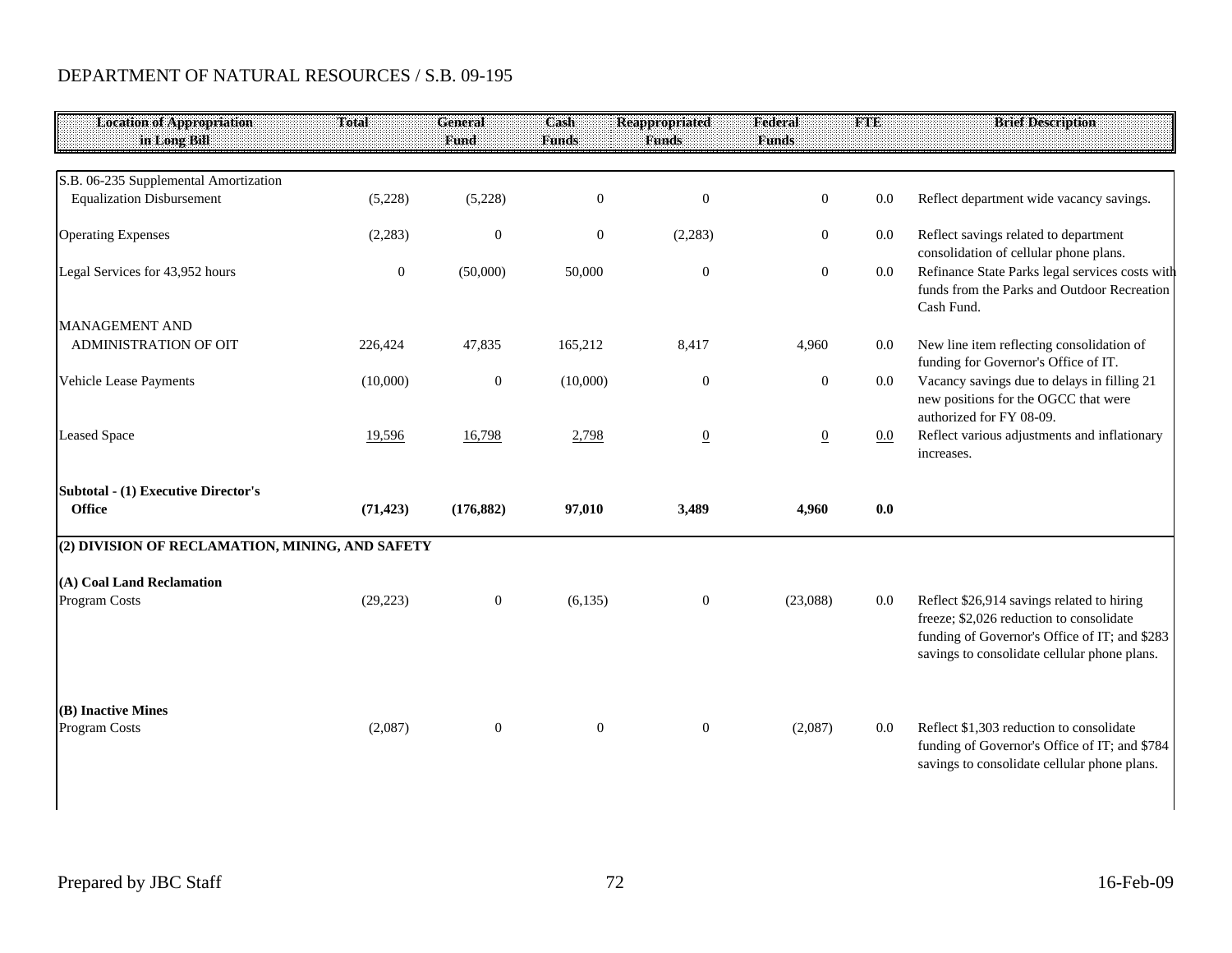DEPARTMENT OF NATURAL RESOURCES / S.B. 09-195

| Location of Appropriation in Long Bill | Total | General Fund | Cash Funds | Reappropriated Funds | Federal Funds | FTE | Brief Description |
|---|---|---|---|---|---|---|---|
| S.B. 06-235 Supplemental Amortization Equalization Disbursement | (5,228) | (5,228) | 0 | 0 | 0 | 0.0 | Reflect department wide vacancy savings. |
| Operating Expenses | (2,283) | 0 | 0 | (2,283) | 0 | 0.0 | Reflect savings related to department consolidation of cellular phone plans. |
| Legal Services for 43,952 hours | 0 | (50,000) | 50,000 | 0 | 0 | 0.0 | Refinance State Parks legal services costs with funds from the Parks and Outdoor Recreation Cash Fund. |
| MANAGEMENT AND ADMINISTRATION OF OIT | 226,424 | 47,835 | 165,212 | 8,417 | 4,960 | 0.0 | New line item reflecting consolidation of funding for Governor's Office of IT. |
| Vehicle Lease Payments | (10,000) | 0 | (10,000) | 0 | 0 | 0.0 | Vacancy savings due to delays in filling 21 new positions for the OGCC that were authorized for FY 08-09. |
| Leased Space | 19,596 | 16,798 | 2,798 | 0 | 0 | 0.0 | Reflect various adjustments and inflationary increases. |
| **Subtotal - (1) Executive Director's Office** | **(71,423)** | **(176,882)** | **97,010** | **3,489** | **4,960** | **0.0** | |
| **(2) DIVISION OF RECLAMATION, MINING, AND SAFETY** | | | | | | | |
| **(A) Coal Land Reclamation** | | | | | | | |
| Program Costs | (29,223) | 0 | (6,135) | 0 | (23,088) | 0.0 | Reflect $26,914 savings related to hiring freeze; $2,026 reduction to consolidate funding of Governor's Office of IT; and $283 savings to consolidate cellular phone plans. |
| **(B) Inactive Mines** | | | | | | | |
| Program Costs | (2,087) | 0 | 0 | 0 | (2,087) | 0.0 | Reflect $1,303 reduction to consolidate funding of Governor's Office of IT; and $784 savings to consolidate cellular phone plans. |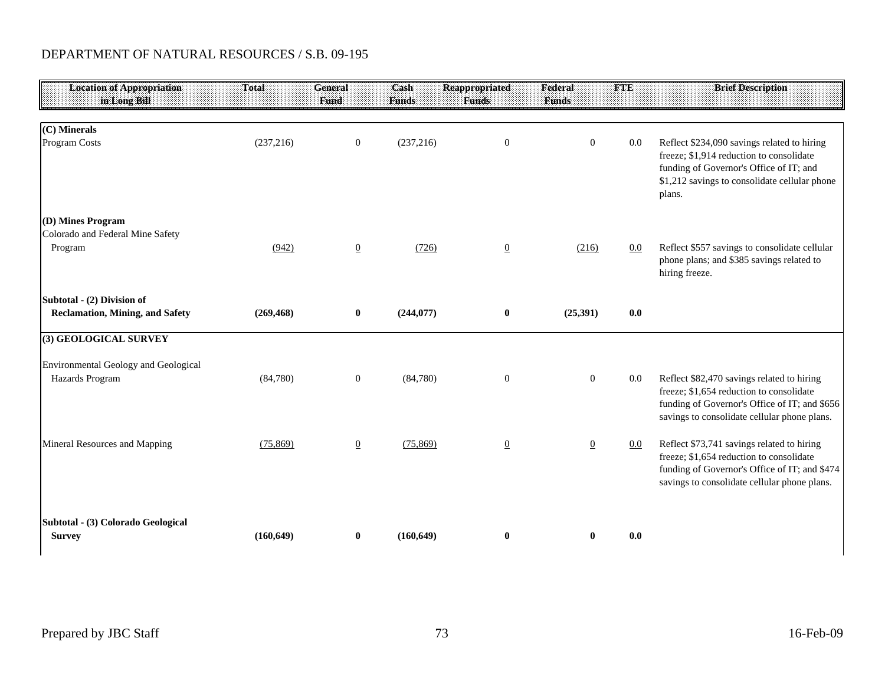DEPARTMENT OF NATURAL RESOURCES / S.B. 09-195

| Location of Appropriation in Long Bill | Total | General Fund | Cash Funds | Reappropriated Funds | Federal Funds | FTE | Brief Description |
|---|---|---|---|---|---|---|---|
| **(C) Minerals** | | | | | | | |
| Program Costs | (237,216) | 0 | (237,216) | 0 | 0 | 0.0 | Reflect $234,090 savings related to hiring freeze; $1,914 reduction to consolidate funding of Governor's Office of IT; and $1,212 savings to consolidate cellular phone plans. |
| **(D) Mines Program** | | | | | | | |
| Colorado and Federal Mine Safety Program | (942) | 0 | (726) | 0 | (216) | 0.0 | Reflect $557 savings to consolidate cellular phone plans; and $385 savings related to hiring freeze. |
| **Subtotal - (2) Division of Reclamation, Mining, and Safety** | **(269,468)** | **0** | **(244,077)** | **0** | **(25,391)** | **0.0** | |
| **(3) GEOLOGICAL SURVEY** | | | | | | | |
| Environmental Geology and Geological Hazards Program | (84,780) | 0 | (84,780) | 0 | 0 | 0.0 | Reflect $82,470 savings related to hiring freeze; $1,654 reduction to consolidate funding of Governor's Office of IT; and $656 savings to consolidate cellular phone plans. |
| Mineral Resources and Mapping | (75,869) | 0 | (75,869) | 0 | 0 | 0.0 | Reflect $73,741 savings related to hiring freeze; $1,654 reduction to consolidate funding of Governor's Office of IT; and $474 savings to consolidate cellular phone plans. |
| **Subtotal - (3) Colorado Geological Survey** | **(160,649)** | **0** | **(160,649)** | **0** | **0** | **0.0** | |

Prepared by JBC Staff

16-Feb-09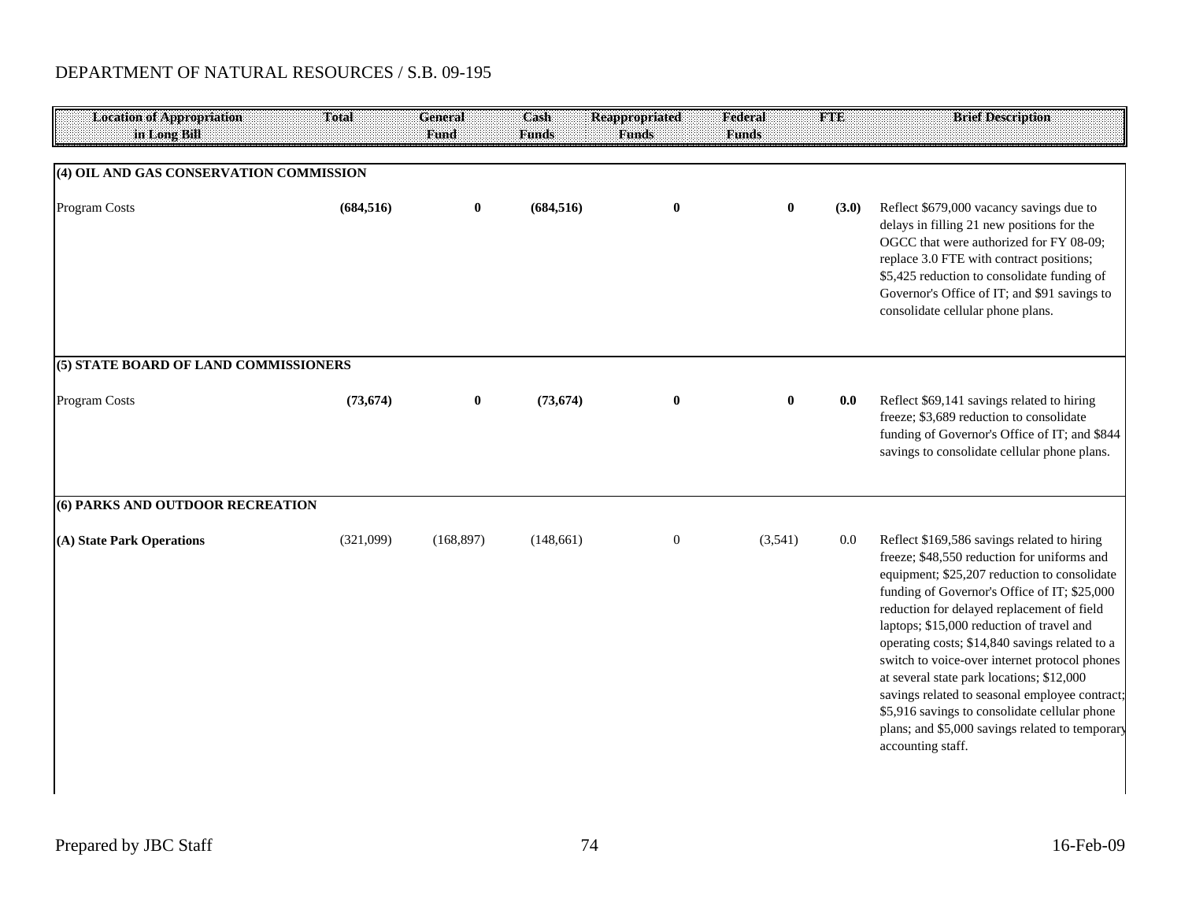DEPARTMENT OF NATURAL RESOURCES / S.B. 09-195

| Location of Appropriation in Long Bill | Total | General Fund | Cash Funds | Reappropriated Funds | Federal Funds | FTE | Brief Description |
|---|---|---|---|---|---|---|---|
| **(4) OIL AND GAS CONSERVATION COMMISSION** | | | | | | | |
| Program Costs | **(684,516)** | **0** | **(684,516)** | **0** | **0** | **(3.0)** | Reflect $679,000 vacancy savings due to delays in filling 21 new positions for the OGCC that were authorized for FY 08-09; replace 3.0 FTE with contract positions; $5,425 reduction to consolidate funding of Governor's Office of IT; and $91 savings to consolidate cellular phone plans. |
| **(5) STATE BOARD OF LAND COMMISSIONERS** | | | | | | | |
| Program Costs | **(73,674)** | **0** | **(73,674)** | **0** | **0** | **0.0** | Reflect $69,141 savings related to hiring freeze; $3,689 reduction to consolidate funding of Governor's Office of IT; and $844 savings to consolidate cellular phone plans. |
| **(6) PARKS AND OUTDOOR RECREATION** | | | | | | | |
| **(A) State Park Operations** | (321,099) | (168,897) | (148,661) | 0 | (3,541) | 0.0 | Reflect $169,586 savings related to hiring freeze; $48,550 reduction for uniforms and equipment; $25,207 reduction to consolidate funding of Governor's Office of IT; $25,000 reduction for delayed replacement of field laptops; $15,000 reduction of travel and operating costs; $14,840 savings related to a switch to voice-over internet protocol phones at several state park locations; $12,000 savings related to seasonal employee contract; $5,916 savings to consolidate cellular phone plans; and $5,000 savings related to temporary accounting staff. |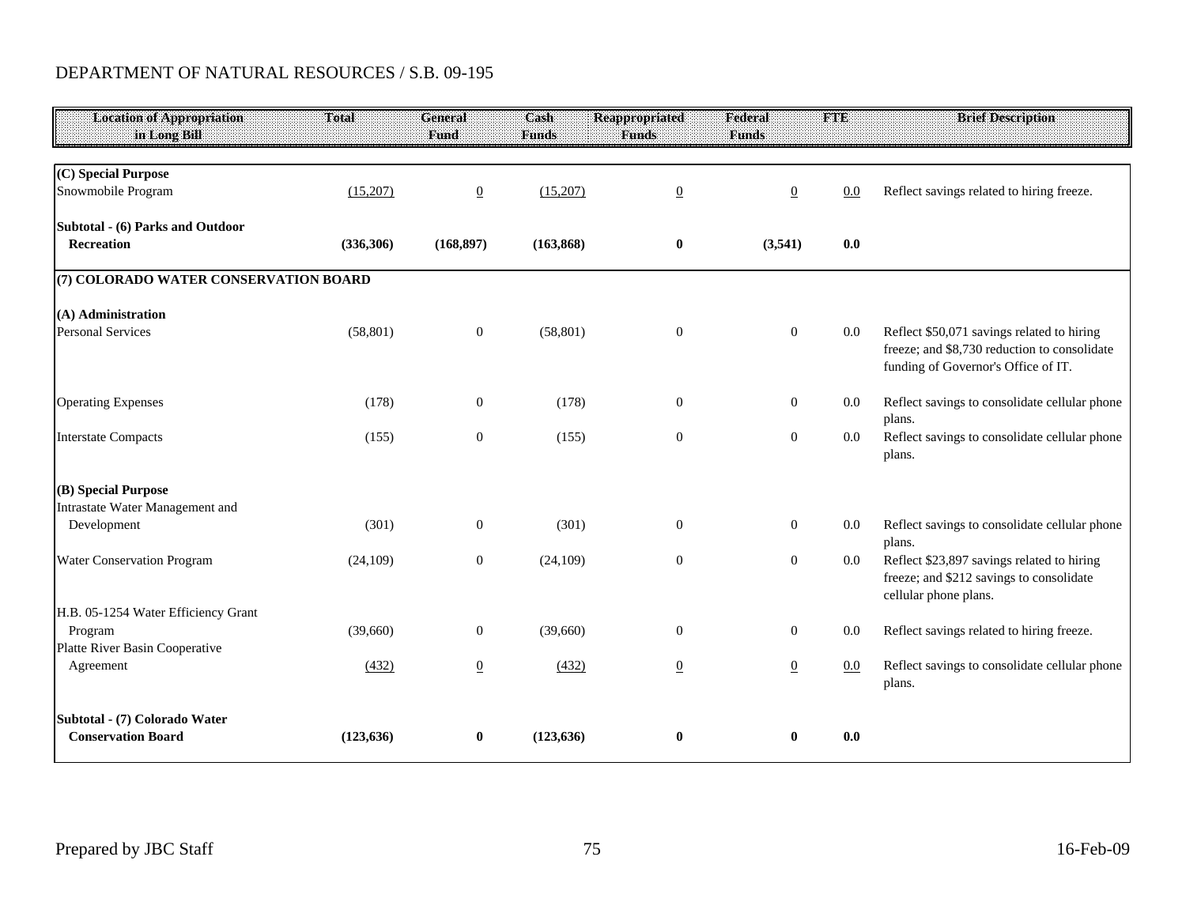DEPARTMENT OF NATURAL RESOURCES / S.B. 09-195

| Location of Appropriation in Long Bill | Total | General Fund | Cash Funds | Reappropriated Funds | Federal Funds | FTE | Brief Description |
|---|---|---|---|---|---|---|---|
| **(C) Special Purpose** | | | | | | | |
| Snowmobile Program | (15,207) | 0 | (15,207) | 0 | 0 | 0.0 | Reflect savings related to hiring freeze. |
| **Subtotal - (6) Parks and Outdoor Recreation** | **(336,306)** | **(168,897)** | **(163,868)** | **0** | **(3,541)** | **0.0** | |
| **(7) COLORADO WATER CONSERVATION BOARD** | | | | | | | |
| **(A) Administration** | | | | | | | |
| Personal Services | (58,801) | 0 | (58,801) | 0 | 0 | 0.0 | Reflect $50,071 savings related to hiring freeze; and $8,730 reduction to consolidate funding of Governor's Office of IT. |
| Operating Expenses | (178) | 0 | (178) | 0 | 0 | 0.0 | Reflect savings to consolidate cellular phone plans. |
| Interstate Compacts | (155) | 0 | (155) | 0 | 0 | 0.0 | Reflect savings to consolidate cellular phone plans. |
| **(B) Special Purpose** | | | | | | | |
| Intrastate Water Management and Development | (301) | 0 | (301) | 0 | 0 | 0.0 | Reflect savings to consolidate cellular phone plans. |
| Water Conservation Program | (24,109) | 0 | (24,109) | 0 | 0 | 0.0 | Reflect $23,897 savings related to hiring freeze; and $212 savings to consolidate cellular phone plans. |
| H.B. 05-1254 Water Efficiency Grant Program | (39,660) | 0 | (39,660) | 0 | 0 | 0.0 | Reflect savings related to hiring freeze. |
| Platte River Basin Cooperative Agreement | (432) | 0 | (432) | 0 | 0 | 0.0 | Reflect savings to consolidate cellular phone plans. |
| **Subtotal - (7) Colorado Water Conservation Board** | **(123,636)** | **0** | **(123,636)** | **0** | **0** | **0.0** | |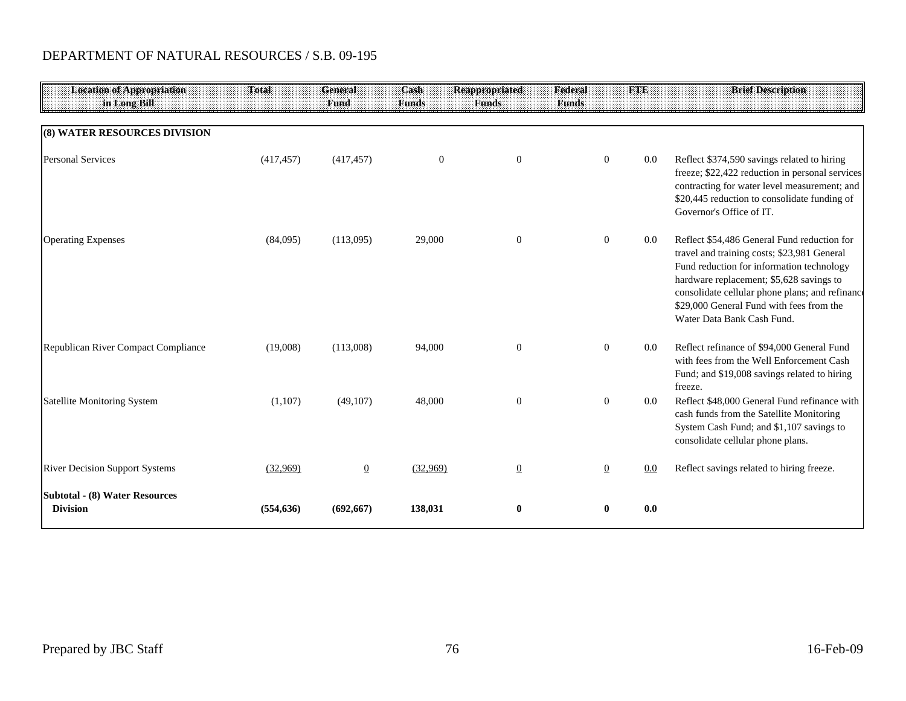DEPARTMENT OF NATURAL RESOURCES / S.B. 09-195

| Location of Appropriation in Long Bill | Total | General Fund | Cash Funds | Reappropriated Funds | Federal Funds | FTE | Brief Description |
|---|---|---|---|---|---|---|---|
| **(8) WATER RESOURCES DIVISION** | | | | | | | |
| Personal Services | (417,457) | (417,457) | 0 | 0 | 0 | 0.0 | Reflect $374,590 savings related to hiring freeze; $22,422 reduction in personal services contracting for water level measurement; and $20,445 reduction to consolidate funding of Governor's Office of IT. |
| Operating Expenses | (84,095) | (113,095) | 29,000 | 0 | 0 | 0.0 | Reflect $54,486 General Fund reduction for travel and training costs; $23,981 General Fund reduction for information technology hardware replacement; $5,628 savings to consolidate cellular phone plans; and refinance $29,000 General Fund with fees from the Water Data Bank Cash Fund. |
| Republican River Compact Compliance | (19,008) | (113,008) | 94,000 | 0 | 0 | 0.0 | Reflect refinance of $94,000 General Fund with fees from the Well Enforcement Cash Fund; and $19,008 savings related to hiring freeze. |
| Satellite Monitoring System | (1,107) | (49,107) | 48,000 | 0 | 0 | 0.0 | Reflect $48,000 General Fund refinance with cash funds from the Satellite Monitoring System Cash Fund; and $1,107 savings to consolidate cellular phone plans. |
| River Decision Support Systems | (32,969) | 0 | (32,969) | 0 | 0 | 0.0 | Reflect savings related to hiring freeze. |
| **Subtotal - (8) Water Resources Division** | **(554,636)** | **(692,667)** | **138,031** | **0** | **0** | **0.0** | |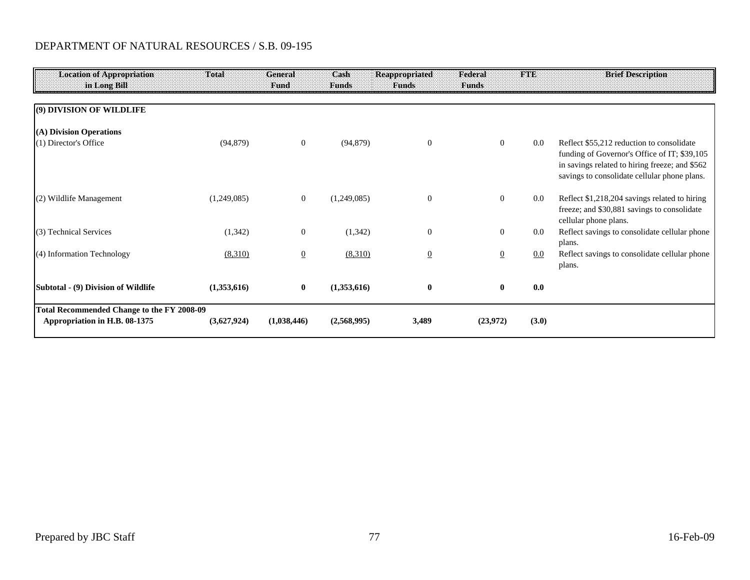DEPARTMENT OF NATURAL RESOURCES / S.B. 09-195

| Location of Appropriation in Long Bill | Total | General Fund | Cash Funds | Reappropriated Funds | Federal Funds | FTE | Brief Description |
|---|---|---|---|---|---|---|---|
| **(9) DIVISION OF WILDLIFE** | | | | | | | |
| **(A) Division Operations** | | | | | | | |
| (1) Director's Office | (94,879) | 0 | (94,879) | 0 | 0 | 0.0 | Reflect $55,212 reduction to consolidate funding of Governor's Office of IT; $39,105 in savings related to hiring freeze; and $562 savings to consolidate cellular phone plans. |
| (2) Wildlife Management | (1,249,085) | 0 | (1,249,085) | 0 | 0 | 0.0 | Reflect $1,218,204 savings related to hiring freeze; and $30,881 savings to consolidate cellular phone plans. |
| (3) Technical Services | (1,342) | 0 | (1,342) | 0 | 0 | 0.0 | Reflect savings to consolidate cellular phone plans. |
| (4) Information Technology | (8,310) | 0 | (8,310) | 0 | 0 | 0.0 | Reflect savings to consolidate cellular phone plans. |
| **Subtotal - (9) Division of Wildlife** | **(1,353,616)** | **0** | **(1,353,616)** | **0** | **0** | **0.0** | |
| **Total Recommended Change to the FY 2008-09 Appropriation in H.B. 08-1375** | **(3,627,924)** | **(1,038,446)** | **(2,568,995)** | **3,489** | **(23,972)** | **(3.0)** | |

Prepared by JBC Staff

16-Feb-09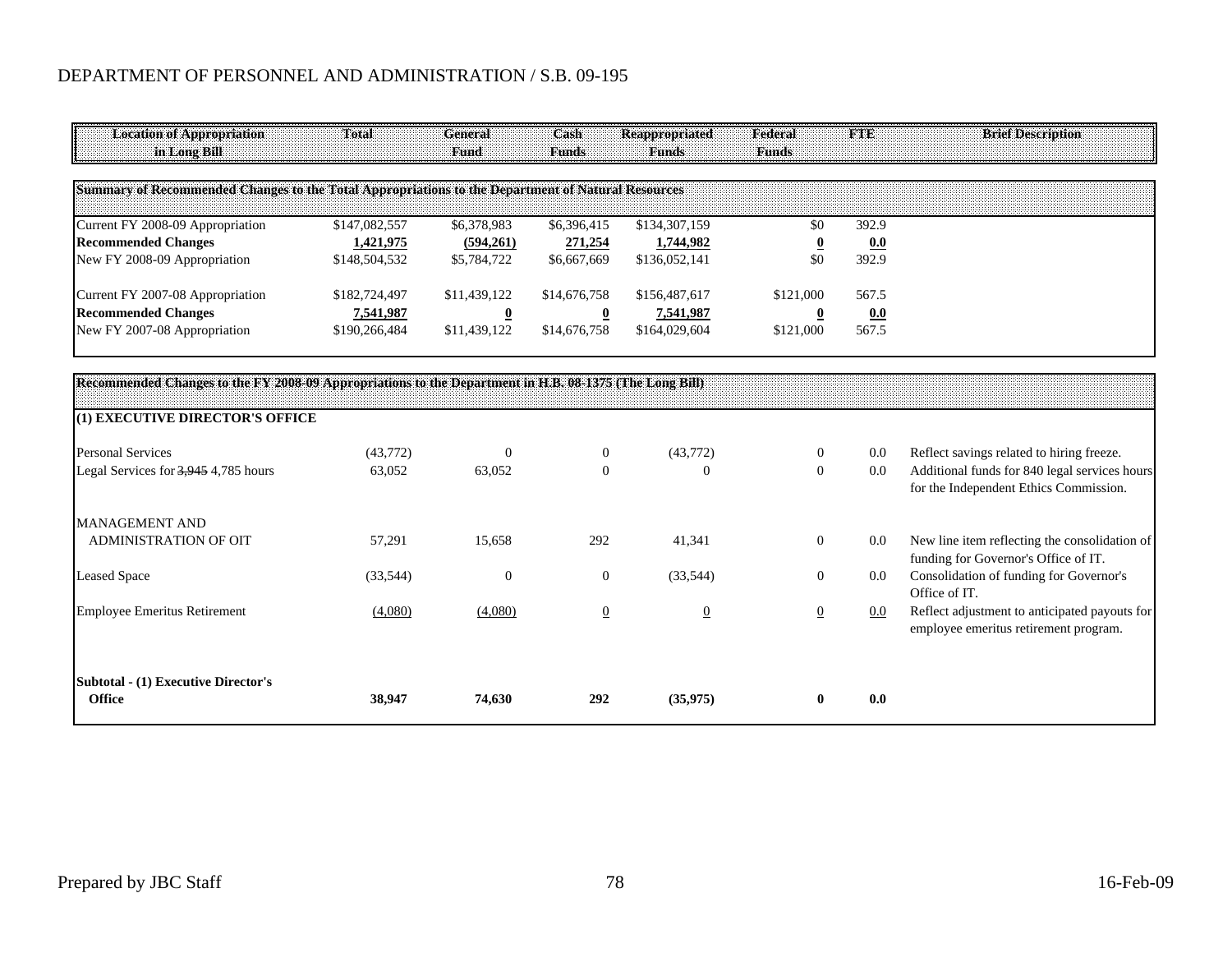DEPARTMENT OF PERSONNEL AND ADMINISTRATION / S.B. 09-195

| Location of Appropriation in Long Bill | Total | General Fund | Cash Funds | Reappropriated Funds | Federal Funds | FTE | Brief Description |
|---|---|---|---|---|---|---|---|
| **Summary of Recommended Changes to the Total Appropriations to the Department of Natural Resources** | | | | | | | |
| Current FY 2008-09 Appropriation | $147,082,557 | $6,378,983 | $6,396,415 | $134,307,159 | $0 | 392.9 | |
| **Recommended Changes** | **1,421,975** | **(594,261)** | **271,254** | **1,744,982** | **0** | **0.0** | |
| New FY 2008-09 Appropriation | $148,504,532 | $5,784,722 | $6,667,669 | $136,052,141 | $0 | 392.9 | |
| Current FY 2007-08 Appropriation | $182,724,497 | $11,439,122 | $14,676,758 | $156,487,617 | $121,000 | 567.5 | |
| **Recommended Changes** | **7,541,987** | **0** | **0** | **7,541,987** | **0** | **0.0** | |
| New FY 2007-08 Appropriation | $190,266,484 | $11,439,122 | $14,676,758 | $164,029,604 | $121,000 | 567.5 | |
| **Recommended Changes to the FY 2008-09 Appropriations to the Department in H.B. 08-1375 (The Long Bill)** | | | | | | | |
| **(1) EXECUTIVE DIRECTOR'S OFFICE** | | | | | | | |
| Personal Services | (43,772) | 0 | 0 | (43,772) | 0 | 0.0 | Reflect savings related to hiring freeze. |
| Legal Services for ~~3,945~~ 4,785 hours | 63,052 | 63,052 | 0 | 0 | 0 | 0.0 | Additional funds for 840 legal services hours for the Independent Ethics Commission. |
| MANAGEMENT AND ADMINISTRATION OF OIT | 57,291 | 15,658 | 292 | 41,341 | 0 | 0.0 | New line item reflecting the consolidation of funding for Governor's Office of IT. |
| Leased Space | (33,544) | 0 | 0 | (33,544) | 0 | 0.0 | Consolidation of funding for Governor's Office of IT. |
| Employee Emeritus Retirement | (4,080) | (4,080) | 0 | 0 | 0 | 0.0 | Reflect adjustment to anticipated payouts for employee emeritus retirement program. |
| **Subtotal - (1) Executive Director's Office** | **38,947** | **74,630** | **292** | **(35,975)** | **0** | **0.0** | |

Prepared by JBC Staff | 16-Feb-09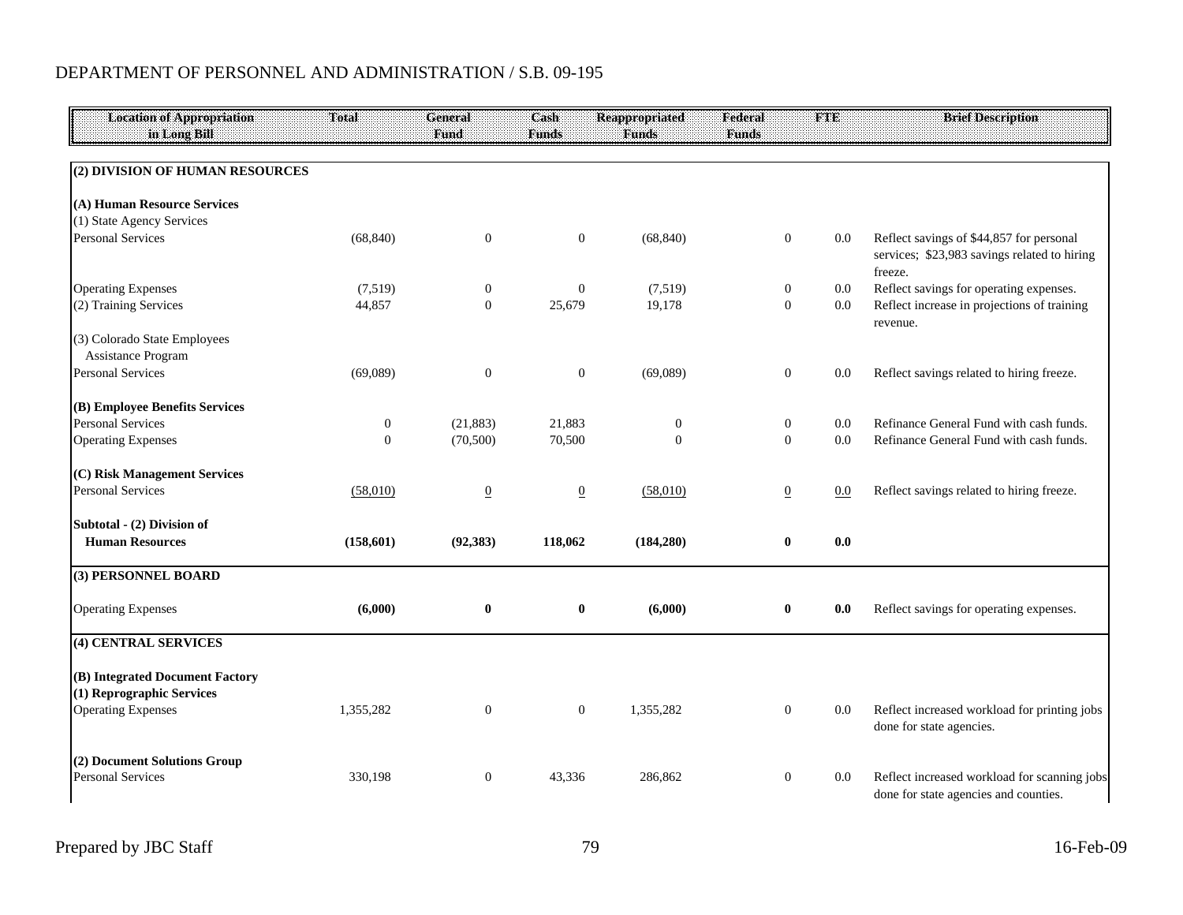DEPARTMENT OF PERSONNEL AND ADMINISTRATION / S.B. 09-195

| Location of Appropriation in Long Bill | Total | General Fund | Cash Funds | Reappropriated Funds | Federal Funds | FTE | Brief Description |
|---|---|---|---|---|---|---|---|
| **(2) DIVISION OF HUMAN RESOURCES** | | | | | | | |
| **(A) Human Resource Services** | | | | | | | |
| (1) State Agency Services | | | | | | | |
| Personal Services | (68,840) | 0 | 0 | (68,840) | 0 | 0.0 | Reflect savings of $44,857 for personal services; $23,983 savings related to hiring freeze. |
| Operating Expenses | (7,519) | 0 | 0 | (7,519) | 0 | 0.0 | Reflect savings for operating expenses. |
| (2) Training Services | 44,857 | 0 | 25,679 | 19,178 | 0 | 0.0 | Reflect increase in projections of training revenue. |
| (3) Colorado State Employees Assistance Program | | | | | | | |
| Personal Services | (69,089) | 0 | 0 | (69,089) | 0 | 0.0 | Reflect savings related to hiring freeze. |
| **(B) Employee Benefits Services** | | | | | | | |
| Personal Services | 0 | (21,883) | 21,883 | 0 | 0 | 0.0 | Refinance General Fund with cash funds. |
| Operating Expenses | 0 | (70,500) | 70,500 | 0 | 0 | 0.0 | Refinance General Fund with cash funds. |
| **(C) Risk Management Services** | | | | | | | |
| Personal Services | (58,010) | 0 | 0 | (58,010) | 0 | 0.0 | Reflect savings related to hiring freeze. |
| **Subtotal - (2) Division of Human Resources** | **(158,601)** | **(92,383)** | **118,062** | **(184,280)** | **0** | **0.0** | |
| **(3) PERSONNEL BOARD** | | | | | | | |
| Operating Expenses | **(6,000)** | **0** | **0** | **(6,000)** | **0** | **0.0** | Reflect savings for operating expenses. |
| **(4) CENTRAL SERVICES** | | | | | | | |
| **(B) Integrated Document Factory** | | | | | | | |
| **(1) Reprographic Services** | | | | | | | |
| Operating Expenses | 1,355,282 | 0 | 0 | 1,355,282 | 0 | 0.0 | Reflect increased workload for printing jobs done for state agencies. |
| **(2) Document Solutions Group** | | | | | | | |
| Personal Services | 330,198 | 0 | 43,336 | 286,862 | 0 | 0.0 | Reflect increased workload for scanning jobs done for state agencies and counties. |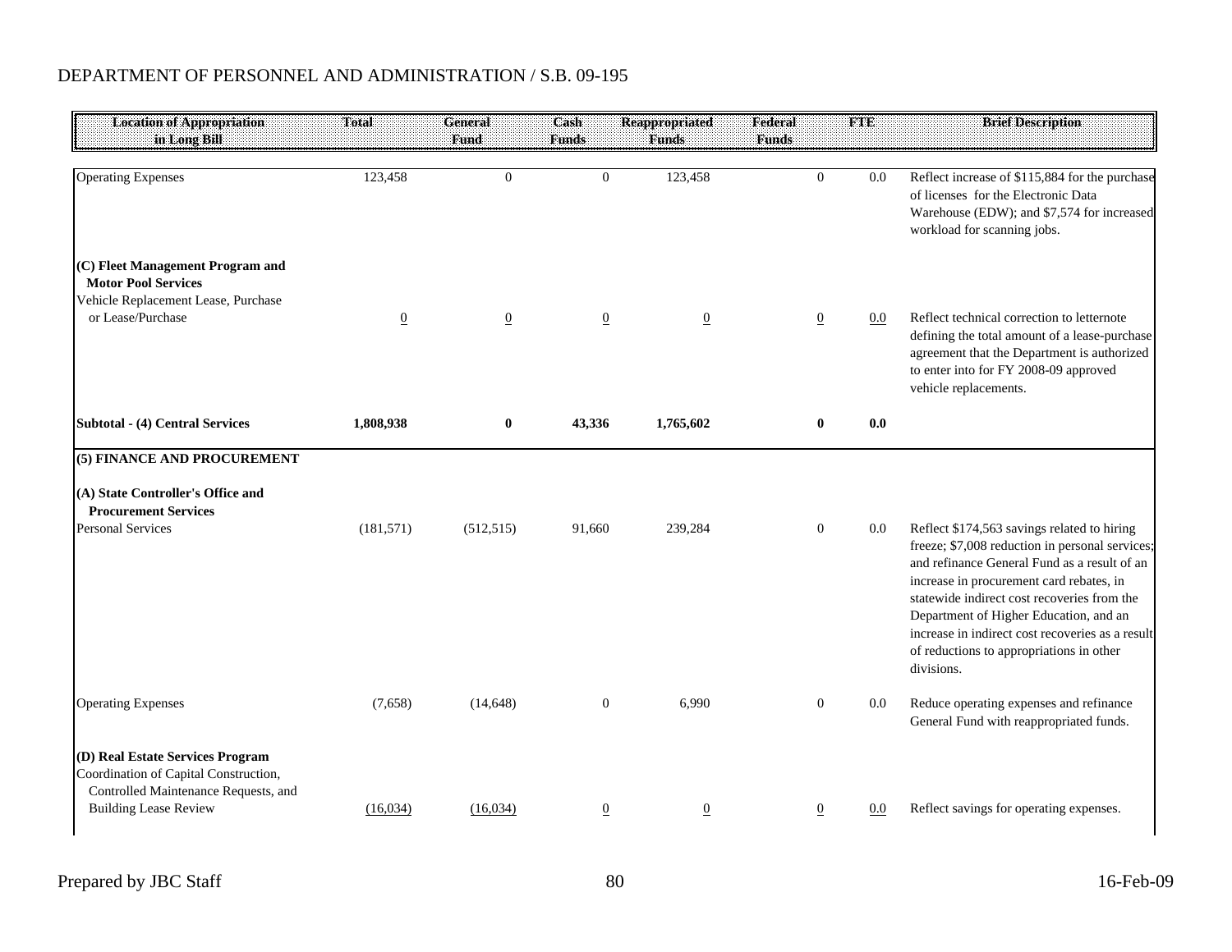DEPARTMENT OF PERSONNEL AND ADMINISTRATION / S.B. 09-195

| Location of Appropriation in Long Bill | Total | General Fund | Cash Funds | Reappropriated Funds | Federal Funds | FTE | Brief Description |
|---|---|---|---|---|---|---|---|
| Operating Expenses | 123,458 | 0 | 0 | 123,458 | 0 | 0.0 | Reflect increase of $115,884 for the purchase of licenses for the Electronic Data Warehouse (EDW); and $7,574 for increased workload for scanning jobs. |
| **(C) Fleet Management Program and Motor Pool Services** | | | | | | | |
| Vehicle Replacement Lease, Purchase or Lease/Purchase | 0 | 0 | 0 | 0 | 0 | 0.0 | Reflect technical correction to letternote defining the total amount of a lease-purchase agreement that the Department is authorized to enter into for FY 2008-09 approved vehicle replacements. |
| **Subtotal - (4) Central Services** | **1,808,938** | **0** | **43,336** | **1,765,602** | **0** | **0.0** | |
| **(5) FINANCE AND PROCUREMENT** | | | | | | | |
| **(A) State Controller's Office and Procurement Services** | | | | | | | |
| Personal Services | (181,571) | (512,515) | 91,660 | 239,284 | 0 | 0.0 | Reflect $174,563 savings related to hiring freeze; $7,008 reduction in personal services; and refinance General Fund as a result of an increase in procurement card rebates, in statewide indirect cost recoveries from the Department of Higher Education, and an increase in indirect cost recoveries as a result of reductions to appropriations in other divisions. |
| Operating Expenses | (7,658) | (14,648) | 0 | 6,990 | 0 | 0.0 | Reduce operating expenses and refinance General Fund with reappropriated funds. |
| **(D) Real Estate Services Program** | | | | | | | |
| Coordination of Capital Construction, Controlled Maintenance Requests, and Building Lease Review | (16,034) | (16,034) | 0 | 0 | 0 | 0.0 | Reflect savings for operating expenses. |

Prepared by JBC Staff 16-Feb-09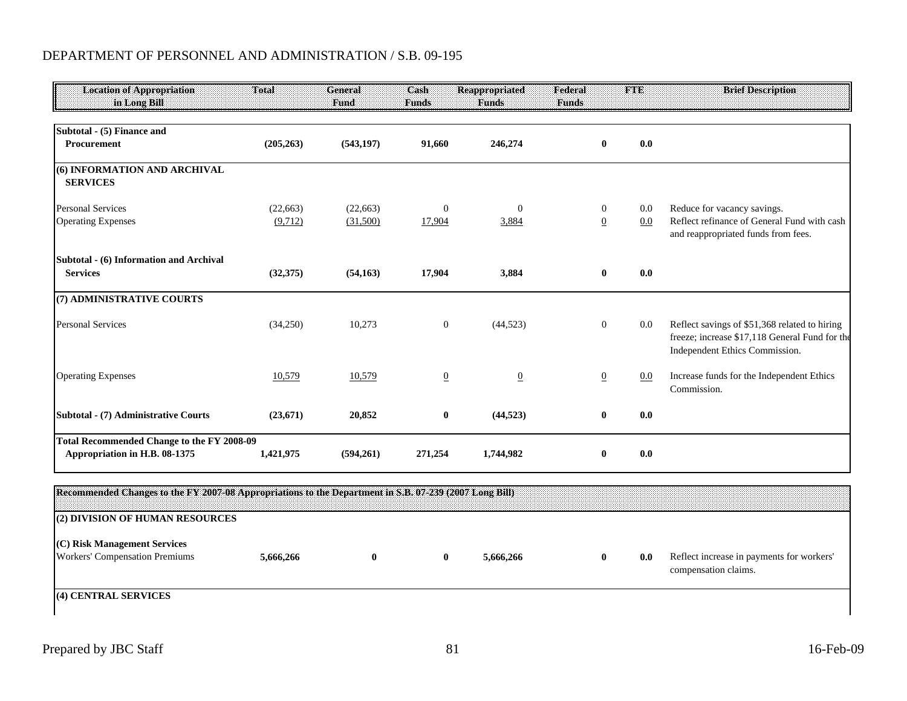DEPARTMENT OF PERSONNEL AND ADMINISTRATION / S.B. 09-195

| Location of Appropriation in Long Bill | Total | General Fund | Cash Funds | Reappropriated Funds | Federal Funds | FTE | Brief Description |
|---|---|---|---|---|---|---|---|
| **Subtotal - (5) Finance and Procurement** | **(205,263)** | **(543,197)** | **91,660** | **246,274** | **0** | **0.0** | |
| **(6) INFORMATION AND ARCHIVAL SERVICES** | | | | | | | |
| Personal Services | (22,663) | (22,663) | 0 | 0 | 0 | 0.0 | Reduce for vacancy savings. |
| Operating Expenses | (9,712) | (31,500) | 17,904 | 3,884 | 0 | 0.0 | Reflect refinance of General Fund with cash and reappropriated funds from fees. |
| **Subtotal - (6) Information and Archival Services** | **(32,375)** | **(54,163)** | **17,904** | **3,884** | **0** | **0.0** | |
| **(7) ADMINISTRATIVE COURTS** | | | | | | | |
| Personal Services | (34,250) | 10,273 | 0 | (44,523) | 0 | 0.0 | Reflect savings of $51,368 related to hiring freeze; increase $17,118 General Fund for the Independent Ethics Commission. |
| Operating Expenses | 10,579 | 10,579 | 0 | 0 | 0 | 0.0 | Increase funds for the Independent Ethics Commission. |
| **Subtotal - (7) Administrative Courts** | **(23,671)** | **20,852** | **0** | **(44,523)** | **0** | **0.0** | |
| **Total Recommended Change to the FY 2008-09 Appropriation in H.B. 08-1375** | **1,421,975** | **(594,261)** | **271,254** | **1,744,982** | **0** | **0.0** | |
| **Recommended Changes to the FY 2007-08 Appropriations to the Department in S.B. 07-239 (2007 Long Bill)** | | | | | | | |
| **(2) DIVISION OF HUMAN RESOURCES** | | | | | | | |
| **(C) Risk Management Services** | | | | | | | |
| Workers' Compensation Premiums | **5,666,266** | **0** | **0** | **5,666,266** | **0** | **0.0** | Reflect increase in payments for workers' compensation claims. |
| **(4) CENTRAL SERVICES** | | | | | | | |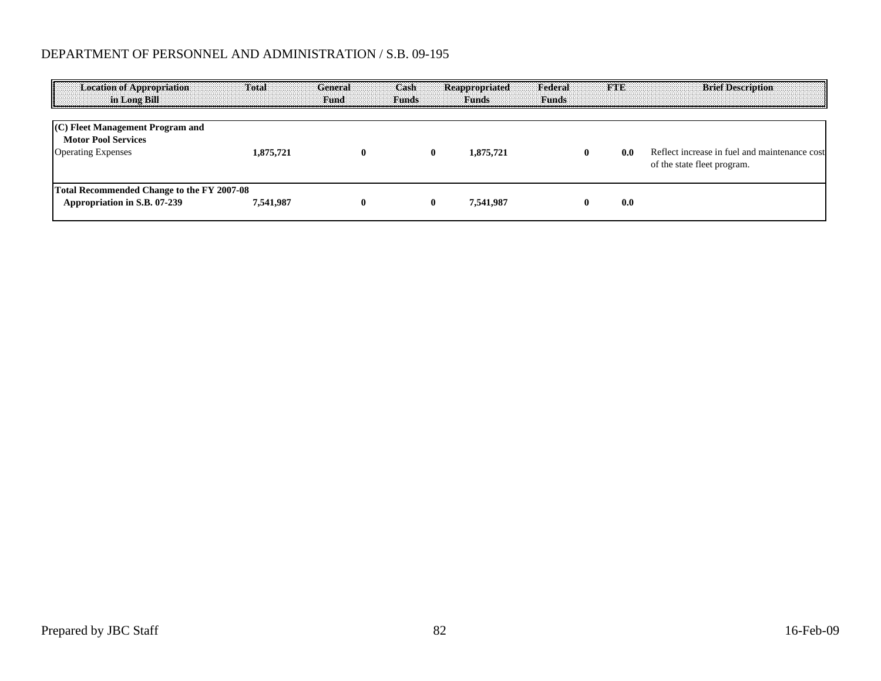DEPARTMENT OF PERSONNEL AND ADMINISTRATION / S.B. 09-195

| Location of Appropriation in Long Bill | Total | General Fund | Cash Funds | Reappropriated Funds | Federal Funds | FTE | Brief Description |
|---|---|---|---|---|---|---|---|
| **(C) Fleet Management Program and Motor Pool Services** | | | | | | | |
| Operating Expenses | **1,875,721** | **0** | **0** | **1,875,721** | **0** | **0.0** | Reflect increase in fuel and maintenance cost of the state fleet program. |
| **Total Recommended Change to the FY 2007-08 Appropriation in S.B. 07-239** | **7,541,987** | **0** | **0** | **7,541,987** | **0** | **0.0** | |

Prepared by JBC Staff

16-Feb-09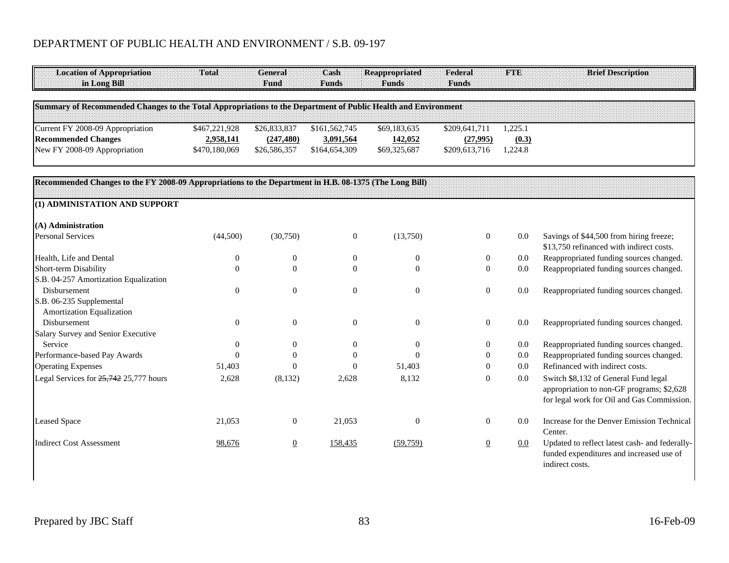# DEPARTMENT OF PUBLIC HEALTH AND ENVIRONMENT / S.B. 09-197

| Location of Appropriation in Long Bill | Total | General Fund | Cash Funds | Reappropriated Funds | Federal Funds | FTE | Brief Description |
|---|---|---|---|---|---|---|---|
| **Summary of Recommended Changes to the Total Appropriations to the Department of Public Health and Environment** | | | | | | | |
| Current FY 2008-09 Appropriation | $467,221,928 | $26,833,837 | $161,562,745 | $69,183,635 | $209,641,711 | 1,225.1 | |
| **Recommended Changes** | **2,958,141** | **(247,480)** | **3,091,564** | **142,052** | **(27,995)** | **(0.3)** | |
| New FY 2008-09 Appropriation | $470,180,069 | $26,586,357 | $164,654,309 | $69,325,687 | $209,613,716 | 1,224.8 | |
| **Recommended Changes to the FY 2008-09 Appropriations to the Department in H.B. 08-1375 (The Long Bill)** | | | | | | | |
| **(1) ADMINISTATION AND SUPPORT** | | | | | | | |
| **(A) Administration** | | | | | | | |
| Personal Services | (44,500) | (30,750) | 0 | (13,750) | 0 | 0.0 | Savings of $44,500 from hiring freeze; $13,750 refinanced with indirect costs. |
| Health, Life and Dental | 0 | 0 | 0 | 0 | 0 | 0.0 | Reappropriated funding sources changed. |
| Short-term Disability | 0 | 0 | 0 | 0 | 0 | 0.0 | Reappropriated funding sources changed. |
| S.B. 04-257 Amortization Equalization Disbursement | 0 | 0 | 0 | 0 | 0 | 0.0 | Reappropriated funding sources changed. |
| S.B. 06-235 Supplemental Amortization Equalization Disbursement | 0 | 0 | 0 | 0 | 0 | 0.0 | Reappropriated funding sources changed. |
| Salary Survey and Senior Executive Service | 0 | 0 | 0 | 0 | 0 | 0.0 | Reappropriated funding sources changed. |
| Performance-based Pay Awards | 0 | 0 | 0 | 0 | 0 | 0.0 | Reappropriated funding sources changed. |
| Operating Expenses | 51,403 | 0 | 0 | 51,403 | 0 | 0.0 | Refinanced with indirect costs. |
| Legal Services for ~~25,742~~ 25,777 hours | 2,628 | (8,132) | 2,628 | 8,132 | 0 | 0.0 | Switch $8,132 of General Fund legal appropriation to non-GF programs; $2,628 for legal work for Oil and Gas Commission. |
| Leased Space | 21,053 | 0 | 21,053 | 0 | 0 | 0.0 | Increase for the Denver Emission Technical Center. |
| Indirect Cost Assessment | 98,676 | 0 | 158,435 | (59,759) | 0 | 0.0 | Updated to reflect latest cash- and federally-funded expenditures and increased use of indirect costs. |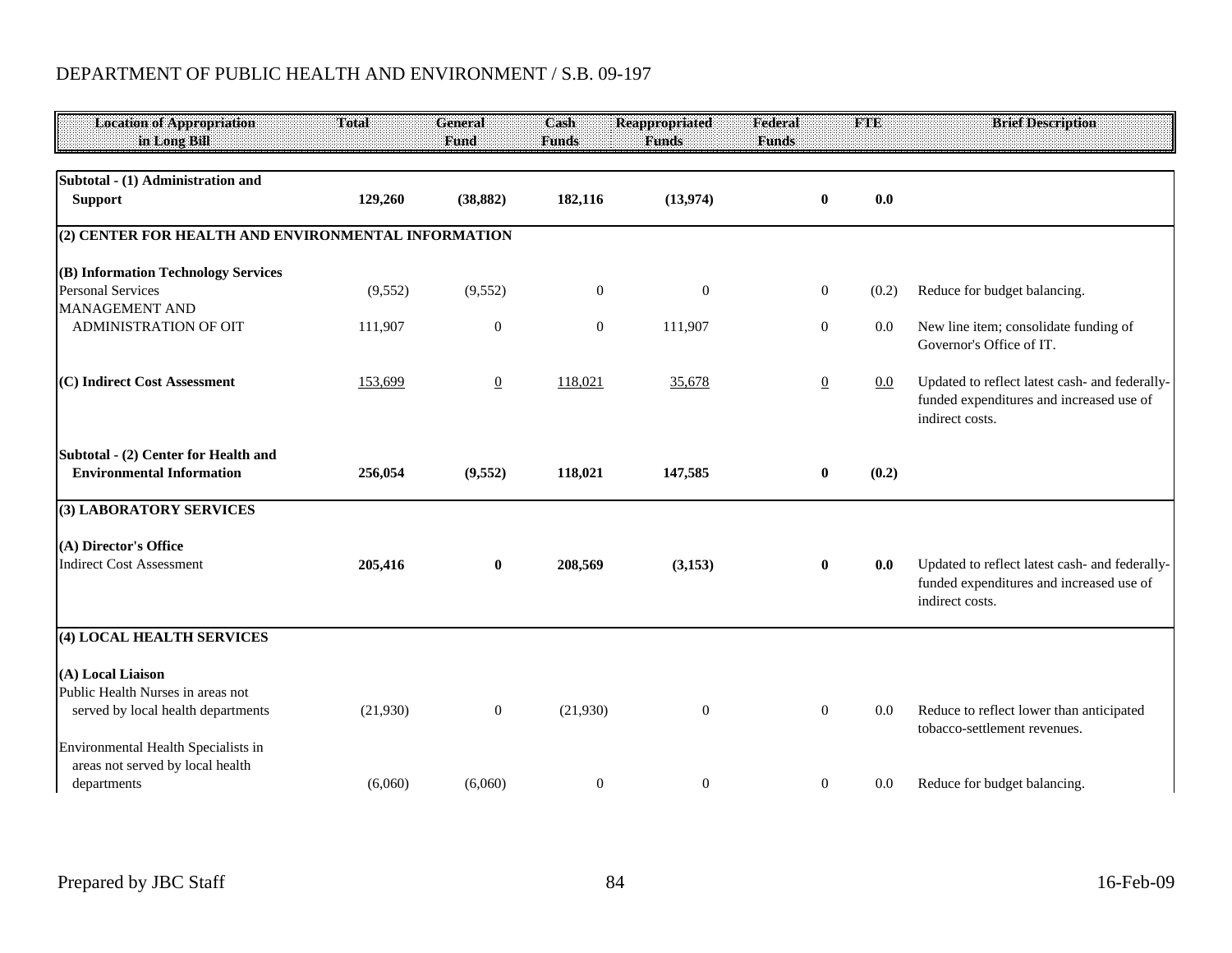DEPARTMENT OF PUBLIC HEALTH AND ENVIRONMENT / S.B. 09-197

| Location of Appropriation in Long Bill | Total | General Fund | Cash Funds | Reappropriated Funds | Federal Funds | FTE | Brief Description |
|---|---|---|---|---|---|---|---|
| **Subtotal - (1) Administration and Support** | **129,260** | **(38,882)** | **182,116** | **(13,974)** | **0** | **0.0** | |
| **(2) CENTER FOR HEALTH AND ENVIRONMENTAL INFORMATION** | | | | | | | |
| **(B) Information Technology Services** | | | | | | | |
| Personal Services | (9,552) | (9,552) | 0 | 0 | 0 | (0.2) | Reduce for budget balancing. |
| MANAGEMENT AND ADMINISTRATION OF OIT | 111,907 | 0 | 0 | 111,907 | 0 | 0.0 | New line item; consolidate funding of Governor's Office of IT. |
| **(C) Indirect Cost Assessment** | 153,699 | 0 | 118,021 | 35,678 | 0 | 0.0 | Updated to reflect latest cash- and federally-funded expenditures and increased use of indirect costs. |
| **Subtotal - (2) Center for Health and Environmental Information** | **256,054** | **(9,552)** | **118,021** | **147,585** | **0** | **(0.2)** | |
| **(3) LABORATORY SERVICES** | | | | | | | |
| **(A) Director's Office** | | | | | | | |
| Indirect Cost Assessment | **205,416** | **0** | **208,569** | **(3,153)** | **0** | **0.0** | Updated to reflect latest cash- and federally-funded expenditures and increased use of indirect costs. |
| **(4) LOCAL HEALTH SERVICES** | | | | | | | |
| **(A) Local Liaison** | | | | | | | |
| Public Health Nurses in areas not served by local health departments | (21,930) | 0 | (21,930) | 0 | 0 | 0.0 | Reduce to reflect lower than anticipated tobacco-settlement revenues. |
| Environmental Health Specialists in areas not served by local health departments | (6,060) | (6,060) | 0 | 0 | 0 | 0.0 | Reduce for budget balancing. |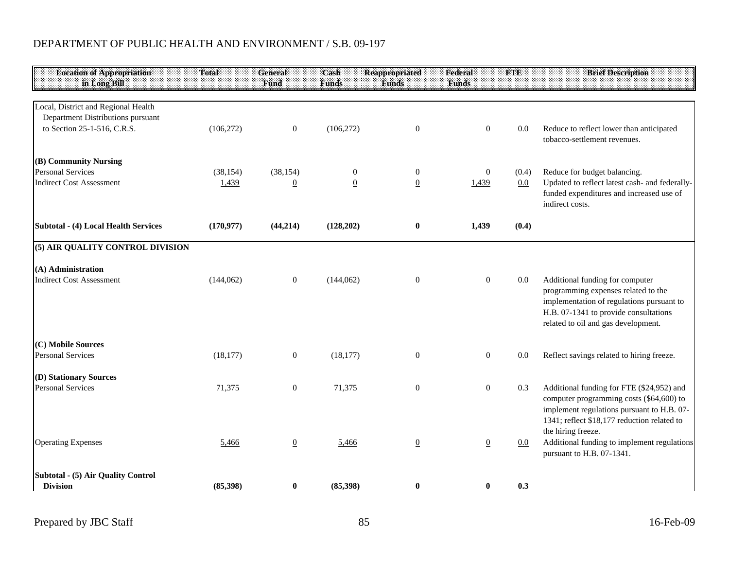DEPARTMENT OF PUBLIC HEALTH AND ENVIRONMENT / S.B. 09-197

| Location of Appropriation in Long Bill | Total | General Fund | Cash Funds | Reappropriated Funds | Federal Funds | FTE | Brief Description |
|---|---|---|---|---|---|---|---|
| Local, District and Regional Health Department Distributions pursuant to Section 25-1-516, C.R.S. | (106,272) | 0 | (106,272) | 0 | 0 | 0.0 | Reduce to reflect lower than anticipated tobacco-settlement revenues. |
| **(B) Community Nursing** | | | | | | | |
| Personal Services | (38,154) | (38,154) | 0 | 0 | 0 | (0.4) | Reduce for budget balancing. |
| Indirect Cost Assessment | 1,439 | 0 | 0 | 0 | 1,439 | 0.0 | Updated to reflect latest cash- and federally-funded expenditures and increased use of indirect costs. |
| **Subtotal - (4) Local Health Services** | **(170,977)** | **(44,214)** | **(128,202)** | **0** | **1,439** | **(0.4)** | |
| **(5) AIR QUALITY CONTROL DIVISION** | | | | | | | |
| **(A) Administration** | | | | | | | |
| Indirect Cost Assessment | (144,062) | 0 | (144,062) | 0 | 0 | 0.0 | Additional funding for computer programming expenses related to the implementation of regulations pursuant to H.B. 07-1341 to provide consultations related to oil and gas development. |
| **(C) Mobile Sources** | | | | | | | |
| Personal Services | (18,177) | 0 | (18,177) | 0 | 0 | 0.0 | Reflect savings related to hiring freeze. |
| **(D) Stationary Sources** | | | | | | | |
| Personal Services | 71,375 | 0 | 71,375 | 0 | 0 | 0.3 | Additional funding for FTE ($24,952) and computer programming costs ($64,600) to implement regulations pursuant to H.B. 07-1341; reflect $18,177 reduction related to the hiring freeze. |
| Operating Expenses | 5,466 | 0 | 5,466 | 0 | 0 | 0.0 | Additional funding to implement regulations pursuant to H.B. 07-1341. |
| **Subtotal - (5) Air Quality Control Division** | **(85,398)** | **0** | **(85,398)** | **0** | **0** | **0.3** | |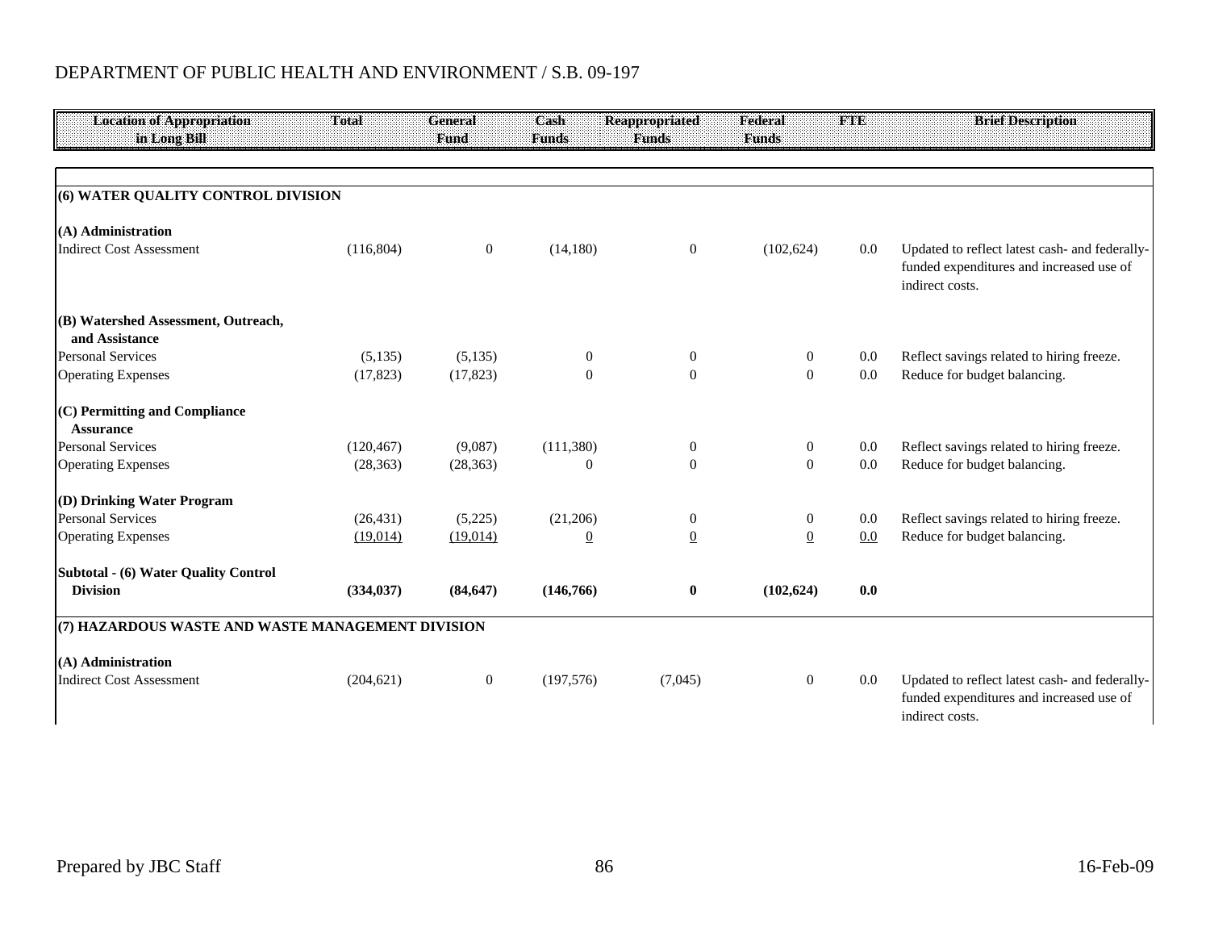DEPARTMENT OF PUBLIC HEALTH AND ENVIRONMENT / S.B. 09-197

| Location of Appropriation in Long Bill | Total | General Fund | Cash Funds | Reappropriated Funds | Federal Funds | FTE | Brief Description |
|---|---|---|---|---|---|---|---|
| **(6) WATER QUALITY CONTROL DIVISION** | | | | | | | |
| **(A) Administration** | | | | | | | |
| Indirect Cost Assessment | (116,804) | 0 | (14,180) | 0 | (102,624) | 0.0 | Updated to reflect latest cash- and federally-funded expenditures and increased use of indirect costs. |
| **(B) Watershed Assessment, Outreach, and Assistance** | | | | | | | |
| Personal Services | (5,135) | (5,135) | 0 | 0 | 0 | 0.0 | Reflect savings related to hiring freeze. |
| Operating Expenses | (17,823) | (17,823) | 0 | 0 | 0 | 0.0 | Reduce for budget balancing. |
| **(C) Permitting and Compliance Assurance** | | | | | | | |
| Personal Services | (120,467) | (9,087) | (111,380) | 0 | 0 | 0.0 | Reflect savings related to hiring freeze. |
| Operating Expenses | (28,363) | (28,363) | 0 | 0 | 0 | 0.0 | Reduce for budget balancing. |
| **(D) Drinking Water Program** | | | | | | | |
| Personal Services | (26,431) | (5,225) | (21,206) | 0 | 0 | 0.0 | Reflect savings related to hiring freeze. |
| Operating Expenses | (19,014) | (19,014) | 0 | 0 | 0 | 0.0 | Reduce for budget balancing. |
| **Subtotal - (6) Water Quality Control Division** | **(334,037)** | **(84,647)** | **(146,766)** | **0** | **(102,624)** | **0.0** | |
| **(7) HAZARDOUS WASTE AND WASTE MANAGEMENT DIVISION** | | | | | | | |
| **(A) Administration** | | | | | | | |
| Indirect Cost Assessment | (204,621) | 0 | (197,576) | (7,045) | 0 | 0.0 | Updated to reflect latest cash- and federally-funded expenditures and increased use of indirect costs. |

Prepared by JBC Staff — 16-Feb-09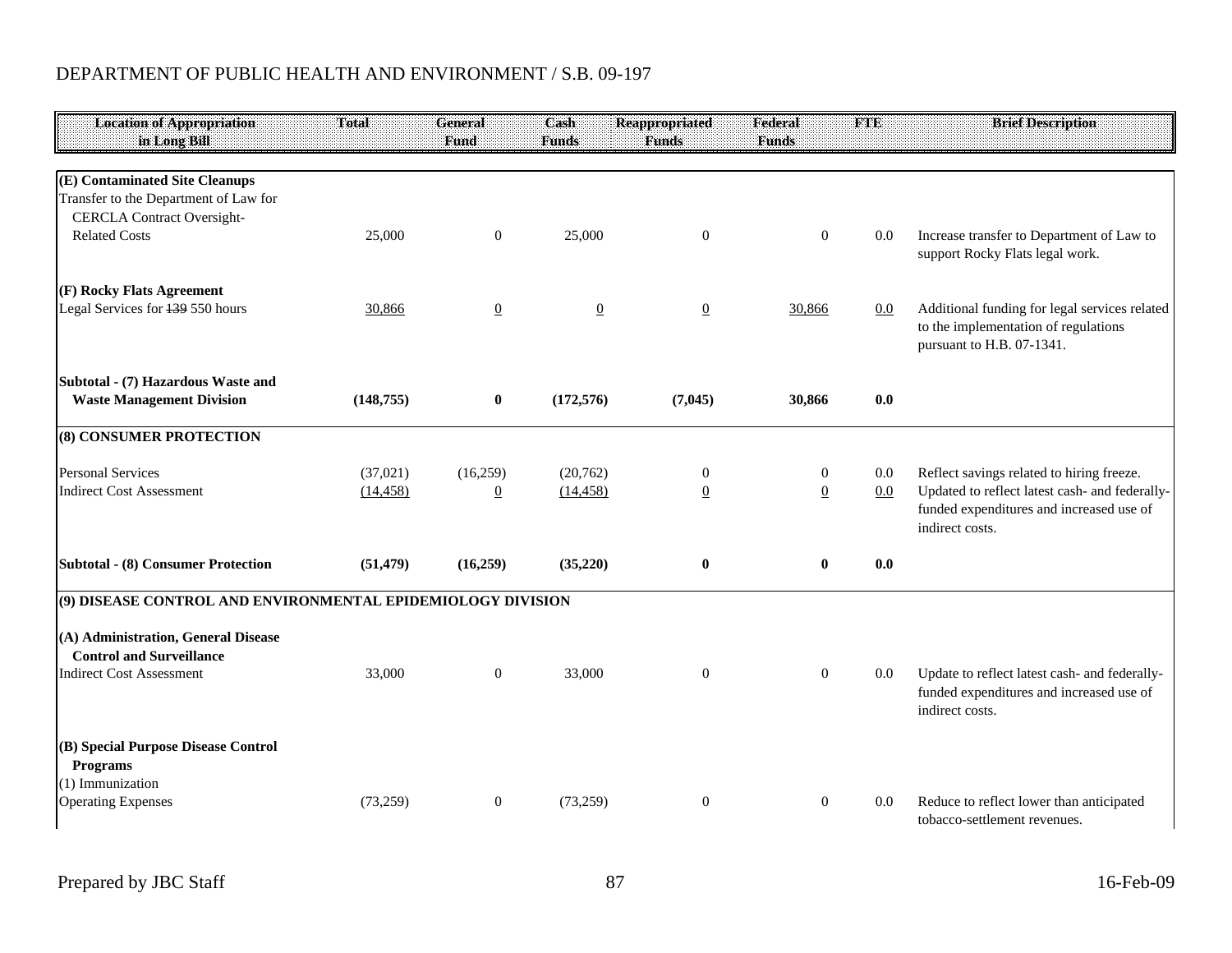DEPARTMENT OF PUBLIC HEALTH AND ENVIRONMENT / S.B. 09-197

| Location of Appropriation in Long Bill | Total | General Fund | Cash Funds | Reappropriated Funds | Federal Funds | FTE | Brief Description |
|---|---|---|---|---|---|---|---|
| **(E) Contaminated Site Cleanups** | | | | | | | |
| Transfer to the Department of Law for CERCLA Contract Oversight-Related Costs | 25,000 | 0 | 25,000 | 0 | 0 | 0.0 | Increase transfer to Department of Law to support Rocky Flats legal work. |
| **(F) Rocky Flats Agreement** | | | | | | | |
| Legal Services for ~~139~~ 550 hours | 30,866 | 0 | 0 | 0 | 30,866 | 0.0 | Additional funding for legal services related to the implementation of regulations pursuant to H.B. 07-1341. |
| **Subtotal - (7) Hazardous Waste and Waste Management Division** | **(148,755)** | **0** | **(172,576)** | **(7,045)** | **30,866** | **0.0** | |
| **(8) CONSUMER PROTECTION** | | | | | | | |
| Personal Services | (37,021) | (16,259) | (20,762) | 0 | 0 | 0.0 | Reflect savings related to hiring freeze. |
| Indirect Cost Assessment | (14,458) | 0 | (14,458) | 0 | 0 | 0.0 | Updated to reflect latest cash- and federally-funded expenditures and increased use of indirect costs. |
| **Subtotal - (8) Consumer Protection** | **(51,479)** | **(16,259)** | **(35,220)** | **0** | **0** | **0.0** | |
| **(9) DISEASE CONTROL AND ENVIRONMENTAL EPIDEMIOLOGY DIVISION** | | | | | | | |
| **(A) Administration, General Disease Control and Surveillance** | | | | | | | |
| Indirect Cost Assessment | 33,000 | 0 | 33,000 | 0 | 0 | 0.0 | Update to reflect latest cash- and federally-funded expenditures and increased use of indirect costs. |
| **(B) Special Purpose Disease Control Programs** | | | | | | | |
| (1) Immunization | | | | | | | |
| Operating Expenses | (73,259) | 0 | (73,259) | 0 | 0 | 0.0 | Reduce to reflect lower than anticipated tobacco-settlement revenues. |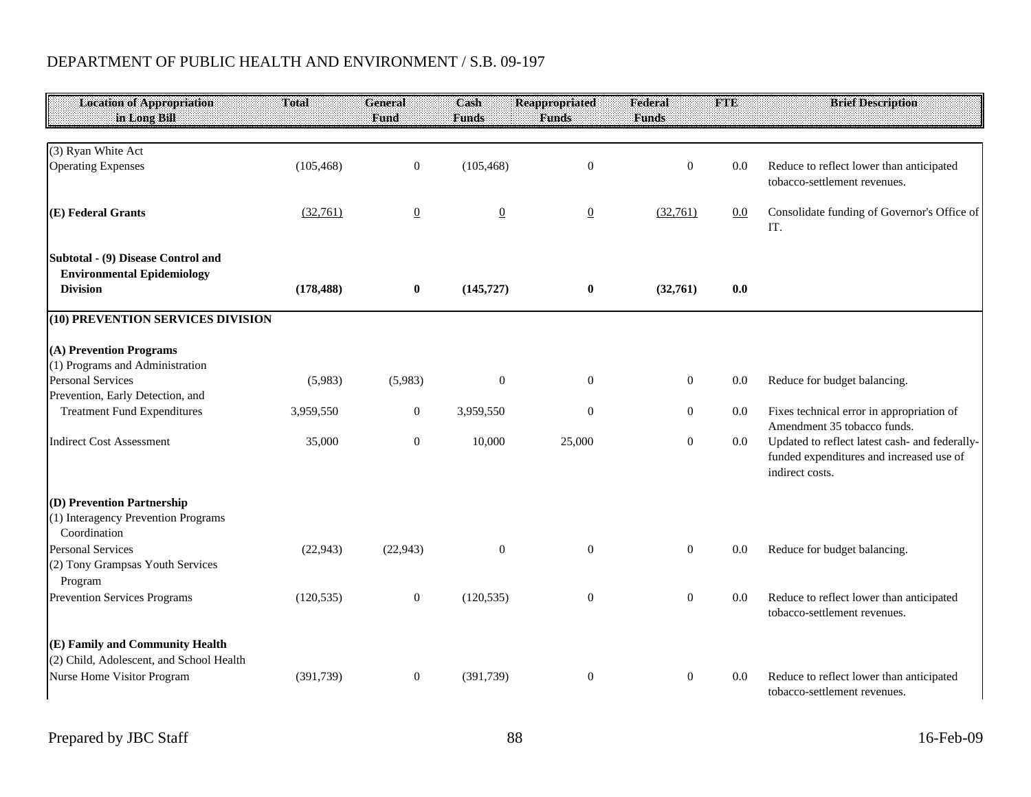DEPARTMENT OF PUBLIC HEALTH AND ENVIRONMENT / S.B. 09-197

| Location of Appropriation in Long Bill | Total | General Fund | Cash Funds | Reappropriated Funds | Federal Funds | FTE | Brief Description |
|---|---|---|---|---|---|---|---|
| (3) Ryan White Act | | | | | | | |
| Operating Expenses | (105,468) | 0 | (105,468) | 0 | 0 | 0.0 | Reduce to reflect lower than anticipated tobacco-settlement revenues. |
| **(E) Federal Grants** | (32,761) | 0 | 0 | 0 | (32,761) | 0.0 | Consolidate funding of Governor's Office of IT. |
| **Subtotal - (9) Disease Control and Environmental Epidemiology Division** | **(178,488)** | **0** | **(145,727)** | **0** | **(32,761)** | **0.0** | |
| **(10) PREVENTION SERVICES DIVISION** | | | | | | | |
| **(A) Prevention Programs** | | | | | | | |
| (1) Programs and Administration | | | | | | | |
| Personal Services | (5,983) | (5,983) | 0 | 0 | 0 | 0.0 | Reduce for budget balancing. |
| Prevention, Early Detection, and Treatment Fund Expenditures | 3,959,550 | 0 | 3,959,550 | 0 | 0 | 0.0 | Fixes technical error in appropriation of Amendment 35 tobacco funds. |
| Indirect Cost Assessment | 35,000 | 0 | 10,000 | 25,000 | 0 | 0.0 | Updated to reflect latest cash- and federally-funded expenditures and increased use of indirect costs. |
| **(D) Prevention Partnership** | | | | | | | |
| (1) Interagency Prevention Programs Coordination | | | | | | | |
| Personal Services | (22,943) | (22,943) | 0 | 0 | 0 | 0.0 | Reduce for budget balancing. |
| (2) Tony Grampsas Youth Services Program | | | | | | | |
| Prevention Services Programs | (120,535) | 0 | (120,535) | 0 | 0 | 0.0 | Reduce to reflect lower than anticipated tobacco-settlement revenues. |
| **(E) Family and Community Health** | | | | | | | |
| (2) Child, Adolescent, and School Health | | | | | | | |
| Nurse Home Visitor Program | (391,739) | 0 | (391,739) | 0 | 0 | 0.0 | Reduce to reflect lower than anticipated tobacco-settlement revenues. |

Prepared by JBC Staff 16-Feb-09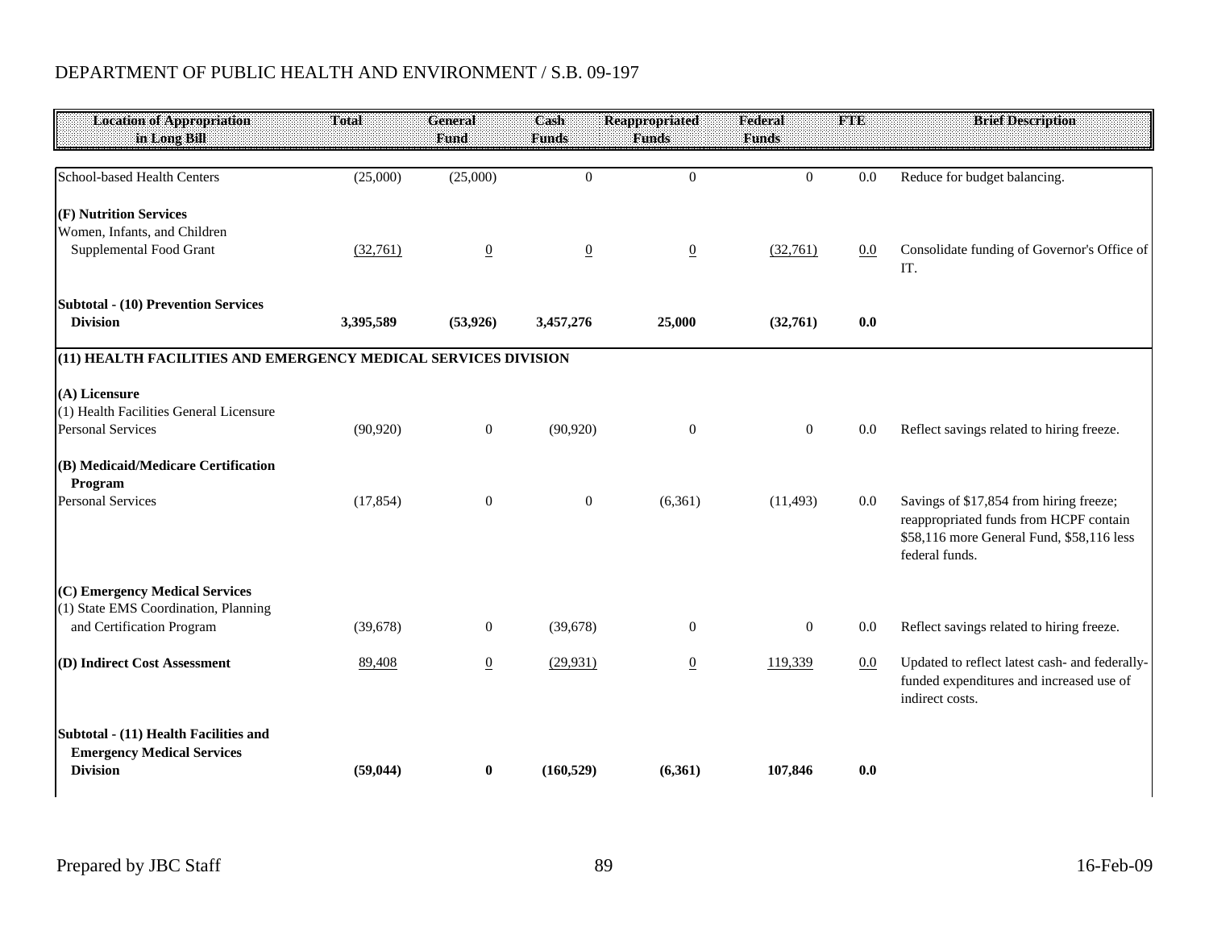DEPARTMENT OF PUBLIC HEALTH AND ENVIRONMENT / S.B. 09-197

| Location of Appropriation in Long Bill | Total | General Fund | Cash Funds | Reappropriated Funds | Federal Funds | FTE | Brief Description |
|---|---|---|---|---|---|---|---|
| School-based Health Centers | (25,000) | (25,000) | 0 | 0 | 0 | 0.0 | Reduce for budget balancing. |
| **(F) Nutrition Services** | | | | | | | |
| Women, Infants, and Children Supplemental Food Grant | (32,761) | 0 | 0 | 0 | (32,761) | 0.0 | Consolidate funding of Governor's Office of IT. |
| **Subtotal - (10) Prevention Services Division** | **3,395,589** | **(53,926)** | **3,457,276** | **25,000** | **(32,761)** | **0.0** | |
| **(11) HEALTH FACILITIES AND EMERGENCY MEDICAL SERVICES DIVISION** | | | | | | | |
| **(A) Licensure** | | | | | | | |
| (1) Health Facilities General Licensure | | | | | | | |
| Personal Services | (90,920) | 0 | (90,920) | 0 | 0 | 0.0 | Reflect savings related to hiring freeze. |
| **(B) Medicaid/Medicare Certification Program** | | | | | | | |
| Personal Services | (17,854) | 0 | 0 | (6,361) | (11,493) | 0.0 | Savings of $17,854 from hiring freeze; reappropriated funds from HCPF contain $58,116 more General Fund, $58,116 less federal funds. |
| **(C) Emergency Medical Services** | | | | | | | |
| (1) State EMS Coordination, Planning and Certification Program | (39,678) | 0 | (39,678) | 0 | 0 | 0.0 | Reflect savings related to hiring freeze. |
| **(D) Indirect Cost Assessment** | 89,408 | 0 | (29,931) | 0 | 119,339 | 0.0 | Updated to reflect latest cash- and federally-funded expenditures and increased use of indirect costs. |
| **Subtotal - (11) Health Facilities and Emergency Medical Services Division** | **(59,044)** | **0** | **(160,529)** | **(6,361)** | **107,846** | **0.0** | |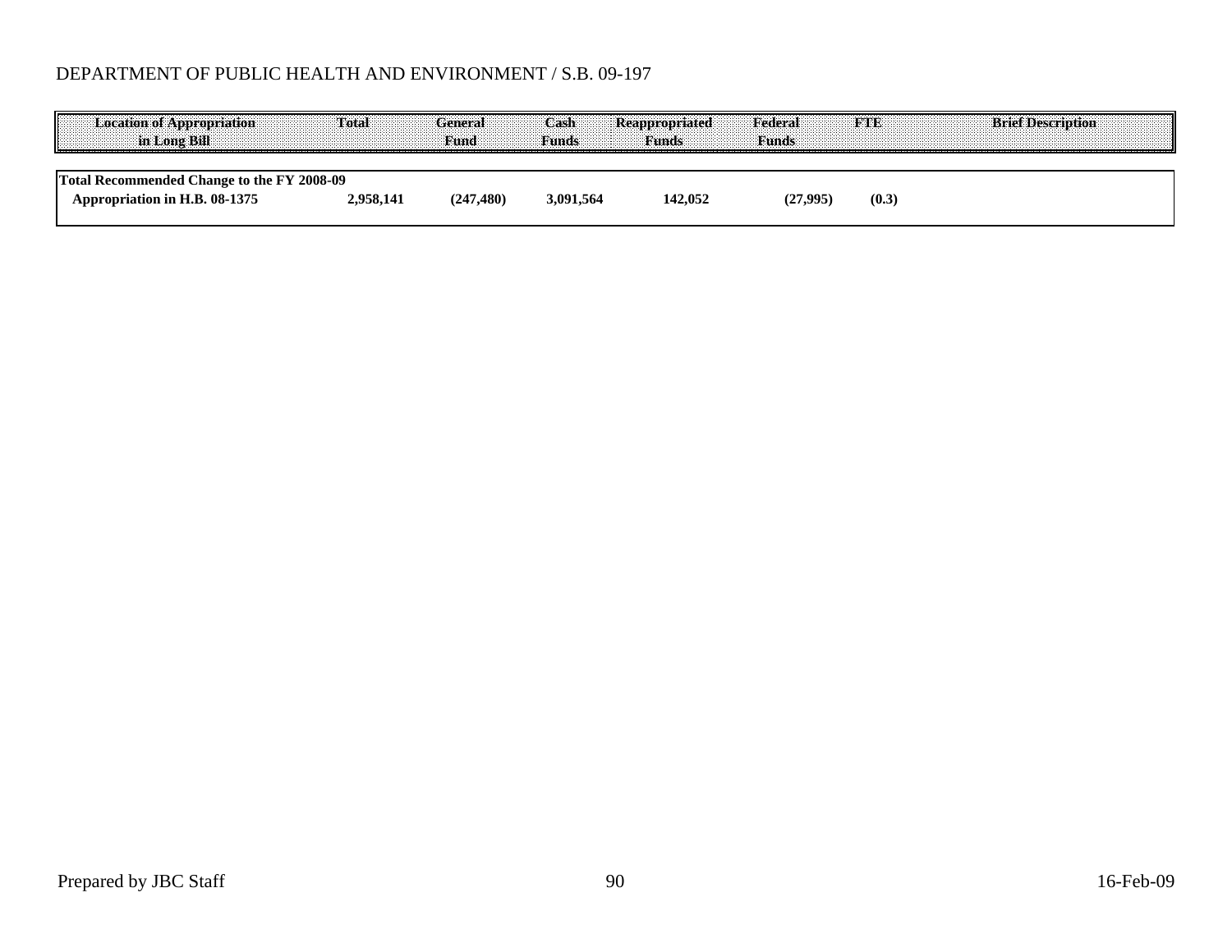DEPARTMENT OF PUBLIC HEALTH AND ENVIRONMENT / S.B. 09-197

| Location of Appropriation in Long Bill | Total | General Fund | Cash Funds | Reappropriated Funds | Federal Funds | FTE | Brief Description |
|---|---|---|---|---|---|---|---|
| **Total Recommended Change to the FY 2008-09 Appropriation in H.B. 08-1375** | **2,958,141** | **(247,480)** | **3,091,564** | **142,052** | **(27,995)** | **(0.3)** | |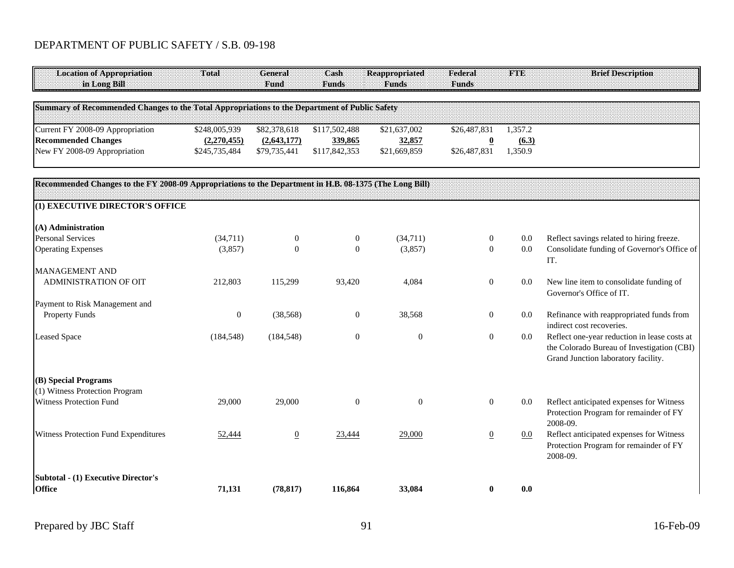DEPARTMENT OF PUBLIC SAFETY / S.B. 09-198

| Location of Appropriation in Long Bill | Total | General Fund | Cash Funds | Reappropriated Funds | Federal Funds | FTE | Brief Description |
|---|---|---|---|---|---|---|---|
| **Summary of Recommended Changes to the Total Appropriations to the Department of Public Safety** | | | | | | | |
| Current FY 2008-09 Appropriation | $248,005,939 | $82,378,618 | $117,502,488 | $21,637,002 | $26,487,831 | 1,357.2 | |
| **Recommended Changes** | **(2,270,455)** | **(2,643,177)** | **339,865** | **32,857** | **0** | **(6.3)** | |
| New FY 2008-09 Appropriation | $245,735,484 | $79,735,441 | $117,842,353 | $21,669,859 | $26,487,831 | 1,350.9 | |
| **Recommended Changes to the FY 2008-09 Appropriations to the Department in H.B. 08-1375 (The Long Bill)** | | | | | | | |
| **(1) EXECUTIVE DIRECTOR'S OFFICE** | | | | | | | |
| **(A) Administration** | | | | | | | |
| Personal Services | (34,711) | 0 | 0 | (34,711) | 0 | 0.0 | Reflect savings related to hiring freeze. |
| Operating Expenses | (3,857) | 0 | 0 | (3,857) | 0 | 0.0 | Consolidate funding of Governor's Office of IT. |
| MANAGEMENT AND ADMINISTRATION OF OIT | 212,803 | 115,299 | 93,420 | 4,084 | 0 | 0.0 | New line item to consolidate funding of Governor's Office of IT. |
| Payment to Risk Management and Property Funds | 0 | (38,568) | 0 | 38,568 | 0 | 0.0 | Refinance with reappropriated funds from indirect cost recoveries. |
| Leased Space | (184,548) | (184,548) | 0 | 0 | 0 | 0.0 | Reflect one-year reduction in lease costs at the Colorado Bureau of Investigation (CBI) Grand Junction laboratory facility. |
| **(B) Special Programs** | | | | | | | |
| (1) Witness Protection Program | | | | | | | |
| Witness Protection Fund | 29,000 | 29,000 | 0 | 0 | 0 | 0.0 | Reflect anticipated expenses for Witness Protection Program for remainder of FY 2008-09. |
| Witness Protection Fund Expenditures | 52,444 | 0 | 23,444 | 29,000 | 0 | 0.0 | Reflect anticipated expenses for Witness Protection Program for remainder of FY 2008-09. |
| **Subtotal - (1) Executive Director's Office** | **71,131** | **(78,817)** | **116,864** | **33,084** | **0** | **0.0** | |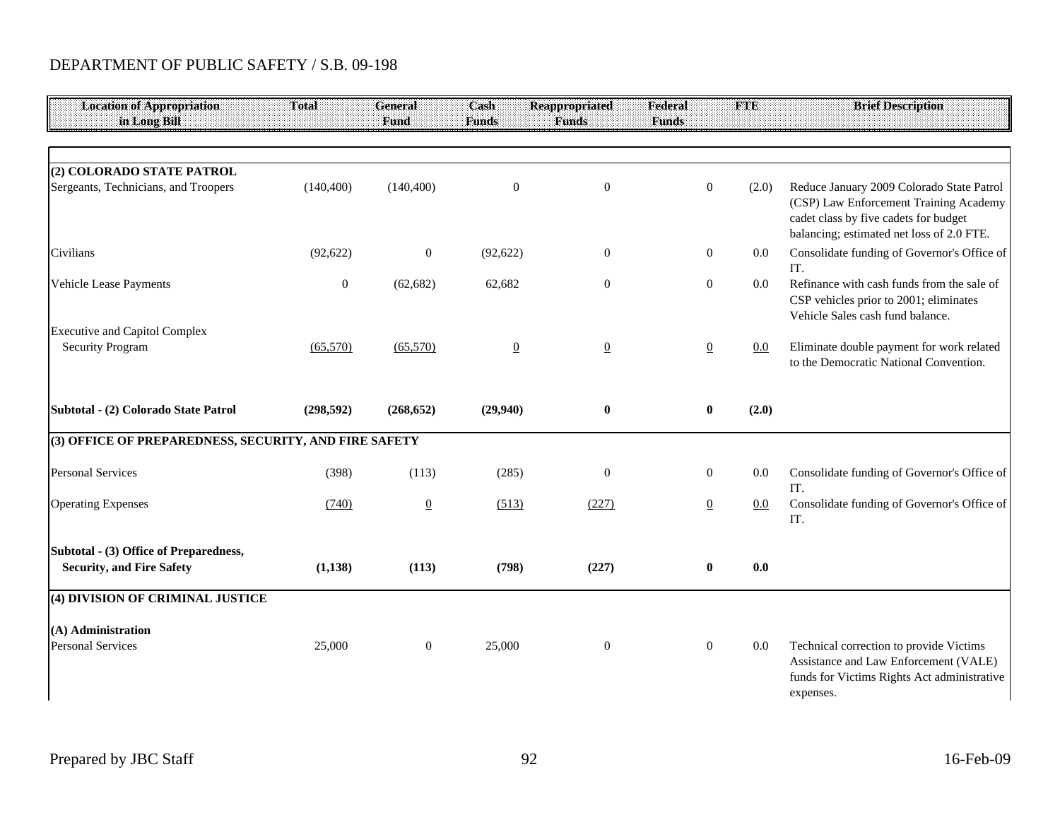DEPARTMENT OF PUBLIC SAFETY / S.B. 09-198

| Location of Appropriation in Long Bill | Total | General Fund | Cash Funds | Reappropriated Funds | Federal Funds | FTE | Brief Description |
|---|---|---|---|---|---|---|---|
| **(2) COLORADO STATE PATROL** | | | | | | | |
| Sergeants, Technicians, and Troopers | (140,400) | (140,400) | 0 | 0 | 0 | (2.0) | Reduce January 2009 Colorado State Patrol (CSP) Law Enforcement Training Academy cadet class by five cadets for budget balancing; estimated net loss of 2.0 FTE. |
| Civilians | (92,622) | 0 | (92,622) | 0 | 0 | 0.0 | Consolidate funding of Governor's Office of IT. |
| Vehicle Lease Payments | 0 | (62,682) | 62,682 | 0 | 0 | 0.0 | Refinance with cash funds from the sale of CSP vehicles prior to 2001; eliminates Vehicle Sales cash fund balance. |
| Executive and Capitol Complex Security Program | (65,570) | (65,570) | 0 | 0 | 0 | 0.0 | Eliminate double payment for work related to the Democratic National Convention. |
| **Subtotal - (2) Colorado State Patrol** | **(298,592)** | **(268,652)** | **(29,940)** | **0** | **0** | **(2.0)** | |
| **(3) OFFICE OF PREPAREDNESS, SECURITY, AND FIRE SAFETY** | | | | | | | |
| Personal Services | (398) | (113) | (285) | 0 | 0 | 0.0 | Consolidate funding of Governor's Office of IT. |
| Operating Expenses | (740) | 0 | (513) | (227) | 0 | 0.0 | Consolidate funding of Governor's Office of IT. |
| **Subtotal - (3) Office of Preparedness, Security, and Fire Safety** | **(1,138)** | **(113)** | **(798)** | **(227)** | **0** | **0.0** | |
| **(4) DIVISION OF CRIMINAL JUSTICE** | | | | | | | |
| **(A) Administration** | | | | | | | |
| Personal Services | 25,000 | 0 | 25,000 | 0 | 0 | 0.0 | Technical correction to provide Victims Assistance and Law Enforcement (VALE) funds for Victims Rights Act administrative expenses. |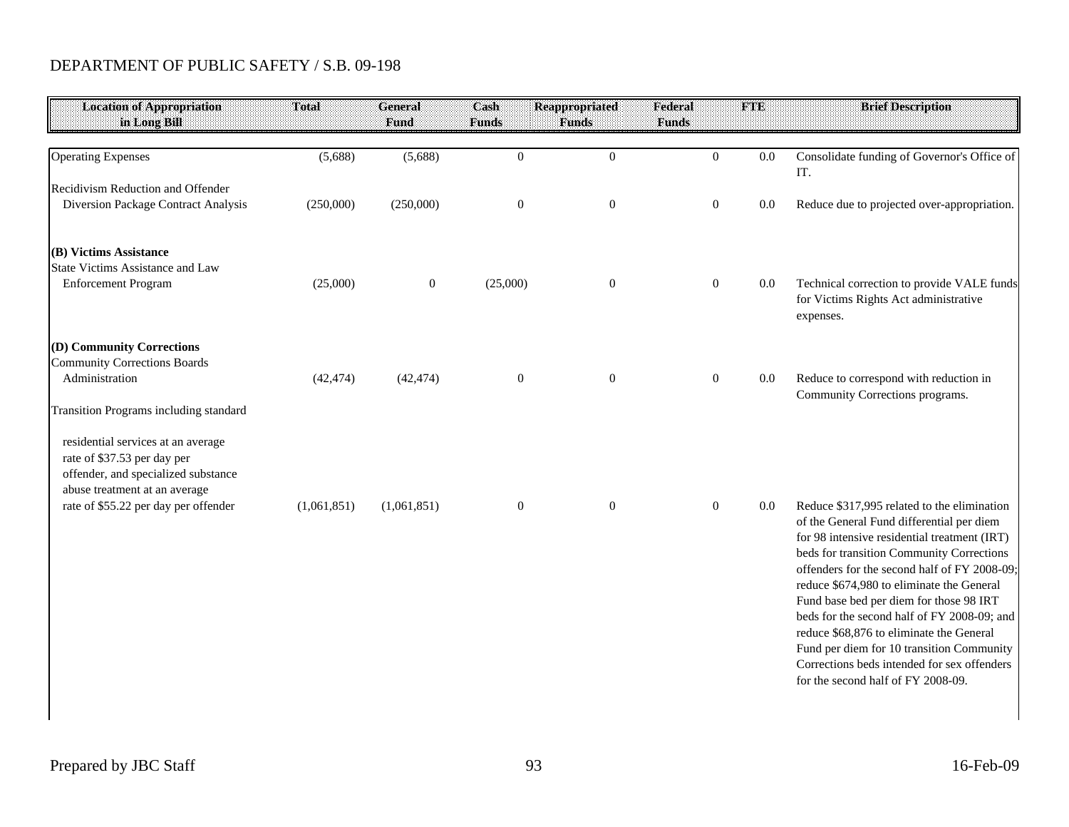DEPARTMENT OF PUBLIC SAFETY / S.B. 09-198

| Location of Appropriation in Long Bill | Total | General Fund | Cash Funds | Reappropriated Funds | Federal Funds | FTE | Brief Description |
|---|---|---|---|---|---|---|---|
| Operating Expenses | (5,688) | (5,688) | 0 | 0 | 0 | 0.0 | Consolidate funding of Governor's Office of IT. |
| Recidivism Reduction and Offender Diversion Package Contract Analysis | (250,000) | (250,000) | 0 | 0 | 0 | 0.0 | Reduce due to projected over-appropriation. |
| **(B) Victims Assistance** | | | | | | | |
| State Victims Assistance and Law Enforcement Program | (25,000) | 0 | (25,000) | 0 | 0 | 0.0 | Technical correction to provide VALE funds for Victims Rights Act administrative expenses. |
| **(D) Community Corrections** | | | | | | | |
| Community Corrections Boards Administration | (42,474) | (42,474) | 0 | 0 | 0 | 0.0 | Reduce to correspond with reduction in Community Corrections programs. |
| Transition Programs including standard residential services at an average rate of $37.53 per day per offender, and specialized substance abuse treatment at an average rate of $55.22 per day per offender | (1,061,851) | (1,061,851) | 0 | 0 | 0 | 0.0 | Reduce $317,995 related to the elimination of the General Fund differential per diem for 98 intensive residential treatment (IRT) beds for transition Community Corrections offenders for the second half of FY 2008-09; reduce $674,980 to eliminate the General Fund base bed per diem for those 98 IRT beds for the second half of FY 2008-09; and reduce $68,876 to eliminate the General Fund per diem for 10 transition Community Corrections beds intended for sex offenders for the second half of FY 2008-09. |

Prepared by JBC Staff 16-Feb-09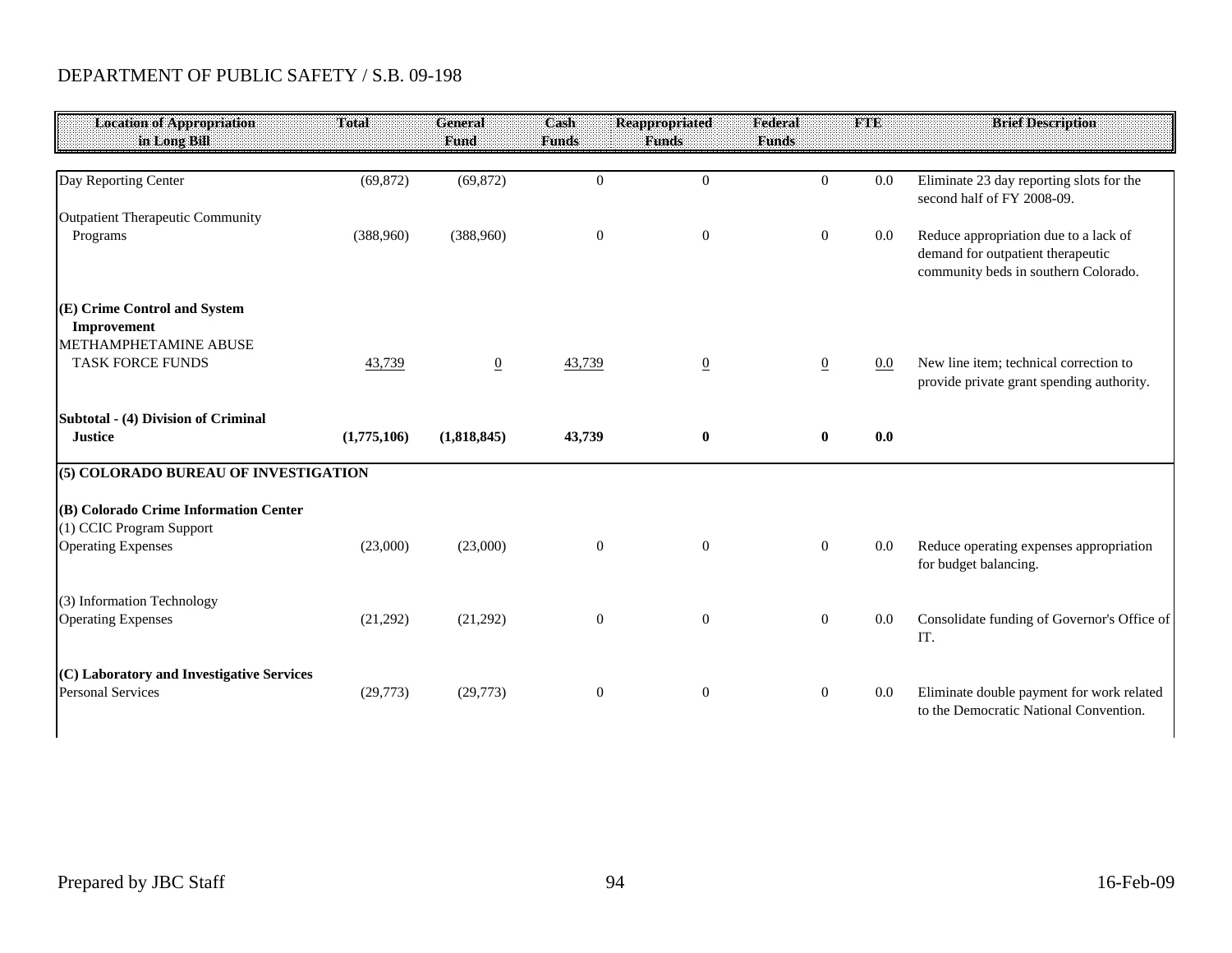## DEPARTMENT OF PUBLIC SAFETY / S.B. 09-198

| Location of Appropriation in Long Bill | Total | General Fund | Cash Funds | Reappropriated Funds | Federal Funds | FTE | Brief Description |
|---|---|---|---|---|---|---|---|
| Day Reporting Center | (69,872) | (69,872) | 0 | 0 | 0 | 0.0 | Eliminate 23 day reporting slots for the second half of FY 2008-09. |
| Outpatient Therapeutic Community Programs | (388,960) | (388,960) | 0 | 0 | 0 | 0.0 | Reduce appropriation due to a lack of demand for outpatient therapeutic community beds in southern Colorado. |
| **(E) Crime Control and System Improvement** | | | | | | | |
| METHAMPHETAMINE ABUSE TASK FORCE FUNDS | 43,739 | 0 | 43,739 | 0 | 0 | 0.0 | New line item; technical correction to provide private grant spending authority. |
| **Subtotal - (4) Division of Criminal Justice** | **(1,775,106)** | **(1,818,845)** | **43,739** | **0** | **0** | **0.0** | |
| **(5) COLORADO BUREAU OF INVESTIGATION** | | | | | | | |
| **(B) Colorado Crime Information Center** | | | | | | | |
| (1) CCIC Program Support | | | | | | | |
| Operating Expenses | (23,000) | (23,000) | 0 | 0 | 0 | 0.0 | Reduce operating expenses appropriation for budget balancing. |
| (3) Information Technology | | | | | | | |
| Operating Expenses | (21,292) | (21,292) | 0 | 0 | 0 | 0.0 | Consolidate funding of Governor's Office of IT. |
| **(C) Laboratory and Investigative Services** | | | | | | | |
| Personal Services | (29,773) | (29,773) | 0 | 0 | 0 | 0.0 | Eliminate double payment for work related to the Democratic National Convention. |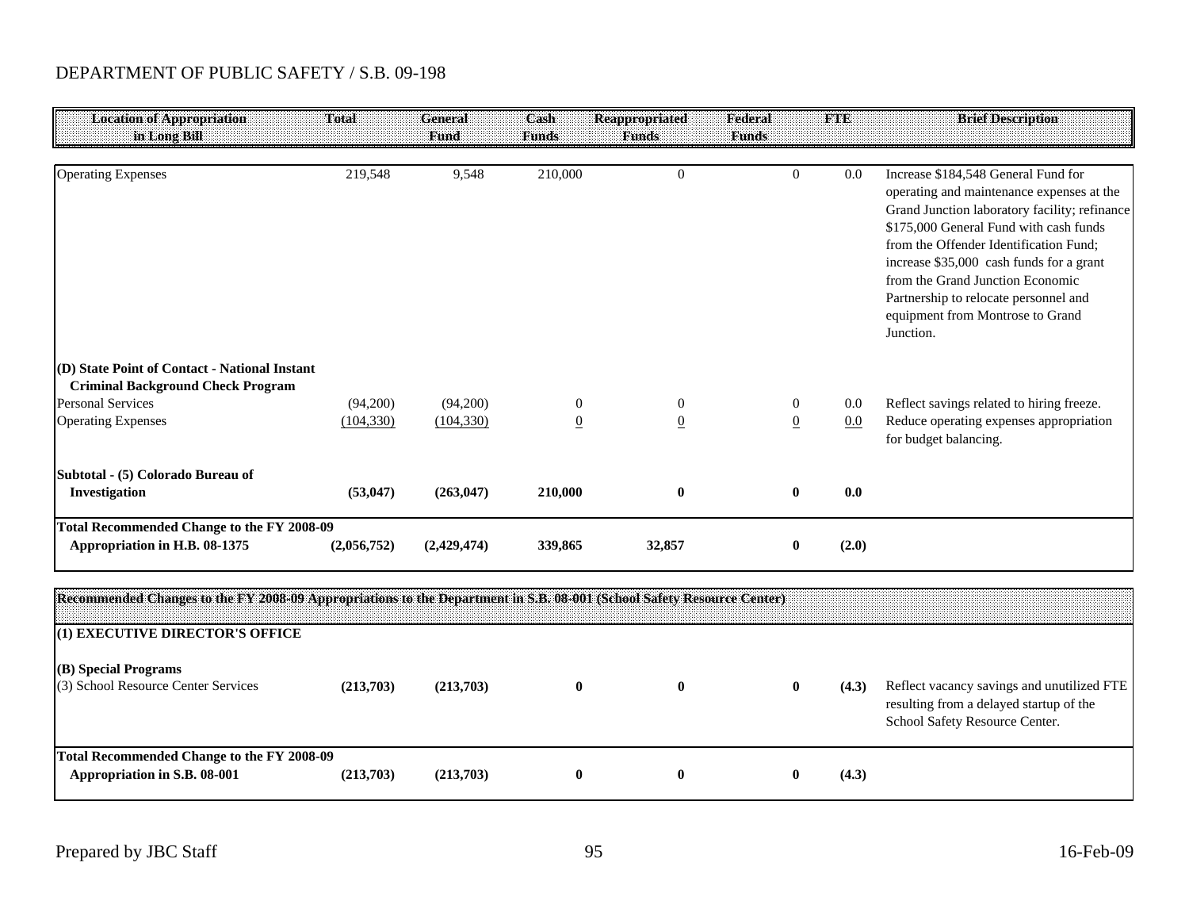DEPARTMENT OF PUBLIC SAFETY / S.B. 09-198

| Location of Appropriation in Long Bill | Total | General Fund | Cash Funds | Reappropriated Funds | Federal Funds | FTE | Brief Description |
|---|---|---|---|---|---|---|---|
| Operating Expenses | 219,548 | 9,548 | 210,000 | 0 | 0 | 0.0 | Increase $184,548 General Fund for operating and maintenance expenses at the Grand Junction laboratory facility; refinance $175,000 General Fund with cash funds from the Offender Identification Fund; increase $35,000 cash funds for a grant from the Grand Junction Economic Partnership to relocate personnel and equipment from Montrose to Grand Junction. |
| **(D) State Point of Contact - National Instant Criminal Background Check Program** | | | | | | | |
| Personal Services | (94,200) | (94,200) | 0 | 0 | 0 | 0.0 | Reflect savings related to hiring freeze. |
| Operating Expenses | (104,330) | (104,330) | 0 | 0 | 0 | 0.0 | Reduce operating expenses appropriation for budget balancing. |
| **Subtotal - (5) Colorado Bureau of Investigation** | **(53,047)** | **(263,047)** | **210,000** | **0** | **0** | **0.0** | |
| **Total Recommended Change to the FY 2008-09 Appropriation in H.B. 08-1375** | **(2,056,752)** | **(2,429,474)** | **339,865** | **32,857** | **0** | **(2.0)** | |

**Recommended Changes to the FY 2008-09 Appropriations to the Department in S.B. 08-001 (School Safety Resource Center)**

| Location of Appropriation in Long Bill | Total | General Fund | Cash Funds | Reappropriated Funds | Federal Funds | FTE | Brief Description |
|---|---|---|---|---|---|---|---|
| **(1) EXECUTIVE DIRECTOR'S OFFICE** | | | | | | | |
| **(B) Special Programs** | | | | | | | |
| (3) School Resource Center Services | **(213,703)** | **(213,703)** | **0** | **0** | **0** | **(4.3)** | Reflect vacancy savings and unutilized FTE resulting from a delayed startup of the School Safety Resource Center. |
| **Total Recommended Change to the FY 2008-09 Appropriation in S.B. 08-001** | **(213,703)** | **(213,703)** | **0** | **0** | **0** | **(4.3)** | |

Prepared by JBC Staff 16-Feb-09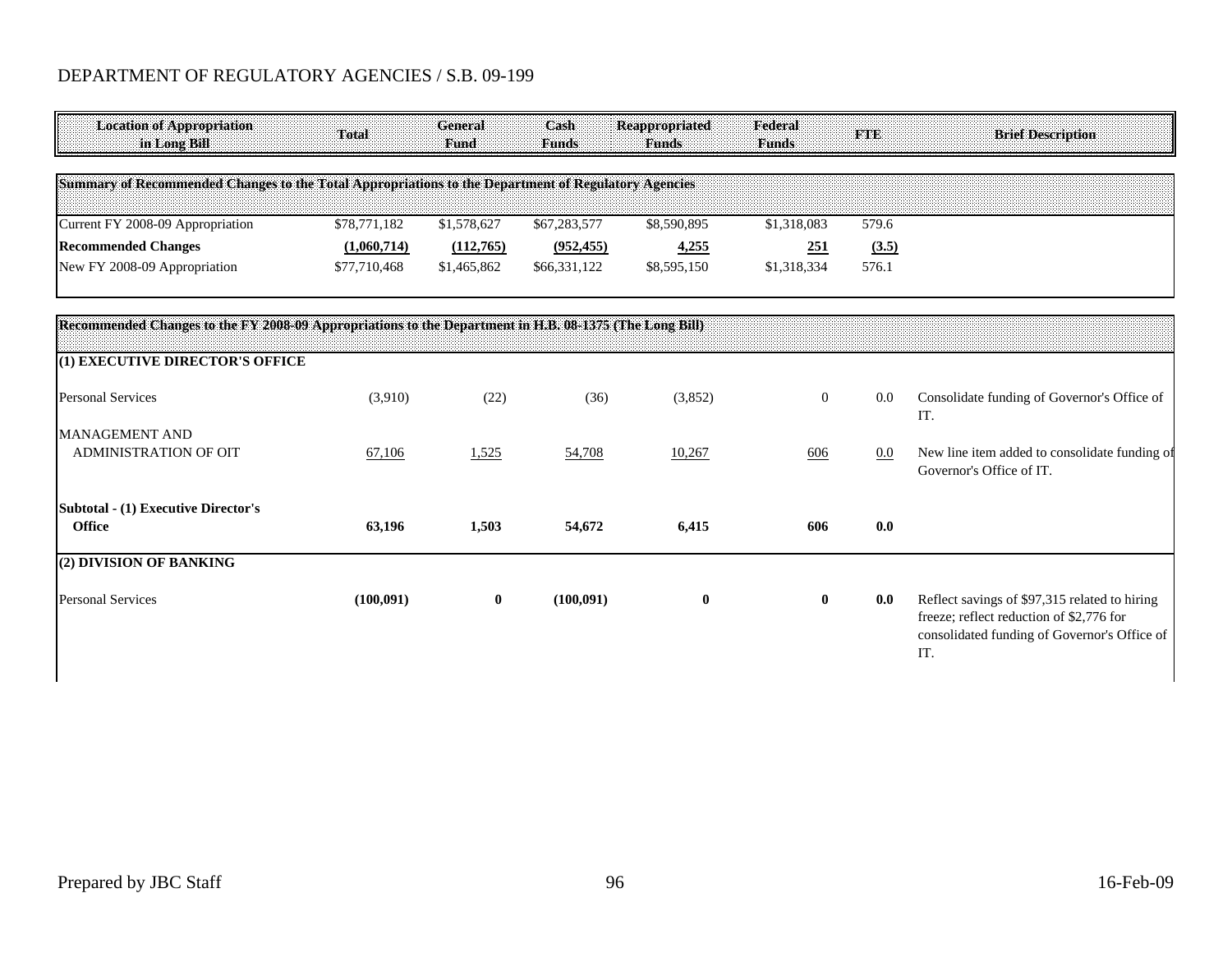DEPARTMENT OF REGULATORY AGENCIES / S.B. 09-199

| Location of Appropriation in Long Bill | Total | General Fund | Cash Funds | Reappropriated Funds | Federal Funds | FTE | Brief Description |
|---|---|---|---|---|---|---|---|
| **Summary of Recommended Changes to the Total Appropriations to the Department of Regulatory Agencies** | | | | | | | |
| Current FY 2008-09 Appropriation | $78,771,182 | $1,578,627 | $67,283,577 | $8,590,895 | $1,318,083 | 579.6 | |
| **Recommended Changes** | **(1,060,714)** | **(112,765)** | **(952,455)** | **4,255** | **251** | **(3.5)** | |
| New FY 2008-09 Appropriation | $77,710,468 | $1,465,862 | $66,331,122 | $8,595,150 | $1,318,334 | 576.1 | |
| **Recommended Changes to the FY 2008-09 Appropriations to the Department in H.B. 08-1375 (The Long Bill)** | | | | | | | |
| **(1) EXECUTIVE DIRECTOR'S OFFICE** | | | | | | | |
| Personal Services | (3,910) | (22) | (36) | (3,852) | 0 | 0.0 | Consolidate funding of Governor's Office of IT. |
| MANAGEMENT AND ADMINISTRATION OF OIT | 67,106 | 1,525 | 54,708 | 10,267 | 606 | 0.0 | New line item added to consolidate funding of Governor's Office of IT. |
| **Subtotal - (1) Executive Director's Office** | **63,196** | **1,503** | **54,672** | **6,415** | **606** | **0.0** | |
| **(2) DIVISION OF BANKING** | | | | | | | |
| Personal Services | **(100,091)** | **0** | **(100,091)** | **0** | **0** | **0.0** | Reflect savings of $97,315 related to hiring freeze; reflect reduction of $2,776 for consolidated funding of Governor's Office of IT. |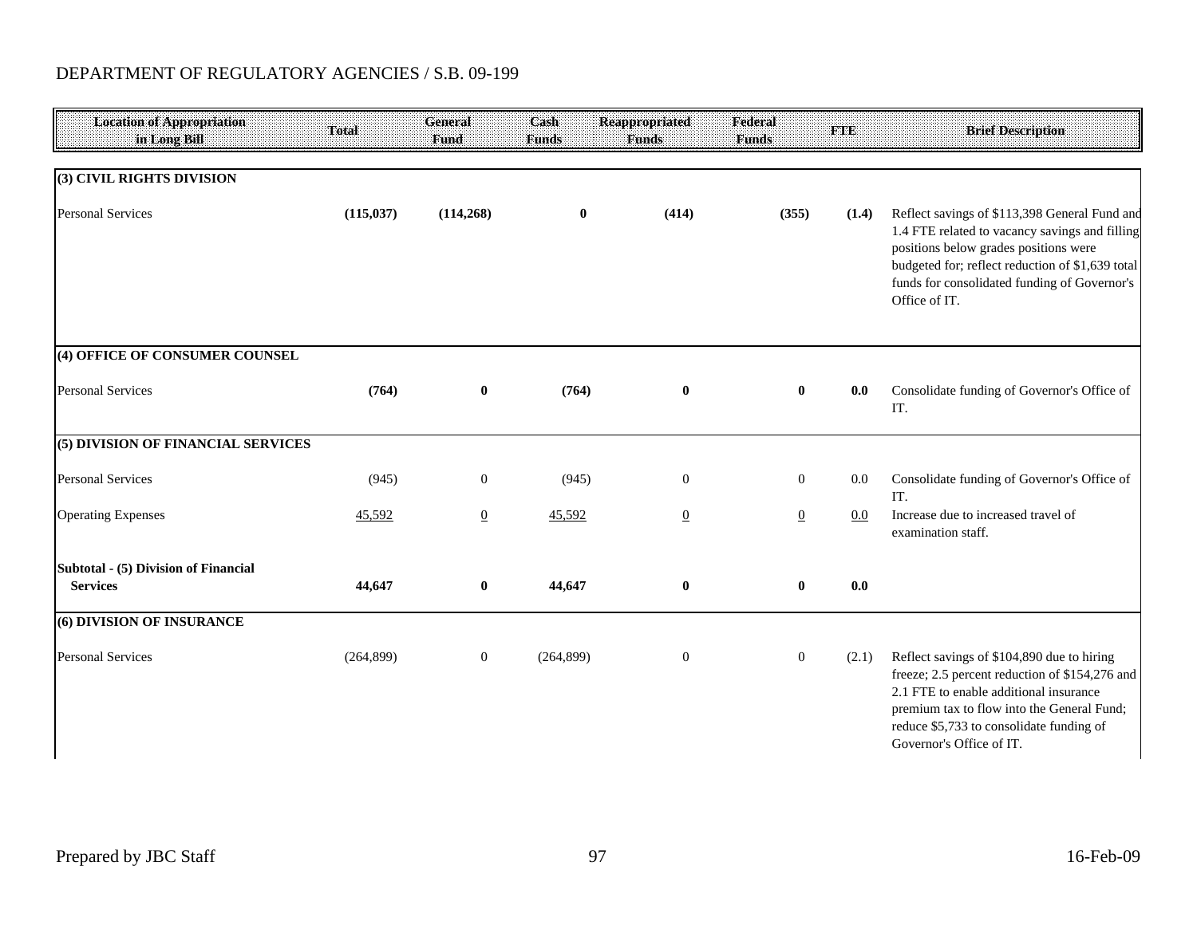DEPARTMENT OF REGULATORY AGENCIES / S.B. 09-199

| Location of Appropriation in Long Bill | Total | General Fund | Cash Funds | Reappropriated Funds | Federal Funds | FTE | Brief Description |
|---|---|---|---|---|---|---|---|
| **(3) CIVIL RIGHTS DIVISION** | | | | | | | |
| Personal Services | **(115,037)** | **(114,268)** | **0** | **(414)** | **(355)** | **(1.4)** | Reflect savings of $113,398 General Fund and 1.4 FTE related to vacancy savings and filling positions below grades positions were budgeted for; reflect reduction of $1,639 total funds for consolidated funding of Governor's Office of IT. |
| **(4) OFFICE OF CONSUMER COUNSEL** | | | | | | | |
| Personal Services | **(764)** | **0** | **(764)** | **0** | **0** | **0.0** | Consolidate funding of Governor's Office of IT. |
| **(5) DIVISION OF FINANCIAL SERVICES** | | | | | | | |
| Personal Services | (945) | 0 | (945) | 0 | 0 | 0.0 | Consolidate funding of Governor's Office of IT. |
| Operating Expenses | 45,592 | 0 | 45,592 | 0 | 0 | 0.0 | Increase due to increased travel of examination staff. |
| **Subtotal - (5) Division of Financial Services** | **44,647** | **0** | **44,647** | **0** | **0** | **0.0** | |
| **(6) DIVISION OF INSURANCE** | | | | | | | |
| Personal Services | (264,899) | 0 | (264,899) | 0 | 0 | (2.1) | Reflect savings of $104,890 due to hiring freeze; 2.5 percent reduction of $154,276 and 2.1 FTE to enable additional insurance premium tax to flow into the General Fund; reduce $5,733 to consolidate funding of Governor's Office of IT. |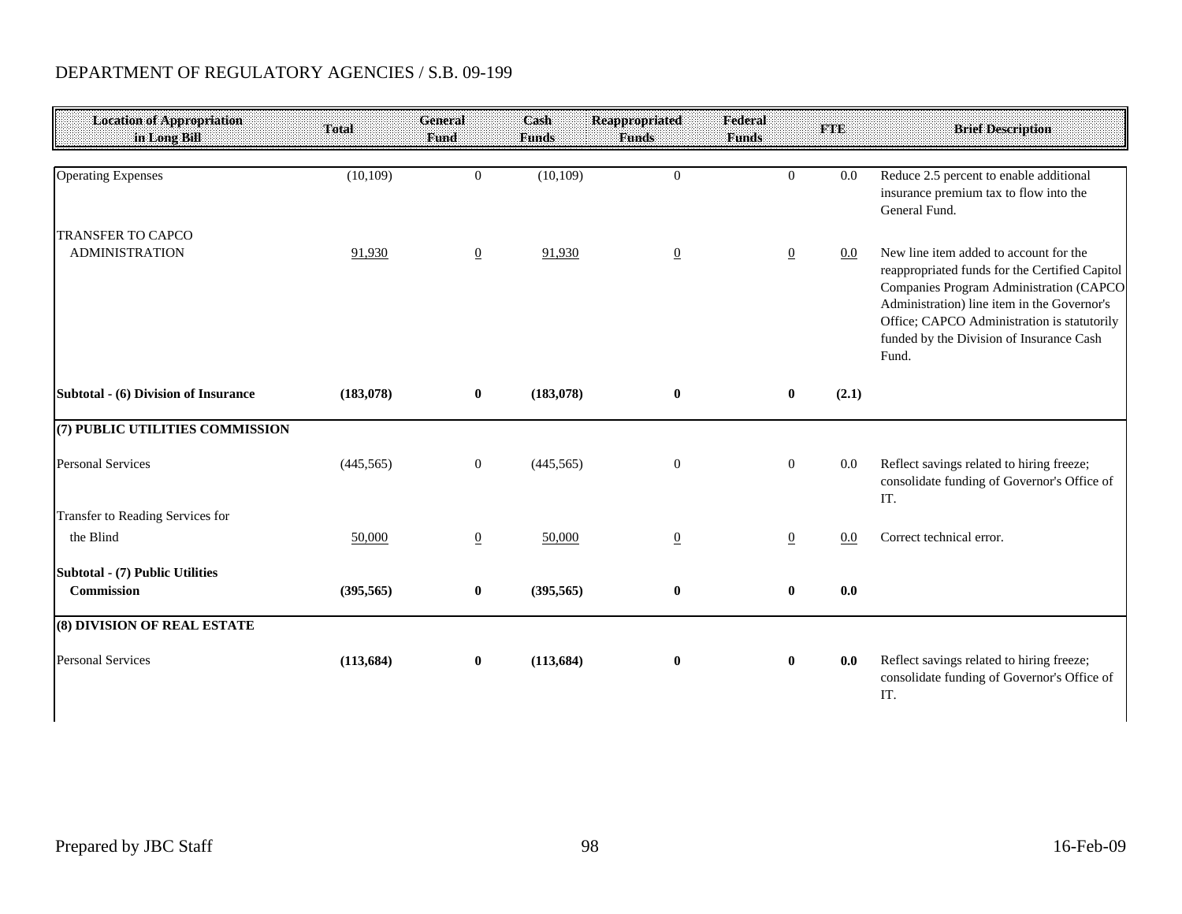DEPARTMENT OF REGULATORY AGENCIES / S.B. 09-199

| Location of Appropriation in Long Bill | Total | General Fund | Cash Funds | Reappropriated Funds | Federal Funds | FTE | Brief Description |
|---|---|---|---|---|---|---|---|
| Operating Expenses | (10,109) | 0 | (10,109) | 0 | 0 | 0.0 | Reduce 2.5 percent to enable additional insurance premium tax to flow into the General Fund. |
| TRANSFER TO CAPCO ADMINISTRATION | 91,930 | 0 | 91,930 | 0 | 0 | 0.0 | New line item added to account for the reappropriated funds for the Certified Capitol Companies Program Administration (CAPCO Administration) line item in the Governor's Office; CAPCO Administration is statutorily funded by the Division of Insurance Cash Fund. |
| **Subtotal - (6) Division of Insurance** | **(183,078)** | **0** | **(183,078)** | **0** | **0** | **(2.1)** | |
| **(7) PUBLIC UTILITIES COMMISSION** | | | | | | | |
| Personal Services | (445,565) | 0 | (445,565) | 0 | 0 | 0.0 | Reflect savings related to hiring freeze; consolidate funding of Governor's Office of IT. |
| Transfer to Reading Services for the Blind | 50,000 | 0 | 50,000 | 0 | 0 | 0.0 | Correct technical error. |
| **Subtotal - (7) Public Utilities Commission** | **(395,565)** | **0** | **(395,565)** | **0** | **0** | **0.0** | |
| **(8) DIVISION OF REAL ESTATE** | | | | | | | |
| Personal Services | **(113,684)** | **0** | **(113,684)** | **0** | **0** | **0.0** | Reflect savings related to hiring freeze; consolidate funding of Governor's Office of IT. |

Prepared by JBC Staff

16-Feb-09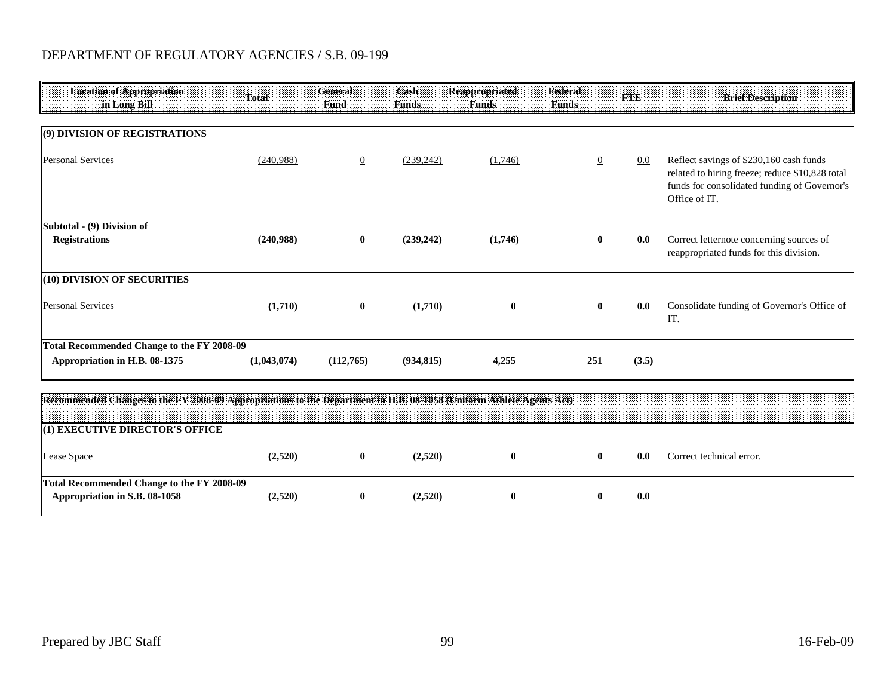DEPARTMENT OF REGULATORY AGENCIES / S.B. 09-199

| Location of Appropriation in Long Bill | Total | General Fund | Cash Funds | Reappropriated Funds | Federal Funds | FTE | Brief Description |
|---|---|---|---|---|---|---|---|
| **(9) DIVISION OF REGISTRATIONS** | | | | | | | |
| Personal Services | (240,988) | 0 | (239,242) | (1,746) | 0 | 0.0 | Reflect savings of $230,160 cash funds related to hiring freeze; reduce $10,828 total funds for consolidated funding of Governor's Office of IT. |
| **Subtotal - (9) Division of Registrations** | **(240,988)** | **0** | **(239,242)** | **(1,746)** | **0** | **0.0** | Correct letternote concerning sources of reappropriated funds for this division. |
| **(10) DIVISION OF SECURITIES** | | | | | | | |
| Personal Services | **(1,710)** | **0** | **(1,710)** | **0** | **0** | **0.0** | Consolidate funding of Governor's Office of IT. |
| **Total Recommended Change to the FY 2008-09 Appropriation in H.B. 08-1375** | **(1,043,074)** | **(112,765)** | **(934,815)** | **4,255** | **251** | **(3.5)** | |

| Recommended Changes to the FY 2008-09 Appropriations to the Department in H.B. 08-1058 (Uniform Athlete Agents Act) | | | | | | | |
|---|---|---|---|---|---|---|---|
| **(1) EXECUTIVE DIRECTOR'S OFFICE** | | | | | | | |
| Lease Space | **(2,520)** | **0** | **(2,520)** | **0** | **0** | **0.0** | Correct technical error. |
| **Total Recommended Change to the FY 2008-09 Appropriation in S.B. 08-1058** | **(2,520)** | **0** | **(2,520)** | **0** | **0** | **0.0** | |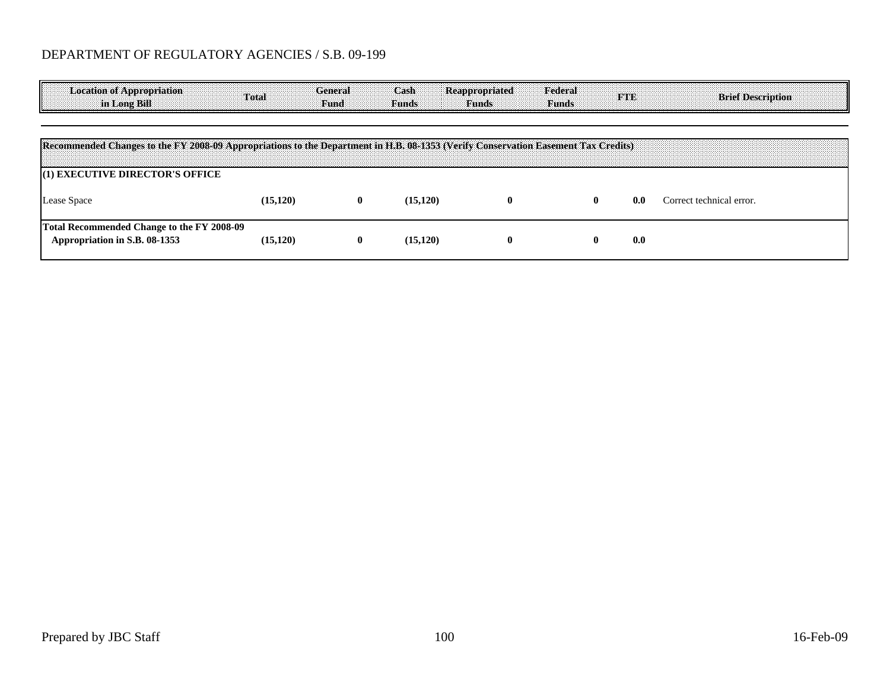DEPARTMENT OF REGULATORY AGENCIES / S.B. 09-199

| Location of Appropriation in Long Bill | Total | General Fund | Cash Funds | Reappropriated Funds | Federal Funds | FTE | Brief Description |
|---|---|---|---|---|---|---|---|
| **Recommended Changes to the FY 2008-09 Appropriations to the Department in H.B. 08-1353 (Verify Conservation Easement Tax Credits)** | | | | | | | |
| **(1) EXECUTIVE DIRECTOR'S OFFICE** | | | | | | | |
| Lease Space | **(15,120)** | **0** | **(15,120)** | **0** | **0** | **0.0** | Correct technical error. |
| **Total Recommended Change to the FY 2008-09 Appropriation in S.B. 08-1353** | **(15,120)** | **0** | **(15,120)** | **0** | **0** | **0.0** | |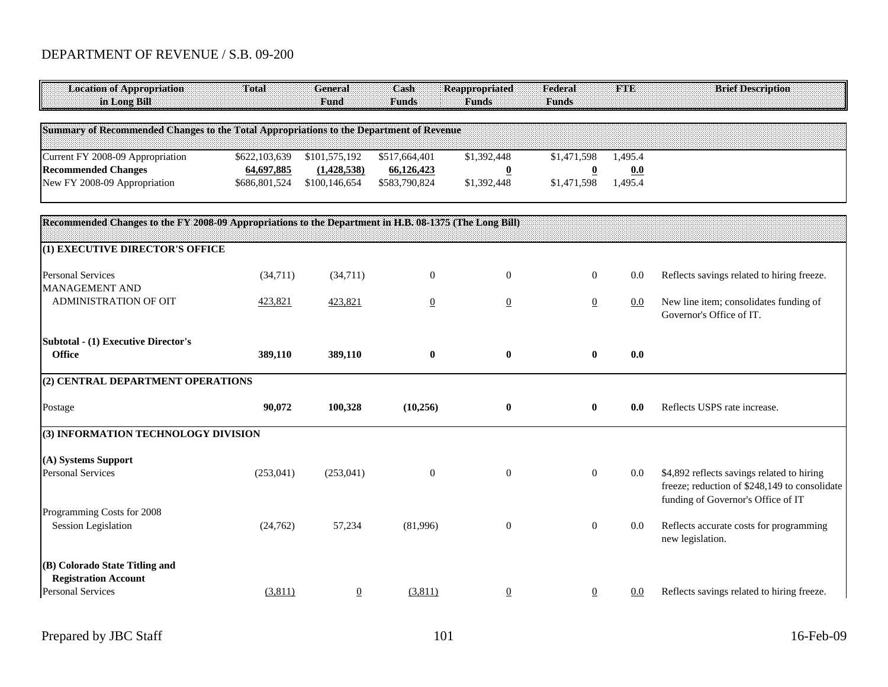# DEPARTMENT OF REVENUE / S.B. 09-200

| Location of Appropriation in Long Bill | Total | General Fund | Cash Funds | Reappropriated Funds | Federal Funds | FTE | Brief Description |
|---|---|---|---|---|---|---|---|
| **Summary of Recommended Changes to the Total Appropriations to the Department of Revenue** | | | | | | | |
| Current FY 2008-09 Appropriation | $622,103,639 | $101,575,192 | $517,664,401 | $1,392,448 | $1,471,598 | 1,495.4 | |
| **Recommended Changes** | **64,697,885** | **(1,428,538)** | **66,126,423** | **0** | **0** | **0.0** | |
| New FY 2008-09 Appropriation | $686,801,524 | $100,146,654 | $583,790,824 | $1,392,448 | $1,471,598 | 1,495.4 | |
| **Recommended Changes to the FY 2008-09 Appropriations to the Department in H.B. 08-1375 (The Long Bill)** | | | | | | | |
| **(1) EXECUTIVE DIRECTOR'S OFFICE** | | | | | | | |
| Personal Services | (34,711) | (34,711) | 0 | 0 | 0 | 0.0 | Reflects savings related to hiring freeze. |
| MANAGEMENT AND ADMINISTRATION OF OIT | 423,821 | 423,821 | 0 | 0 | 0 | 0.0 | New line item; consolidates funding of Governor's Office of IT. |
| **Subtotal - (1) Executive Director's Office** | **389,110** | **389,110** | **0** | **0** | **0** | **0.0** | |
| **(2) CENTRAL DEPARTMENT OPERATIONS** | | | | | | | |
| Postage | **90,072** | **100,328** | **(10,256)** | **0** | **0** | **0.0** | Reflects USPS rate increase. |
| **(3) INFORMATION TECHNOLOGY DIVISION** | | | | | | | |
| **(A) Systems Support** | | | | | | | |
| Personal Services | (253,041) | (253,041) | 0 | 0 | 0 | 0.0 | $4,892 reflects savings related to hiring freeze; reduction of $248,149 to consolidate funding of Governor's Office of IT |
| Programming Costs for 2008 Session Legislation | (24,762) | 57,234 | (81,996) | 0 | 0 | 0.0 | Reflects accurate costs for programming new legislation. |
| **(B) Colorado State Titling and Registration Account** | | | | | | | |
| Personal Services | (3,811) | 0 | (3,811) | 0 | 0 | 0.0 | Reflects savings related to hiring freeze. |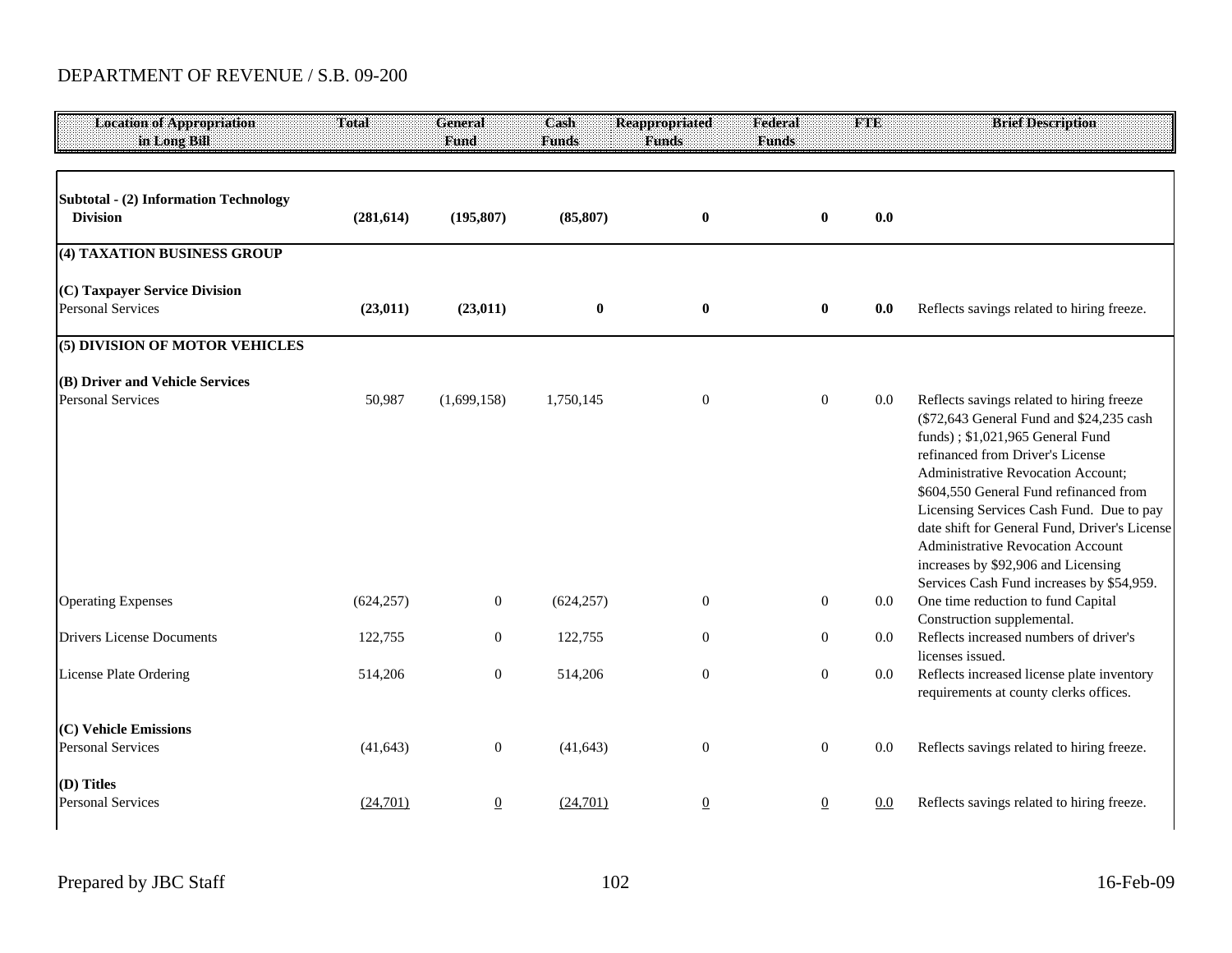DEPARTMENT OF REVENUE / S.B. 09-200

| Location of Appropriation in Long Bill | Total | General Fund | Cash Funds | Reappropriated Funds | Federal Funds | FTE | Brief Description |
|---|---|---|---|---|---|---|---|
| **Subtotal - (2) Information Technology Division** | **(281,614)** | **(195,807)** | **(85,807)** | **0** | **0** | **0.0** | |
| **(4) TAXATION BUSINESS GROUP** | | | | | | | |
| **(C) Taxpayer Service Division** | | | | | | | |
| Personal Services | **(23,011)** | **(23,011)** | **0** | **0** | **0** | **0.0** | Reflects savings related to hiring freeze. |
| **(5) DIVISION OF MOTOR VEHICLES** | | | | | | | |
| **(B) Driver and Vehicle Services** | | | | | | | |
| Personal Services | 50,987 | (1,699,158) | 1,750,145 | 0 | 0 | 0.0 | Reflects savings related to hiring freeze ($72,643 General Fund and $24,235 cash funds) ; $1,021,965 General Fund refinanced from Driver's License Administrative Revocation Account; $604,550 General Fund refinanced from Licensing Services Cash Fund. Due to pay date shift for General Fund, Driver's License Administrative Revocation Account increases by $92,906 and Licensing Services Cash Fund increases by $54,959. |
| Operating Expenses | (624,257) | 0 | (624,257) | 0 | 0 | 0.0 | One time reduction to fund Capital Construction supplemental. |
| Drivers License Documents | 122,755 | 0 | 122,755 | 0 | 0 | 0.0 | Reflects increased numbers of driver's licenses issued. |
| License Plate Ordering | 514,206 | 0 | 514,206 | 0 | 0 | 0.0 | Reflects increased license plate inventory requirements at county clerks offices. |
| **(C) Vehicle Emissions** | | | | | | | |
| Personal Services | (41,643) | 0 | (41,643) | 0 | 0 | 0.0 | Reflects savings related to hiring freeze. |
| **(D) Titles** | | | | | | | |
| Personal Services | (24,701) | 0 | (24,701) | 0 | 0 | 0.0 | Reflects savings related to hiring freeze. |

Prepared by JBC Staff 16-Feb-09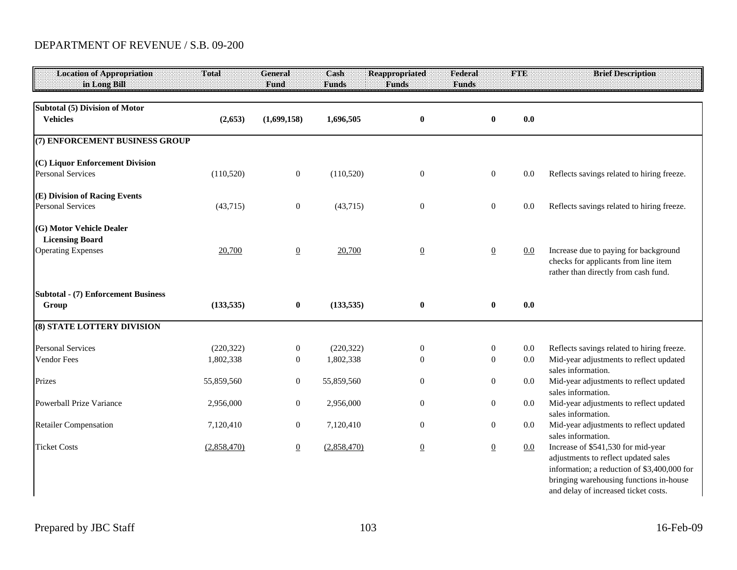DEPARTMENT OF REVENUE / S.B. 09-200

| Location of Appropriation in Long Bill | Total | General Fund | Cash Funds | Reappropriated Funds | Federal Funds | FTE | Brief Description |
|---|---|---|---|---|---|---|---|
| **Subtotal (5) Division of Motor Vehicles** | **(2,653)** | **(1,699,158)** | **1,696,505** | **0** | **0** | **0.0** | |
| **(7) ENFORCEMENT BUSINESS GROUP** | | | | | | | |
| **(C) Liquor Enforcement Division** | | | | | | | |
| Personal Services | (110,520) | 0 | (110,520) | 0 | 0 | 0.0 | Reflects savings related to hiring freeze. |
| **(E) Division of Racing Events** | | | | | | | |
| Personal Services | (43,715) | 0 | (43,715) | 0 | 0 | 0.0 | Reflects savings related to hiring freeze. |
| **(G) Motor Vehicle Dealer Licensing Board** | | | | | | | |
| Operating Expenses | 20,700 | 0 | 20,700 | 0 | 0 | 0.0 | Increase due to paying for background checks for applicants from line item rather than directly from cash fund. |
| **Subtotal - (7) Enforcement Business Group** | **(133,535)** | **0** | **(133,535)** | **0** | **0** | **0.0** | |
| **(8) STATE LOTTERY DIVISION** | | | | | | | |
| Personal Services | (220,322) | 0 | (220,322) | 0 | 0 | 0.0 | Reflects savings related to hiring freeze. |
| Vendor Fees | 1,802,338 | 0 | 1,802,338 | 0 | 0 | 0.0 | Mid-year adjustments to reflect updated sales information. |
| Prizes | 55,859,560 | 0 | 55,859,560 | 0 | 0 | 0.0 | Mid-year adjustments to reflect updated sales information. |
| Powerball Prize Variance | 2,956,000 | 0 | 2,956,000 | 0 | 0 | 0.0 | Mid-year adjustments to reflect updated sales information. |
| Retailer Compensation | 7,120,410 | 0 | 7,120,410 | 0 | 0 | 0.0 | Mid-year adjustments to reflect updated sales information. |
| Ticket Costs | (2,858,470) | 0 | (2,858,470) | 0 | 0 | 0.0 | Increase of $541,530 for mid-year adjustments to reflect updated sales information; a reduction of $3,400,000 for bringing warehousing functions in-house and delay of increased ticket costs. |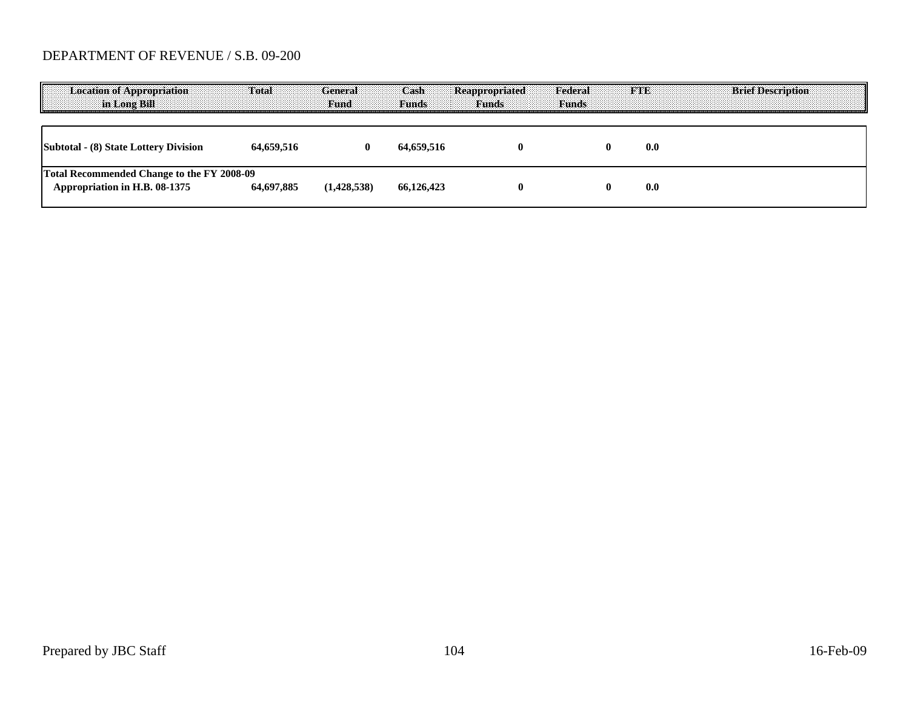DEPARTMENT OF REVENUE / S.B. 09-200

| Location of Appropriation in Long Bill | Total | General Fund | Cash Funds | Reappropriated Funds | Federal Funds | FTE | Brief Description |
|---|---|---|---|---|---|---|---|
| **Subtotal - (8) State Lottery Division** | **64,659,516** | **0** | **64,659,516** | **0** | **0** | **0.0** | |
| **Total Recommended Change to the FY 2008-09 Appropriation in H.B. 08-1375** | **64,697,885** | **(1,428,538)** | **66,126,423** | **0** | **0** | **0.0** | |

Prepared by JBC Staff

16-Feb-09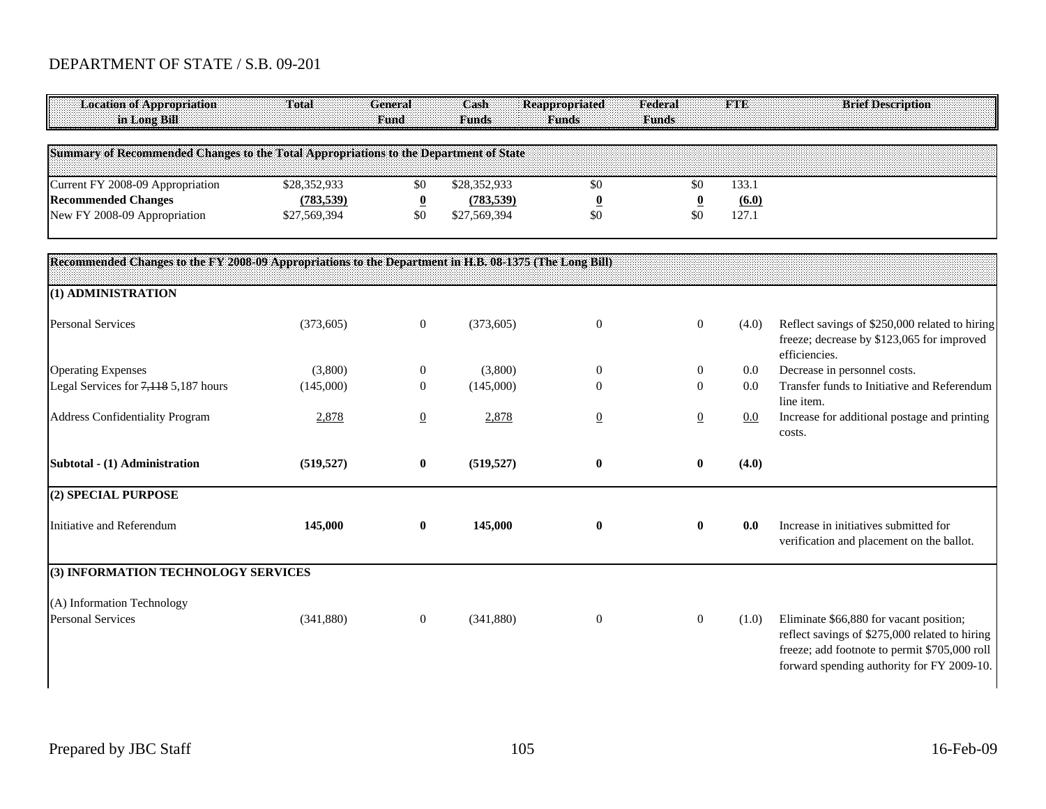DEPARTMENT OF STATE / S.B. 09-201

| Location of Appropriation in Long Bill | Total | General Fund | Cash Funds | Reappropriated Funds | Federal Funds | FTE | Brief Description |
|---|---|---|---|---|---|---|---|
| **Summary of Recommended Changes to the Total Appropriations to the Department of State** | | | | | | | |
| Current FY 2008-09 Appropriation | $28,352,933 | $0 | $28,352,933 | $0 | $0 | 133.1 | |
| **Recommended Changes** | **(783,539)** | **0** | **(783,539)** | **0** | **0** | **(6.0)** | |
| New FY 2008-09 Appropriation | $27,569,394 | $0 | $27,569,394 | $0 | $0 | 127.1 | |
| **Recommended Changes to the FY 2008-09 Appropriations to the Department in H.B. 08-1375 (The Long Bill)** | | | | | | | |
| **(1) ADMINISTRATION** | | | | | | | |
| Personal Services | (373,605) | 0 | (373,605) | 0 | 0 | (4.0) | Reflect savings of $250,000 related to hiring freeze; decrease by $123,065 for improved efficiencies. |
| Operating Expenses | (3,800) | 0 | (3,800) | 0 | 0 | 0.0 | Decrease in personnel costs. |
| Legal Services for ~~7,118~~ 5,187 hours | (145,000) | 0 | (145,000) | 0 | 0 | 0.0 | Transfer funds to Initiative and Referendum line item. |
| Address Confidentiality Program | 2,878 | 0 | 2,878 | 0 | 0 | 0.0 | Increase for additional postage and printing costs. |
| **Subtotal - (1) Administration** | **(519,527)** | **0** | **(519,527)** | **0** | **0** | **(4.0)** | |
| **(2) SPECIAL PURPOSE** | | | | | | | |
| Initiative and Referendum | **145,000** | **0** | **145,000** | **0** | **0** | **0.0** | Increase in initiatives submitted for verification and placement on the ballot. |
| **(3) INFORMATION TECHNOLOGY SERVICES** | | | | | | | |
| (A) Information Technology | | | | | | | |
| Personal Services | (341,880) | 0 | (341,880) | 0 | 0 | (1.0) | Eliminate $66,880 for vacant position; reflect savings of $275,000 related to hiring freeze; add footnote to permit $705,000 roll forward spending authority for FY 2009-10. |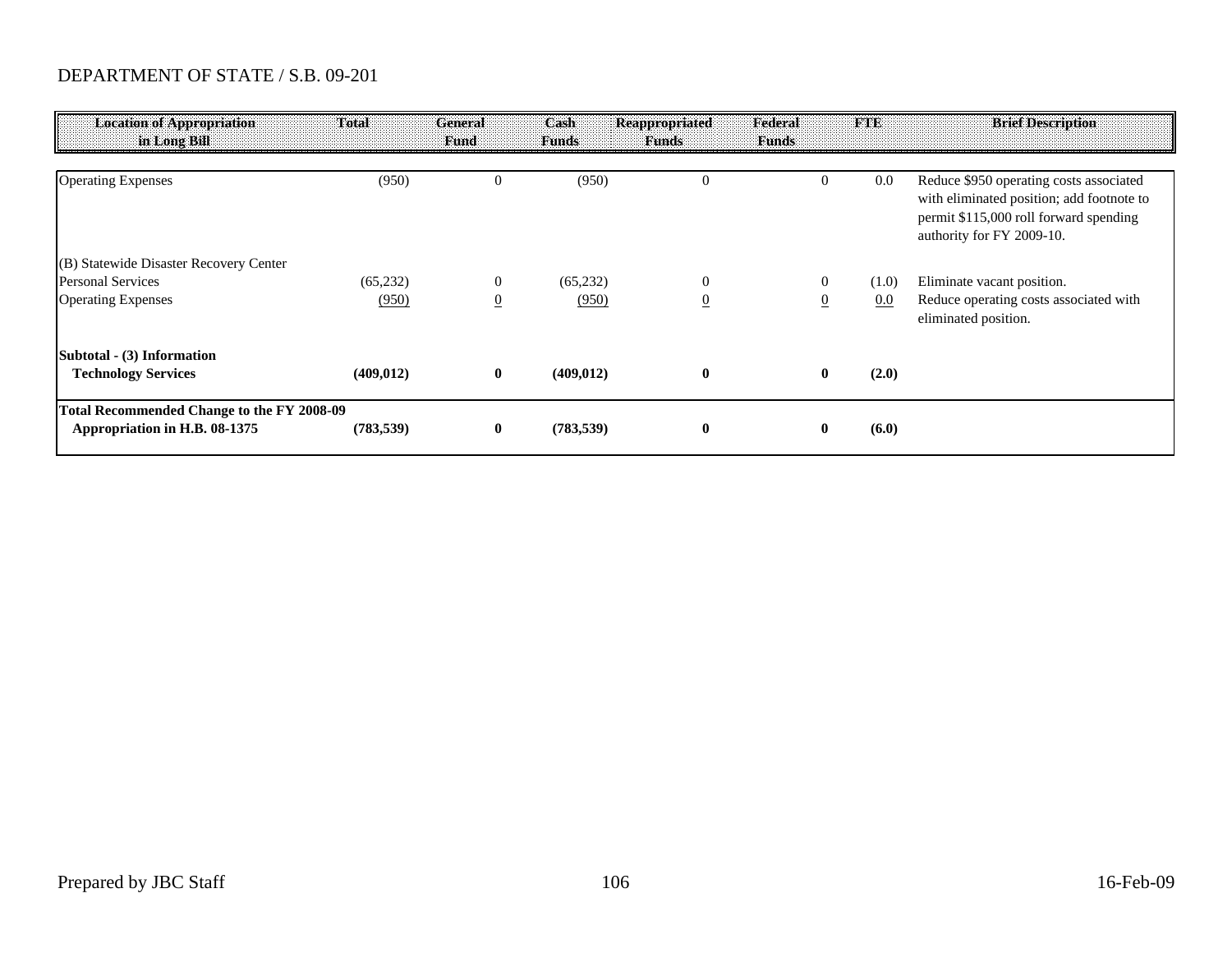DEPARTMENT OF STATE / S.B. 09-201

| Location of Appropriation in Long Bill | Total | General Fund | Cash Funds | Reappropriated Funds | Federal Funds | FTE | Brief Description |
|---|---|---|---|---|---|---|---|
| Operating Expenses | (950) | 0 | (950) | 0 | 0 | 0.0 | Reduce $950 operating costs associated with eliminated position; add footnote to permit $115,000 roll forward spending authority for FY 2009-10. |
| (B) Statewide Disaster Recovery Center | | | | | | | |
| Personal Services | (65,232) | 0 | (65,232) | 0 | 0 | (1.0) | Eliminate vacant position. |
| Operating Expenses | (950) | 0 | (950) | 0 | 0 | 0.0 | Reduce operating costs associated with eliminated position. |
| **Subtotal - (3) Information Technology Services** | **(409,012)** | **0** | **(409,012)** | **0** | **0** | **(2.0)** | |
| **Total Recommended Change to the FY 2008-09 Appropriation in H.B. 08-1375** | **(783,539)** | **0** | **(783,539)** | **0** | **0** | **(6.0)** | |

Prepared by JBC Staff | 16-Feb-09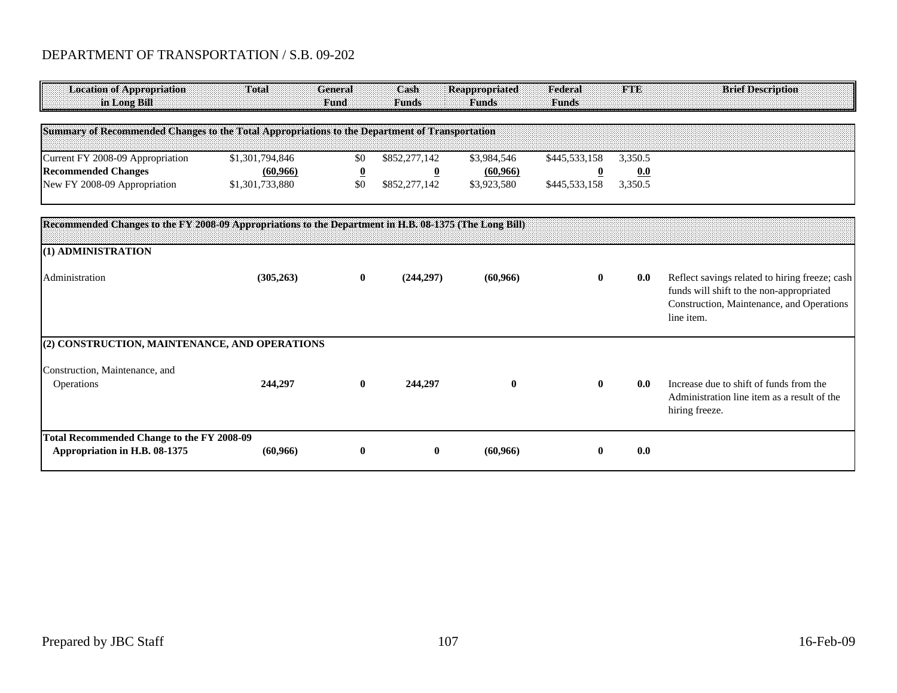DEPARTMENT OF TRANSPORTATION / S.B. 09-202

| Location of Appropriation in Long Bill | Total | General Fund | Cash Funds | Reappropriated Funds | Federal Funds | FTE | Brief Description |
|---|---|---|---|---|---|---|---|
| **Summary of Recommended Changes to the Total Appropriations to the Department of Transportation** | | | | | | | |
| Current FY 2008-09 Appropriation | $1,301,794,846 | $0 | $852,277,142 | $3,984,546 | $445,533,158 | 3,350.5 | |
| **Recommended Changes** | (60,966) | 0 | 0 | (60,966) | 0 | 0.0 | |
| New FY 2008-09 Appropriation | $1,301,733,880 | $0 | $852,277,142 | $3,923,580 | $445,533,158 | 3,350.5 | |
| **Recommended Changes to the FY 2008-09 Appropriations to the Department in H.B. 08-1375 (The Long Bill)** | | | | | | | |
| **(1) ADMINISTRATION** | | | | | | | |
| Administration | **(305,263)** | **0** | **(244,297)** | **(60,966)** | **0** | **0.0** | Reflect savings related to hiring freeze; cash funds will shift to the non-appropriated Construction, Maintenance, and Operations line item. |
| **(2) CONSTRUCTION, MAINTENANCE, AND OPERATIONS** | | | | | | | |
| Construction, Maintenance, and Operations | **244,297** | **0** | **244,297** | **0** | **0** | **0.0** | Increase due to shift of funds from the Administration line item as a result of the hiring freeze. |
| **Total Recommended Change to the FY 2008-09 Appropriation in H.B. 08-1375** | **(60,966)** | **0** | **0** | **(60,966)** | **0** | **0.0** | |

Prepared by JBC Staff 16-Feb-09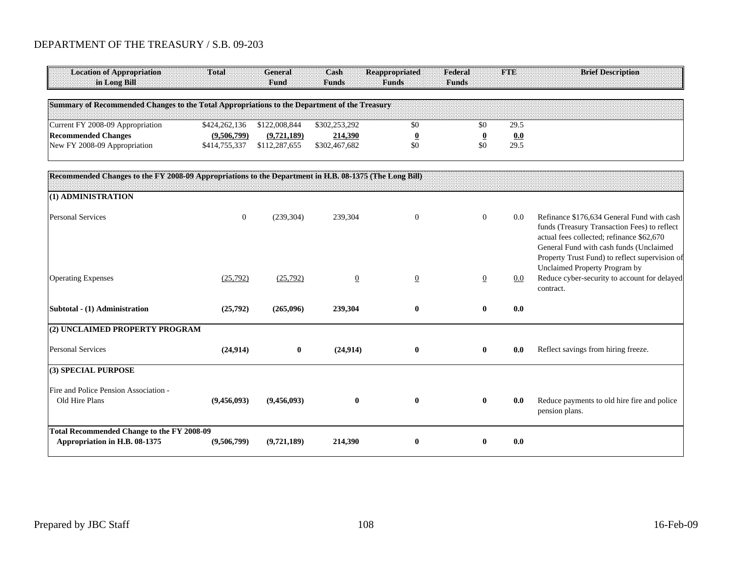DEPARTMENT OF THE TREASURY / S.B. 09-203

| Location of Appropriation in Long Bill | Total | General Fund | Cash Funds | Reappropriated Funds | Federal Funds | FTE | Brief Description |
|---|---|---|---|---|---|---|---|
| **Summary of Recommended Changes to the Total Appropriations to the Department of the Treasury** | | | | | | | |
| Current FY 2008-09 Appropriation | $424,262,136 | $122,008,844 | $302,253,292 | $0 | $0 | 29.5 | |
| **Recommended Changes** | **(9,506,799)** | **(9,721,189)** | **214,390** | **0** | **0** | **0.0** | |
| New FY 2008-09 Appropriation | $414,755,337 | $112,287,655 | $302,467,682 | $0 | $0 | 29.5 | |
| **Recommended Changes to the FY 2008-09 Appropriations to the Department in H.B. 08-1375 (The Long Bill)** | | | | | | | |
| **(1) ADMINISTRATION** | | | | | | | |
| Personal Services | 0 | (239,304) | 239,304 | 0 | 0 | 0.0 | Refinance $176,634 General Fund with cash funds (Treasury Transaction Fees) to reflect actual fees collected; refinance $62,670 General Fund with cash funds (Unclaimed Property Trust Fund) to reflect supervision of Unclaimed Property Program by |
| Operating Expenses | (25,792) | (25,792) | 0 | 0 | 0 | 0.0 | Reduce cyber-security to account for delayed contract. |
| **Subtotal - (1) Administration** | **(25,792)** | **(265,096)** | **239,304** | **0** | **0** | **0.0** | |
| **(2) UNCLAIMED PROPERTY PROGRAM** | | | | | | | |
| Personal Services | **(24,914)** | **0** | **(24,914)** | **0** | **0** | **0.0** | Reflect savings from hiring freeze. |
| **(3) SPECIAL PURPOSE** | | | | | | | |
| Fire and Police Pension Association - Old Hire Plans | **(9,456,093)** | **(9,456,093)** | **0** | **0** | **0** | **0.0** | Reduce payments to old hire fire and police pension plans. |
| **Total Recommended Change to the FY 2008-09 Appropriation in H.B. 08-1375** | **(9,506,799)** | **(9,721,189)** | **214,390** | **0** | **0** | **0.0** | |

Prepared by JBC Staff — 16-Feb-09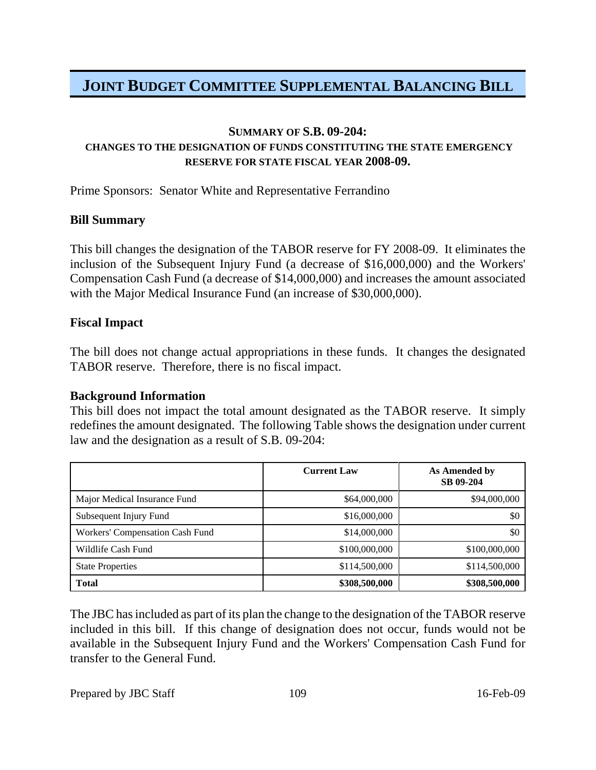# JOINT BUDGET COMMITTEE SUPPLEMENTAL BALANCING BILL

### SUMMARY OF S.B. 09-204:
### CHANGES TO THE DESIGNATION OF FUNDS CONSTITUTING THE STATE EMERGENCY RESERVE FOR STATE FISCAL YEAR 2008-09.

Prime Sponsors: Senator White and Representative Ferrandino

**Bill Summary**

This bill changes the designation of the TABOR reserve for FY 2008-09. It eliminates the inclusion of the Subsequent Injury Fund (a decrease of $16,000,000) and the Workers' Compensation Cash Fund (a decrease of $14,000,000) and increases the amount associated with the Major Medical Insurance Fund (an increase of $30,000,000).

**Fiscal Impact**

The bill does not change actual appropriations in these funds. It changes the designated TABOR reserve. Therefore, there is no fiscal impact.

**Background Information**

This bill does not impact the total amount designated as the TABOR reserve. It simply redefines the amount designated. The following Table shows the designation under current law and the designation as a result of S.B. 09-204:

| | Current Law | As Amended by SB 09-204 |
|---|---:|---:|
| Major Medical Insurance Fund | $64,000,000 | $94,000,000 |
| Subsequent Injury Fund | $16,000,000 | $0 |
| Workers' Compensation Cash Fund | $14,000,000 | $0 |
| Wildlife Cash Fund | $100,000,000 | $100,000,000 |
| State Properties | $114,500,000 | $114,500,000 |
| **Total** | **$308,500,000** | **$308,500,000** |

The JBC has included as part of its plan the change to the designation of the TABOR reserve included in this bill. If this change of designation does not occur, funds would not be available in the Subsequent Injury Fund and the Workers' Compensation Cash Fund for transfer to the General Fund.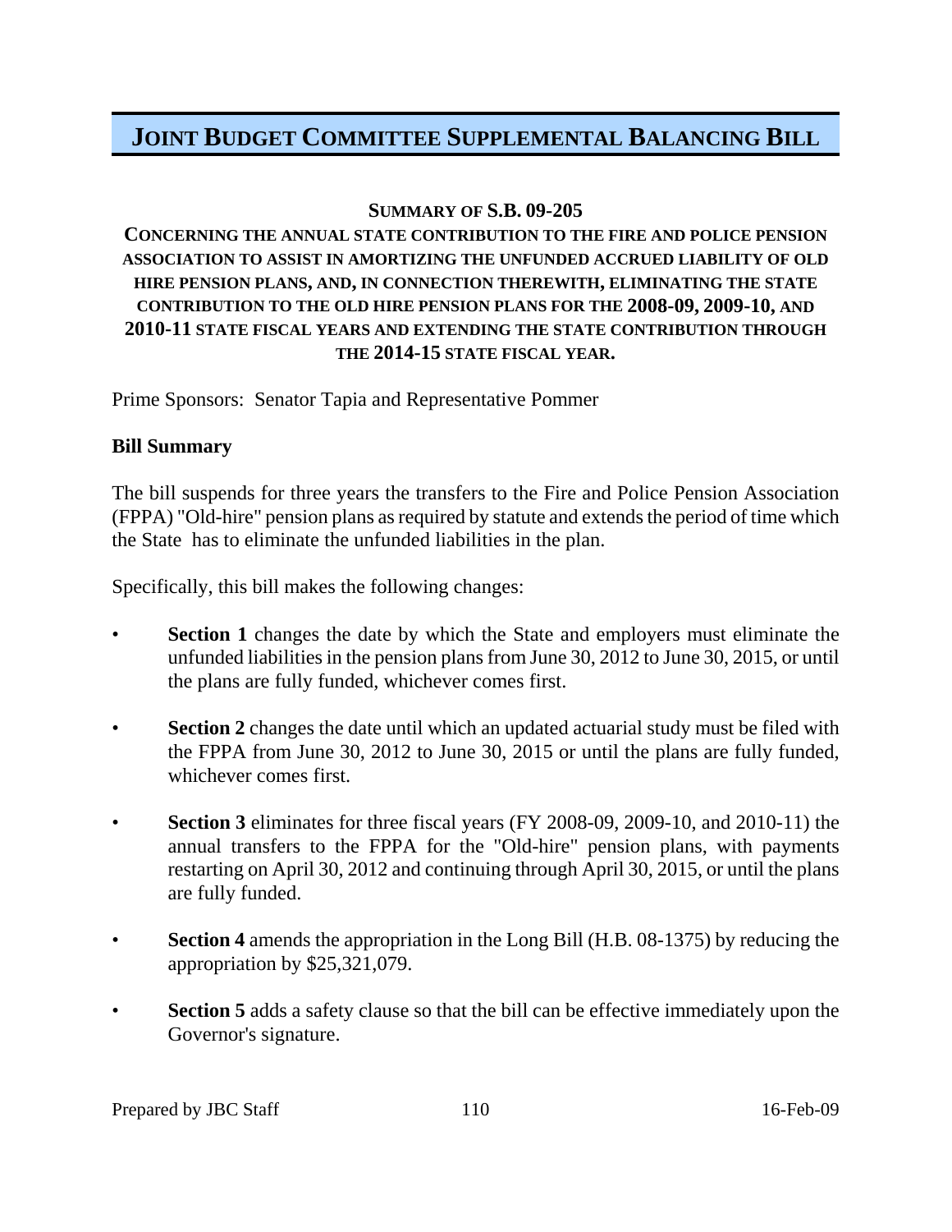# JOINT BUDGET COMMITTEE SUPPLEMENTAL BALANCING BILL

**SUMMARY OF S.B. 09-205**

**CONCERNING THE ANNUAL STATE CONTRIBUTION TO THE FIRE AND POLICE PENSION ASSOCIATION TO ASSIST IN AMORTIZING THE UNFUNDED ACCRUED LIABILITY OF OLD HIRE PENSION PLANS, AND, IN CONNECTION THEREWITH, ELIMINATING THE STATE CONTRIBUTION TO THE OLD HIRE PENSION PLANS FOR THE 2008-09, 2009-10, AND 2010-11 STATE FISCAL YEARS AND EXTENDING THE STATE CONTRIBUTION THROUGH THE 2014-15 STATE FISCAL YEAR.**

Prime Sponsors: Senator Tapia and Representative Pommer

**Bill Summary**

The bill suspends for three years the transfers to the Fire and Police Pension Association (FPPA) "Old-hire" pension plans as required by statute and extends the period of time which the State has to eliminate the unfunded liabilities in the plan.

Specifically, this bill makes the following changes:

- **Section 1** changes the date by which the State and employers must eliminate the unfunded liabilities in the pension plans from June 30, 2012 to June 30, 2015, or until the plans are fully funded, whichever comes first.
- **Section 2** changes the date until which an updated actuarial study must be filed with the FPPA from June 30, 2012 to June 30, 2015 or until the plans are fully funded, whichever comes first.
- **Section 3** eliminates for three fiscal years (FY 2008-09, 2009-10, and 2010-11) the annual transfers to the FPPA for the "Old-hire" pension plans, with payments restarting on April 30, 2012 and continuing through April 30, 2015, or until the plans are fully funded.
- **Section 4** amends the appropriation in the Long Bill (H.B. 08-1375) by reducing the appropriation by $25,321,079.
- **Section 5** adds a safety clause so that the bill can be effective immediately upon the Governor's signature.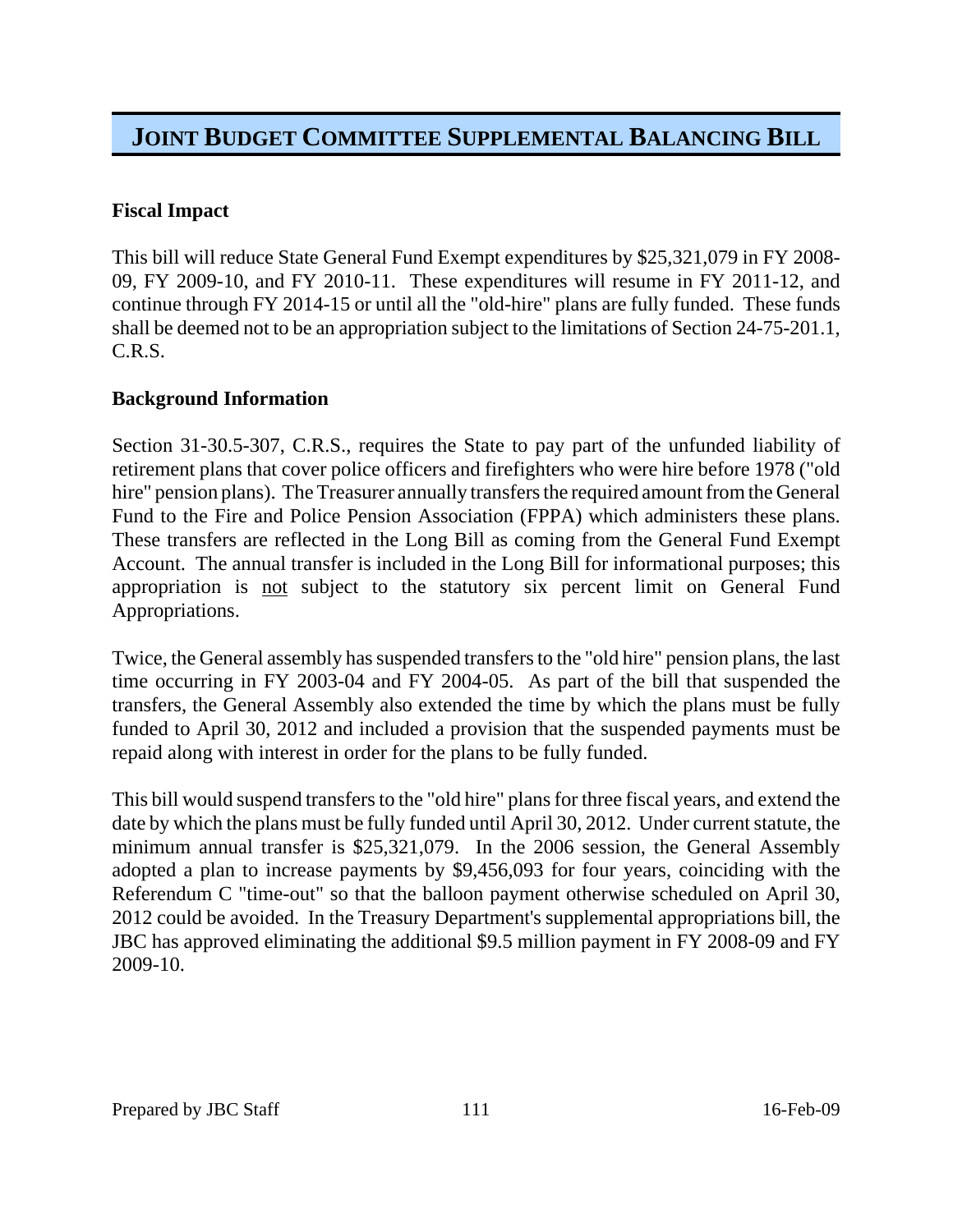# JOINT BUDGET COMMITTEE SUPPLEMENTAL BALANCING BILL

**Fiscal Impact**

This bill will reduce State General Fund Exempt expenditures by $25,321,079 in FY 2008-09, FY 2009-10, and FY 2010-11. These expenditures will resume in FY 2011-12, and continue through FY 2014-15 or until all the "old-hire" plans are fully funded. These funds shall be deemed not to be an appropriation subject to the limitations of Section 24-75-201.1, C.R.S.

**Background Information**

Section 31-30.5-307, C.R.S., requires the State to pay part of the unfunded liability of retirement plans that cover police officers and firefighters who were hire before 1978 ("old hire" pension plans). The Treasurer annually transfers the required amount from the General Fund to the Fire and Police Pension Association (FPPA) which administers these plans. These transfers are reflected in the Long Bill as coming from the General Fund Exempt Account. The annual transfer is included in the Long Bill for informational purposes; this appropriation is <u>not</u> subject to the statutory six percent limit on General Fund Appropriations.

Twice, the General assembly has suspended transfers to the "old hire" pension plans, the last time occurring in FY 2003-04 and FY 2004-05. As part of the bill that suspended the transfers, the General Assembly also extended the time by which the plans must be fully funded to April 30, 2012 and included a provision that the suspended payments must be repaid along with interest in order for the plans to be fully funded.

This bill would suspend transfers to the "old hire" plans for three fiscal years, and extend the date by which the plans must be fully funded until April 30, 2012. Under current statute, the minimum annual transfer is $25,321,079. In the 2006 session, the General Assembly adopted a plan to increase payments by $9,456,093 for four years, coinciding with the Referendum C "time-out" so that the balloon payment otherwise scheduled on April 30, 2012 could be avoided. In the Treasury Department's supplemental appropriations bill, the JBC has approved eliminating the additional $9.5 million payment in FY 2008-09 and FY 2009-10.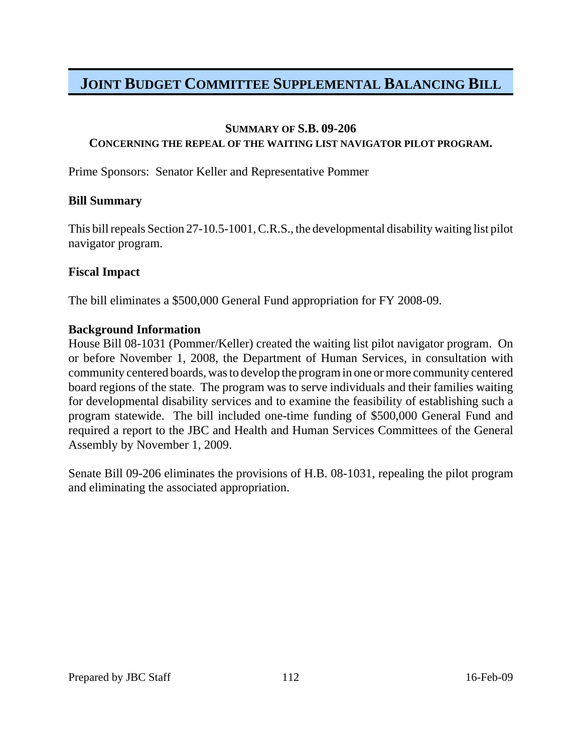# JOINT BUDGET COMMITTEE SUPPLEMENTAL BALANCING BILL

### SUMMARY OF S.B. 09-206
### CONCERNING THE REPEAL OF THE WAITING LIST NAVIGATOR PILOT PROGRAM.

Prime Sponsors: Senator Keller and Representative Pommer

**Bill Summary**

This bill repeals Section 27-10.5-1001, C.R.S., the developmental disability waiting list pilot navigator program.

**Fiscal Impact**

The bill eliminates a $500,000 General Fund appropriation for FY 2008-09.

**Background Information**

House Bill 08-1031 (Pommer/Keller) created the waiting list pilot navigator program. On or before November 1, 2008, the Department of Human Services, in consultation with community centered boards, was to develop the program in one or more community centered board regions of the state. The program was to serve individuals and their families waiting for developmental disability services and to examine the feasibility of establishing such a program statewide. The bill included one-time funding of $500,000 General Fund and required a report to the JBC and Health and Human Services Committees of the General Assembly by November 1, 2009.

Senate Bill 09-206 eliminates the provisions of H.B. 08-1031, repealing the pilot program and eliminating the associated appropriation.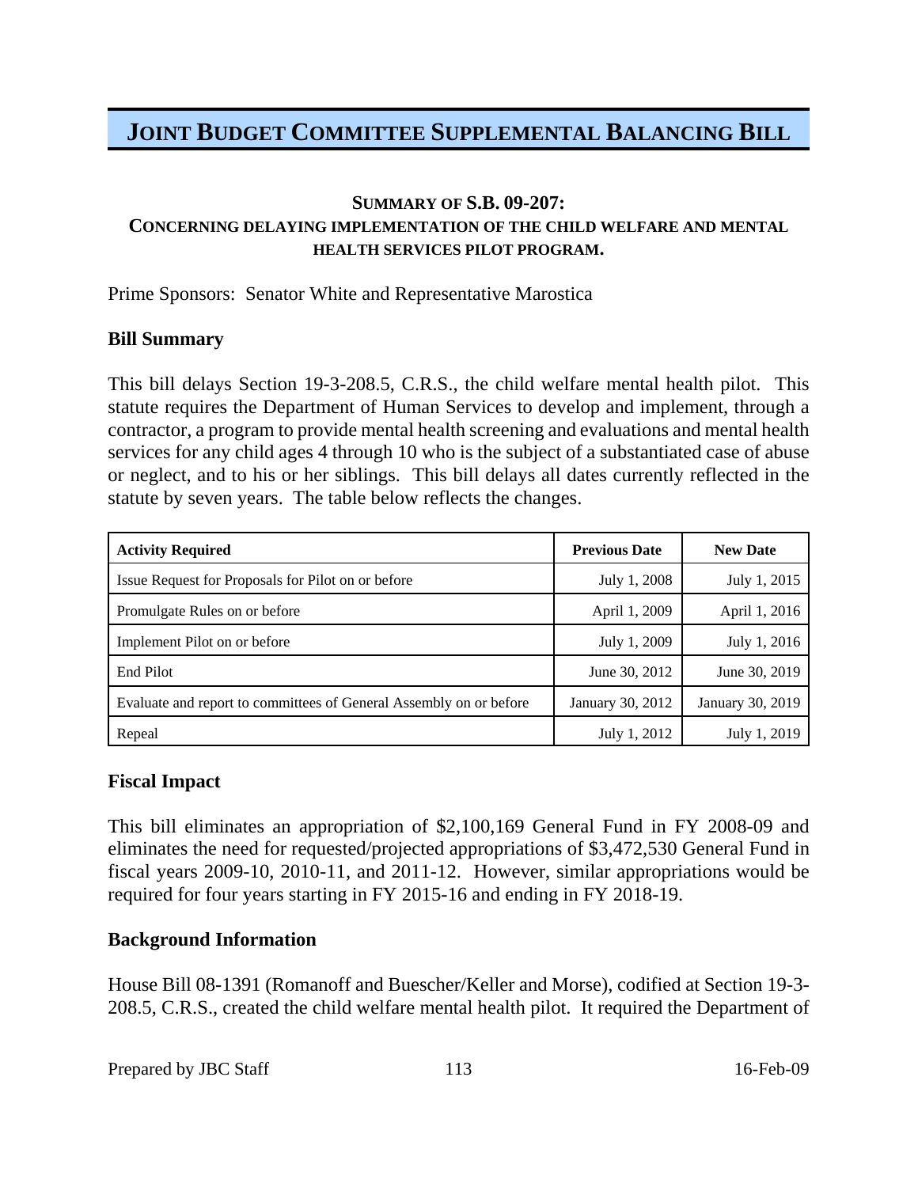# JOINT BUDGET COMMITTEE SUPPLEMENTAL BALANCING BILL

### SUMMARY OF S.B. 09-207:
### CONCERNING DELAYING IMPLEMENTATION OF THE CHILD WELFARE AND MENTAL HEALTH SERVICES PILOT PROGRAM.

Prime Sponsors: Senator White and Representative Marostica

**Bill Summary**

This bill delays Section 19-3-208.5, C.R.S., the child welfare mental health pilot. This statute requires the Department of Human Services to develop and implement, through a contractor, a program to provide mental health screening and evaluations and mental health services for any child ages 4 through 10 who is the subject of a substantiated case of abuse or neglect, and to his or her siblings. This bill delays all dates currently reflected in the statute by seven years. The table below reflects the changes.

| Activity Required | Previous Date | New Date |
|---|---:|---:|
| Issue Request for Proposals for Pilot on or before | July 1, 2008 | July 1, 2015 |
| Promulgate Rules on or before | April 1, 2009 | April 1, 2016 |
| Implement Pilot on or before | July 1, 2009 | July 1, 2016 |
| End Pilot | June 30, 2012 | June 30, 2019 |
| Evaluate and report to committees of General Assembly on or before | January 30, 2012 | January 30, 2019 |
| Repeal | July 1, 2012 | July 1, 2019 |

**Fiscal Impact**

This bill eliminates an appropriation of $2,100,169 General Fund in FY 2008-09 and eliminates the need for requested/projected appropriations of $3,472,530 General Fund in fiscal years 2009-10, 2010-11, and 2011-12. However, similar appropriations would be required for four years starting in FY 2015-16 and ending in FY 2018-19.

**Background Information**

House Bill 08-1391 (Romanoff and Buescher/Keller and Morse), codified at Section 19-3-208.5, C.R.S., created the child welfare mental health pilot. It required the Department of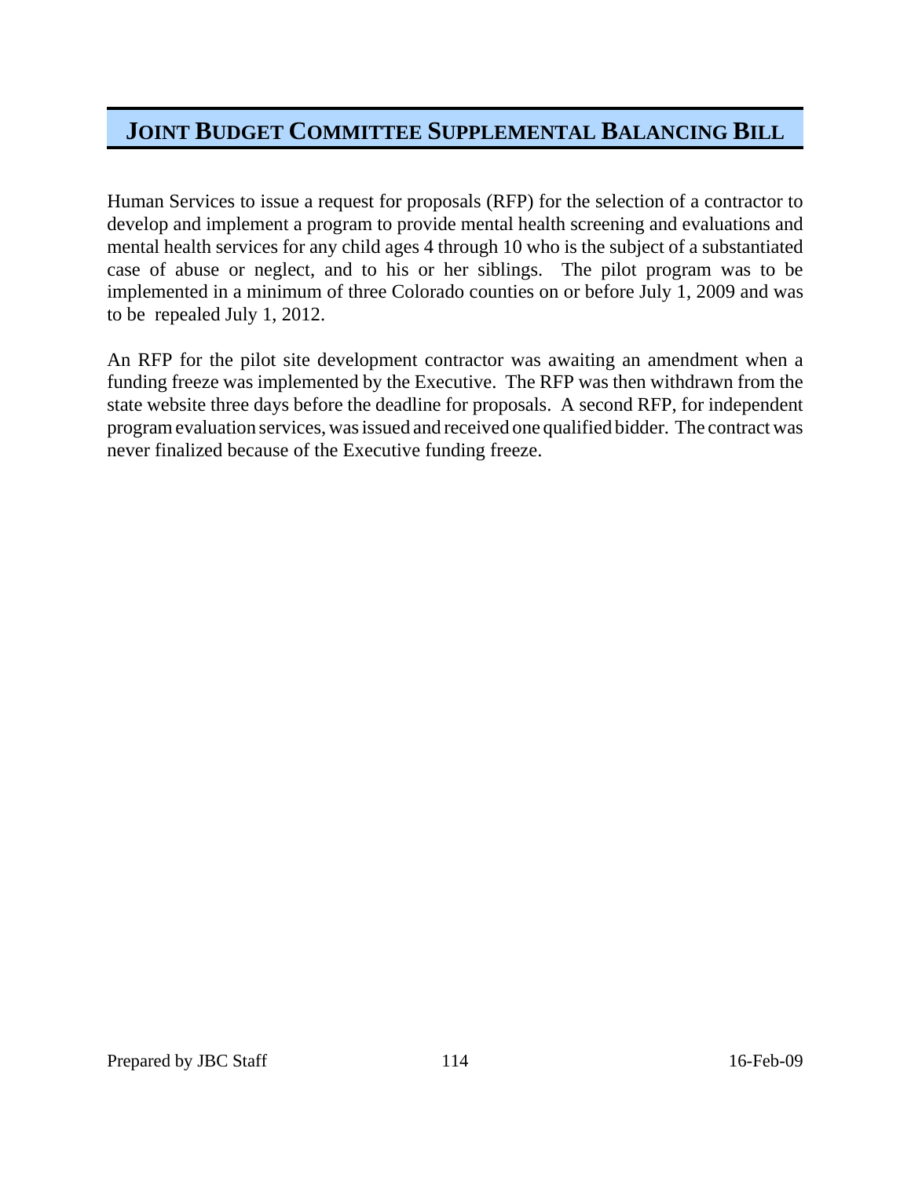Human Services to issue a request for proposals (RFP) for the selection of a contractor to develop and implement a program to provide mental health screening and evaluations and mental health services for any child ages 4 through 10 who is the subject of a substantiated case of abuse or neglect, and to his or her siblings. The pilot program was to be implemented in a minimum of three Colorado counties on or before July 1, 2009 and was to be repealed July 1, 2012.

An RFP for the pilot site development contractor was awaiting an amendment when a funding freeze was implemented by the Executive. The RFP was then withdrawn from the state website three days before the deadline for proposals. A second RFP, for independent program evaluation services, was issued and received one qualified bidder. The contract was never finalized because of the Executive funding freeze.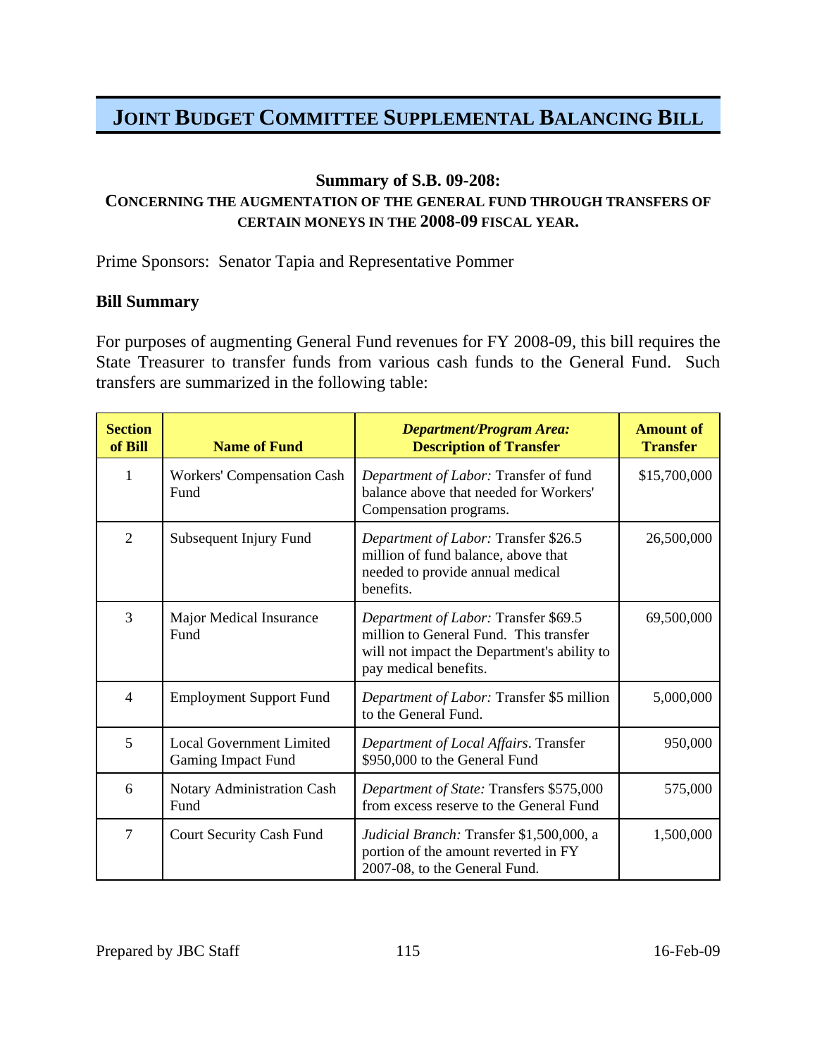# JOINT BUDGET COMMITTEE SUPPLEMENTAL BALANCING BILL

### Summary of S.B. 09-208:

### CONCERNING THE AUGMENTATION OF THE GENERAL FUND THROUGH TRANSFERS OF CERTAIN MONEYS IN THE 2008-09 FISCAL YEAR.

Prime Sponsors: Senator Tapia and Representative Pommer

**Bill Summary**

For purposes of augmenting General Fund revenues for FY 2008-09, this bill requires the State Treasurer to transfer funds from various cash funds to the General Fund. Such transfers are summarized in the following table:

| Section of Bill | Name of Fund | *Department/Program Area:* Description of Transfer | Amount of Transfer |
|---|---|---|---|
| 1 | Workers' Compensation Cash Fund | *Department of Labor:* Transfer of fund balance above that needed for Workers' Compensation programs. | $15,700,000 |
| 2 | Subsequent Injury Fund | *Department of Labor:* Transfer $26.5 million of fund balance, above that needed to provide annual medical benefits. | 26,500,000 |
| 3 | Major Medical Insurance Fund | *Department of Labor:* Transfer $69.5 million to General Fund. This transfer will not impact the Department's ability to pay medical benefits. | 69,500,000 |
| 4 | Employment Support Fund | *Department of Labor:* Transfer $5 million to the General Fund. | 5,000,000 |
| 5 | Local Government Limited Gaming Impact Fund | *Department of Local Affairs*. Transfer $950,000 to the General Fund | 950,000 |
| 6 | Notary Administration Cash Fund | *Department of State:* Transfers $575,000 from excess reserve to the General Fund | 575,000 |
| 7 | Court Security Cash Fund | *Judicial Branch:* Transfer $1,500,000, a portion of the amount reverted in FY 2007-08, to the General Fund. | 1,500,000 |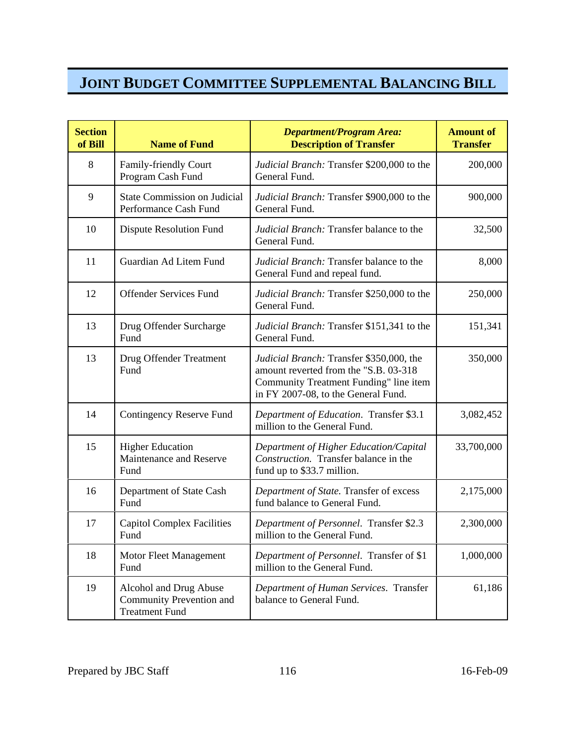# JOINT BUDGET COMMITTEE SUPPLEMENTAL BALANCING BILL

| Section of Bill | Name of Fund | *Department/Program Area:* Description of Transfer | Amount of Transfer |
|---|---|---|---|
| 8 | Family-friendly Court Program Cash Fund | *Judicial Branch:* Transfer $200,000 to the General Fund. | 200,000 |
| 9 | State Commission on Judicial Performance Cash Fund | *Judicial Branch:* Transfer $900,000 to the General Fund. | 900,000 |
| 10 | Dispute Resolution Fund | *Judicial Branch:* Transfer balance to the General Fund. | 32,500 |
| 11 | Guardian Ad Litem Fund | *Judicial Branch:* Transfer balance to the General Fund and repeal fund. | 8,000 |
| 12 | Offender Services Fund | *Judicial Branch:* Transfer $250,000 to the General Fund. | 250,000 |
| 13 | Drug Offender Surcharge Fund | *Judicial Branch:* Transfer $151,341 to the General Fund. | 151,341 |
| 13 | Drug Offender Treatment Fund | *Judicial Branch:* Transfer $350,000, the amount reverted from the "S.B. 03-318 Community Treatment Funding" line item in FY 2007-08, to the General Fund. | 350,000 |
| 14 | Contingency Reserve Fund | *Department of Education*. Transfer $3.1 million to the General Fund. | 3,082,452 |
| 15 | Higher Education Maintenance and Reserve Fund | *Department of Higher Education/Capital Construction.* Transfer balance in the fund up to $33.7 million. | 33,700,000 |
| 16 | Department of State Cash Fund | *Department of State.* Transfer of excess fund balance to General Fund. | 2,175,000 |
| 17 | Capitol Complex Facilities Fund | *Department of Personnel*. Transfer $2.3 million to the General Fund. | 2,300,000 |
| 18 | Motor Fleet Management Fund | *Department of Personnel*. Transfer of $1 million to the General Fund. | 1,000,000 |
| 19 | Alcohol and Drug Abuse Community Prevention and Treatment Fund | *Department of Human Services*. Transfer balance to General Fund. | 61,186 |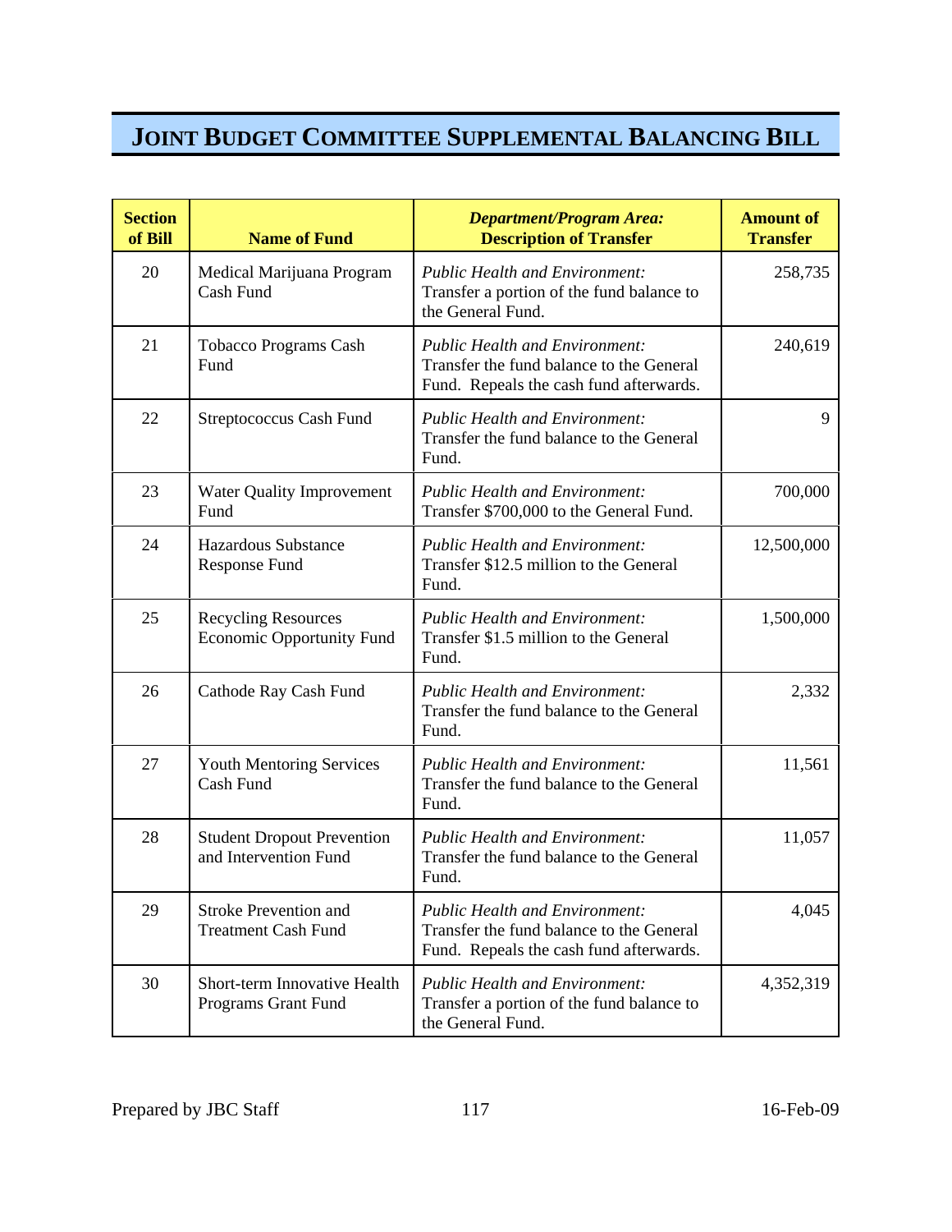# JOINT BUDGET COMMITTEE SUPPLEMENTAL BALANCING BILL

| Section of Bill | Name of Fund | *Department/Program Area:* Description of Transfer | Amount of Transfer |
|---|---|---|---|
| 20 | Medical Marijuana Program Cash Fund | *Public Health and Environment:* Transfer a portion of the fund balance to the General Fund. | 258,735 |
| 21 | Tobacco Programs Cash Fund | *Public Health and Environment:* Transfer the fund balance to the General Fund. Repeals the cash fund afterwards. | 240,619 |
| 22 | Streptococcus Cash Fund | *Public Health and Environment:* Transfer the fund balance to the General Fund. | 9 |
| 23 | Water Quality Improvement Fund | *Public Health and Environment:* Transfer $700,000 to the General Fund. | 700,000 |
| 24 | Hazardous Substance Response Fund | *Public Health and Environment:* Transfer $12.5 million to the General Fund. | 12,500,000 |
| 25 | Recycling Resources Economic Opportunity Fund | *Public Health and Environment:* Transfer $1.5 million to the General Fund. | 1,500,000 |
| 26 | Cathode Ray Cash Fund | *Public Health and Environment:* Transfer the fund balance to the General Fund. | 2,332 |
| 27 | Youth Mentoring Services Cash Fund | *Public Health and Environment:* Transfer the fund balance to the General Fund. | 11,561 |
| 28 | Student Dropout Prevention and Intervention Fund | *Public Health and Environment:* Transfer the fund balance to the General Fund. | 11,057 |
| 29 | Stroke Prevention and Treatment Cash Fund | *Public Health and Environment:* Transfer the fund balance to the General Fund. Repeals the cash fund afterwards. | 4,045 |
| 30 | Short-term Innovative Health Programs Grant Fund | *Public Health and Environment:* Transfer a portion of the fund balance to the General Fund. | 4,352,319 |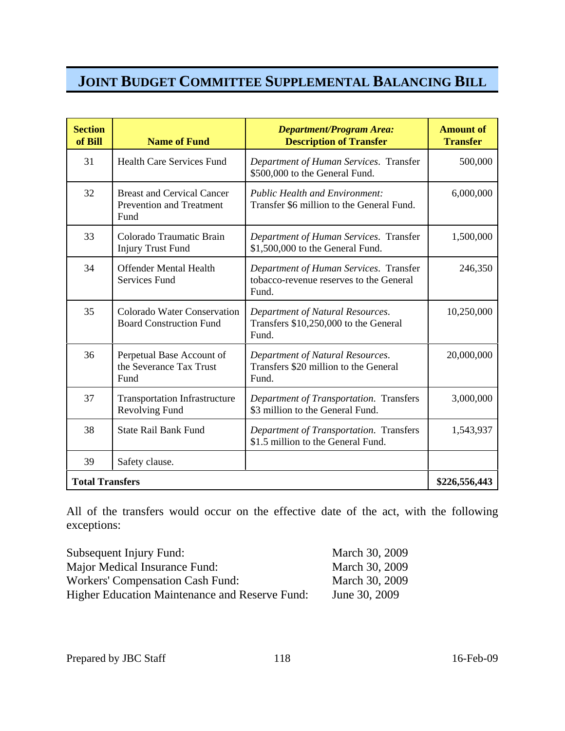# JOINT BUDGET COMMITTEE SUPPLEMENTAL BALANCING BILL

| Section of Bill | Name of Fund | *Department/Program Area:* Description of Transfer | Amount of Transfer |
|---|---|---|---|
| 31 | Health Care Services Fund | *Department of Human Services.* Transfer $500,000 to the General Fund. | 500,000 |
| 32 | Breast and Cervical Cancer Prevention and Treatment Fund | *Public Health and Environment:* Transfer $6 million to the General Fund. | 6,000,000 |
| 33 | Colorado Traumatic Brain Injury Trust Fund | *Department of Human Services.* Transfer $1,500,000 to the General Fund. | 1,500,000 |
| 34 | Offender Mental Health Services Fund | *Department of Human Services.* Transfer tobacco-revenue reserves to the General Fund. | 246,350 |
| 35 | Colorado Water Conservation Board Construction Fund | *Department of Natural Resources.* Transfers $10,250,000 to the General Fund. | 10,250,000 |
| 36 | Perpetual Base Account of the Severance Tax Trust Fund | *Department of Natural Resources.* Transfers $20 million to the General Fund. | 20,000,000 |
| 37 | Transportation Infrastructure Revolving Fund | *Department of Transportation.* Transfers $3 million to the General Fund. | 3,000,000 |
| 38 | State Rail Bank Fund | *Department of Transportation.* Transfers $1.5 million to the General Fund. | 1,543,937 |
| 39 | Safety clause. | | |
| **Total Transfers** | | | **$226,556,443** |

All of the transfers would occur on the effective date of the act, with the following exceptions:

| | |
|---|---|
| Subsequent Injury Fund: | March 30, 2009 |
| Major Medical Insurance Fund: | March 30, 2009 |
| Workers' Compensation Cash Fund: | March 30, 2009 |
| Higher Education Maintenance and Reserve Fund: | June 30, 2009 |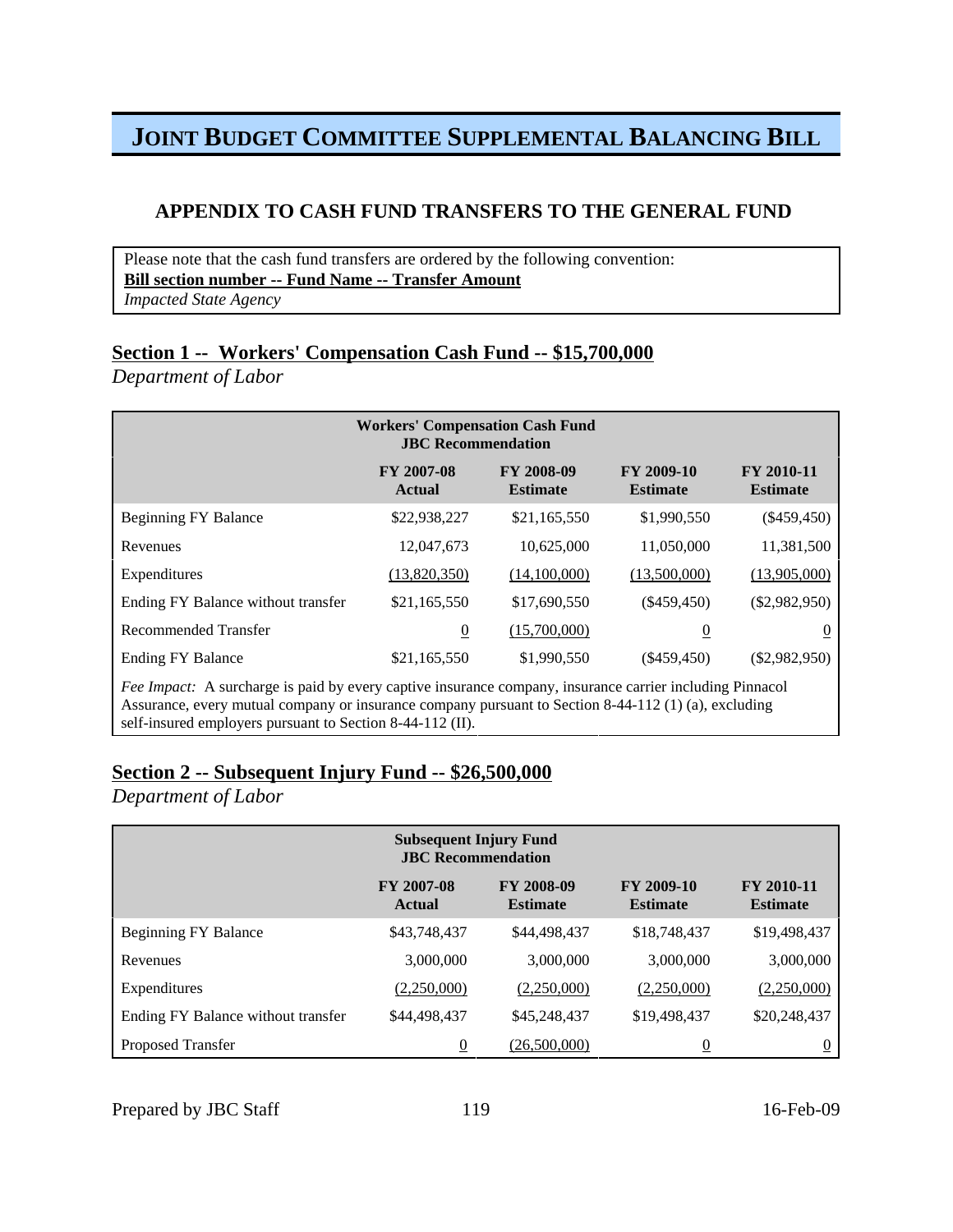# JOINT BUDGET COMMITTEE SUPPLEMENTAL BALANCING BILL

## APPENDIX TO CASH FUND TRANSFERS TO THE GENERAL FUND

Please note that the cash fund transfers are ordered by the following convention:
**Bill section number -- Fund Name -- Transfer Amount**
*Impacted State Agency*

### Section 1 -- Workers' Compensation Cash Fund -- $15,700,000

*Department of Labor*

| Workers' Compensation Cash Fund JBC Recommendation | | | | |
|---|---|---|---|---|
| | FY 2007-08 Actual | FY 2008-09 Estimate | FY 2009-10 Estimate | FY 2010-11 Estimate |
| Beginning FY Balance | $22,938,227 | $21,165,550 | $1,990,550 | ($459,450) |
| Revenues | 12,047,673 | 10,625,000 | 11,050,000 | 11,381,500 |
| Expenditures | (13,820,350) | (14,100,000) | (13,500,000) | (13,905,000) |
| Ending FY Balance without transfer | $21,165,550 | $17,690,550 | ($459,450) | ($2,982,950) |
| Recommended Transfer | 0 | (15,700,000) | 0 | 0 |
| Ending FY Balance | $21,165,550 | $1,990,550 | ($459,450) | ($2,982,950) |

*Fee Impact:* A surcharge is paid by every captive insurance company, insurance carrier including Pinnacol Assurance, every mutual company or insurance company pursuant to Section 8-44-112 (1) (a), excluding self-insured employers pursuant to Section 8-44-112 (II).

### Section 2 -- Subsequent Injury Fund -- $26,500,000

*Department of Labor*

| Subsequent Injury Fund JBC Recommendation | | | | |
|---|---|---|---|---|
| | FY 2007-08 Actual | FY 2008-09 Estimate | FY 2009-10 Estimate | FY 2010-11 Estimate |
| Beginning FY Balance | $43,748,437 | $44,498,437 | $18,748,437 | $19,498,437 |
| Revenues | 3,000,000 | 3,000,000 | 3,000,000 | 3,000,000 |
| Expenditures | (2,250,000) | (2,250,000) | (2,250,000) | (2,250,000) |
| Ending FY Balance without transfer | $44,498,437 | $45,248,437 | $19,498,437 | $20,248,437 |
| Proposed Transfer | 0 | (26,500,000) | 0 | 0 |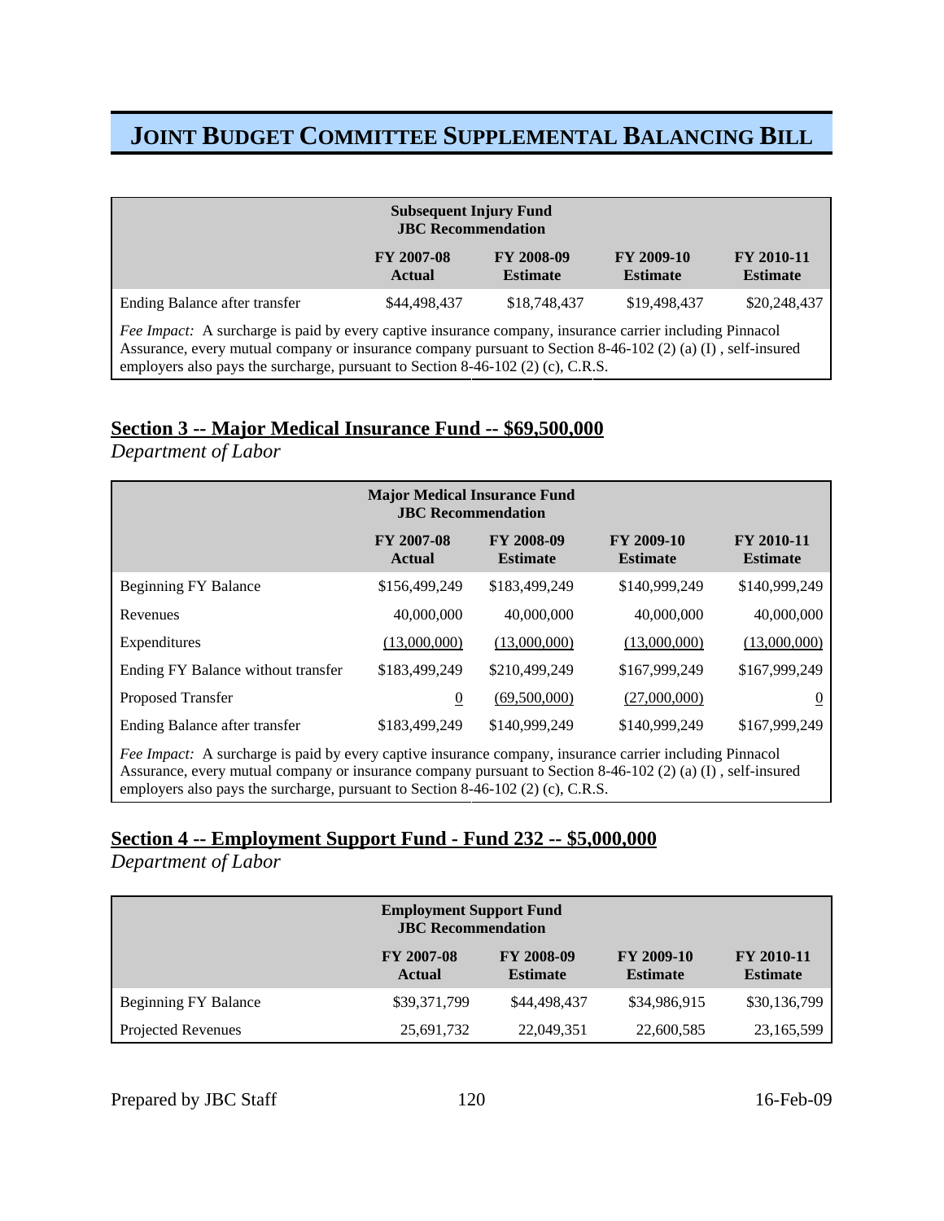# JOINT BUDGET COMMITTEE SUPPLEMENTAL BALANCING BILL

| Subsequent Injury Fund JBC Recommendation | FY 2007-08 Actual | FY 2008-09 Estimate | FY 2009-10 Estimate | FY 2010-11 Estimate |
|---|---|---|---|---|
| Ending Balance after transfer | $44,498,437 | $18,748,437 | $19,498,437 | $20,248,437 |

*Fee Impact:* A surcharge is paid by every captive insurance company, insurance carrier including Pinnacol Assurance, every mutual company or insurance company pursuant to Section 8-46-102 (2) (a) (I) , self-insured employers also pays the surcharge, pursuant to Section 8-46-102 (2) (c), C.R.S.

## Section 3 -- Major Medical Insurance Fund -- $69,500,000

*Department of Labor*

| Major Medical Insurance Fund JBC Recommendation | FY 2007-08 Actual | FY 2008-09 Estimate | FY 2009-10 Estimate | FY 2010-11 Estimate |
|---|---|---|---|---|
| Beginning FY Balance | $156,499,249 | $183,499,249 | $140,999,249 | $140,999,249 |
| Revenues | 40,000,000 | 40,000,000 | 40,000,000 | 40,000,000 |
| Expenditures | (13,000,000) | (13,000,000) | (13,000,000) | (13,000,000) |
| Ending FY Balance without transfer | $183,499,249 | $210,499,249 | $167,999,249 | $167,999,249 |
| Proposed Transfer | 0 | (69,500,000) | (27,000,000) | 0 |
| Ending Balance after transfer | $183,499,249 | $140,999,249 | $140,999,249 | $167,999,249 |

*Fee Impact:* A surcharge is paid by every captive insurance company, insurance carrier including Pinnacol Assurance, every mutual company or insurance company pursuant to Section 8-46-102 (2) (a) (I) , self-insured employers also pays the surcharge, pursuant to Section 8-46-102 (2) (c), C.R.S.

## Section 4 -- Employment Support Fund - Fund 232 -- $5,000,000

*Department of Labor*

| Employment Support Fund JBC Recommendation | FY 2007-08 Actual | FY 2008-09 Estimate | FY 2009-10 Estimate | FY 2010-11 Estimate |
|---|---|---|---|---|
| Beginning FY Balance | $39,371,799 | $44,498,437 | $34,986,915 | $30,136,799 |
| Projected Revenues | 25,691,732 | 22,049,351 | 22,600,585 | 23,165,599 |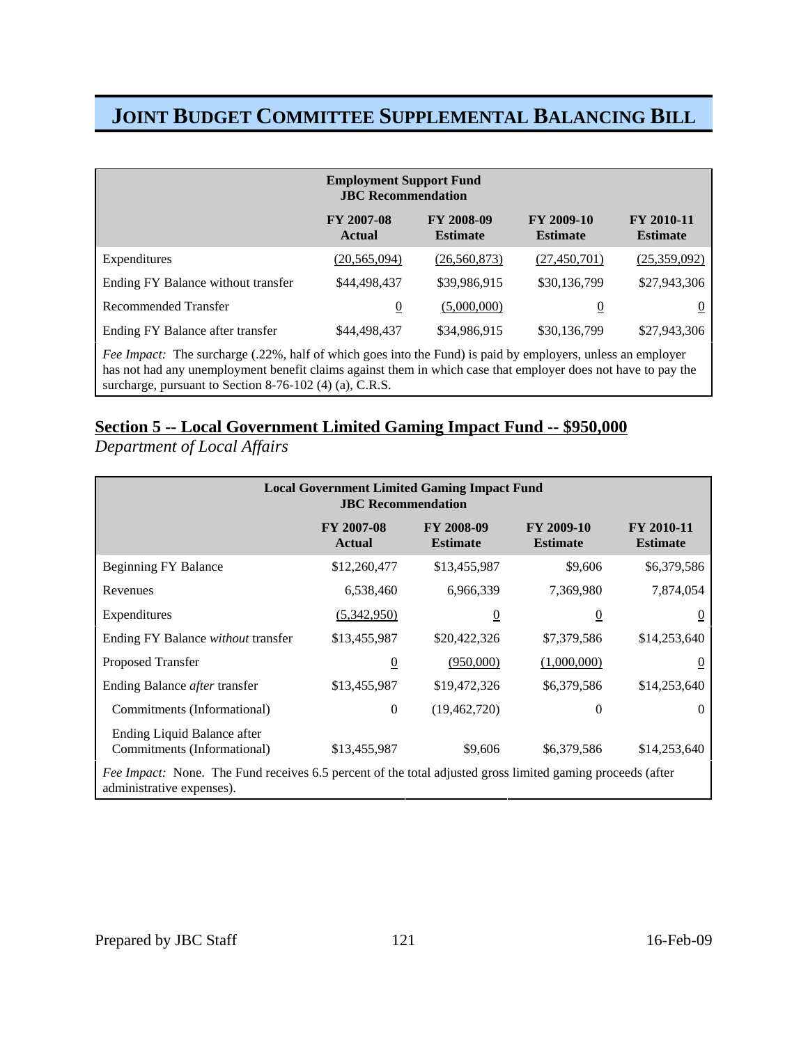# JOINT BUDGET COMMITTEE SUPPLEMENTAL BALANCING BILL

| Employment Support Fund JBC Recommendation | FY 2007-08 Actual | FY 2008-09 Estimate | FY 2009-10 Estimate | FY 2010-11 Estimate |
|---|---|---|---|---|
| Expenditures | (20,565,094) | (26,560,873) | (27,450,701) | (25,359,092) |
| Ending FY Balance without transfer | $44,498,437 | $39,986,915 | $30,136,799 | $27,943,306 |
| Recommended Transfer | 0 | (5,000,000) | 0 | 0 |
| Ending FY Balance after transfer | $44,498,437 | $34,986,915 | $30,136,799 | $27,943,306 |

*Fee Impact:* The surcharge (.22%, half of which goes into the Fund) is paid by employers, unless an employer has not had any unemployment benefit claims against them in which case that employer does not have to pay the surcharge, pursuant to Section 8-76-102 (4) (a), C.R.S.

## Section 5 -- Local Government Limited Gaming Impact Fund -- $950,000

*Department of Local Affairs*

| Local Government Limited Gaming Impact Fund JBC Recommendation | FY 2007-08 Actual | FY 2008-09 Estimate | FY 2009-10 Estimate | FY 2010-11 Estimate |
|---|---|---|---|---|
| Beginning FY Balance | $12,260,477 | $13,455,987 | $9,606 | $6,379,586 |
| Revenues | 6,538,460 | 6,966,339 | 7,369,980 | 7,874,054 |
| Expenditures | (5,342,950) | 0 | 0 | 0 |
| Ending FY Balance *without* transfer | $13,455,987 | $20,422,326 | $7,379,586 | $14,253,640 |
| Proposed Transfer | 0 | (950,000) | (1,000,000) | 0 |
| Ending Balance *after* transfer | $13,455,987 | $19,472,326 | $6,379,586 | $14,253,640 |
| Commitments (Informational) | 0 | (19,462,720) | 0 | 0 |
| Ending Liquid Balance after Commitments (Informational) | $13,455,987 | $9,606 | $6,379,586 | $14,253,640 |

*Fee Impact:* None. The Fund receives 6.5 percent of the total adjusted gross limited gaming proceeds (after administrative expenses).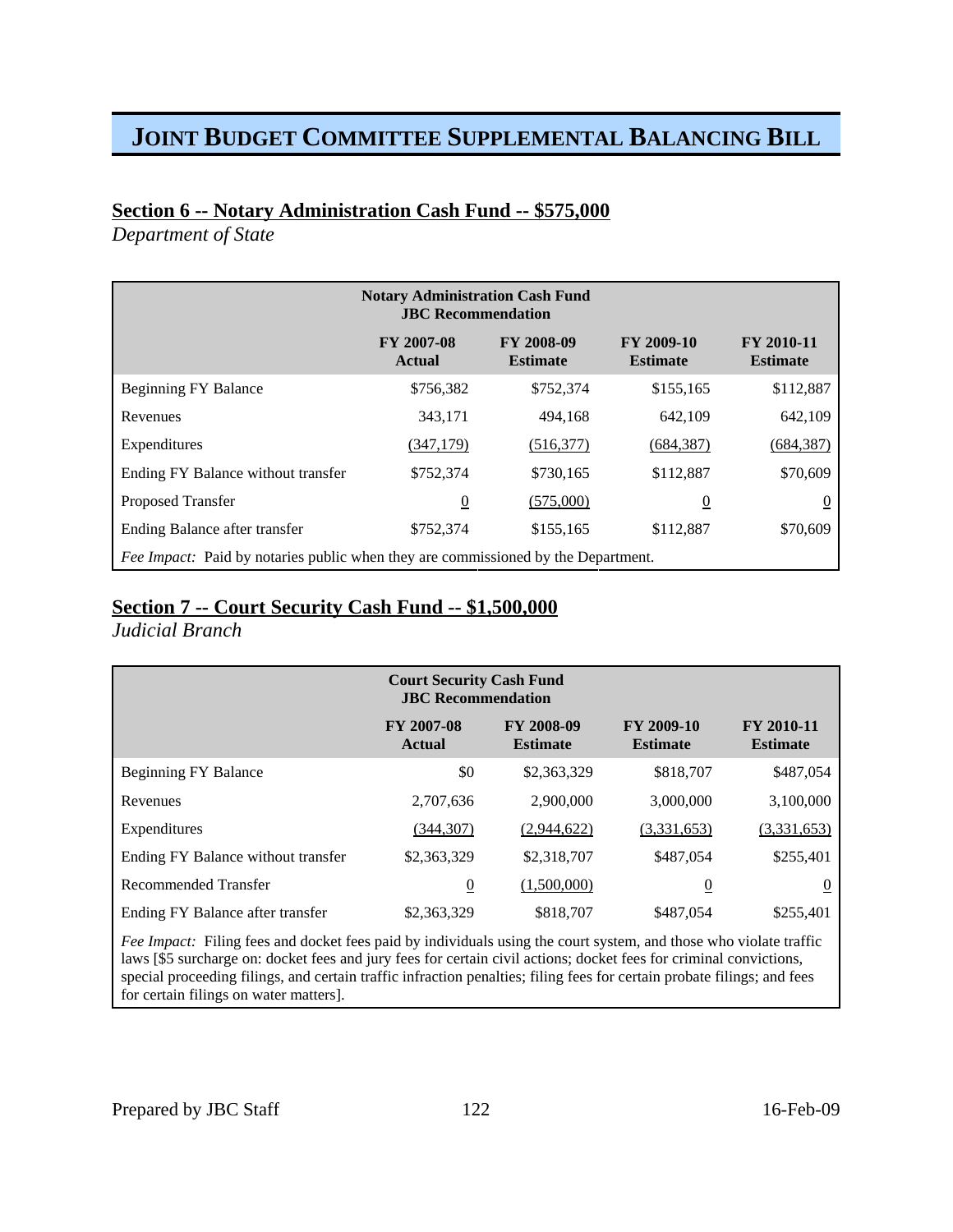# JOINT BUDGET COMMITTEE SUPPLEMENTAL BALANCING BILL

## Section 6 -- Notary Administration Cash Fund -- $575,000

*Department of State*

| Notary Administration Cash Fund JBC Recommendation | | | | |
|---|---|---|---|---|
| | FY 2007-08 Actual | FY 2008-09 Estimate | FY 2009-10 Estimate | FY 2010-11 Estimate |
| Beginning FY Balance | $756,382 | $752,374 | $155,165 | $112,887 |
| Revenues | 343,171 | 494,168 | 642,109 | 642,109 |
| Expenditures | (347,179) | (516,377) | (684,387) | (684,387) |
| Ending FY Balance without transfer | $752,374 | $730,165 | $112,887 | $70,609 |
| Proposed Transfer | 0 | (575,000) | 0 | 0 |
| Ending Balance after transfer | $752,374 | $155,165 | $112,887 | $70,609 |
| *Fee Impact:* Paid by notaries public when they are commissioned by the Department. | | | | |

## Section 7 -- Court Security Cash Fund -- $1,500,000

*Judicial Branch*

| Court Security Cash Fund JBC Recommendation | | | | |
|---|---|---|---|---|
| | FY 2007-08 Actual | FY 2008-09 Estimate | FY 2009-10 Estimate | FY 2010-11 Estimate |
| Beginning FY Balance | $0 | $2,363,329 | $818,707 | $487,054 |
| Revenues | 2,707,636 | 2,900,000 | 3,000,000 | 3,100,000 |
| Expenditures | (344,307) | (2,944,622) | (3,331,653) | (3,331,653) |
| Ending FY Balance without transfer | $2,363,329 | $2,318,707 | $487,054 | $255,401 |
| Recommended Transfer | 0 | (1,500,000) | 0 | 0 |
| Ending FY Balance after transfer | $2,363,329 | $818,707 | $487,054 | $255,401 |
| *Fee Impact:* Filing fees and docket fees paid by individuals using the court system, and those who violate traffic laws [$5 surcharge on: docket fees and jury fees for certain civil actions; docket fees for criminal convictions, special proceeding filings, and certain traffic infraction penalties; filing fees for certain probate filings; and fees for certain filings on water matters]. | | | | |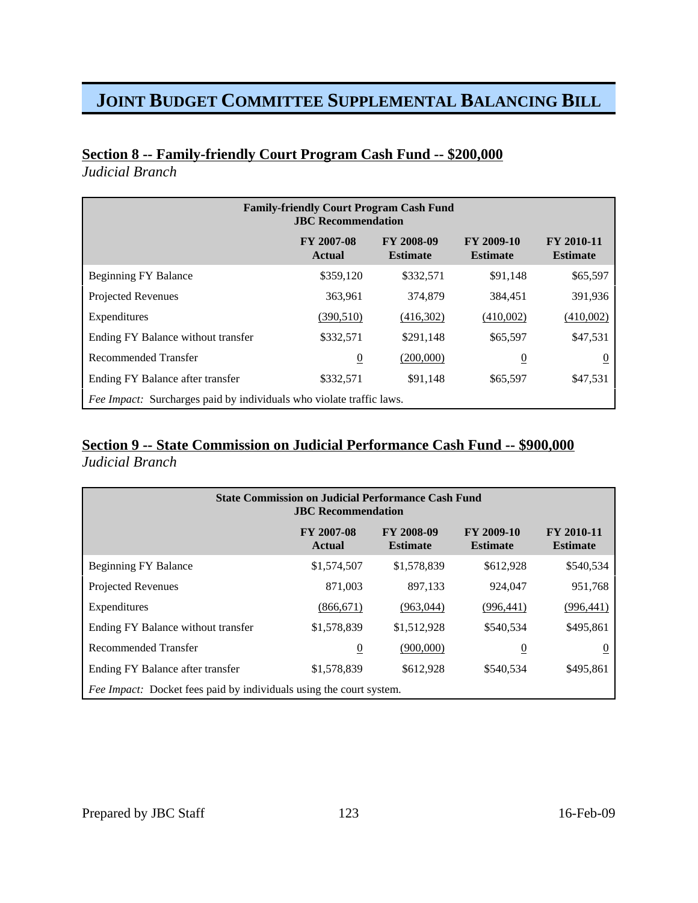# JOINT BUDGET COMMITTEE SUPPLEMENTAL BALANCING BILL

## Section 8 -- Family-friendly Court Program Cash Fund -- $200,000

*Judicial Branch*

| Family-friendly Court Program Cash Fund JBC Recommendation | | | | |
|---|---|---|---|---|
| | FY 2007-08 Actual | FY 2008-09 Estimate | FY 2009-10 Estimate | FY 2010-11 Estimate |
| Beginning FY Balance | $359,120 | $332,571 | $91,148 | $65,597 |
| Projected Revenues | 363,961 | 374,879 | 384,451 | 391,936 |
| Expenditures | (390,510) | (416,302) | (410,002) | (410,002) |
| Ending FY Balance without transfer | $332,571 | $291,148 | $65,597 | $47,531 |
| Recommended Transfer | 0 | (200,000) | 0 | 0 |
| Ending FY Balance after transfer | $332,571 | $91,148 | $65,597 | $47,531 |
| *Fee Impact:* Surcharges paid by individuals who violate traffic laws. | | | | |

## Section 9 -- State Commission on Judicial Performance Cash Fund -- $900,000

*Judicial Branch*

| State Commission on Judicial Performance Cash Fund JBC Recommendation | | | | |
|---|---|---|---|---|
| | FY 2007-08 Actual | FY 2008-09 Estimate | FY 2009-10 Estimate | FY 2010-11 Estimate |
| Beginning FY Balance | $1,574,507 | $1,578,839 | $612,928 | $540,534 |
| Projected Revenues | 871,003 | 897,133 | 924,047 | 951,768 |
| Expenditures | (866,671) | (963,044) | (996,441) | (996,441) |
| Ending FY Balance without transfer | $1,578,839 | $1,512,928 | $540,534 | $495,861 |
| Recommended Transfer | 0 | (900,000) | 0 | 0 |
| Ending FY Balance after transfer | $1,578,839 | $612,928 | $540,534 | $495,861 |
| *Fee Impact:* Docket fees paid by individuals using the court system. | | | | |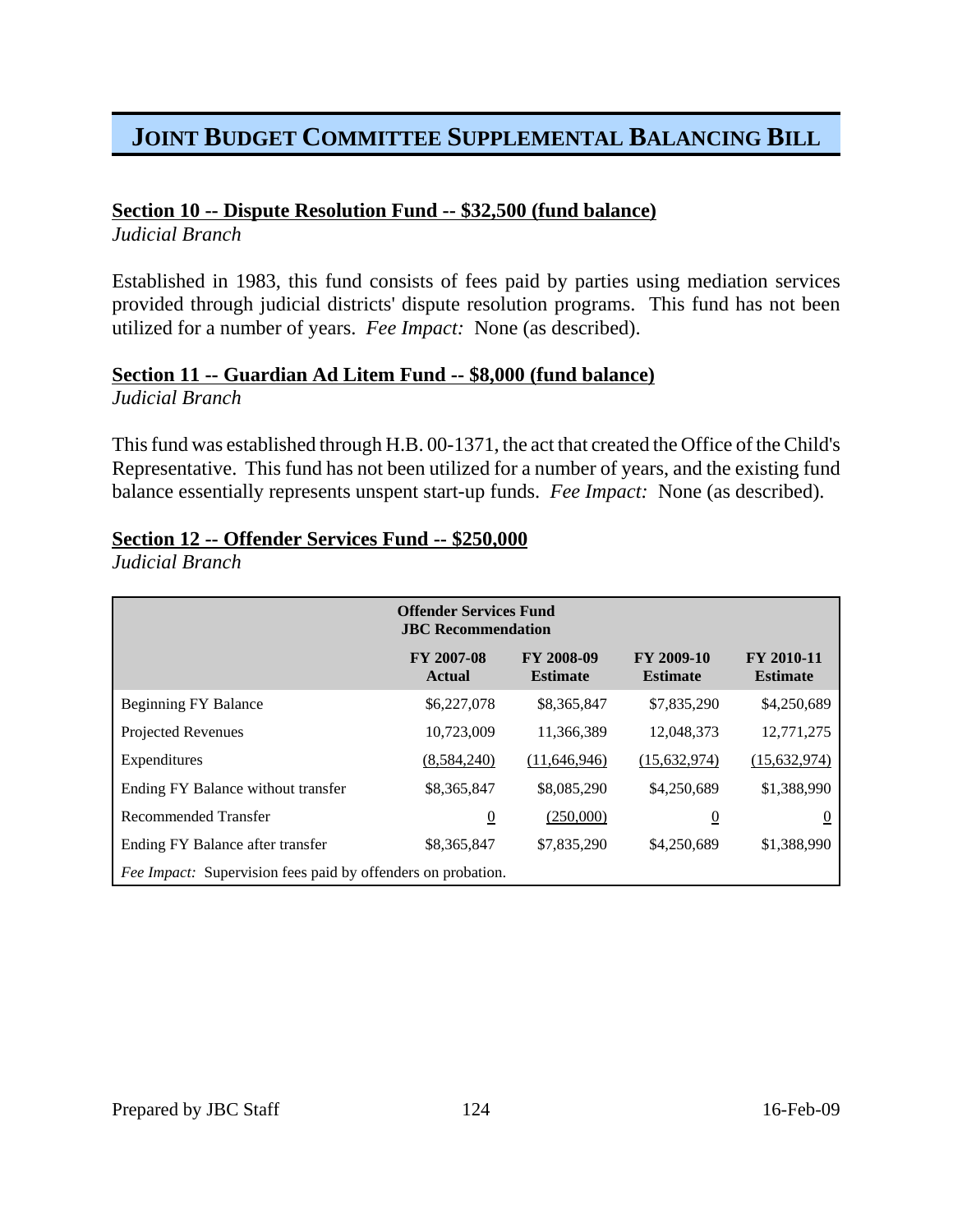# JOINT BUDGET COMMITTEE SUPPLEMENTAL BALANCING BILL

**Section 10 -- Dispute Resolution Fund -- $32,500 (fund balance)**
*Judicial Branch*

Established in 1983, this fund consists of fees paid by parties using mediation services provided through judicial districts' dispute resolution programs. This fund has not been utilized for a number of years. *Fee Impact:* None (as described).

**Section 11 -- Guardian Ad Litem Fund -- $8,000 (fund balance)**
*Judicial Branch*

This fund was established through H.B. 00-1371, the act that created the Office of the Child's Representative. This fund has not been utilized for a number of years, and the existing fund balance essentially represents unspent start-up funds. *Fee Impact:* None (as described).

**Section 12 -- Offender Services Fund -- $250,000**
*Judicial Branch*

| Offender Services Fund JBC Recommendation | FY 2007-08 Actual | FY 2008-09 Estimate | FY 2009-10 Estimate | FY 2010-11 Estimate |
|---|---|---|---|---|
| Beginning FY Balance | $6,227,078 | $8,365,847 | $7,835,290 | $4,250,689 |
| Projected Revenues | 10,723,009 | 11,366,389 | 12,048,373 | 12,771,275 |
| Expenditures | (8,584,240) | (11,646,946) | (15,632,974) | (15,632,974) |
| Ending FY Balance without transfer | $8,365,847 | $8,085,290 | $4,250,689 | $1,388,990 |
| Recommended Transfer | 0 | (250,000) | 0 | 0 |
| Ending FY Balance after transfer | $8,365,847 | $7,835,290 | $4,250,689 | $1,388,990 |
| *Fee Impact:* Supervision fees paid by offenders on probation. | | | | |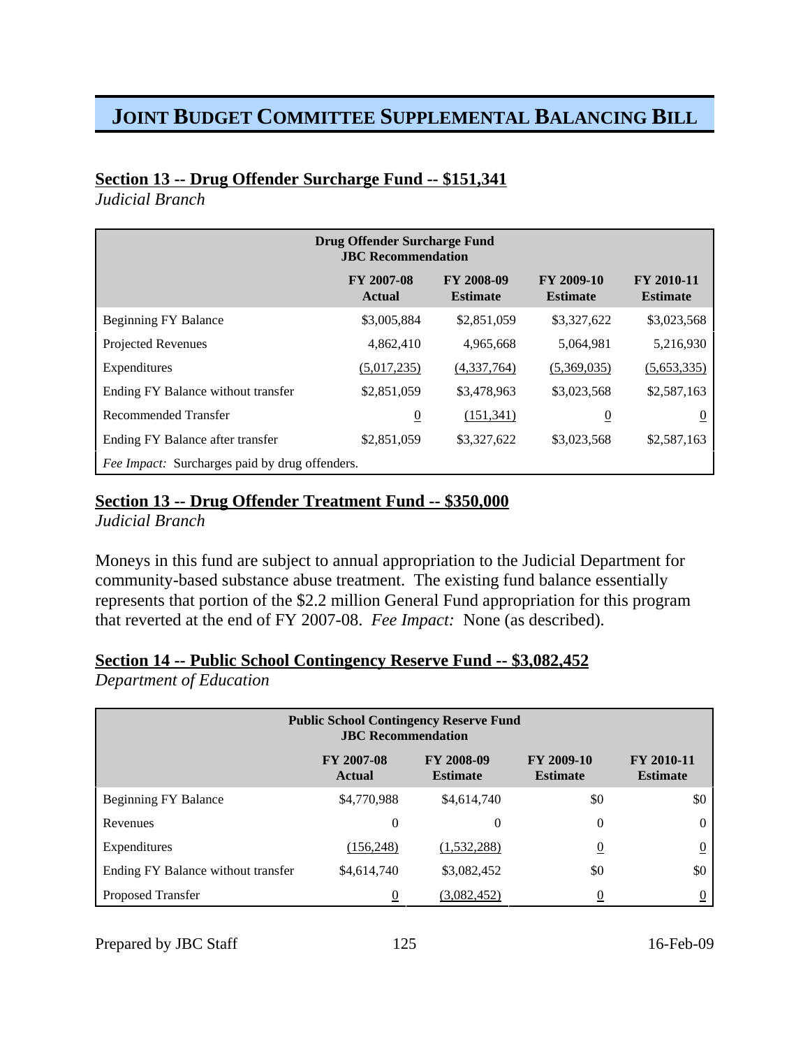# JOINT BUDGET COMMITTEE SUPPLEMENTAL BALANCING BILL

## Section 13 -- Drug Offender Surcharge Fund -- $151,341

*Judicial Branch*

| Drug Offender Surcharge Fund JBC Recommendation | | | | |
|---|---|---|---|---|
| | FY 2007-08 Actual | FY 2008-09 Estimate | FY 2009-10 Estimate | FY 2010-11 Estimate |
| Beginning FY Balance | $3,005,884 | $2,851,059 | $3,327,622 | $3,023,568 |
| Projected Revenues | 4,862,410 | 4,965,668 | 5,064,981 | 5,216,930 |
| Expenditures | (5,017,235) | (4,337,764) | (5,369,035) | (5,653,335) |
| Ending FY Balance without transfer | $2,851,059 | $3,478,963 | $3,023,568 | $2,587,163 |
| Recommended Transfer | 0 | (151,341) | 0 | 0 |
| Ending FY Balance after transfer | $2,851,059 | $3,327,622 | $3,023,568 | $2,587,163 |
| *Fee Impact:* Surcharges paid by drug offenders. | | | | |

## Section 13 -- Drug Offender Treatment Fund -- $350,000

*Judicial Branch*

Moneys in this fund are subject to annual appropriation to the Judicial Department for community-based substance abuse treatment. The existing fund balance essentially represents that portion of the $2.2 million General Fund appropriation for this program that reverted at the end of FY 2007-08. *Fee Impact:* None (as described).

## Section 14 -- Public School Contingency Reserve Fund -- $3,082,452

*Department of Education*

| Public School Contingency Reserve Fund JBC Recommendation | | | | |
|---|---|---|---|---|
| | FY 2007-08 Actual | FY 2008-09 Estimate | FY 2009-10 Estimate | FY 2010-11 Estimate |
| Beginning FY Balance | $4,770,988 | $4,614,740 | $0 | $0 |
| Revenues | 0 | 0 | 0 | 0 |
| Expenditures | (156,248) | (1,532,288) | 0 | 0 |
| Ending FY Balance without transfer | $4,614,740 | $3,082,452 | $0 | $0 |
| Proposed Transfer | 0 | (3,082,452) | 0 | 0 |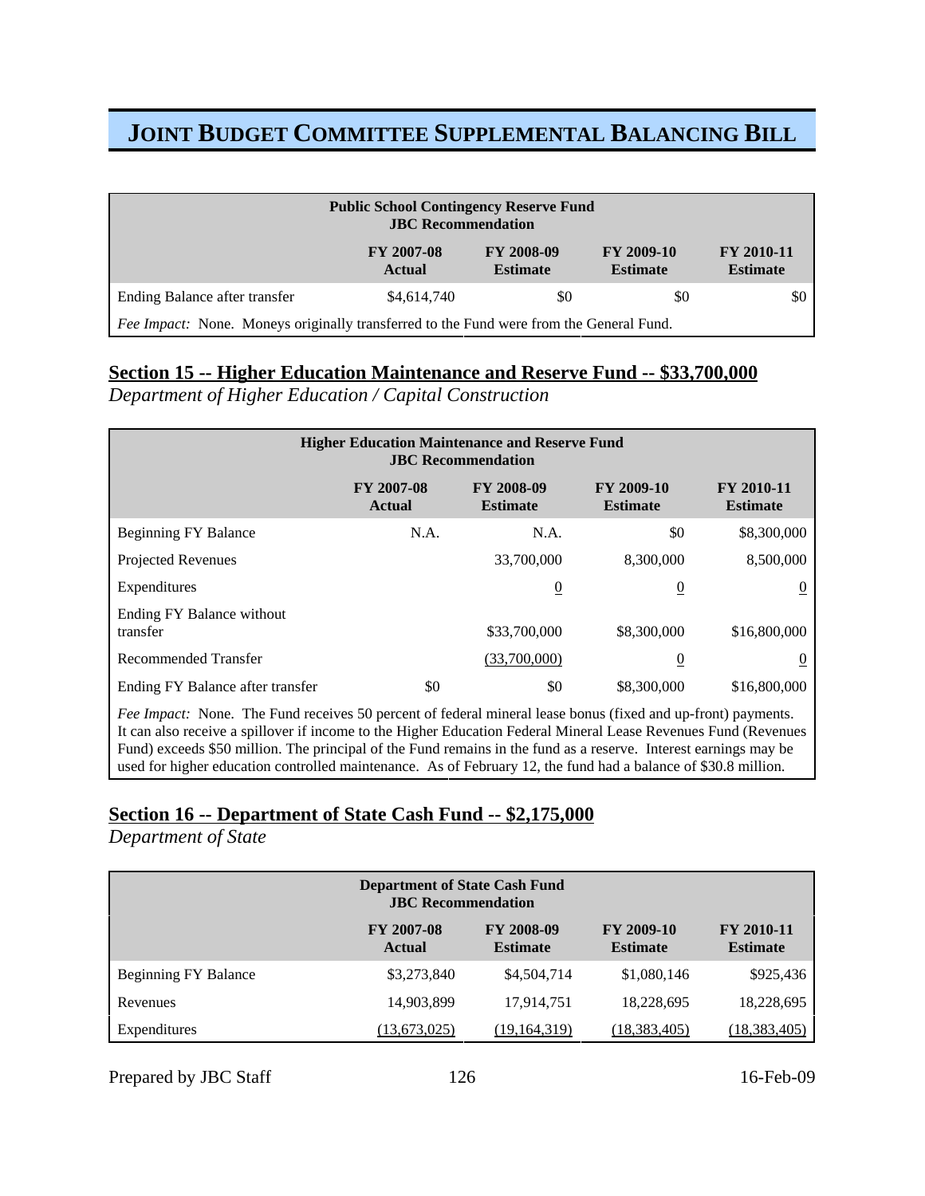# JOINT BUDGET COMMITTEE SUPPLEMENTAL BALANCING BILL

| Public School Contingency Reserve Fund JBC Recommendation | | | | |
|---|---|---|---|---|
| | FY 2007-08 Actual | FY 2008-09 Estimate | FY 2009-10 Estimate | FY 2010-11 Estimate |
| Ending Balance after transfer | $4,614,740 | $0 | $0 | $0 |
| *Fee Impact:* None. Moneys originally transferred to the Fund were from the General Fund. | | | | |

## Section 15 -- Higher Education Maintenance and Reserve Fund -- $33,700,000

*Department of Higher Education / Capital Construction*

| Higher Education Maintenance and Reserve Fund JBC Recommendation | | | | |
|---|---|---|---|---|
| | FY 2007-08 Actual | FY 2008-09 Estimate | FY 2009-10 Estimate | FY 2010-11 Estimate |
| Beginning FY Balance | N.A. | N.A. | $0 | $8,300,000 |
| Projected Revenues | | 33,700,000 | 8,300,000 | 8,500,000 |
| Expenditures | | 0 | 0 | 0 |
| Ending FY Balance without transfer | | $33,700,000 | $8,300,000 | $16,800,000 |
| Recommended Transfer | | (33,700,000) | 0 | 0 |
| Ending FY Balance after transfer | $0 | $0 | $8,300,000 | $16,800,000 |
| *Fee Impact:* None. The Fund receives 50 percent of federal mineral lease bonus (fixed and up-front) payments. It can also receive a spillover if income to the Higher Education Federal Mineral Lease Revenues Fund (Revenues Fund) exceeds $50 million. The principal of the Fund remains in the fund as a reserve. Interest earnings may be used for higher education controlled maintenance. As of February 12, the fund had a balance of $30.8 million. | | | | |

## Section 16 -- Department of State Cash Fund -- $2,175,000

*Department of State*

| Department of State Cash Fund JBC Recommendation | | | | |
|---|---|---|---|---|
| | FY 2007-08 Actual | FY 2008-09 Estimate | FY 2009-10 Estimate | FY 2010-11 Estimate |
| Beginning FY Balance | $3,273,840 | $4,504,714 | $1,080,146 | $925,436 |
| Revenues | 14,903,899 | 17,914,751 | 18,228,695 | 18,228,695 |
| Expenditures | (13,673,025) | (19,164,319) | (18,383,405) | (18,383,405) |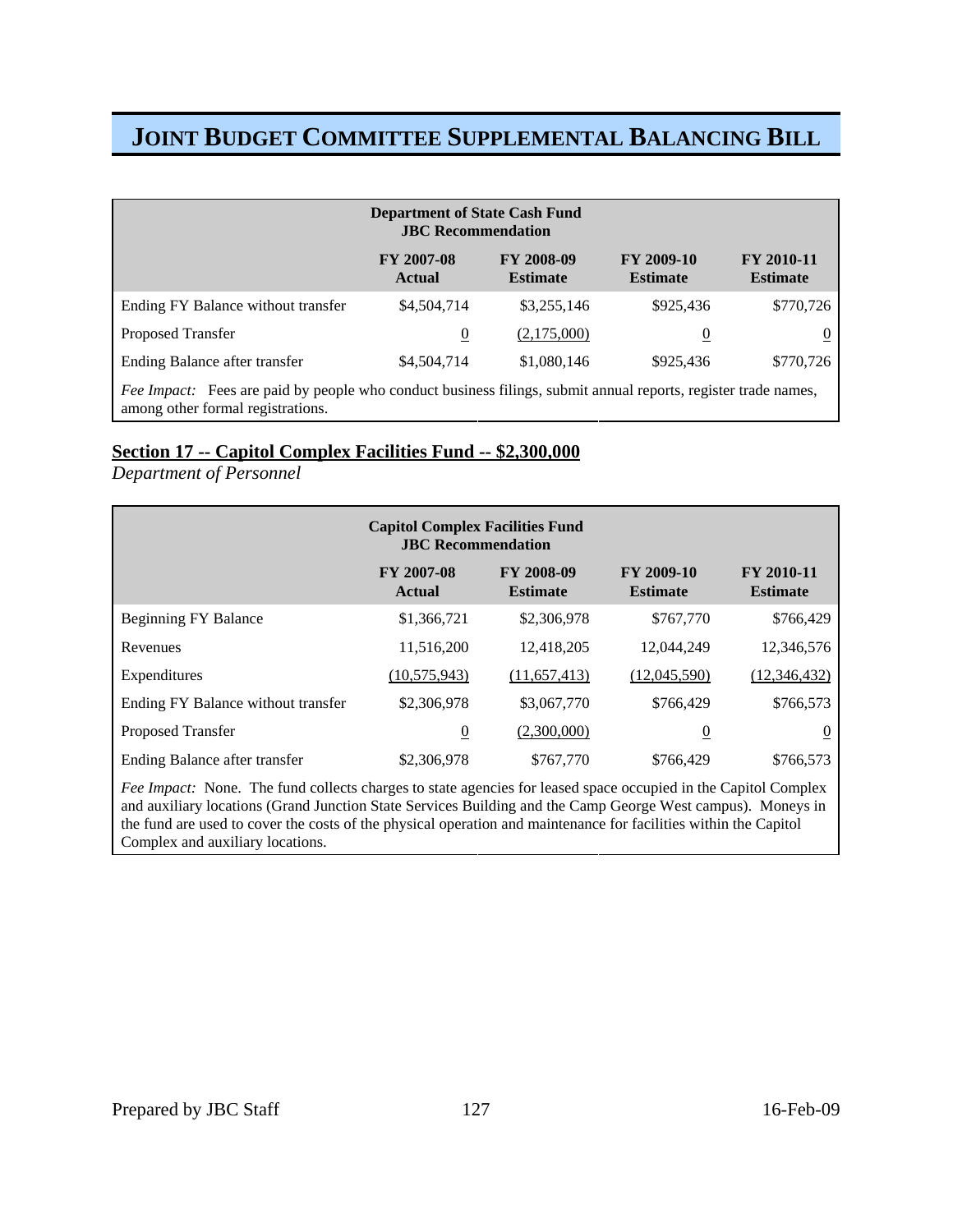# JOINT BUDGET COMMITTEE SUPPLEMENTAL BALANCING BILL

| Department of State Cash Fund JBC Recommendation | FY 2007-08 Actual | FY 2008-09 Estimate | FY 2009-10 Estimate | FY 2010-11 Estimate |
|---|---|---|---|---|
| Ending FY Balance without transfer | $4,504,714 | $3,255,146 | $925,436 | $770,726 |
| Proposed Transfer | 0 | (2,175,000) | 0 | 0 |
| Ending Balance after transfer | $4,504,714 | $1,080,146 | $925,436 | $770,726 |

*Fee Impact:* Fees are paid by people who conduct business filings, submit annual reports, register trade names, among other formal registrations.

## Section 17 -- Capitol Complex Facilities Fund -- $2,300,000

*Department of Personnel*

| Capitol Complex Facilities Fund JBC Recommendation | FY 2007-08 Actual | FY 2008-09 Estimate | FY 2009-10 Estimate | FY 2010-11 Estimate |
|---|---|---|---|---|
| Beginning FY Balance | $1,366,721 | $2,306,978 | $767,770 | $766,429 |
| Revenues | 11,516,200 | 12,418,205 | 12,044,249 | 12,346,576 |
| Expenditures | (10,575,943) | (11,657,413) | (12,045,590) | (12,346,432) |
| Ending FY Balance without transfer | $2,306,978 | $3,067,770 | $766,429 | $766,573 |
| Proposed Transfer | 0 | (2,300,000) | 0 | 0 |
| Ending Balance after transfer | $2,306,978 | $767,770 | $766,429 | $766,573 |

*Fee Impact:* None. The fund collects charges to state agencies for leased space occupied in the Capitol Complex and auxiliary locations (Grand Junction State Services Building and the Camp George West campus). Moneys in the fund are used to cover the costs of the physical operation and maintenance for facilities within the Capitol Complex and auxiliary locations.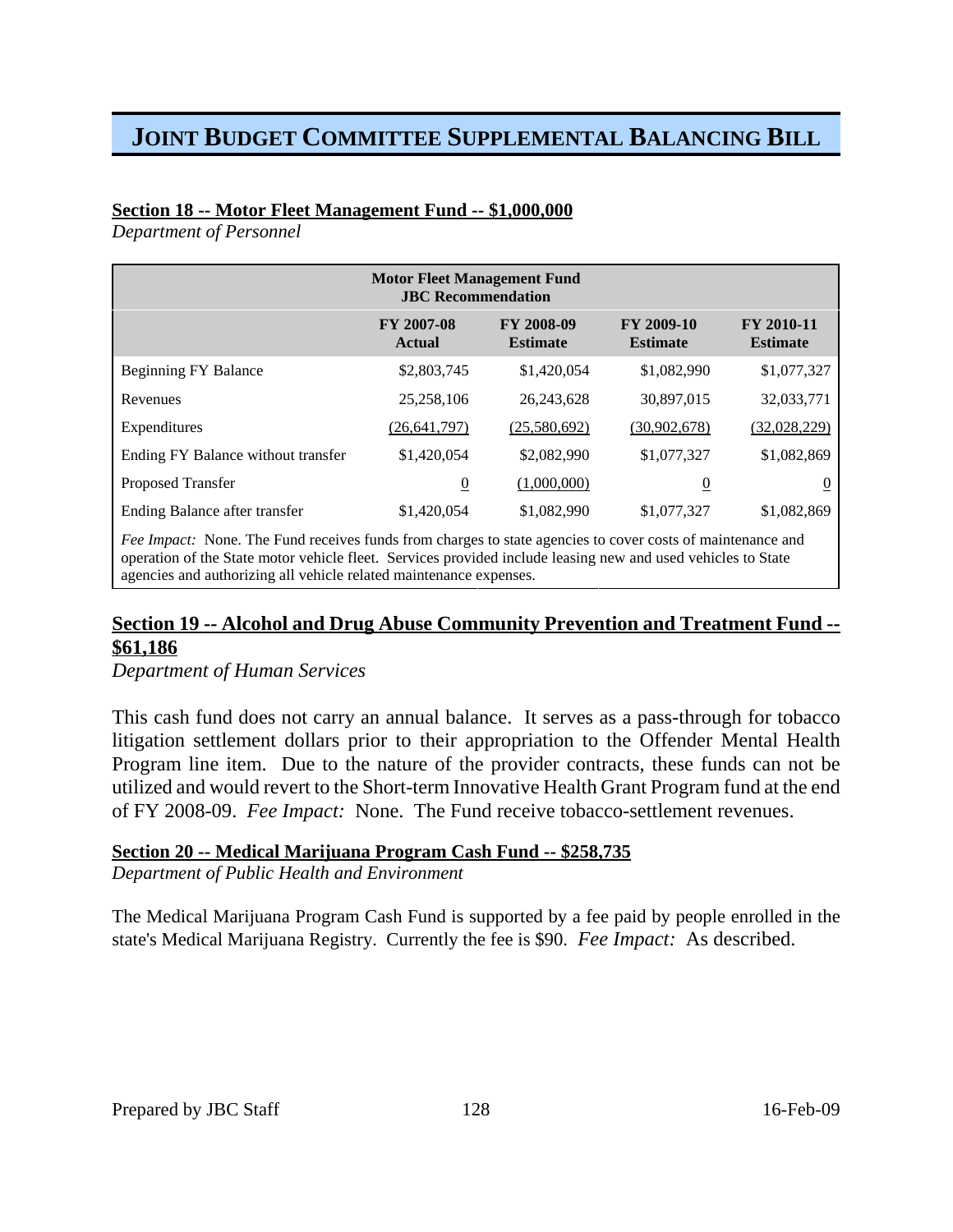# JOINT BUDGET COMMITTEE SUPPLEMENTAL BALANCING BILL

### Section 18 -- Motor Fleet Management Fund -- $1,000,000

*Department of Personnel*

| Motor Fleet Management Fund JBC Recommendation | | | | |
|---|---|---|---|---|
| | FY 2007-08 Actual | FY 2008-09 Estimate | FY 2009-10 Estimate | FY 2010-11 Estimate |
| Beginning FY Balance | $2,803,745 | $1,420,054 | $1,082,990 | $1,077,327 |
| Revenues | 25,258,106 | 26,243,628 | 30,897,015 | 32,033,771 |
| Expenditures | (26,641,797) | (25,580,692) | (30,902,678) | (32,028,229) |
| Ending FY Balance without transfer | $1,420,054 | $2,082,990 | $1,077,327 | $1,082,869 |
| Proposed Transfer | 0 | (1,000,000) | 0 | 0 |
| Ending Balance after transfer | $1,420,054 | $1,082,990 | $1,077,327 | $1,082,869 |

*Fee Impact:* None. The Fund receives funds from charges to state agencies to cover costs of maintenance and operation of the State motor vehicle fleet. Services provided include leasing new and used vehicles to State agencies and authorizing all vehicle related maintenance expenses.

### Section 19 -- Alcohol and Drug Abuse Community Prevention and Treatment Fund -- $61,186

*Department of Human Services*

This cash fund does not carry an annual balance. It serves as a pass-through for tobacco litigation settlement dollars prior to their appropriation to the Offender Mental Health Program line item. Due to the nature of the provider contracts, these funds can not be utilized and would revert to the Short-term Innovative Health Grant Program fund at the end of FY 2008-09. *Fee Impact:* None. The Fund receive tobacco-settlement revenues.

### Section 20 -- Medical Marijuana Program Cash Fund -- $258,735

*Department of Public Health and Environment*

The Medical Marijuana Program Cash Fund is supported by a fee paid by people enrolled in the state's Medical Marijuana Registry. Currently the fee is $90. *Fee Impact:* As described.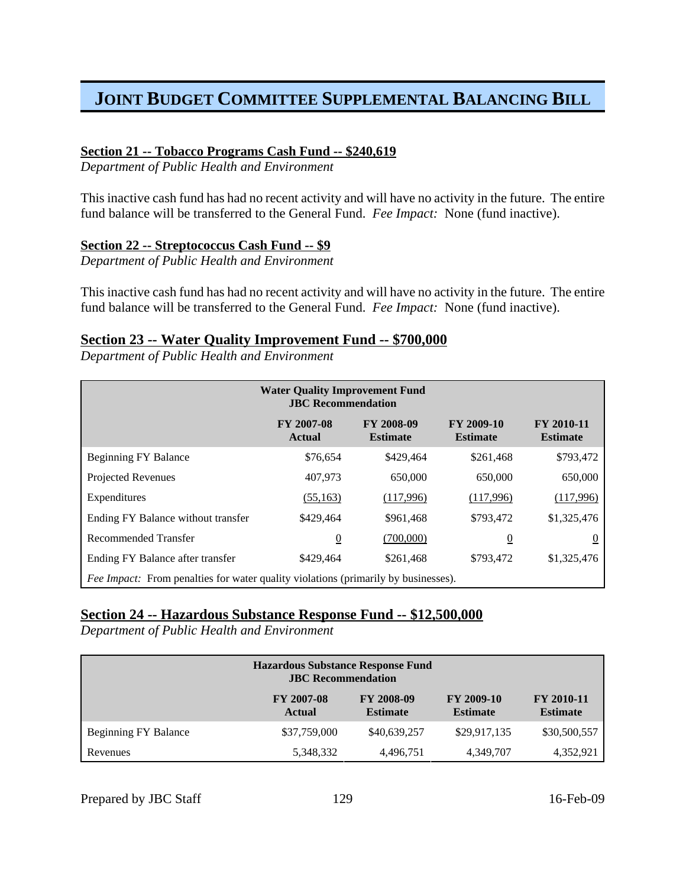# JOINT BUDGET COMMITTEE SUPPLEMENTAL BALANCING BILL

**Section 21 -- Tobacco Programs Cash Fund -- $240,619**

*Department of Public Health and Environment*

This inactive cash fund has had no recent activity and will have no activity in the future. The entire fund balance will be transferred to the General Fund. *Fee Impact:* None (fund inactive).

**Section 22 -- Streptococcus Cash Fund -- $9**

*Department of Public Health and Environment*

This inactive cash fund has had no recent activity and will have no activity in the future. The entire fund balance will be transferred to the General Fund. *Fee Impact:* None (fund inactive).

## Section 23 -- Water Quality Improvement Fund -- $700,000

*Department of Public Health and Environment*

| Water Quality Improvement Fund JBC Recommendation | | | | |
|---|---|---|---|---|
| | FY 2007-08 Actual | FY 2008-09 Estimate | FY 2009-10 Estimate | FY 2010-11 Estimate |
| Beginning FY Balance | $76,654 | $429,464 | $261,468 | $793,472 |
| Projected Revenues | 407,973 | 650,000 | 650,000 | 650,000 |
| Expenditures | (55,163) | (117,996) | (117,996) | (117,996) |
| Ending FY Balance without transfer | $429,464 | $961,468 | $793,472 | $1,325,476 |
| Recommended Transfer | 0 | (700,000) | 0 | 0 |
| Ending FY Balance after transfer | $429,464 | $261,468 | $793,472 | $1,325,476 |
| *Fee Impact:* From penalties for water quality violations (primarily by businesses). | | | | |

## Section 24 -- Hazardous Substance Response Fund -- $12,500,000

*Department of Public Health and Environment*

| Hazardous Substance Response Fund JBC Recommendation | | | | |
|---|---|---|---|---|
| | FY 2007-08 Actual | FY 2008-09 Estimate | FY 2009-10 Estimate | FY 2010-11 Estimate |
| Beginning FY Balance | $37,759,000 | $40,639,257 | $29,917,135 | $30,500,557 |
| Revenues | 5,348,332 | 4,496,751 | 4,349,707 | 4,352,921 |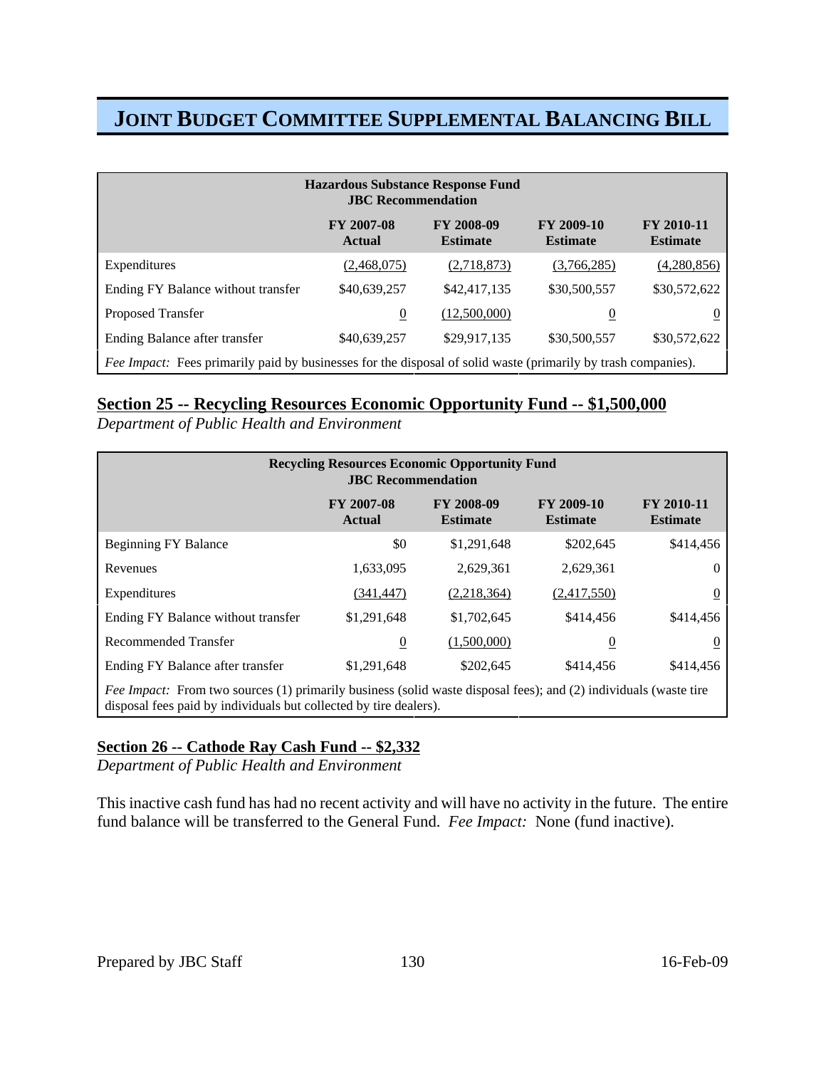# JOINT BUDGET COMMITTEE SUPPLEMENTAL BALANCING BILL

| Hazardous Substance Response Fund JBC Recommendation | FY 2007-08 Actual | FY 2008-09 Estimate | FY 2009-10 Estimate | FY 2010-11 Estimate |
|---|---|---|---|---|
| Expenditures | (2,468,075) | (2,718,873) | (3,766,285) | (4,280,856) |
| Ending FY Balance without transfer | $40,639,257 | $42,417,135 | $30,500,557 | $30,572,622 |
| Proposed Transfer | 0 | (12,500,000) | 0 | 0 |
| Ending Balance after transfer | $40,639,257 | $29,917,135 | $30,500,557 | $30,572,622 |
| *Fee Impact:* Fees primarily paid by businesses for the disposal of solid waste (primarily by trash companies). | | | | |

## Section 25 -- Recycling Resources Economic Opportunity Fund -- $1,500,000

*Department of Public Health and Environment*

| Recycling Resources Economic Opportunity Fund JBC Recommendation | FY 2007-08 Actual | FY 2008-09 Estimate | FY 2009-10 Estimate | FY 2010-11 Estimate |
|---|---|---|---|---|
| Beginning FY Balance | $0 | $1,291,648 | $202,645 | $414,456 |
| Revenues | 1,633,095 | 2,629,361 | 2,629,361 | 0 |
| Expenditures | (341,447) | (2,218,364) | (2,417,550) | 0 |
| Ending FY Balance without transfer | $1,291,648 | $1,702,645 | $414,456 | $414,456 |
| Recommended Transfer | 0 | (1,500,000) | 0 | 0 |
| Ending FY Balance after transfer | $1,291,648 | $202,645 | $414,456 | $414,456 |
| *Fee Impact:* From two sources (1) primarily business (solid waste disposal fees); and (2) individuals (waste tire disposal fees paid by individuals but collected by tire dealers). | | | | |

## Section 26 -- Cathode Ray Cash Fund -- $2,332

*Department of Public Health and Environment*

This inactive cash fund has had no recent activity and will have no activity in the future. The entire fund balance will be transferred to the General Fund. *Fee Impact:* None (fund inactive).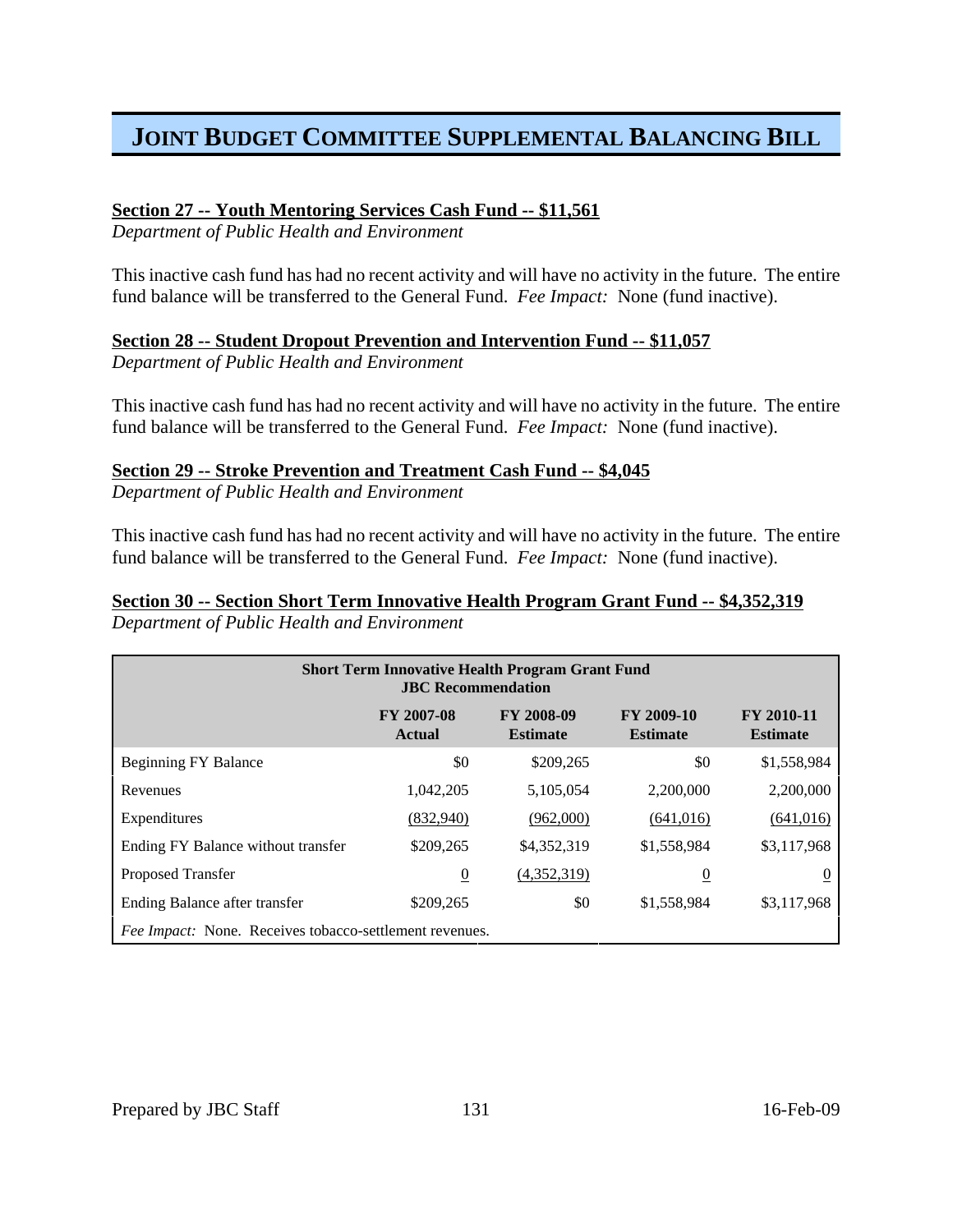# JOINT BUDGET COMMITTEE SUPPLEMENTAL BALANCING BILL

**Section 27 -- Youth Mentoring Services Cash Fund -- $11,561**
*Department of Public Health and Environment*

This inactive cash fund has had no recent activity and will have no activity in the future. The entire fund balance will be transferred to the General Fund. *Fee Impact:* None (fund inactive).

**Section 28 -- Student Dropout Prevention and Intervention Fund -- $11,057**
*Department of Public Health and Environment*

This inactive cash fund has had no recent activity and will have no activity in the future. The entire fund balance will be transferred to the General Fund. *Fee Impact:* None (fund inactive).

**Section 29 -- Stroke Prevention and Treatment Cash Fund -- $4,045**
*Department of Public Health and Environment*

This inactive cash fund has had no recent activity and will have no activity in the future. The entire fund balance will be transferred to the General Fund. *Fee Impact:* None (fund inactive).

**Section 30 -- Section Short Term Innovative Health Program Grant Fund -- $4,352,319**
*Department of Public Health and Environment*

| Short Term Innovative Health Program Grant Fund JBC Recommendation | FY 2007-08 Actual | FY 2008-09 Estimate | FY 2009-10 Estimate | FY 2010-11 Estimate |
|---|---|---|---|---|
| Beginning FY Balance | $0 | $209,265 | $0 | $1,558,984 |
| Revenues | 1,042,205 | 5,105,054 | 2,200,000 | 2,200,000 |
| Expenditures | (832,940) | (962,000) | (641,016) | (641,016) |
| Ending FY Balance without transfer | $209,265 | $4,352,319 | $1,558,984 | $3,117,968 |
| Proposed Transfer | 0 | (4,352,319) | 0 | 0 |
| Ending Balance after transfer | $209,265 | $0 | $1,558,984 | $3,117,968 |
| *Fee Impact:* None. Receives tobacco-settlement revenues. | | | | |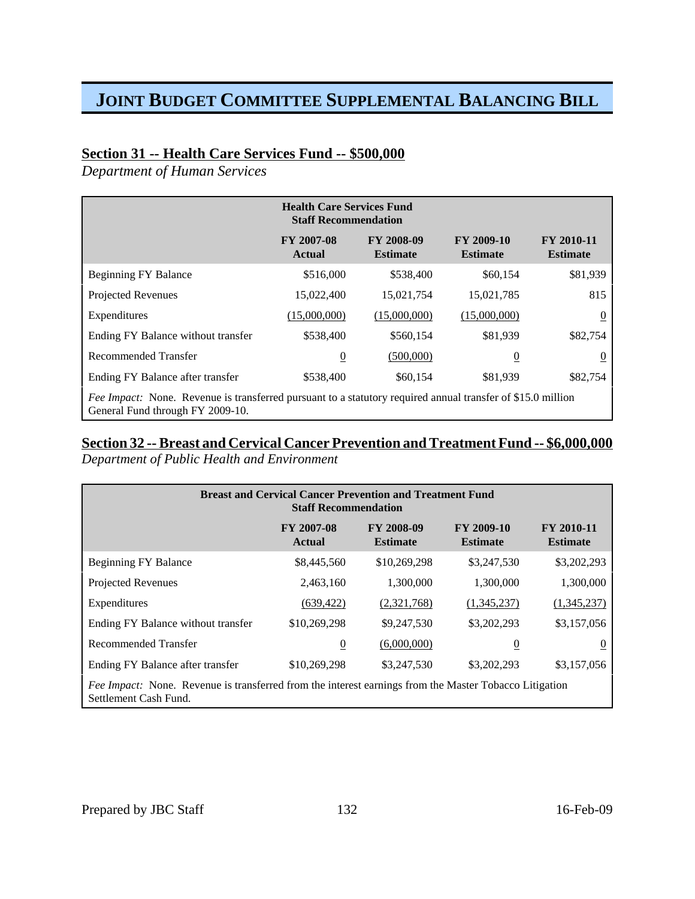# JOINT BUDGET COMMITTEE SUPPLEMENTAL BALANCING BILL

## Section 31 -- Health Care Services Fund -- $500,000

*Department of Human Services*

| Health Care Services Fund Staff Recommendation | | | | |
|---|---|---|---|---|
| | FY 2007-08 Actual | FY 2008-09 Estimate | FY 2009-10 Estimate | FY 2010-11 Estimate |
| Beginning FY Balance | $516,000 | $538,400 | $60,154 | $81,939 |
| Projected Revenues | 15,022,400 | 15,021,754 | 15,021,785 | 815 |
| Expenditures | (15,000,000) | (15,000,000) | (15,000,000) | 0 |
| Ending FY Balance without transfer | $538,400 | $560,154 | $81,939 | $82,754 |
| Recommended Transfer | 0 | (500,000) | 0 | 0 |
| Ending FY Balance after transfer | $538,400 | $60,154 | $81,939 | $82,754 |

*Fee Impact:* None. Revenue is transferred pursuant to a statutory required annual transfer of $15.0 million General Fund through FY 2009-10.

## Section 32 -- Breast and Cervical Cancer Prevention and Treatment Fund -- $6,000,000

*Department of Public Health and Environment*

| Breast and Cervical Cancer Prevention and Treatment Fund Staff Recommendation | | | | |
|---|---|---|---|---|
| | FY 2007-08 Actual | FY 2008-09 Estimate | FY 2009-10 Estimate | FY 2010-11 Estimate |
| Beginning FY Balance | $8,445,560 | $10,269,298 | $3,247,530 | $3,202,293 |
| Projected Revenues | 2,463,160 | 1,300,000 | 1,300,000 | 1,300,000 |
| Expenditures | (639,422) | (2,321,768) | (1,345,237) | (1,345,237) |
| Ending FY Balance without transfer | $10,269,298 | $9,247,530 | $3,202,293 | $3,157,056 |
| Recommended Transfer | 0 | (6,000,000) | 0 | 0 |
| Ending FY Balance after transfer | $10,269,298 | $3,247,530 | $3,202,293 | $3,157,056 |

*Fee Impact:* None. Revenue is transferred from the interest earnings from the Master Tobacco Litigation Settlement Cash Fund.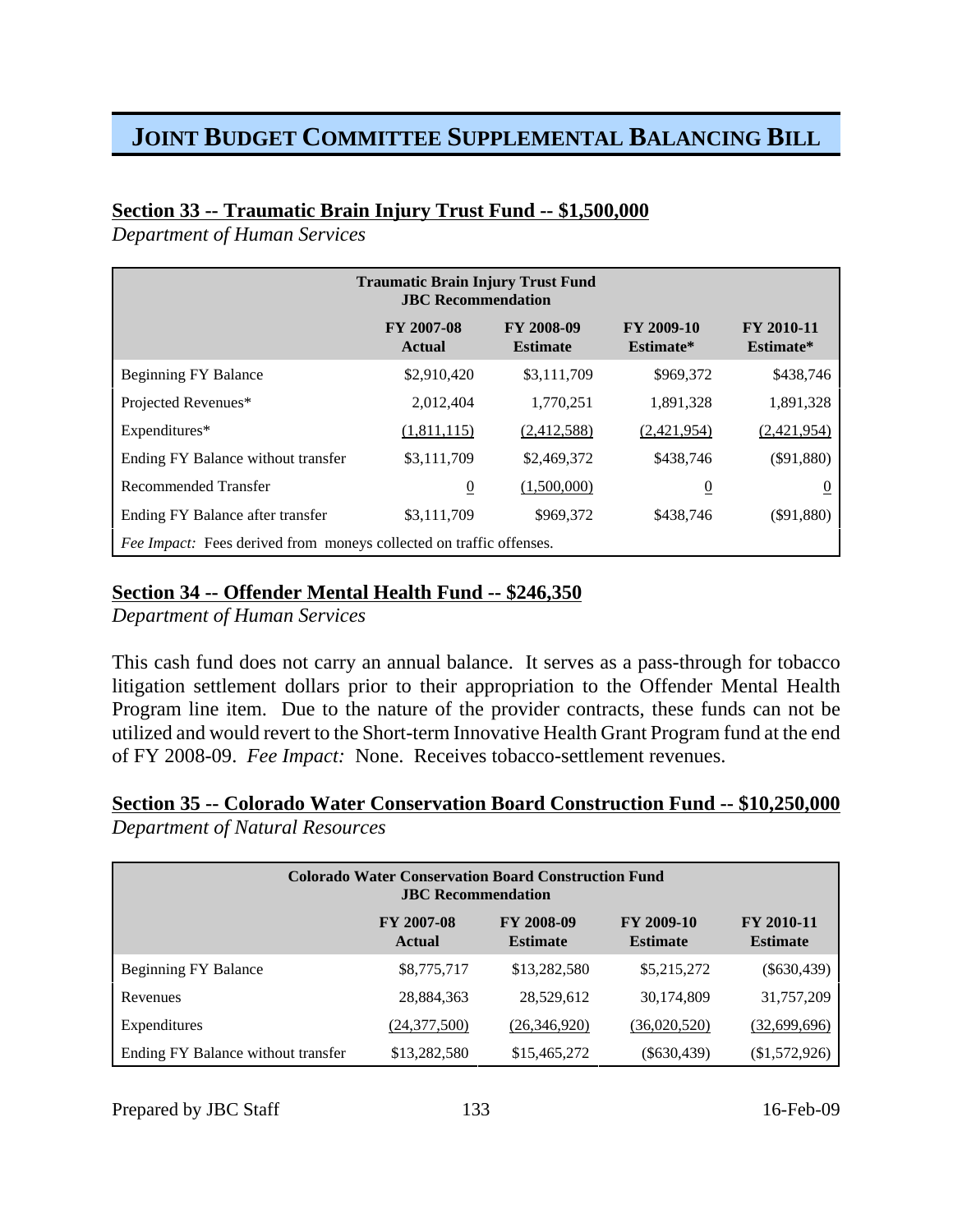# JOINT BUDGET COMMITTEE SUPPLEMENTAL BALANCING BILL

## Section 33 -- Traumatic Brain Injury Trust Fund -- $1,500,000

*Department of Human Services*

| Traumatic Brain Injury Trust Fund JBC Recommendation | FY 2007-08 Actual | FY 2008-09 Estimate | FY 2009-10 Estimate* | FY 2010-11 Estimate* |
|---|---|---|---|---|
| Beginning FY Balance | $2,910,420 | $3,111,709 | $969,372 | $438,746 |
| Projected Revenues* | 2,012,404 | 1,770,251 | 1,891,328 | 1,891,328 |
| Expenditures* | (1,811,115) | (2,412,588) | (2,421,954) | (2,421,954) |
| Ending FY Balance without transfer | $3,111,709 | $2,469,372 | $438,746 | ($91,880) |
| Recommended Transfer | 0 | (1,500,000) | 0 | 0 |
| Ending FY Balance after transfer | $3,111,709 | $969,372 | $438,746 | ($91,880) |
| *Fee Impact:* Fees derived from moneys collected on traffic offenses. | | | | |

## Section 34 -- Offender Mental Health Fund -- $246,350

*Department of Human Services*

This cash fund does not carry an annual balance. It serves as a pass-through for tobacco litigation settlement dollars prior to their appropriation to the Offender Mental Health Program line item. Due to the nature of the provider contracts, these funds can not be utilized and would revert to the Short-term Innovative Health Grant Program fund at the end of FY 2008-09. *Fee Impact:* None. Receives tobacco-settlement revenues.

## Section 35 -- Colorado Water Conservation Board Construction Fund -- $10,250,000

*Department of Natural Resources*

| Colorado Water Conservation Board Construction Fund JBC Recommendation | FY 2007-08 Actual | FY 2008-09 Estimate | FY 2009-10 Estimate | FY 2010-11 Estimate |
|---|---|---|---|---|
| Beginning FY Balance | $8,775,717 | $13,282,580 | $5,215,272 | ($630,439) |
| Revenues | 28,884,363 | 28,529,612 | 30,174,809 | 31,757,209 |
| Expenditures | (24,377,500) | (26,346,920) | (36,020,520) | (32,699,696) |
| Ending FY Balance without transfer | $13,282,580 | $15,465,272 | ($630,439) | ($1,572,926) |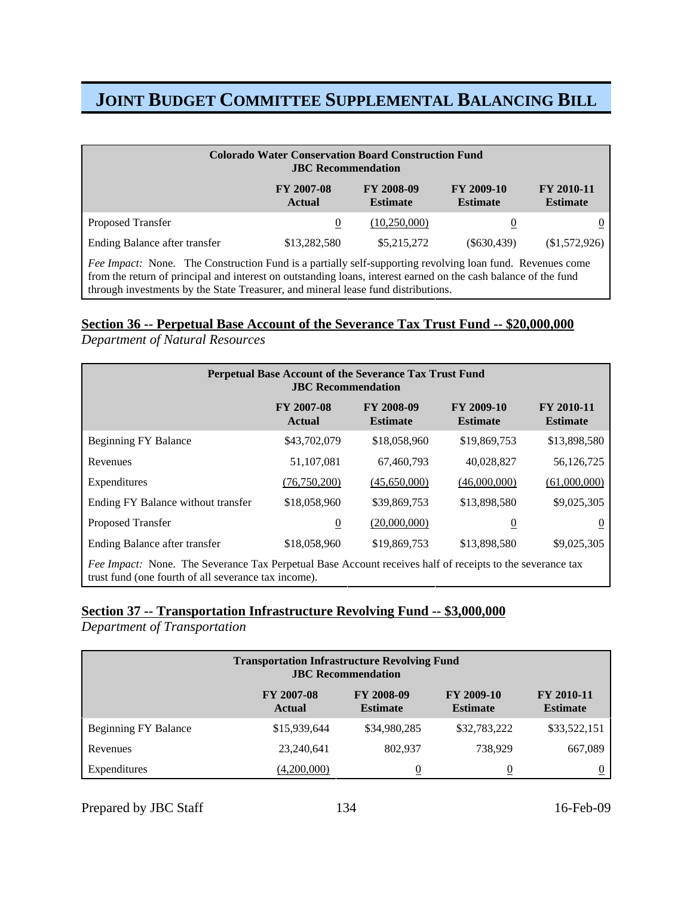| Colorado Water Conservation Board Construction Fund JBC Recommendation | FY 2007-08 Actual | FY 2008-09 Estimate | FY 2009-10 Estimate | FY 2010-11 Estimate |
|---|---|---|---|---|
| Proposed Transfer | 0 | (10,250,000) | 0 | 0 |
| Ending Balance after transfer | $13,282,580 | $5,215,272 | ($630,439) | ($1,572,926) |

*Fee Impact:* None. The Construction Fund is a partially self-supporting revolving loan fund. Revenues come from the return of principal and interest on outstanding loans, interest earned on the cash balance of the fund through investments by the State Treasurer, and mineral lease fund distributions.

## Section 36 -- Perpetual Base Account of the Severance Tax Trust Fund -- $20,000,000

*Department of Natural Resources*

| Perpetual Base Account of the Severance Tax Trust Fund JBC Recommendation | FY 2007-08 Actual | FY 2008-09 Estimate | FY 2009-10 Estimate | FY 2010-11 Estimate |
|---|---|---|---|---|
| Beginning FY Balance | $43,702,079 | $18,058,960 | $19,869,753 | $13,898,580 |
| Revenues | 51,107,081 | 67,460,793 | 40,028,827 | 56,126,725 |
| Expenditures | (76,750,200) | (45,650,000) | (46,000,000) | (61,000,000) |
| Ending FY Balance without transfer | $18,058,960 | $39,869,753 | $13,898,580 | $9,025,305 |
| Proposed Transfer | 0 | (20,000,000) | 0 | 0 |
| Ending Balance after transfer | $18,058,960 | $19,869,753 | $13,898,580 | $9,025,305 |

*Fee Impact:* None. The Severance Tax Perpetual Base Account receives half of receipts to the severance tax trust fund (one fourth of all severance tax income).

## Section 37 -- Transportation Infrastructure Revolving Fund -- $3,000,000

*Department of Transportation*

| Transportation Infrastructure Revolving Fund JBC Recommendation | FY 2007-08 Actual | FY 2008-09 Estimate | FY 2009-10 Estimate | FY 2010-11 Estimate |
|---|---|---|---|---|
| Beginning FY Balance | $15,939,644 | $34,980,285 | $32,783,222 | $33,522,151 |
| Revenues | 23,240,641 | 802,937 | 738,929 | 667,089 |
| Expenditures | (4,200,000) | 0 | 0 | 0 |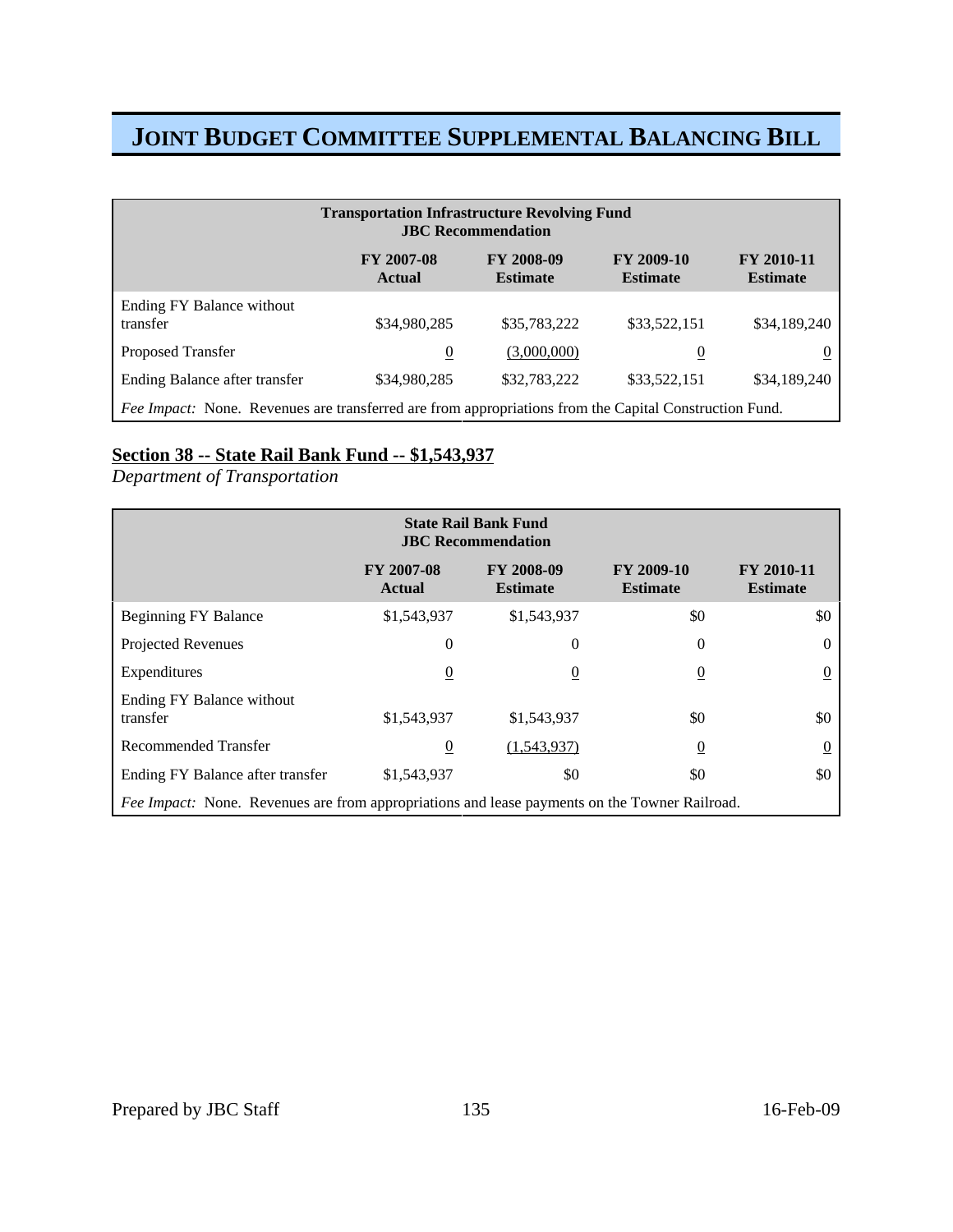# JOINT BUDGET COMMITTEE SUPPLEMENTAL BALANCING BILL

| Transportation Infrastructure Revolving Fund JBC Recommendation | | | | |
|---|---|---|---|---|
| | FY 2007-08 Actual | FY 2008-09 Estimate | FY 2009-10 Estimate | FY 2010-11 Estimate |
| Ending FY Balance without transfer | $34,980,285 | $35,783,222 | $33,522,151 | $34,189,240 |
| Proposed Transfer | 0 | (3,000,000) | 0 | 0 |
| Ending Balance after transfer | $34,980,285 | $32,783,222 | $33,522,151 | $34,189,240 |
| *Fee Impact:* None. Revenues are transferred are from appropriations from the Capital Construction Fund. | | | | |

## Section 38 -- State Rail Bank Fund -- $1,543,937

*Department of Transportation*

| State Rail Bank Fund JBC Recommendation | | | | |
|---|---|---|---|---|
| | FY 2007-08 Actual | FY 2008-09 Estimate | FY 2009-10 Estimate | FY 2010-11 Estimate |
| Beginning FY Balance | $1,543,937 | $1,543,937 | $0 | $0 |
| Projected Revenues | 0 | 0 | 0 | 0 |
| Expenditures | 0 | 0 | 0 | 0 |
| Ending FY Balance without transfer | $1,543,937 | $1,543,937 | $0 | $0 |
| Recommended Transfer | 0 | (1,543,937) | 0 | 0 |
| Ending FY Balance after transfer | $1,543,937 | $0 | $0 | $0 |
| *Fee Impact:* None. Revenues are from appropriations and lease payments on the Towner Railroad. | | | | |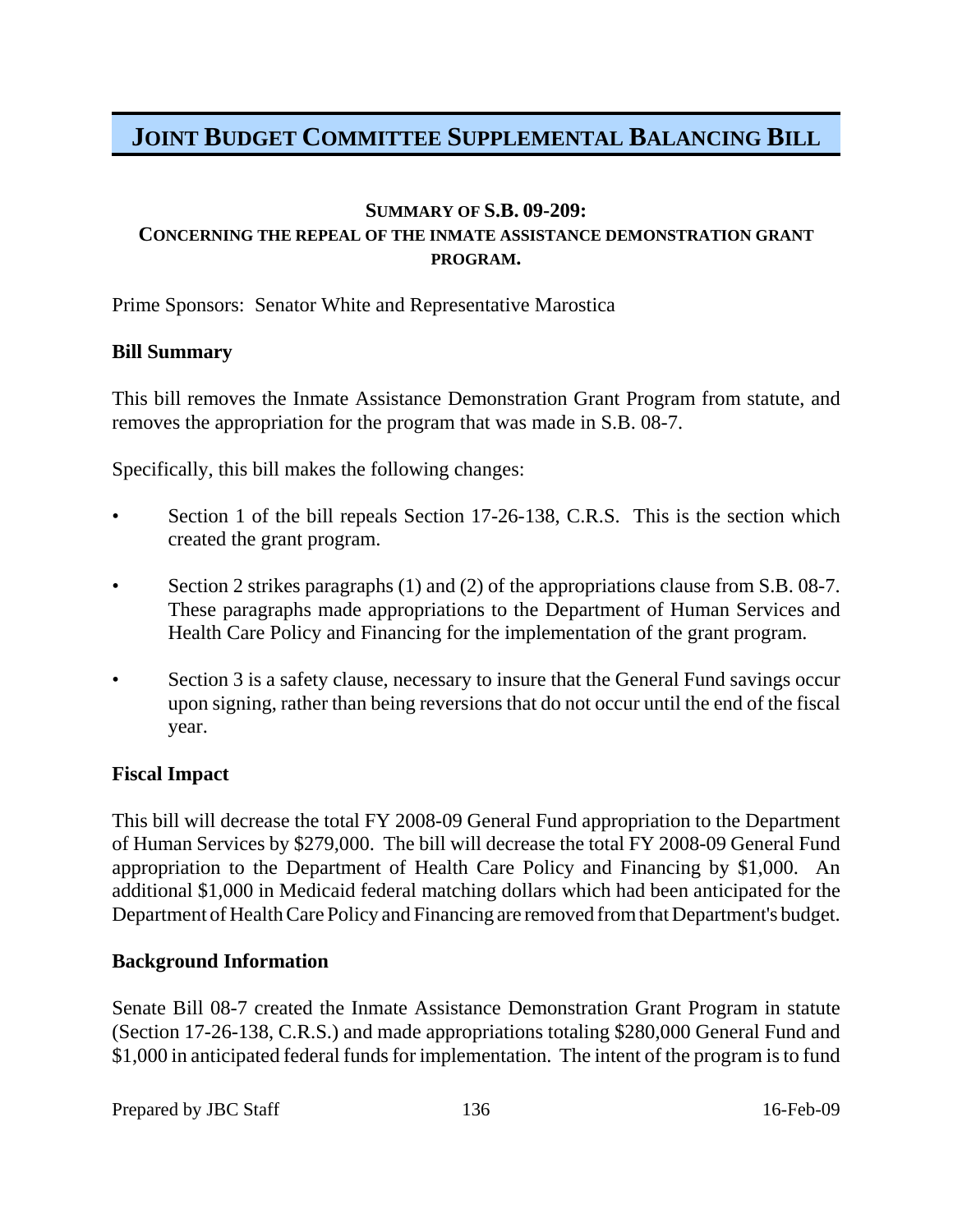# JOINT BUDGET COMMITTEE SUPPLEMENTAL BALANCING BILL

**SUMMARY OF S.B. 09-209:**
**CONCERNING THE REPEAL OF THE INMATE ASSISTANCE DEMONSTRATION GRANT PROGRAM.**

Prime Sponsors: Senator White and Representative Marostica

**Bill Summary**

This bill removes the Inmate Assistance Demonstration Grant Program from statute, and removes the appropriation for the program that was made in S.B. 08-7.

Specifically, this bill makes the following changes:

- Section 1 of the bill repeals Section 17-26-138, C.R.S. This is the section which created the grant program.
- Section 2 strikes paragraphs (1) and (2) of the appropriations clause from S.B. 08-7. These paragraphs made appropriations to the Department of Human Services and Health Care Policy and Financing for the implementation of the grant program.
- Section 3 is a safety clause, necessary to insure that the General Fund savings occur upon signing, rather than being reversions that do not occur until the end of the fiscal year.

**Fiscal Impact**

This bill will decrease the total FY 2008-09 General Fund appropriation to the Department of Human Services by $279,000. The bill will decrease the total FY 2008-09 General Fund appropriation to the Department of Health Care Policy and Financing by $1,000. An additional $1,000 in Medicaid federal matching dollars which had been anticipated for the Department of Health Care Policy and Financing are removed from that Department's budget.

**Background Information**

Senate Bill 08-7 created the Inmate Assistance Demonstration Grant Program in statute (Section 17-26-138, C.R.S.) and made appropriations totaling $280,000 General Fund and $1,000 in anticipated federal funds for implementation. The intent of the program is to fund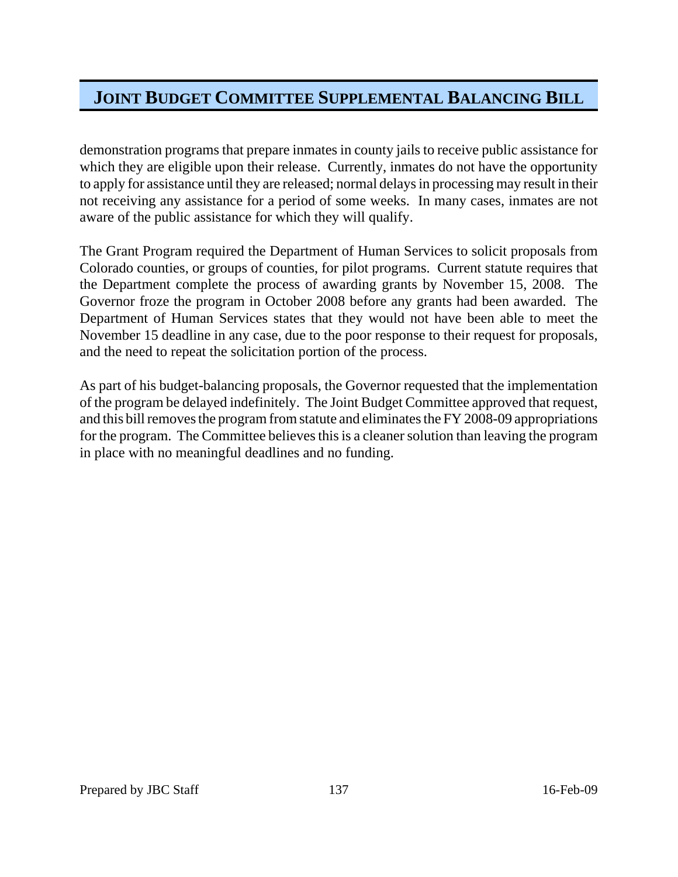demonstration programs that prepare inmates in county jails to receive public assistance for which they are eligible upon their release. Currently, inmates do not have the opportunity to apply for assistance until they are released; normal delays in processing may result in their not receiving any assistance for a period of some weeks. In many cases, inmates are not aware of the public assistance for which they will qualify.

The Grant Program required the Department of Human Services to solicit proposals from Colorado counties, or groups of counties, for pilot programs. Current statute requires that the Department complete the process of awarding grants by November 15, 2008. The Governor froze the program in October 2008 before any grants had been awarded. The Department of Human Services states that they would not have been able to meet the November 15 deadline in any case, due to the poor response to their request for proposals, and the need to repeat the solicitation portion of the process.

As part of his budget-balancing proposals, the Governor requested that the implementation of the program be delayed indefinitely. The Joint Budget Committee approved that request, and this bill removes the program from statute and eliminates the FY 2008-09 appropriations for the program. The Committee believes this is a cleaner solution than leaving the program in place with no meaningful deadlines and no funding.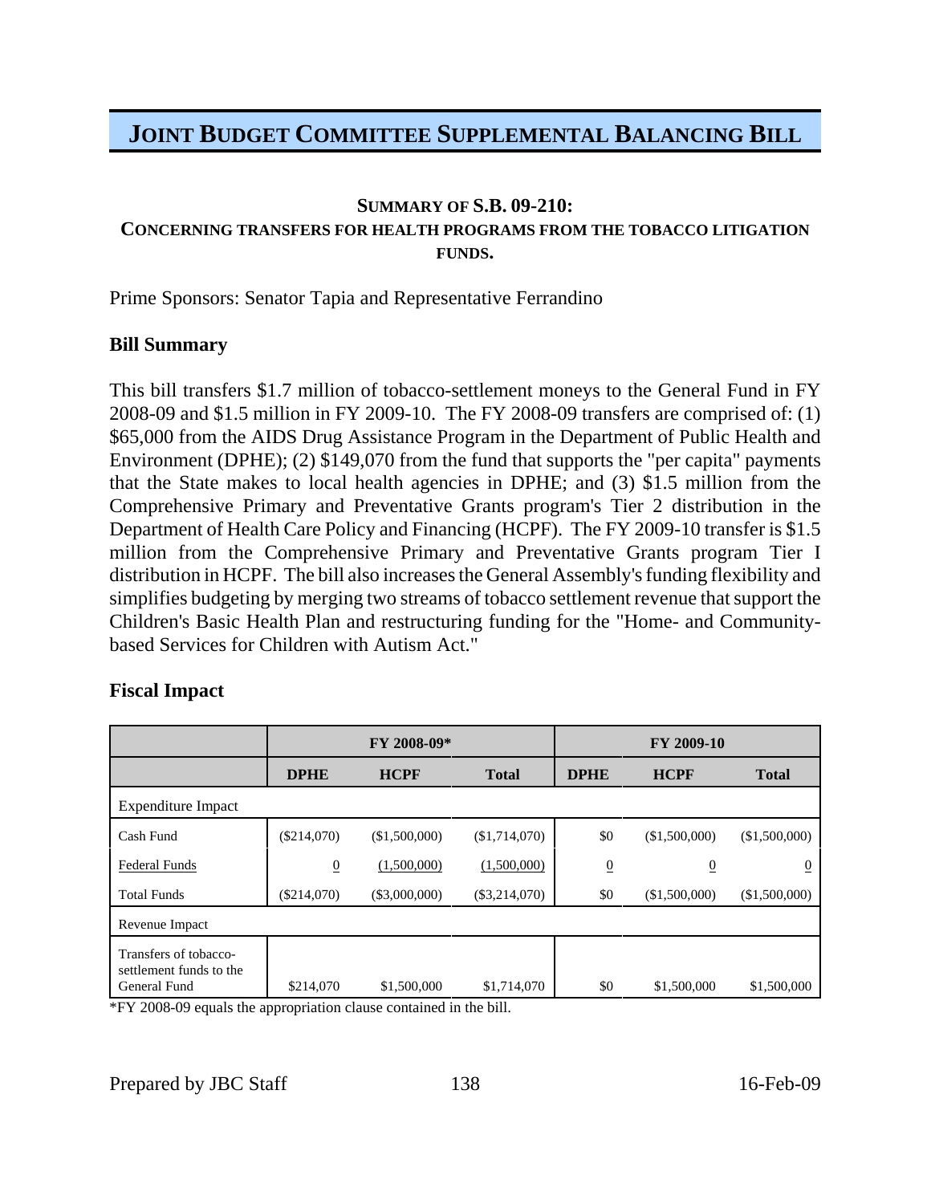# JOINT BUDGET COMMITTEE SUPPLEMENTAL BALANCING BILL

### SUMMARY OF S.B. 09-210:
### CONCERNING TRANSFERS FOR HEALTH PROGRAMS FROM THE TOBACCO LITIGATION FUNDS.

Prime Sponsors: Senator Tapia and Representative Ferrandino

**Bill Summary**

This bill transfers $1.7 million of tobacco-settlement moneys to the General Fund in FY 2008-09 and $1.5 million in FY 2009-10. The FY 2008-09 transfers are comprised of: (1) $65,000 from the AIDS Drug Assistance Program in the Department of Public Health and Environment (DPHE); (2) $149,070 from the fund that supports the "per capita" payments that the State makes to local health agencies in DPHE; and (3) $1.5 million from the Comprehensive Primary and Preventative Grants program's Tier 2 distribution in the Department of Health Care Policy and Financing (HCPF). The FY 2009-10 transfer is $1.5 million from the Comprehensive Primary and Preventative Grants program Tier I distribution in HCPF. The bill also increases the General Assembly's funding flexibility and simplifies budgeting by merging two streams of tobacco settlement revenue that support the Children's Basic Health Plan and restructuring funding for the "Home- and Community-based Services for Children with Autism Act."

**Fiscal Impact**

| | FY 2008-09* | | | FY 2009-10 | | |
|---|---|---|---|---|---|---|
| | DPHE | HCPF | Total | DPHE | HCPF | Total |
| Expenditure Impact | | | | | | |
| Cash Fund | ($214,070) | ($1,500,000) | ($1,714,070) | $0 | ($1,500,000) | ($1,500,000) |
| Federal Funds | 0 | (1,500,000) | (1,500,000) | 0 | 0 | 0 |
| Total Funds | ($214,070) | ($3,000,000) | ($3,214,070) | $0 | ($1,500,000) | ($1,500,000) |
| Revenue Impact | | | | | | |
| Transfers of tobacco-settlement funds to the General Fund | $214,070 | $1,500,000 | $1,714,070 | $0 | $1,500,000 | $1,500,000 |

*FY 2008-09 equals the appropriation clause contained in the bill.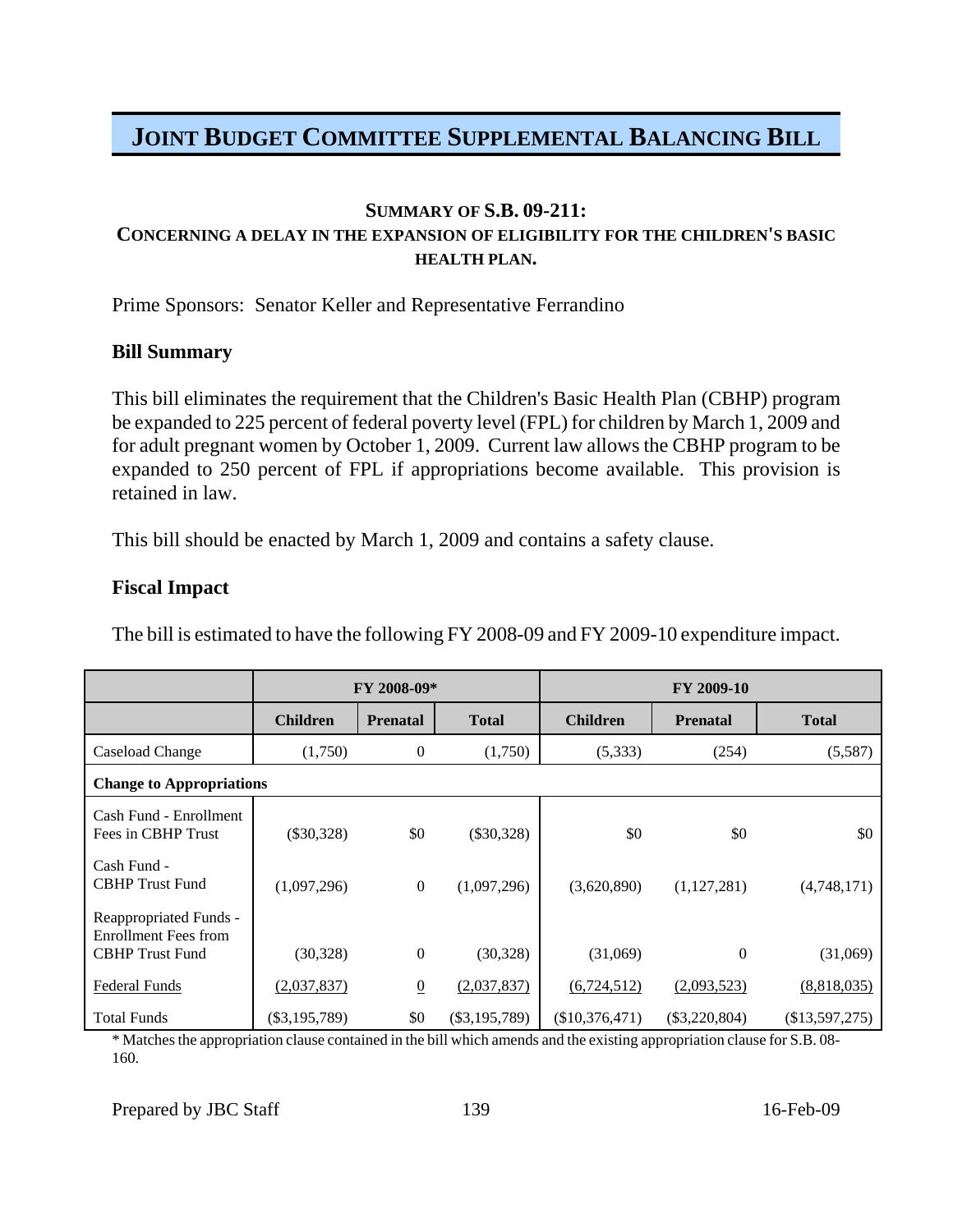# JOINT BUDGET COMMITTEE SUPPLEMENTAL BALANCING BILL

### SUMMARY OF S.B. 09-211:
### CONCERNING A DELAY IN THE EXPANSION OF ELIGIBILITY FOR THE CHILDREN'S BASIC HEALTH PLAN.

Prime Sponsors: Senator Keller and Representative Ferrandino

**Bill Summary**

This bill eliminates the requirement that the Children's Basic Health Plan (CBHP) program be expanded to 225 percent of federal poverty level (FPL) for children by March 1, 2009 and for adult pregnant women by October 1, 2009. Current law allows the CBHP program to be expanded to 250 percent of FPL if appropriations become available. This provision is retained in law.

This bill should be enacted by March 1, 2009 and contains a safety clause.

**Fiscal Impact**

The bill is estimated to have the following FY 2008-09 and FY 2009-10 expenditure impact.

| | FY 2008-09* | | | FY 2009-10 | | |
|---|---|---|---|---|---|---|
| | **Children** | **Prenatal** | **Total** | **Children** | **Prenatal** | **Total** |
| Caseload Change | (1,750) | 0 | (1,750) | (5,333) | (254) | (5,587) |
| **Change to Appropriations** | | | | | | |
| Cash Fund - Enrollment Fees in CBHP Trust | ($30,328) | $0 | ($30,328) | $0 | $0 | $0 |
| Cash Fund - CBHP Trust Fund | (1,097,296) | 0 | (1,097,296) | (3,620,890) | (1,127,281) | (4,748,171) |
| Reappropriated Funds - Enrollment Fees from CBHP Trust Fund | (30,328) | 0 | (30,328) | (31,069) | 0 | (31,069) |
| Federal Funds | (2,037,837) | 0 | (2,037,837) | (6,724,512) | (2,093,523) | (8,818,035) |
| Total Funds | ($3,195,789) | $0 | ($3,195,789) | ($10,376,471) | ($3,220,804) | ($13,597,275) |

* Matches the appropriation clause contained in the bill which amends and the existing appropriation clause for S.B. 08-160.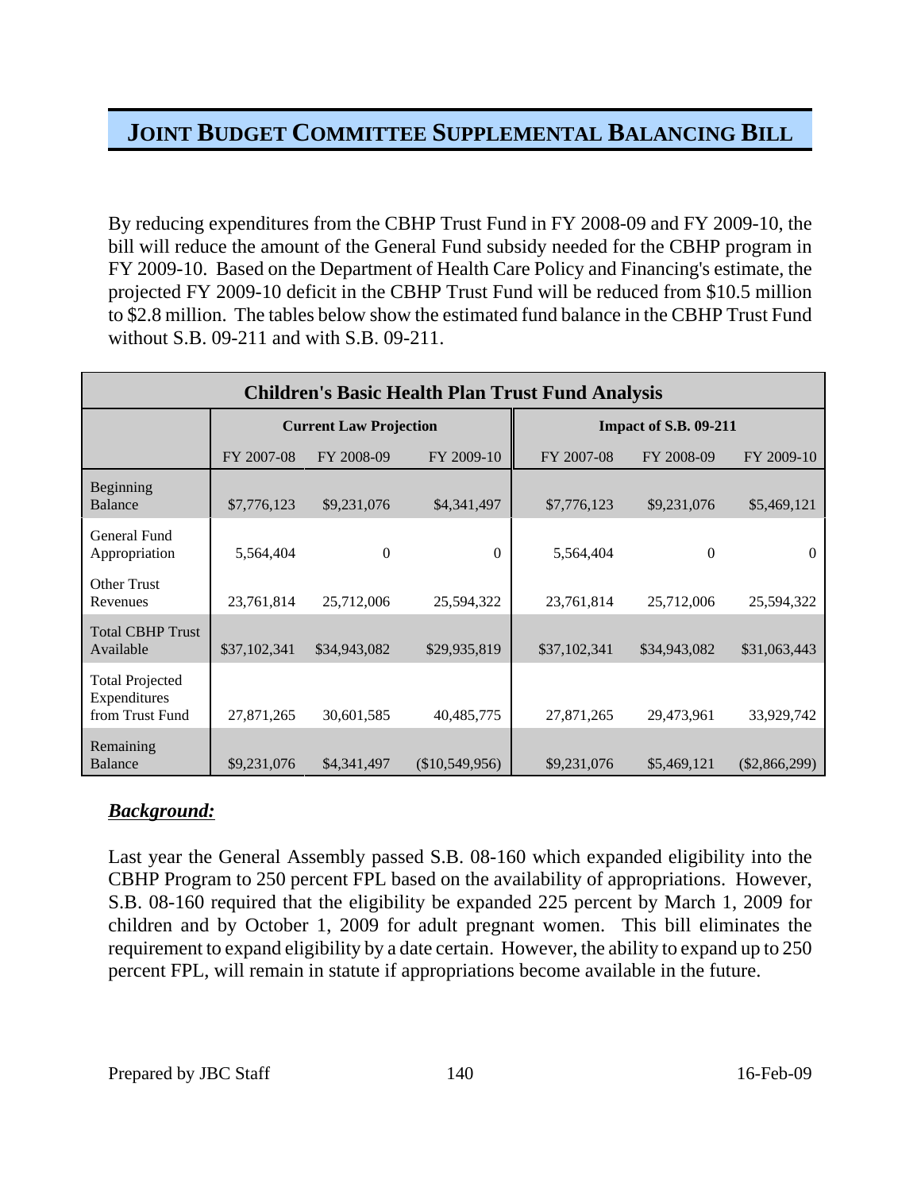# JOINT BUDGET COMMITTEE SUPPLEMENTAL BALANCING BILL

By reducing expenditures from the CBHP Trust Fund in FY 2008-09 and FY 2009-10, the bill will reduce the amount of the General Fund subsidy needed for the CBHP program in FY 2009-10. Based on the Department of Health Care Policy and Financing's estimate, the projected FY 2009-10 deficit in the CBHP Trust Fund will be reduced from $10.5 million to $2.8 million. The tables below show the estimated fund balance in the CBHP Trust Fund without S.B. 09-211 and with S.B. 09-211.

| Children's Basic Health Plan Trust Fund Analysis | | | | | | |
|---|---|---|---|---|---|---|
| | Current Law Projection | | | Impact of S.B. 09-211 | | |
| | FY 2007-08 | FY 2008-09 | FY 2009-10 | FY 2007-08 | FY 2008-09 | FY 2009-10 |
| Beginning Balance | $7,776,123 | $9,231,076 | $4,341,497 | $7,776,123 | $9,231,076 | $5,469,121 |
| General Fund Appropriation | 5,564,404 | 0 | 0 | 5,564,404 | 0 | 0 |
| Other Trust Revenues | 23,761,814 | 25,712,006 | 25,594,322 | 23,761,814 | 25,712,006 | 25,594,322 |
| Total CBHP Trust Available | $37,102,341 | $34,943,082 | $29,935,819 | $37,102,341 | $34,943,082 | $31,063,443 |
| Total Projected Expenditures from Trust Fund | 27,871,265 | 30,601,585 | 40,485,775 | 27,871,265 | 29,473,961 | 33,929,742 |
| Remaining Balance | $9,231,076 | $4,341,497 | ($10,549,956) | $9,231,076 | $5,469,121 | ($2,866,299) |

***Background:***

Last year the General Assembly passed S.B. 08-160 which expanded eligibility into the CBHP Program to 250 percent FPL based on the availability of appropriations. However, S.B. 08-160 required that the eligibility be expanded 225 percent by March 1, 2009 for children and by October 1, 2009 for adult pregnant women. This bill eliminates the requirement to expand eligibility by a date certain. However, the ability to expand up to 250 percent FPL, will remain in statute if appropriations become available in the future.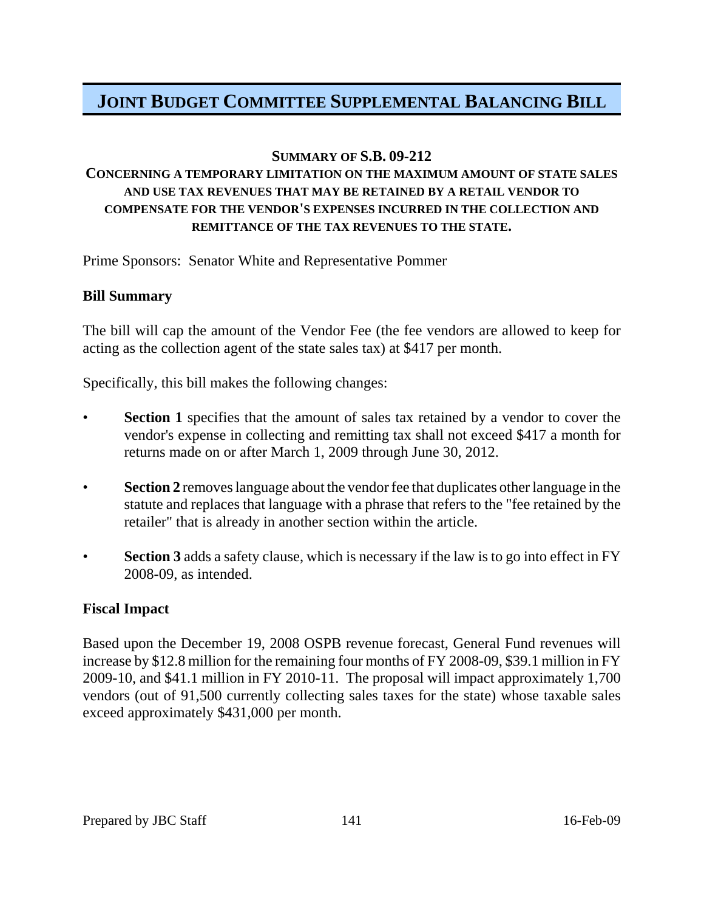# JOINT BUDGET COMMITTEE SUPPLEMENTAL BALANCING BILL

**SUMMARY OF S.B. 09-212**

**CONCERNING A TEMPORARY LIMITATION ON THE MAXIMUM AMOUNT OF STATE SALES AND USE TAX REVENUES THAT MAY BE RETAINED BY A RETAIL VENDOR TO COMPENSATE FOR THE VENDOR'S EXPENSES INCURRED IN THE COLLECTION AND REMITTANCE OF THE TAX REVENUES TO THE STATE.**

Prime Sponsors: Senator White and Representative Pommer

### Bill Summary

The bill will cap the amount of the Vendor Fee (the fee vendors are allowed to keep for acting as the collection agent of the state sales tax) at $417 per month.

Specifically, this bill makes the following changes:

- **Section 1** specifies that the amount of sales tax retained by a vendor to cover the vendor's expense in collecting and remitting tax shall not exceed $417 a month for returns made on or after March 1, 2009 through June 30, 2012.
- **Section 2** removes language about the vendor fee that duplicates other language in the statute and replaces that language with a phrase that refers to the "fee retained by the retailer" that is already in another section within the article.
- **Section 3** adds a safety clause, which is necessary if the law is to go into effect in FY 2008-09, as intended.

### Fiscal Impact

Based upon the December 19, 2008 OSPB revenue forecast, General Fund revenues will increase by $12.8 million for the remaining four months of FY 2008-09, $39.1 million in FY 2009-10, and $41.1 million in FY 2010-11. The proposal will impact approximately 1,700 vendors (out of 91,500 currently collecting sales taxes for the state) whose taxable sales exceed approximately $431,000 per month.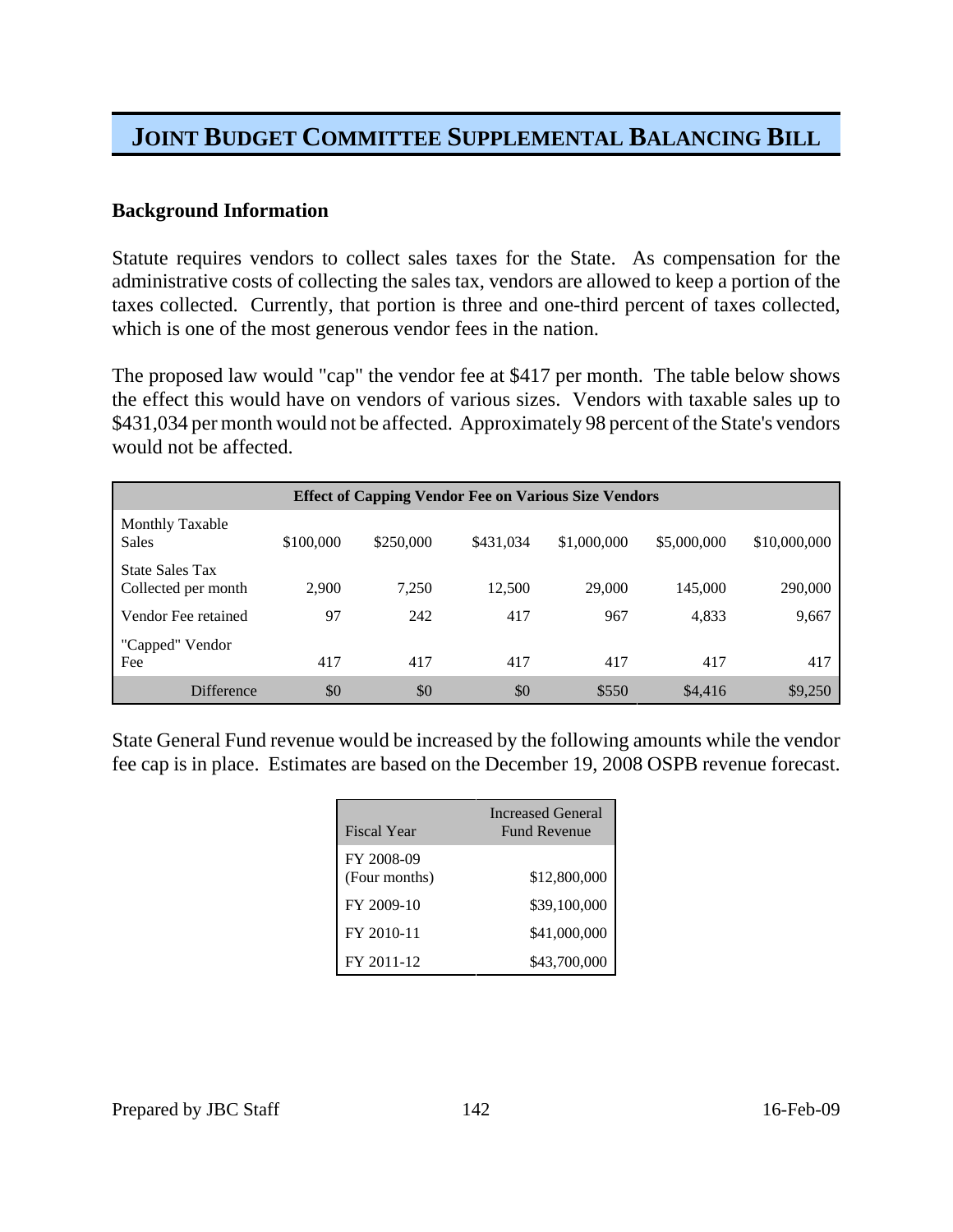# JOINT BUDGET COMMITTEE SUPPLEMENTAL BALANCING BILL

**Background Information**

Statute requires vendors to collect sales taxes for the State. As compensation for the administrative costs of collecting the sales tax, vendors are allowed to keep a portion of the taxes collected. Currently, that portion is three and one-third percent of taxes collected, which is one of the most generous vendor fees in the nation.

The proposed law would "cap" the vendor fee at $417 per month. The table below shows the effect this would have on vendors of various sizes. Vendors with taxable sales up to $431,034 per month would not be affected. Approximately 98 percent of the State's vendors would not be affected.

| Effect of Capping Vendor Fee on Various Size Vendors | | | | | | |
|---|---|---|---|---|---|---|
| Monthly Taxable Sales | $100,000 | $250,000 | $431,034 | $1,000,000 | $5,000,000 | $10,000,000 |
| State Sales Tax Collected per month | 2,900 | 7,250 | 12,500 | 29,000 | 145,000 | 290,000 |
| Vendor Fee retained | 97 | 242 | 417 | 967 | 4,833 | 9,667 |
| "Capped" Vendor Fee | 417 | 417 | 417 | 417 | 417 | 417 |
| Difference | $0 | $0 | $0 | $550 | $4,416 | $9,250 |

State General Fund revenue would be increased by the following amounts while the vendor fee cap is in place. Estimates are based on the December 19, 2008 OSPB revenue forecast.

| Fiscal Year | Increased General Fund Revenue |
|---|---|
| FY 2008-09 (Four months) | $12,800,000 |
| FY 2009-10 | $39,100,000 |
| FY 2010-11 | $41,000,000 |
| FY 2011-12 | $43,700,000 |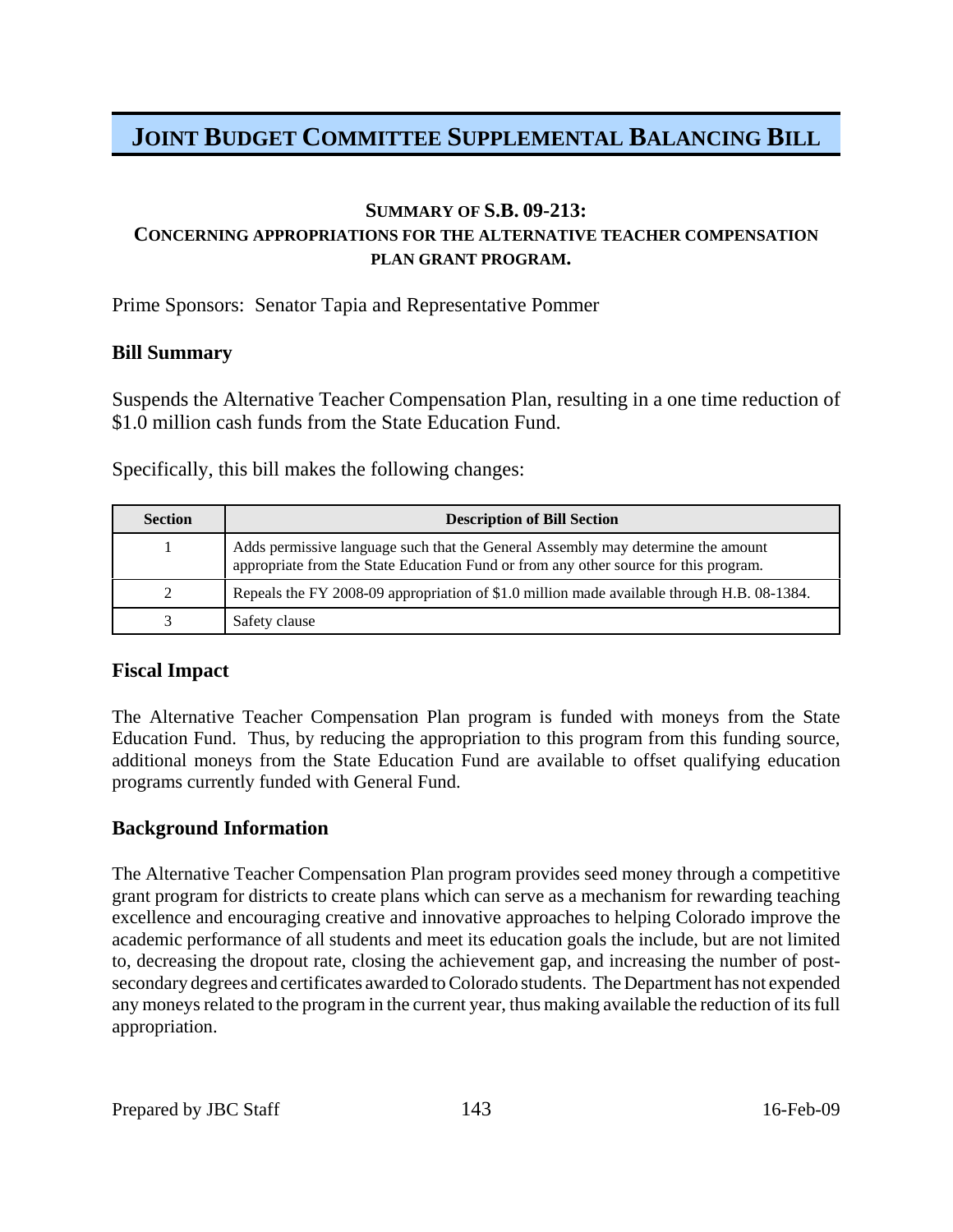# JOINT BUDGET COMMITTEE SUPPLEMENTAL BALANCING BILL

### SUMMARY OF S.B. 09-213:
### CONCERNING APPROPRIATIONS FOR THE ALTERNATIVE TEACHER COMPENSATION PLAN GRANT PROGRAM.

Prime Sponsors: Senator Tapia and Representative Pommer

**Bill Summary**

Suspends the Alternative Teacher Compensation Plan, resulting in a one time reduction of $1.0 million cash funds from the State Education Fund.

Specifically, this bill makes the following changes:

| Section | Description of Bill Section |
|---|---|
| 1 | Adds permissive language such that the General Assembly may determine the amount appropriate from the State Education Fund or from any other source for this program. |
| 2 | Repeals the FY 2008-09 appropriation of $1.0 million made available through H.B. 08-1384. |
| 3 | Safety clause |

**Fiscal Impact**

The Alternative Teacher Compensation Plan program is funded with moneys from the State Education Fund. Thus, by reducing the appropriation to this program from this funding source, additional moneys from the State Education Fund are available to offset qualifying education programs currently funded with General Fund.

**Background Information**

The Alternative Teacher Compensation Plan program provides seed money through a competitive grant program for districts to create plans which can serve as a mechanism for rewarding teaching excellence and encouraging creative and innovative approaches to helping Colorado improve the academic performance of all students and meet its education goals the include, but are not limited to, decreasing the dropout rate, closing the achievement gap, and increasing the number of post-secondary degrees and certificates awarded to Colorado students. The Department has not expended any moneys related to the program in the current year, thus making available the reduction of its full appropriation.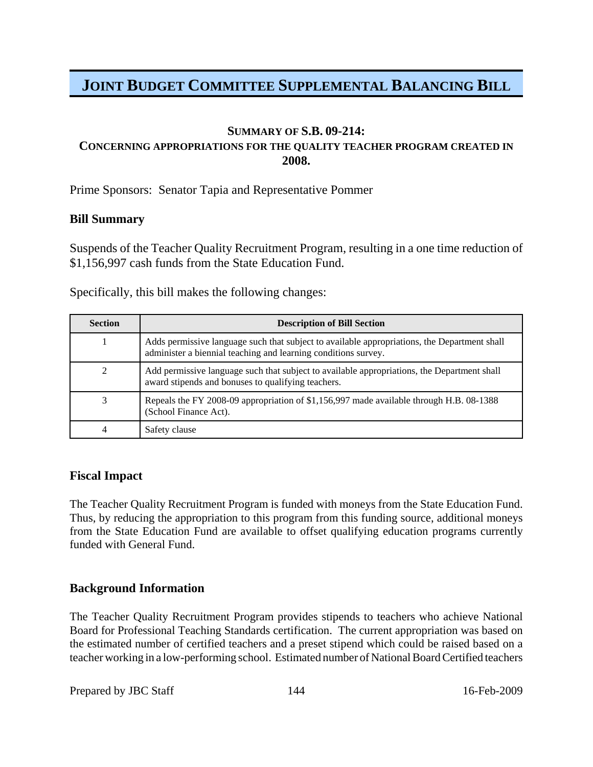# JOINT BUDGET COMMITTEE SUPPLEMENTAL BALANCING BILL

### SUMMARY OF S.B. 09-214:
### CONCERNING APPROPRIATIONS FOR THE QUALITY TEACHER PROGRAM CREATED IN 2008.

Prime Sponsors: Senator Tapia and Representative Pommer

**Bill Summary**

Suspends of the Teacher Quality Recruitment Program, resulting in a one time reduction of $1,156,997 cash funds from the State Education Fund.

Specifically, this bill makes the following changes:

| Section | Description of Bill Section |
|---|---|
| 1 | Adds permissive language such that subject to available appropriations, the Department shall administer a biennial teaching and learning conditions survey. |
| 2 | Add permissive language such that subject to available appropriations, the Department shall award stipends and bonuses to qualifying teachers. |
| 3 | Repeals the FY 2008-09 appropriation of $1,156,997 made available through H.B. 08-1388 (School Finance Act). |
| 4 | Safety clause |

**Fiscal Impact**

The Teacher Quality Recruitment Program is funded with moneys from the State Education Fund. Thus, by reducing the appropriation to this program from this funding source, additional moneys from the State Education Fund are available to offset qualifying education programs currently funded with General Fund.

**Background Information**

The Teacher Quality Recruitment Program provides stipends to teachers who achieve National Board for Professional Teaching Standards certification. The current appropriation was based on the estimated number of certified teachers and a preset stipend which could be raised based on a teacher working in a low-performing school. Estimated number of National Board Certified teachers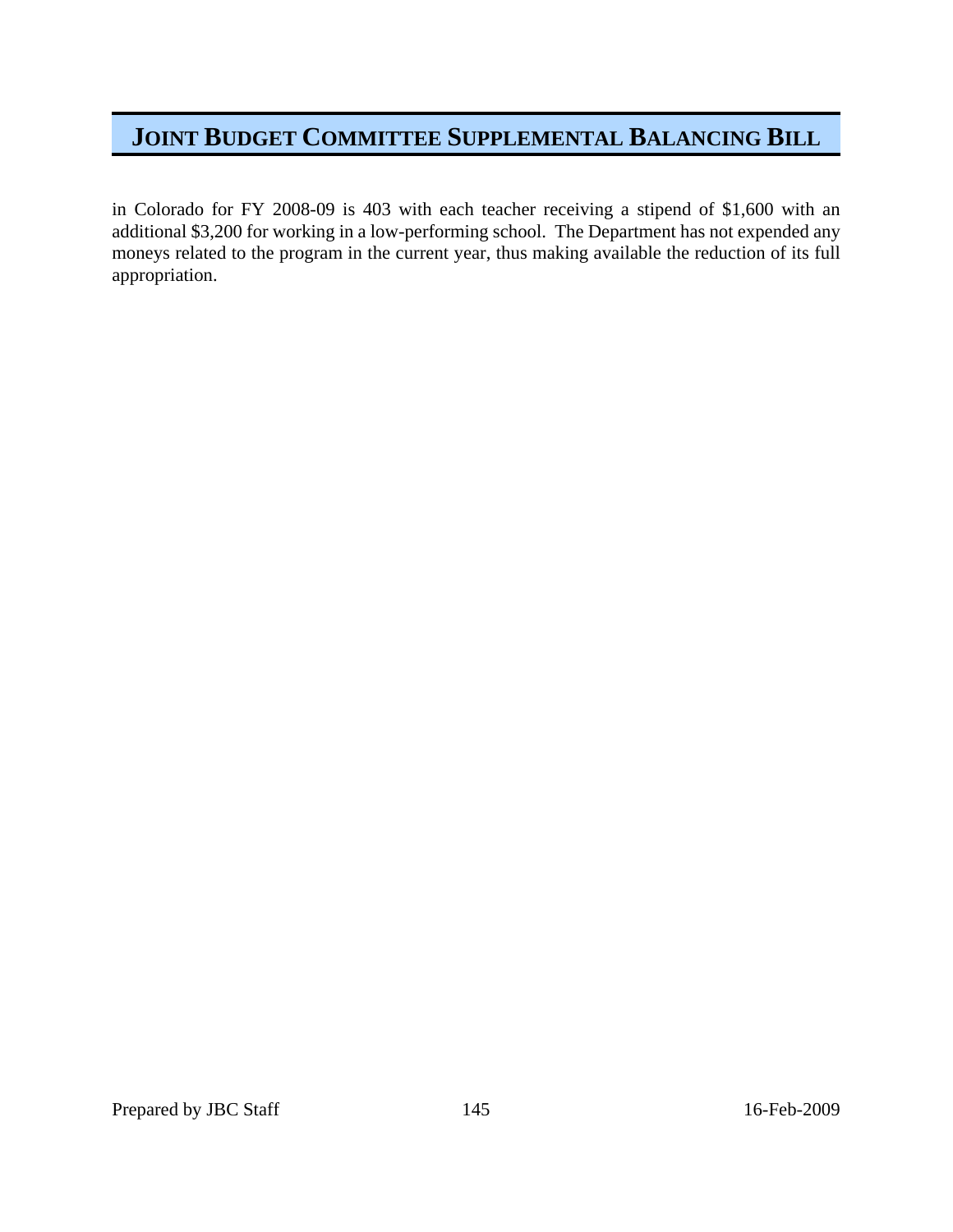in Colorado for FY 2008-09 is 403 with each teacher receiving a stipend of $1,600 with an additional $3,200 for working in a low-performing school. The Department has not expended any moneys related to the program in the current year, thus making available the reduction of its full appropriation.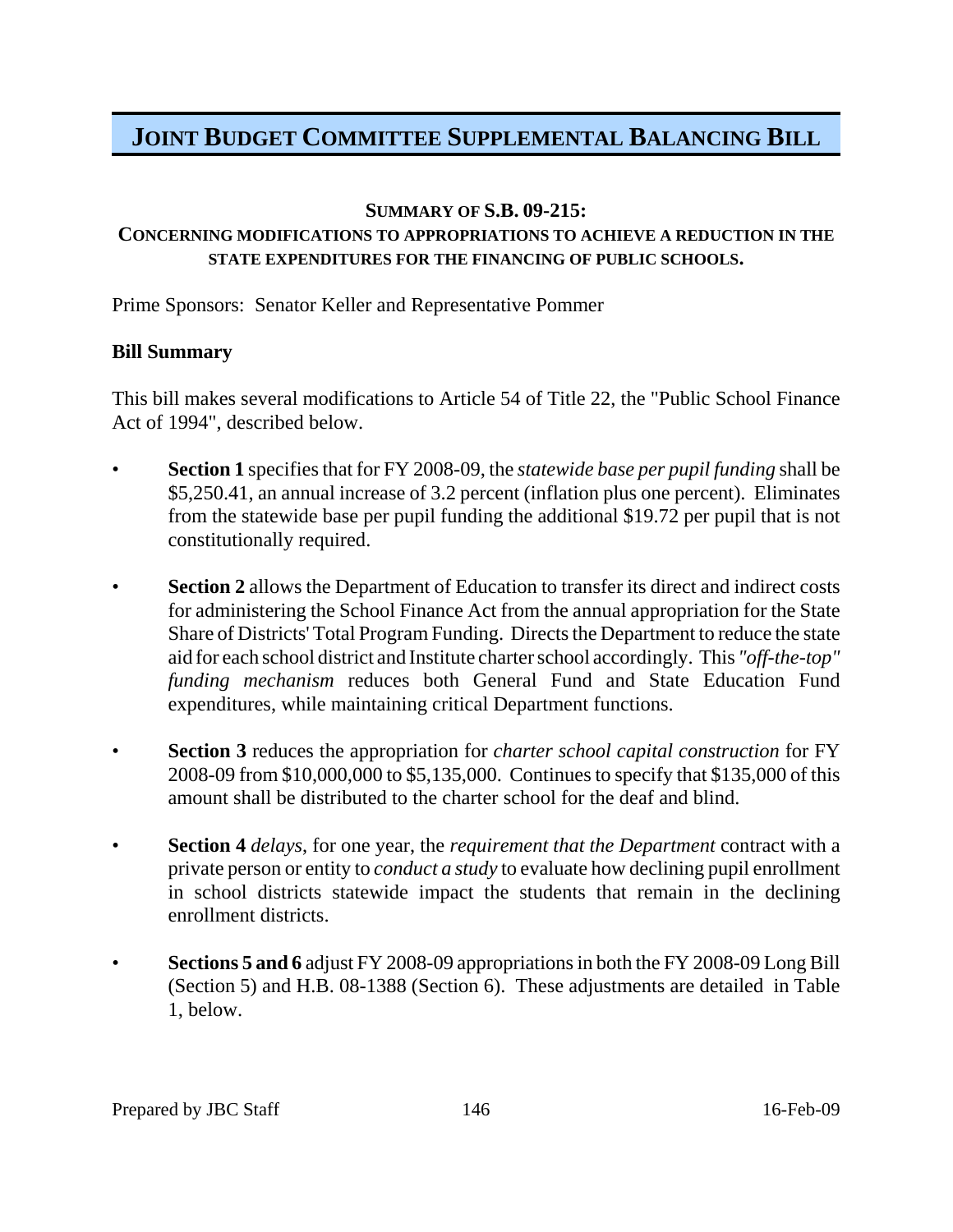# JOINT BUDGET COMMITTEE SUPPLEMENTAL BALANCING BILL

## SUMMARY OF S.B. 09-215:

### CONCERNING MODIFICATIONS TO APPROPRIATIONS TO ACHIEVE A REDUCTION IN THE STATE EXPENDITURES FOR THE FINANCING OF PUBLIC SCHOOLS.

Prime Sponsors: Senator Keller and Representative Pommer

**Bill Summary**

This bill makes several modifications to Article 54 of Title 22, the "Public School Finance Act of 1994", described below.

- **Section 1** specifies that for FY 2008-09, the *statewide base per pupil funding* shall be $5,250.41, an annual increase of 3.2 percent (inflation plus one percent). Eliminates from the statewide base per pupil funding the additional $19.72 per pupil that is not constitutionally required.

- **Section 2** allows the Department of Education to transfer its direct and indirect costs for administering the School Finance Act from the annual appropriation for the State Share of Districts' Total Program Funding. Directs the Department to reduce the state aid for each school district and Institute charter school accordingly. This *"off-the-top" funding mechanism* reduces both General Fund and State Education Fund expenditures, while maintaining critical Department functions.

- **Section 3** reduces the appropriation for *charter school capital construction* for FY 2008-09 from $10,000,000 to $5,135,000. Continues to specify that $135,000 of this amount shall be distributed to the charter school for the deaf and blind.

- **Section 4** *delays*, for one year, the *requirement that the Department* contract with a private person or entity to *conduct a study* to evaluate how declining pupil enrollment in school districts statewide impact the students that remain in the declining enrollment districts.

- **Sections 5 and 6** adjust FY 2008-09 appropriations in both the FY 2008-09 Long Bill (Section 5) and H.B. 08-1388 (Section 6). These adjustments are detailed in Table 1, below.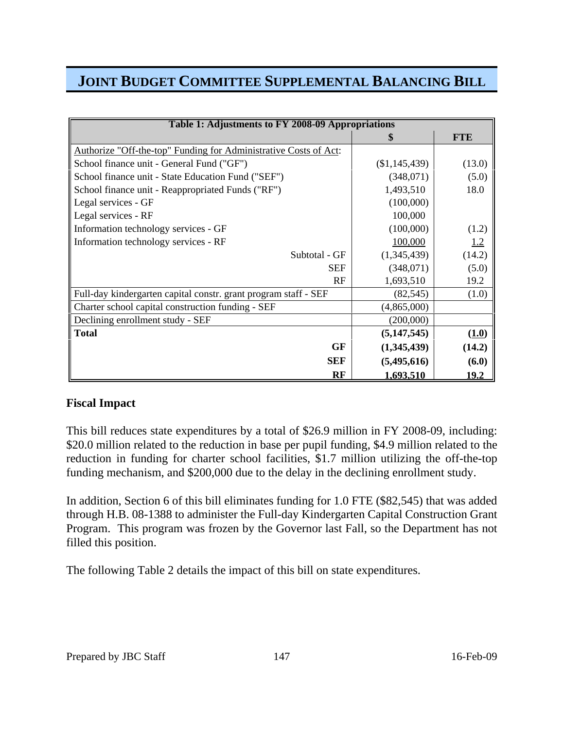# JOINT BUDGET COMMITTEE SUPPLEMENTAL BALANCING BILL

| Table 1: Adjustments to FY 2008-09 Appropriations | | |
|---|---|---|
| | **$** | **FTE** |
| Authorize "Off-the-top" Funding for Administrative Costs of Act: | | |
| School finance unit - General Fund ("GF") | ($1,145,439) | (13.0) |
| School finance unit - State Education Fund ("SEF") | (348,071) | (5.0) |
| School finance unit - Reappropriated Funds ("RF") | 1,493,510 | 18.0 |
| Legal services - GF | (100,000) | |
| Legal services - RF | 100,000 | |
| Information technology services - GF | (100,000) | (1.2) |
| Information technology services - RF | 100,000 | 1.2 |
| Subtotal - GF | (1,345,439) | (14.2) |
| SEF | (348,071) | (5.0) |
| RF | 1,693,510 | 19.2 |
| Full-day kindergarten capital constr. grant program staff - SEF | (82,545) | (1.0) |
| Charter school capital construction funding - SEF | (4,865,000) | |
| Declining enrollment study - SEF | (200,000) | |
| **Total** | **(5,147,545)** | **(1.0)** |
| **GF** | **(1,345,439)** | **(14.2)** |
| **SEF** | **(5,495,616)** | **(6.0)** |
| **RF** | **1,693,510** | **19.2** |

## Fiscal Impact

This bill reduces state expenditures by a total of $26.9 million in FY 2008-09, including: $20.0 million related to the reduction in base per pupil funding, $4.9 million related to the reduction in funding for charter school facilities, $1.7 million utilizing the off-the-top funding mechanism, and $200,000 due to the delay in the declining enrollment study.

In addition, Section 6 of this bill eliminates funding for 1.0 FTE ($82,545) that was added through H.B. 08-1388 to administer the Full-day Kindergarten Capital Construction Grant Program. This program was frozen by the Governor last Fall, so the Department has not filled this position.

The following Table 2 details the impact of this bill on state expenditures.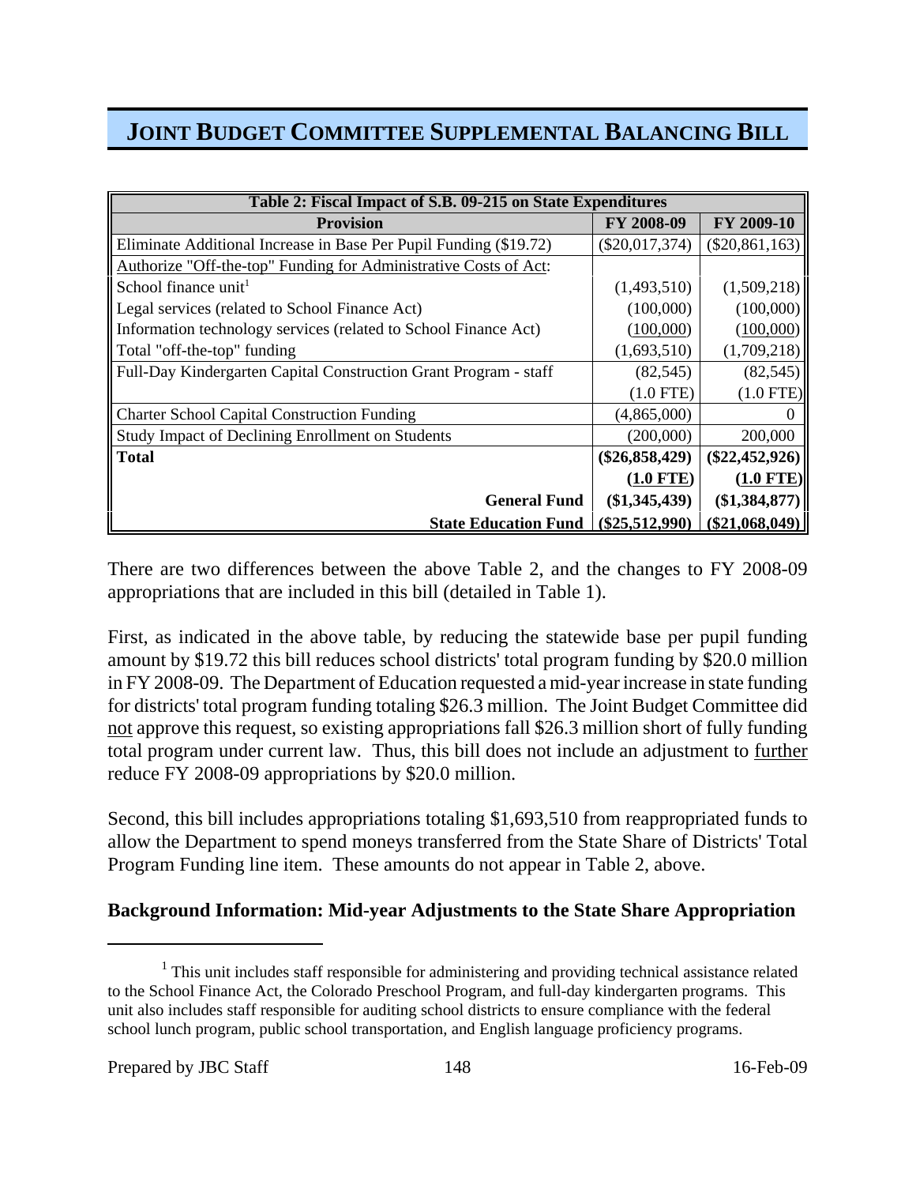# JOINT BUDGET COMMITTEE SUPPLEMENTAL BALANCING BILL

| Table 2: Fiscal Impact of S.B. 09-215 on State Expenditures | | |
|---|---|---|
| **Provision** | **FY 2008-09** | **FY 2009-10** |
| Eliminate Additional Increase in Base Per Pupil Funding ($19.72) | ($20,017,374) | ($20,861,163) |
| Authorize "Off-the-top" Funding for Administrative Costs of Act: | | |
| School finance unit[1] | (1,493,510) | (1,509,218) |
| Legal services (related to School Finance Act) | (100,000) | (100,000) |
| Information technology services (related to School Finance Act) | (100,000) | (100,000) |
| Total "off-the-top" funding | (1,693,510) | (1,709,218) |
| Full-Day Kindergarten Capital Construction Grant Program - staff | (82,545) | (82,545) |
| | (1.0 FTE) | (1.0 FTE) |
| Charter School Capital Construction Funding | (4,865,000) | 0 |
| Study Impact of Declining Enrollment on Students | (200,000) | 200,000 |
| **Total** | **($26,858,429)** | **($22,452,926)** |
| | **(1.0 FTE)** | **(1.0 FTE)** |
| **General Fund** | **($1,345,439)** | **($1,384,877)** |
| **State Education Fund** | **($25,512,990)** | **($21,068,049)** |

There are two differences between the above Table 2, and the changes to FY 2008-09 appropriations that are included in this bill (detailed in Table 1).

First, as indicated in the above table, by reducing the statewide base per pupil funding amount by $19.72 this bill reduces school districts' total program funding by $20.0 million in FY 2008-09. The Department of Education requested a mid-year increase in state funding for districts' total program funding totaling $26.3 million. The Joint Budget Committee did not approve this request, so existing appropriations fall $26.3 million short of fully funding total program under current law. Thus, this bill does not include an adjustment to further reduce FY 2008-09 appropriations by $20.0 million.

Second, this bill includes appropriations totaling $1,693,510 from reappropriated funds to allow the Department to spend moneys transferred from the State Share of Districts' Total Program Funding line item. These amounts do not appear in Table 2, above.

**Background Information: Mid-year Adjustments to the State Share Appropriation**

[1] This unit includes staff responsible for administering and providing technical assistance related to the School Finance Act, the Colorado Preschool Program, and full-day kindergarten programs. This unit also includes staff responsible for auditing school districts to ensure compliance with the federal school lunch program, public school transportation, and English language proficiency programs.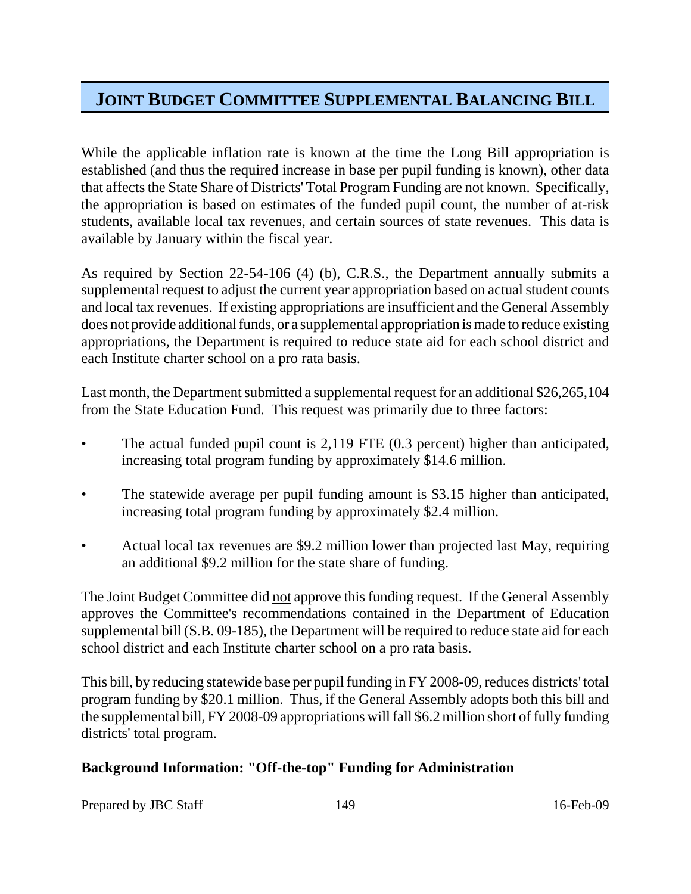# JOINT BUDGET COMMITTEE SUPPLEMENTAL BALANCING BILL

While the applicable inflation rate is known at the time the Long Bill appropriation is established (and thus the required increase in base per pupil funding is known), other data that affects the State Share of Districts' Total Program Funding are not known. Specifically, the appropriation is based on estimates of the funded pupil count, the number of at-risk students, available local tax revenues, and certain sources of state revenues. This data is available by January within the fiscal year.

As required by Section 22-54-106 (4) (b), C.R.S., the Department annually submits a supplemental request to adjust the current year appropriation based on actual student counts and local tax revenues. If existing appropriations are insufficient and the General Assembly does not provide additional funds, or a supplemental appropriation is made to reduce existing appropriations, the Department is required to reduce state aid for each school district and each Institute charter school on a pro rata basis.

Last month, the Department submitted a supplemental request for an additional $26,265,104 from the State Education Fund. This request was primarily due to three factors:

- The actual funded pupil count is 2,119 FTE (0.3 percent) higher than anticipated, increasing total program funding by approximately $14.6 million.
- The statewide average per pupil funding amount is $3.15 higher than anticipated, increasing total program funding by approximately $2.4 million.
- Actual local tax revenues are $9.2 million lower than projected last May, requiring an additional $9.2 million for the state share of funding.

The Joint Budget Committee did <u>not</u> approve this funding request. If the General Assembly approves the Committee's recommendations contained in the Department of Education supplemental bill (S.B. 09-185), the Department will be required to reduce state aid for each school district and each Institute charter school on a pro rata basis.

This bill, by reducing statewide base per pupil funding in FY 2008-09, reduces districts' total program funding by $20.1 million. Thus, if the General Assembly adopts both this bill and the supplemental bill, FY 2008-09 appropriations will fall $6.2 million short of fully funding districts' total program.

**Background Information: "Off-the-top" Funding for Administration**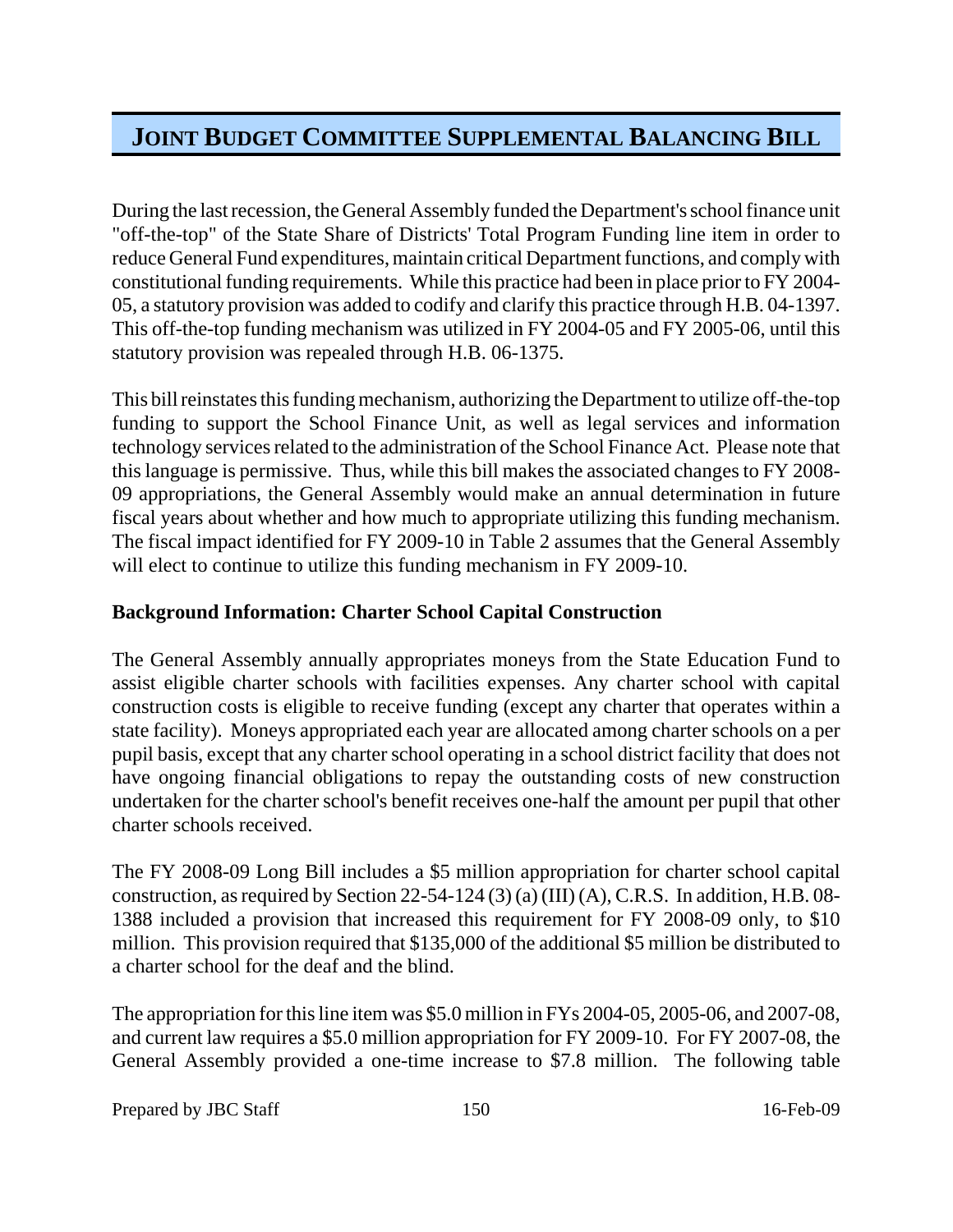During the last recession, the General Assembly funded the Department's school finance unit "off-the-top" of the State Share of Districts' Total Program Funding line item in order to reduce General Fund expenditures, maintain critical Department functions, and comply with constitutional funding requirements. While this practice had been in place prior to FY 2004-05, a statutory provision was added to codify and clarify this practice through H.B. 04-1397. This off-the-top funding mechanism was utilized in FY 2004-05 and FY 2005-06, until this statutory provision was repealed through H.B. 06-1375.

This bill reinstates this funding mechanism, authorizing the Department to utilize off-the-top funding to support the School Finance Unit, as well as legal services and information technology services related to the administration of the School Finance Act. Please note that this language is permissive. Thus, while this bill makes the associated changes to FY 2008-09 appropriations, the General Assembly would make an annual determination in future fiscal years about whether and how much to appropriate utilizing this funding mechanism. The fiscal impact identified for FY 2009-10 in Table 2 assumes that the General Assembly will elect to continue to utilize this funding mechanism in FY 2009-10.

**Background Information: Charter School Capital Construction**

The General Assembly annually appropriates moneys from the State Education Fund to assist eligible charter schools with facilities expenses. Any charter school with capital construction costs is eligible to receive funding (except any charter that operates within a state facility). Moneys appropriated each year are allocated among charter schools on a per pupil basis, except that any charter school operating in a school district facility that does not have ongoing financial obligations to repay the outstanding costs of new construction undertaken for the charter school's benefit receives one-half the amount per pupil that other charter schools received.

The FY 2008-09 Long Bill includes a $5 million appropriation for charter school capital construction, as required by Section 22-54-124 (3) (a) (III) (A), C.R.S. In addition, H.B. 08-1388 included a provision that increased this requirement for FY 2008-09 only, to $10 million. This provision required that $135,000 of the additional $5 million be distributed to a charter school for the deaf and the blind.

The appropriation for this line item was $5.0 million in FYs 2004-05, 2005-06, and 2007-08, and current law requires a $5.0 million appropriation for FY 2009-10. For FY 2007-08, the General Assembly provided a one-time increase to $7.8 million. The following table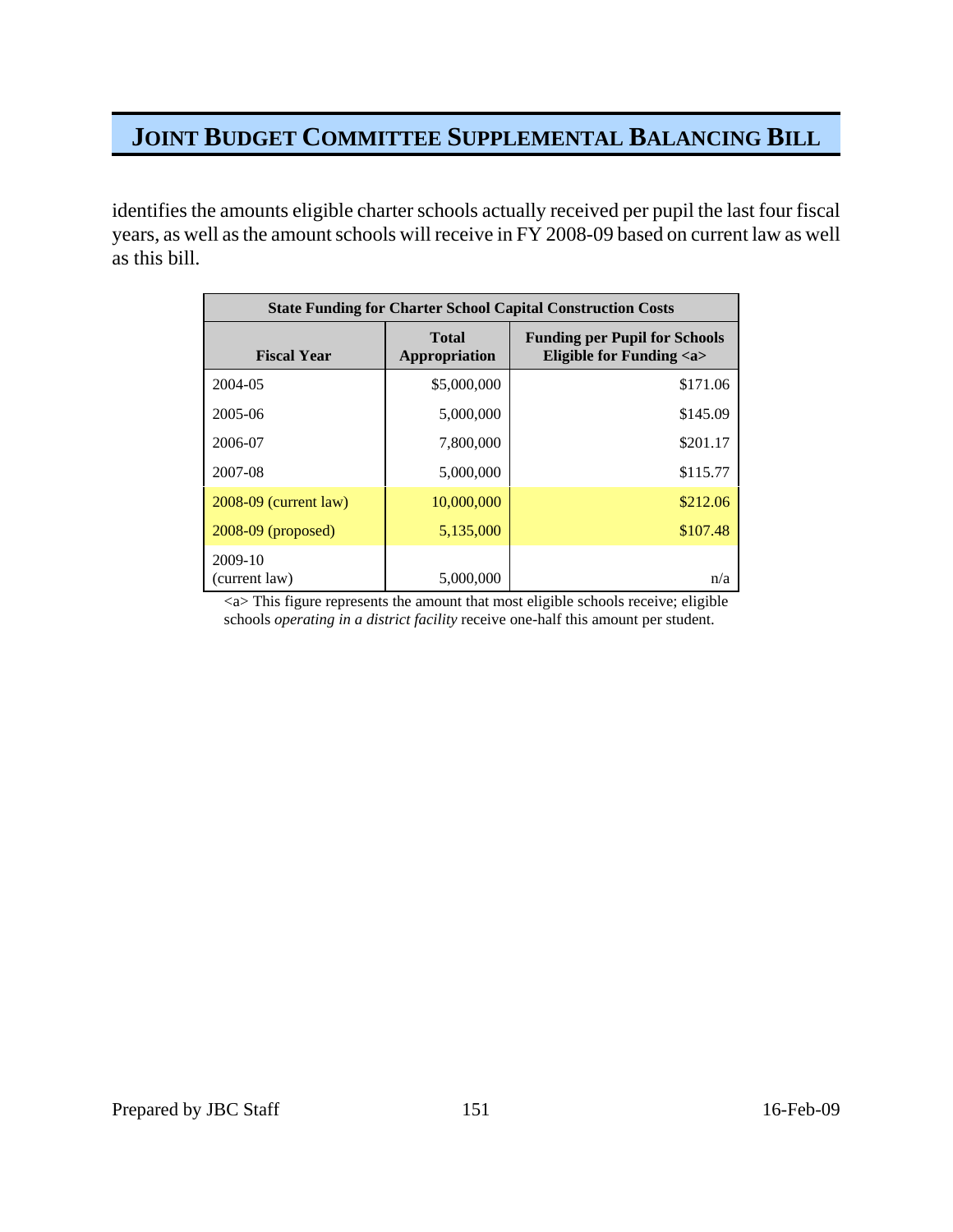identifies the amounts eligible charter schools actually received per pupil the last four fiscal years, as well as the amount schools will receive in FY 2008-09 based on current law as well as this bill.

| State Funding for Charter School Capital Construction Costs | | |
|---|---|---|
| **Fiscal Year** | **Total Appropriation** | **Funding per Pupil for Schools Eligible for Funding <a>** |
| 2004-05 | $5,000,000 | $171.06 |
| 2005-06 | 5,000,000 | $145.09 |
| 2006-07 | 7,800,000 | $201.17 |
| 2007-08 | 5,000,000 | $115.77 |
| 2008-09 (current law) | 10,000,000 | $212.06 |
| 2008-09 (proposed) | 5,135,000 | $107.48 |
| 2009-10 (current law) | 5,000,000 | n/a |

<a> This figure represents the amount that most eligible schools receive; eligible schools *operating in a district facility* receive one-half this amount per student.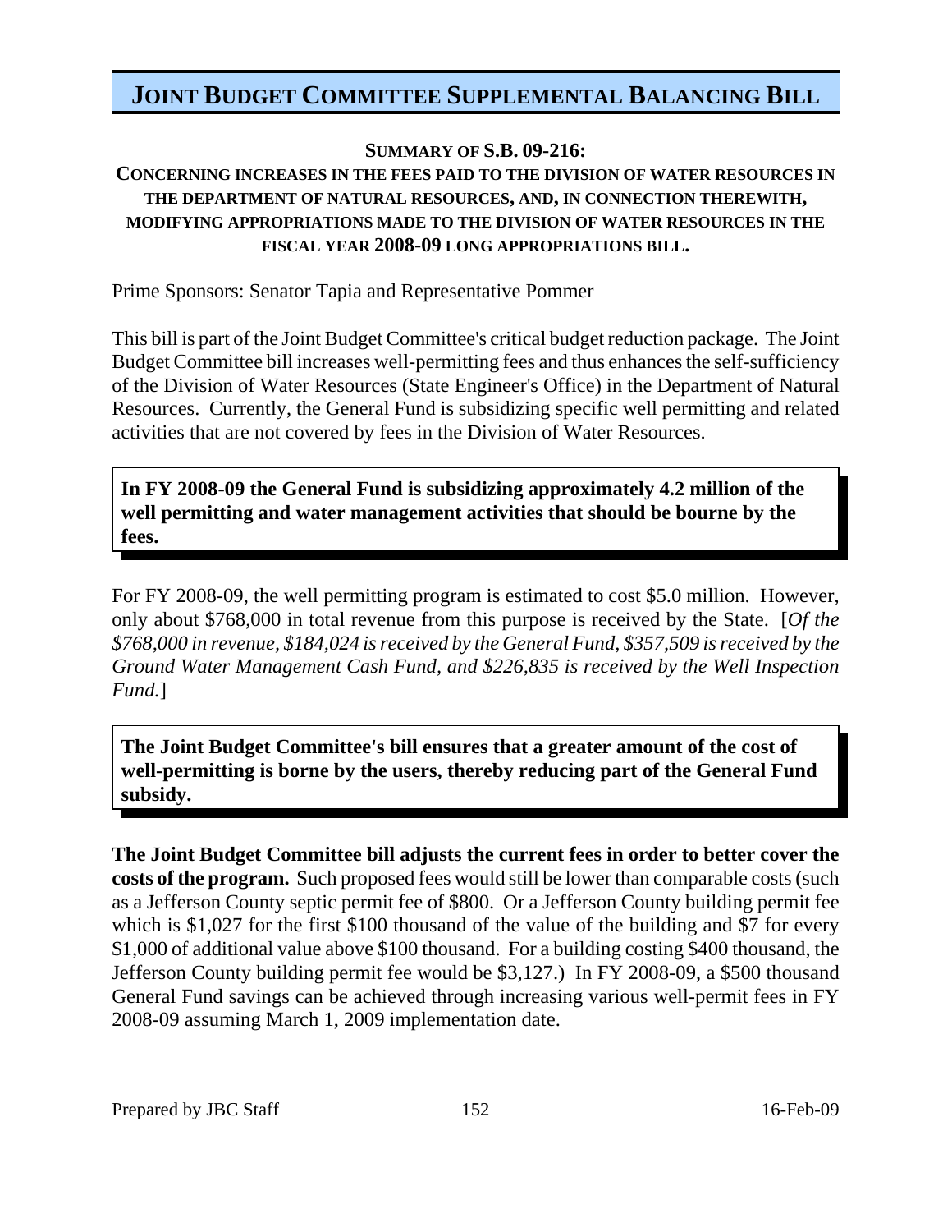# JOINT BUDGET COMMITTEE SUPPLEMENTAL BALANCING BILL

**SUMMARY OF S.B. 09-216:**

**CONCERNING INCREASES IN THE FEES PAID TO THE DIVISION OF WATER RESOURCES IN THE DEPARTMENT OF NATURAL RESOURCES, AND, IN CONNECTION THEREWITH, MODIFYING APPROPRIATIONS MADE TO THE DIVISION OF WATER RESOURCES IN THE FISCAL YEAR 2008-09 LONG APPROPRIATIONS BILL.**

Prime Sponsors: Senator Tapia and Representative Pommer

This bill is part of the Joint Budget Committee's critical budget reduction package. The Joint Budget Committee bill increases well-permitting fees and thus enhances the self-sufficiency of the Division of Water Resources (State Engineer's Office) in the Department of Natural Resources. Currently, the General Fund is subsidizing specific well permitting and related activities that are not covered by fees in the Division of Water Resources.

**In FY 2008-09 the General Fund is subsidizing approximately 4.2 million of the well permitting and water management activities that should be bourne by the fees.**

For FY 2008-09, the well permitting program is estimated to cost $5.0 million. However, only about $768,000 in total revenue from this purpose is received by the State. [*Of the $768,000 in revenue, $184,024 is received by the General Fund, $357,509 is received by the Ground Water Management Cash Fund, and $226,835 is received by the Well Inspection Fund.*]

**The Joint Budget Committee's bill ensures that a greater amount of the cost of well-permitting is borne by the users, thereby reducing part of the General Fund subsidy.**

**The Joint Budget Committee bill adjusts the current fees in order to better cover the costs of the program.** Such proposed fees would still be lower than comparable costs (such as a Jefferson County septic permit fee of $800. Or a Jefferson County building permit fee which is $1,027 for the first $100 thousand of the value of the building and $7 for every $1,000 of additional value above $100 thousand. For a building costing $400 thousand, the Jefferson County building permit fee would be $3,127.) In FY 2008-09, a $500 thousand General Fund savings can be achieved through increasing various well-permit fees in FY 2008-09 assuming March 1, 2009 implementation date.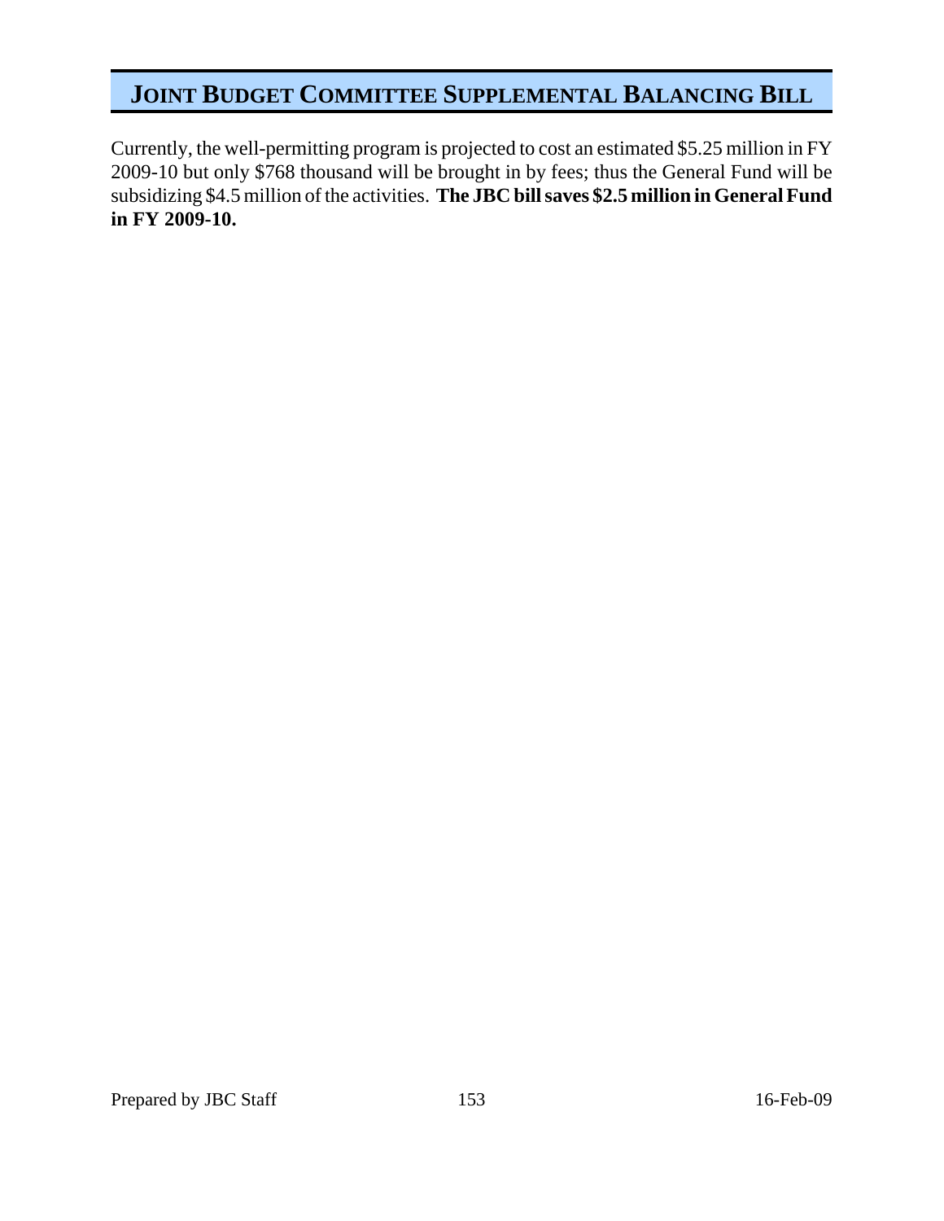## JOINT BUDGET COMMITTEE SUPPLEMENTAL BALANCING BILL

Currently, the well-permitting program is projected to cost an estimated $5.25 million in FY 2009-10 but only $768 thousand will be brought in by fees; thus the General Fund will be subsidizing $4.5 million of the activities. **The JBC bill saves $2.5 million in General Fund in FY 2009-10.**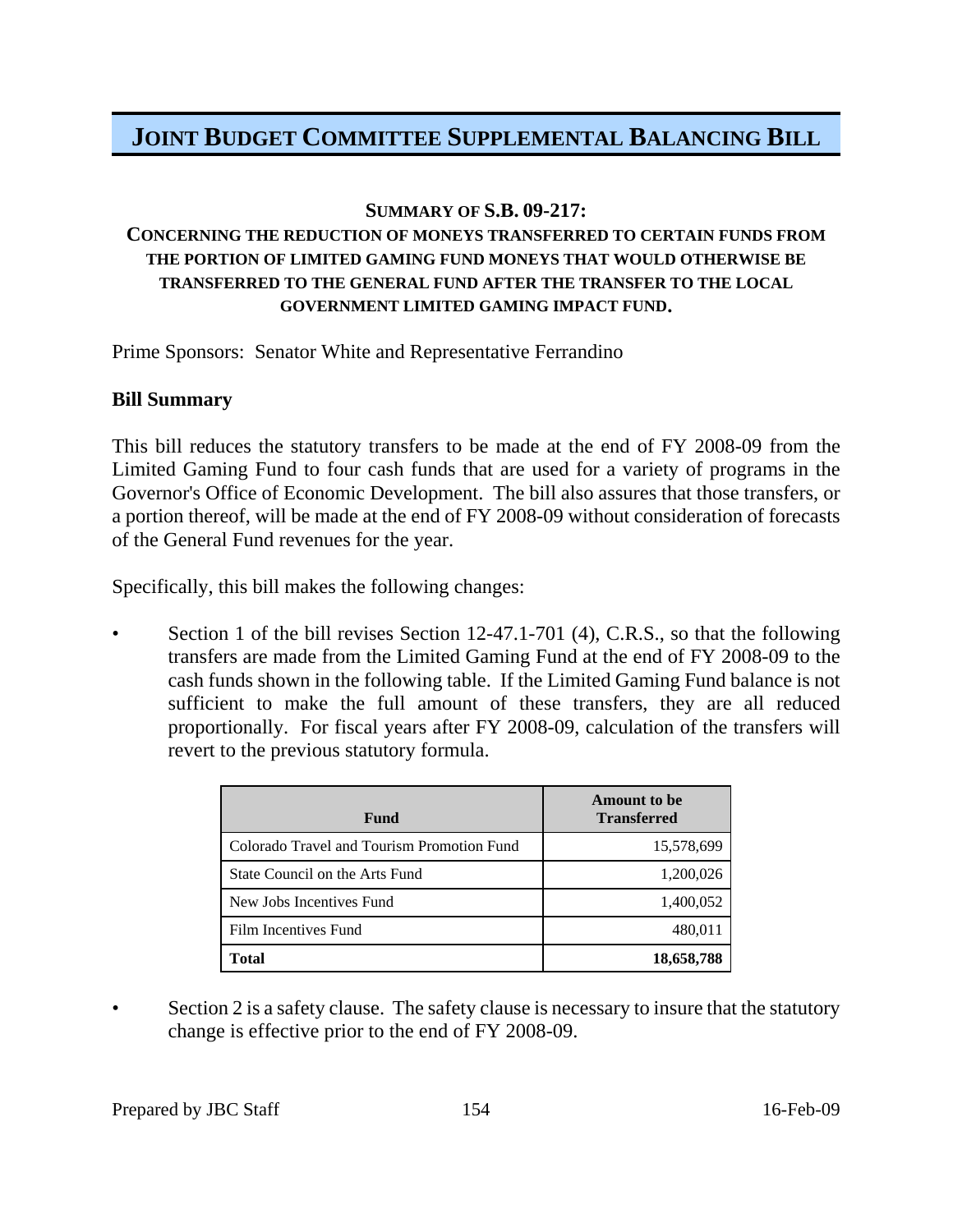# JOINT BUDGET COMMITTEE SUPPLEMENTAL BALANCING BILL

**SUMMARY OF S.B. 09-217:**

**CONCERNING THE REDUCTION OF MONEYS TRANSFERRED TO CERTAIN FUNDS FROM THE PORTION OF LIMITED GAMING FUND MONEYS THAT WOULD OTHERWISE BE TRANSFERRED TO THE GENERAL FUND AFTER THE TRANSFER TO THE LOCAL GOVERNMENT LIMITED GAMING IMPACT FUND.**

Prime Sponsors: Senator White and Representative Ferrandino

**Bill Summary**

This bill reduces the statutory transfers to be made at the end of FY 2008-09 from the Limited Gaming Fund to four cash funds that are used for a variety of programs in the Governor's Office of Economic Development. The bill also assures that those transfers, or a portion thereof, will be made at the end of FY 2008-09 without consideration of forecasts of the General Fund revenues for the year.

Specifically, this bill makes the following changes:

- Section 1 of the bill revises Section 12-47.1-701 (4), C.R.S., so that the following transfers are made from the Limited Gaming Fund at the end of FY 2008-09 to the cash funds shown in the following table. If the Limited Gaming Fund balance is not sufficient to make the full amount of these transfers, they are all reduced proportionally. For fiscal years after FY 2008-09, calculation of the transfers will revert to the previous statutory formula.

| Fund | Amount to be Transferred |
|---|---:|
| Colorado Travel and Tourism Promotion Fund | 15,578,699 |
| State Council on the Arts Fund | 1,200,026 |
| New Jobs Incentives Fund | 1,400,052 |
| Film Incentives Fund | 480,011 |
| **Total** | **18,658,788** |

- Section 2 is a safety clause. The safety clause is necessary to insure that the statutory change is effective prior to the end of FY 2008-09.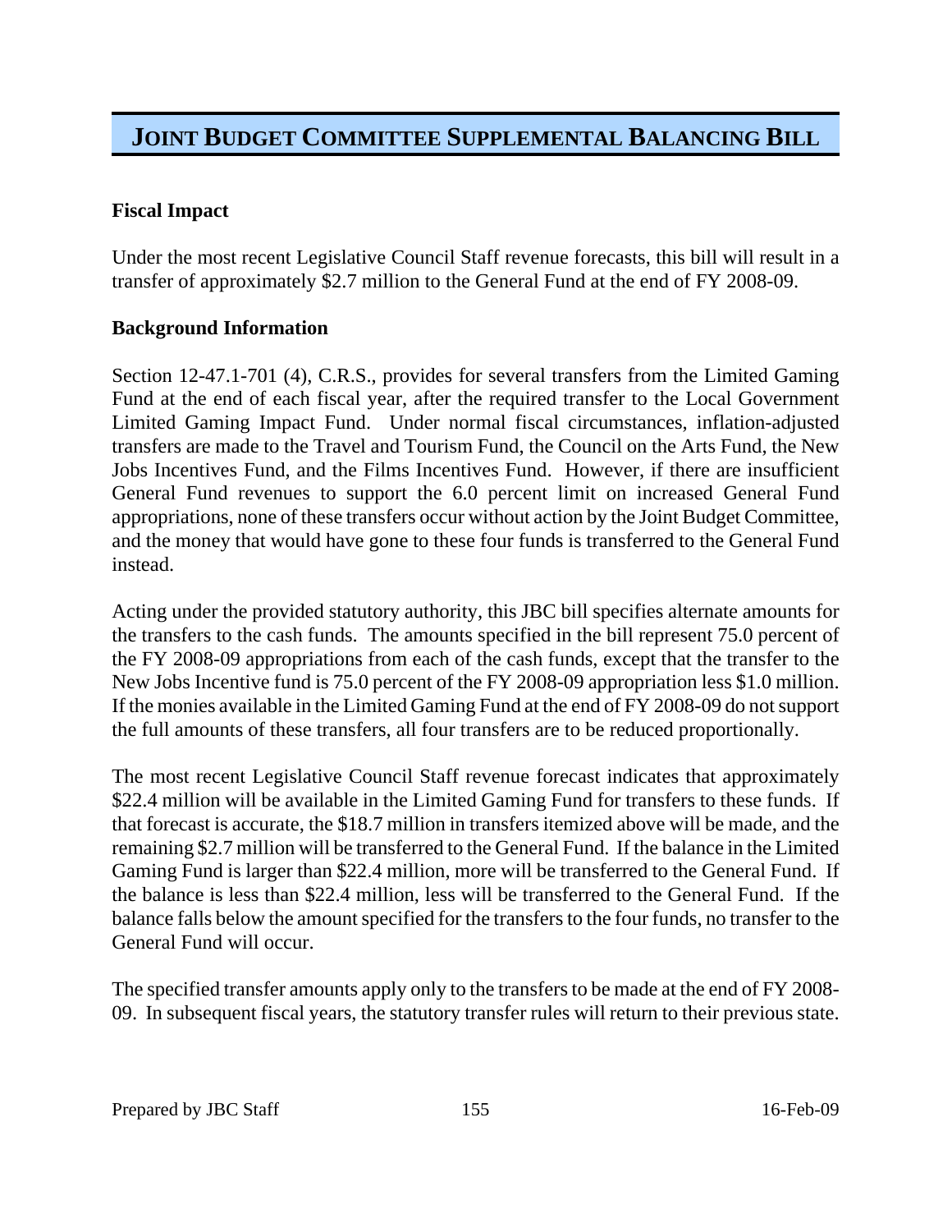# JOINT BUDGET COMMITTEE SUPPLEMENTAL BALANCING BILL

**Fiscal Impact**

Under the most recent Legislative Council Staff revenue forecasts, this bill will result in a transfer of approximately $2.7 million to the General Fund at the end of FY 2008-09.

**Background Information**

Section 12-47.1-701 (4), C.R.S., provides for several transfers from the Limited Gaming Fund at the end of each fiscal year, after the required transfer to the Local Government Limited Gaming Impact Fund. Under normal fiscal circumstances, inflation-adjusted transfers are made to the Travel and Tourism Fund, the Council on the Arts Fund, the New Jobs Incentives Fund, and the Films Incentives Fund. However, if there are insufficient General Fund revenues to support the 6.0 percent limit on increased General Fund appropriations, none of these transfers occur without action by the Joint Budget Committee, and the money that would have gone to these four funds is transferred to the General Fund instead.

Acting under the provided statutory authority, this JBC bill specifies alternate amounts for the transfers to the cash funds. The amounts specified in the bill represent 75.0 percent of the FY 2008-09 appropriations from each of the cash funds, except that the transfer to the New Jobs Incentive fund is 75.0 percent of the FY 2008-09 appropriation less $1.0 million. If the monies available in the Limited Gaming Fund at the end of FY 2008-09 do not support the full amounts of these transfers, all four transfers are to be reduced proportionally.

The most recent Legislative Council Staff revenue forecast indicates that approximately $22.4 million will be available in the Limited Gaming Fund for transfers to these funds. If that forecast is accurate, the $18.7 million in transfers itemized above will be made, and the remaining $2.7 million will be transferred to the General Fund. If the balance in the Limited Gaming Fund is larger than $22.4 million, more will be transferred to the General Fund. If the balance is less than $22.4 million, less will be transferred to the General Fund. If the balance falls below the amount specified for the transfers to the four funds, no transfer to the General Fund will occur.

The specified transfer amounts apply only to the transfers to be made at the end of FY 2008-09. In subsequent fiscal years, the statutory transfer rules will return to their previous state.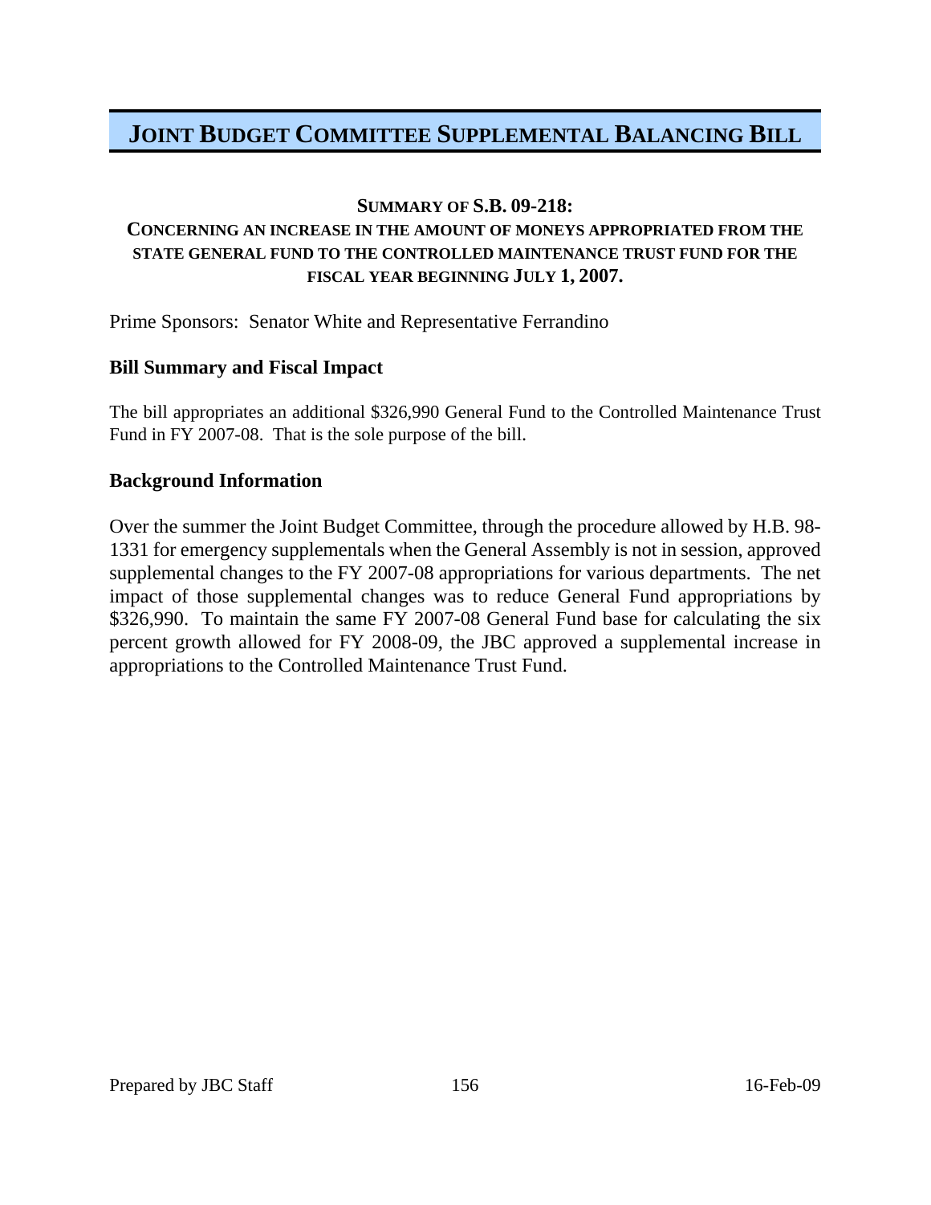# JOINT BUDGET COMMITTEE SUPPLEMENTAL BALANCING BILL

### SUMMARY OF S.B. 09-218:
### CONCERNING AN INCREASE IN THE AMOUNT OF MONEYS APPROPRIATED FROM THE STATE GENERAL FUND TO THE CONTROLLED MAINTENANCE TRUST FUND FOR THE FISCAL YEAR BEGINNING JULY 1, 2007.

Prime Sponsors: Senator White and Representative Ferrandino

**Bill Summary and Fiscal Impact**

The bill appropriates an additional $326,990 General Fund to the Controlled Maintenance Trust Fund in FY 2007-08. That is the sole purpose of the bill.

**Background Information**

Over the summer the Joint Budget Committee, through the procedure allowed by H.B. 98-1331 for emergency supplementals when the General Assembly is not in session, approved supplemental changes to the FY 2007-08 appropriations for various departments. The net impact of those supplemental changes was to reduce General Fund appropriations by $326,990. To maintain the same FY 2007-08 General Fund base for calculating the six percent growth allowed for FY 2008-09, the JBC approved a supplemental increase in appropriations to the Controlled Maintenance Trust Fund.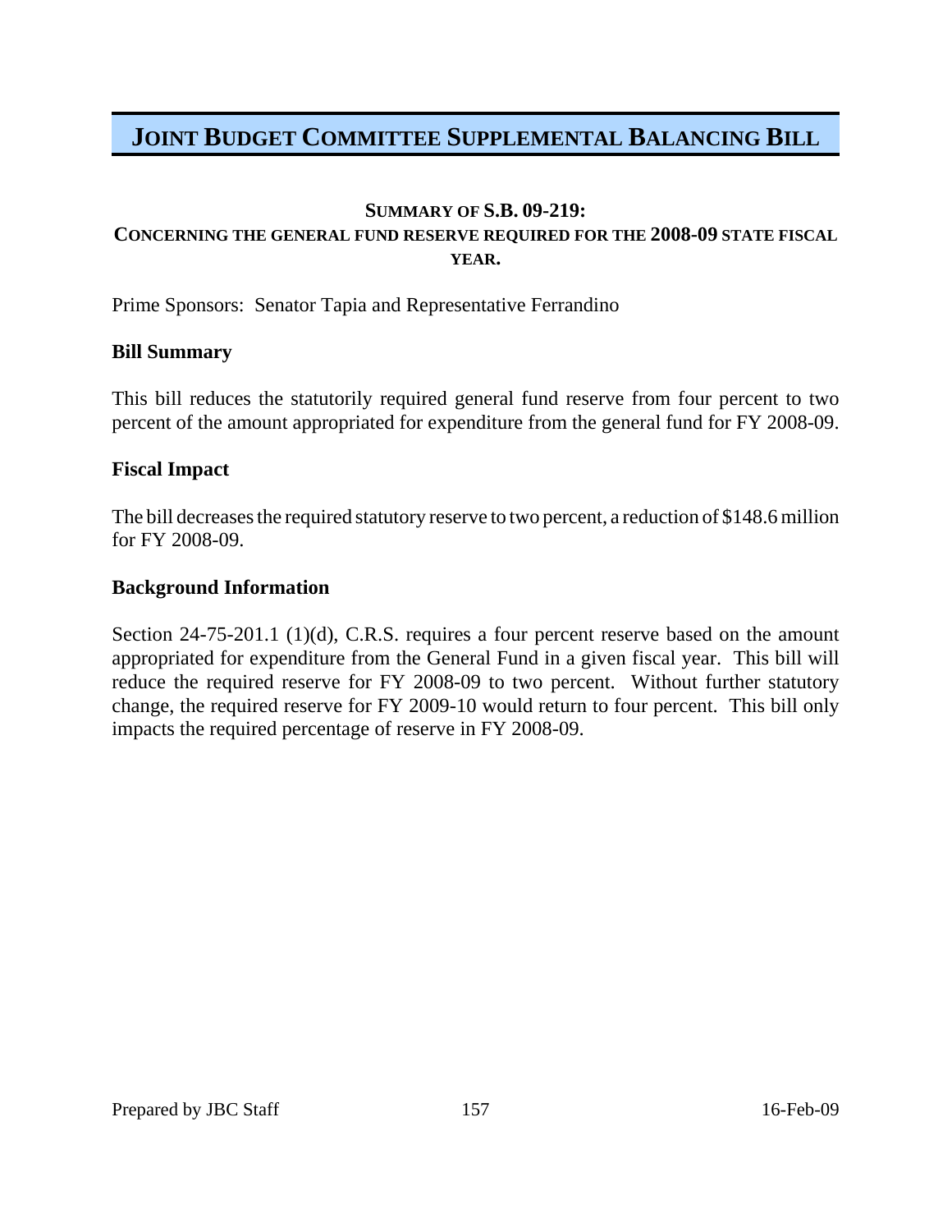# JOINT BUDGET COMMITTEE SUPPLEMENTAL BALANCING BILL

### SUMMARY OF S.B. 09-219:
### CONCERNING THE GENERAL FUND RESERVE REQUIRED FOR THE 2008-09 STATE FISCAL YEAR.

Prime Sponsors: Senator Tapia and Representative Ferrandino

**Bill Summary**

This bill reduces the statutorily required general fund reserve from four percent to two percent of the amount appropriated for expenditure from the general fund for FY 2008-09.

**Fiscal Impact**

The bill decreases the required statutory reserve to two percent, a reduction of $148.6 million for FY 2008-09.

**Background Information**

Section 24-75-201.1 (1)(d), C.R.S. requires a four percent reserve based on the amount appropriated for expenditure from the General Fund in a given fiscal year. This bill will reduce the required reserve for FY 2008-09 to two percent. Without further statutory change, the required reserve for FY 2009-10 would return to four percent. This bill only impacts the required percentage of reserve in FY 2008-09.